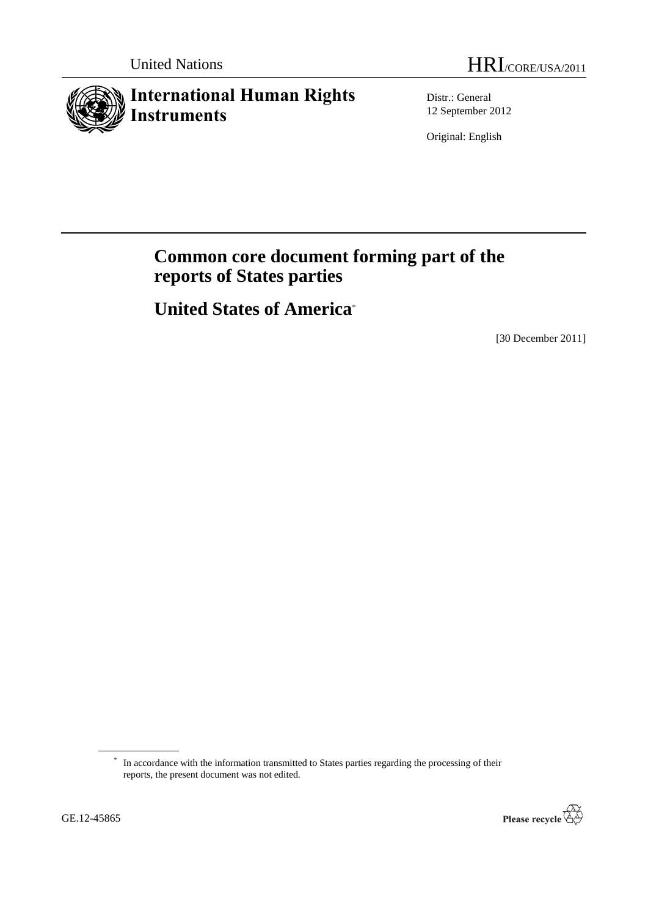United Nations

HRI/CORE/USA/2011

# International Human Rights Instruments

Distr.: General
12 September 2012

Original: English

# Common core document forming part of the reports of States parties

## United States of America*

[30 December 2011]

---

\* In accordance with the information transmitted to States parties regarding the processing of their reports, the present document was not edited.

GE.12-45865

Please recycle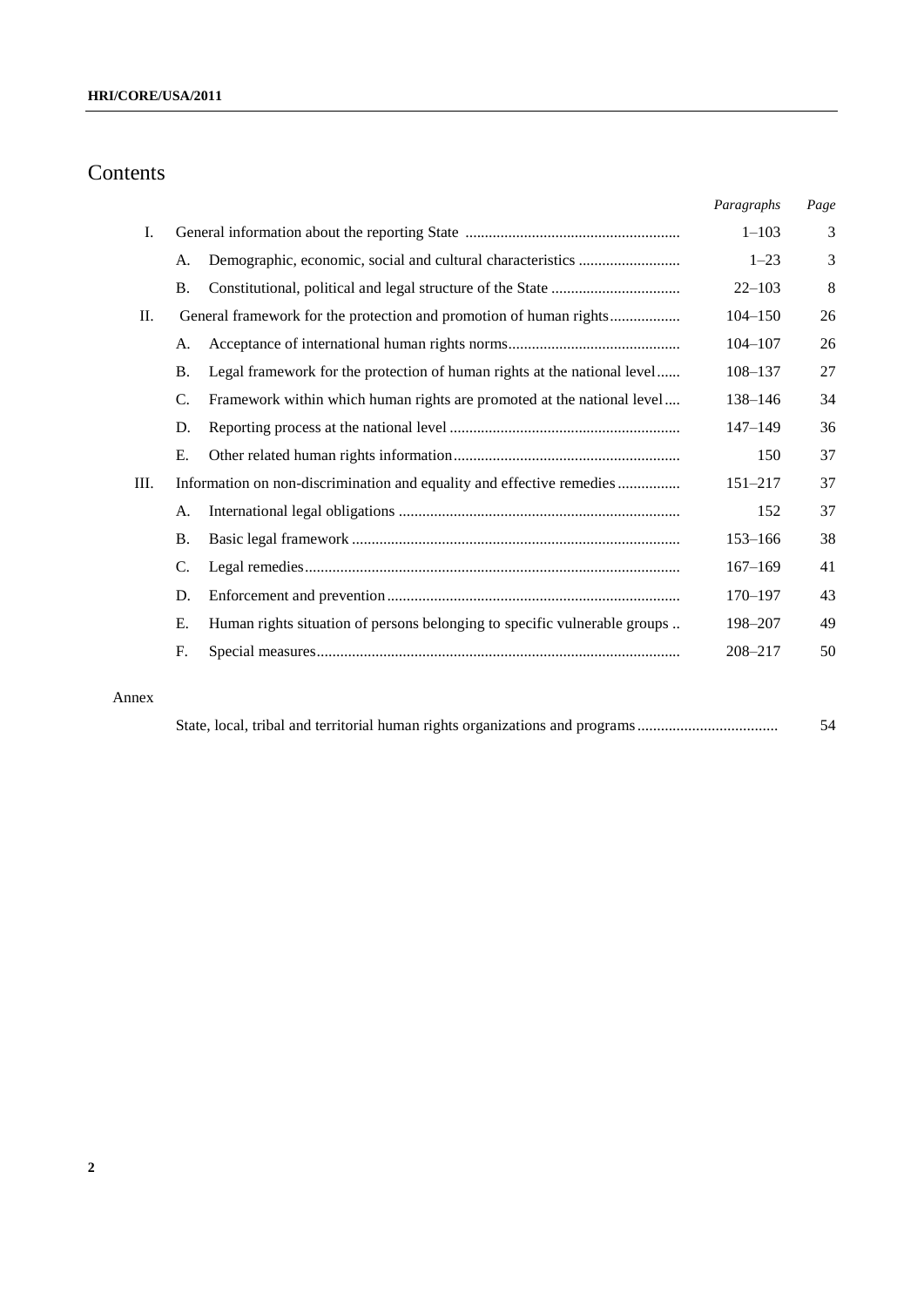# Contents

| | | | *Paragraphs* | *Page* |
|---|---|---|---|---|
| I. | | General information about the reporting State | 1–103 | 3 |
| | A. | Demographic, economic, social and cultural characteristics | 1–23 | 3 |
| | B. | Constitutional, political and legal structure of the State | 22–103 | 8 |
| II. | | General framework for the protection and promotion of human rights | 104–150 | 26 |
| | A. | Acceptance of international human rights norms | 104–107 | 26 |
| | B. | Legal framework for the protection of human rights at the national level | 108–137 | 27 |
| | C. | Framework within which human rights are promoted at the national level | 138–146 | 34 |
| | D. | Reporting process at the national level | 147–149 | 36 |
| | E. | Other related human rights information | 150 | 37 |
| III. | | Information on non-discrimination and equality and effective remedies | 151–217 | 37 |
| | A. | International legal obligations | 152 | 37 |
| | B. | Basic legal framework | 153–166 | 38 |
| | C. | Legal remedies | 167–169 | 41 |
| | D. | Enforcement and prevention | 170–197 | 43 |
| | E. | Human rights situation of persons belonging to specific vulnerable groups | 198–207 | 49 |
| | F. | Special measures | 208–217 | 50 |

Annex

| | |
|---|---|
| State, local, tribal and territorial human rights organizations and programs | 54 |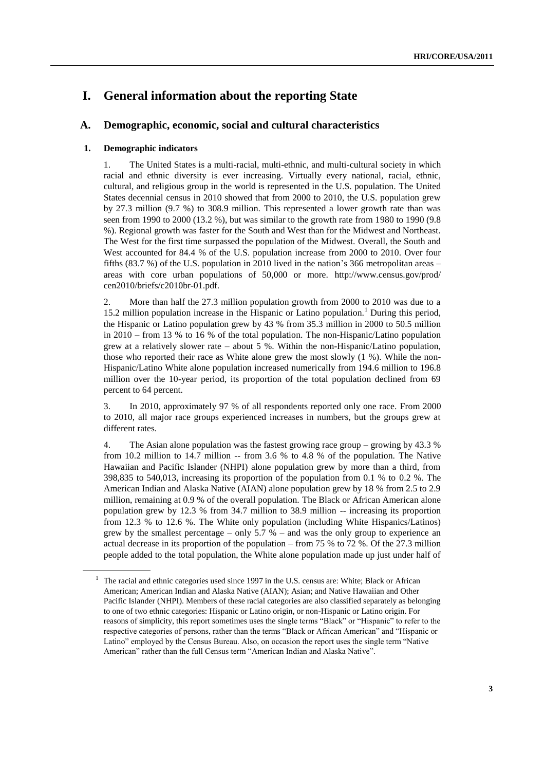# I. General information about the reporting State

## A. Demographic, economic, social and cultural characteristics

### 1. Demographic indicators

1. The United States is a multi-racial, multi-ethnic, and multi-cultural society in which racial and ethnic diversity is ever increasing. Virtually every national, racial, ethnic, cultural, and religious group in the world is represented in the U.S. population. The United States decennial census in 2010 showed that from 2000 to 2010, the U.S. population grew by 27.3 million (9.7 %) to 308.9 million. This represented a lower growth rate than was seen from 1990 to 2000 (13.2 %), but was similar to the growth rate from 1980 to 1990 (9.8 %). Regional growth was faster for the South and West than for the Midwest and Northeast. The West for the first time surpassed the population of the Midwest. Overall, the South and West accounted for 84.4 % of the U.S. population increase from 2000 to 2010. Over four fifths (83.7 %) of the U.S. population in 2010 lived in the nation's 366 metropolitan areas – areas with core urban populations of 50,000 or more. http://www.census.gov/prod/cen2010/briefs/c2010br-01.pdf.

2. More than half the 27.3 million population growth from 2000 to 2010 was due to a 15.2 million population increase in the Hispanic or Latino population.[1] During this period, the Hispanic or Latino population grew by 43 % from 35.3 million in 2000 to 50.5 million in 2010 – from 13 % to 16 % of the total population. The non-Hispanic/Latino population grew at a relatively slower rate – about 5 %. Within the non-Hispanic/Latino population, those who reported their race as White alone grew the most slowly (1 %). While the non-Hispanic/Latino White alone population increased numerically from 194.6 million to 196.8 million over the 10-year period, its proportion of the total population declined from 69 percent to 64 percent.

3. In 2010, approximately 97 % of all respondents reported only one race. From 2000 to 2010, all major race groups experienced increases in numbers, but the groups grew at different rates.

4. The Asian alone population was the fastest growing race group – growing by 43.3 % from 10.2 million to 14.7 million -- from 3.6 % to 4.8 % of the population. The Native Hawaiian and Pacific Islander (NHPI) alone population grew by more than a third, from 398,835 to 540,013, increasing its proportion of the population from 0.1 % to 0.2 %. The American Indian and Alaska Native (AIAN) alone population grew by 18 % from 2.5 to 2.9 million, remaining at 0.9 % of the overall population. The Black or African American alone population grew by 12.3 % from 34.7 million to 38.9 million -- increasing its proportion from 12.3 % to 12.6 %. The White only population (including White Hispanics/Latinos) grew by the smallest percentage – only 5.7 % – and was the only group to experience an actual decrease in its proportion of the population – from 75 % to 72 %. Of the 27.3 million people added to the total population, the White alone population made up just under half of

---

[1] The racial and ethnic categories used since 1997 in the U.S. census are: White; Black or African American; American Indian and Alaska Native (AIAN); Asian; and Native Hawaiian and Other Pacific Islander (NHPI). Members of these racial categories are also classified separately as belonging to one of two ethnic categories: Hispanic or Latino origin, or non-Hispanic or Latino origin. For reasons of simplicity, this report sometimes uses the single terms "Black" or "Hispanic" to refer to the respective categories of persons, rather than the terms "Black or African American" and "Hispanic or Latino" employed by the Census Bureau. Also, on occasion the report uses the single term "Native American" rather than the full Census term "American Indian and Alaska Native".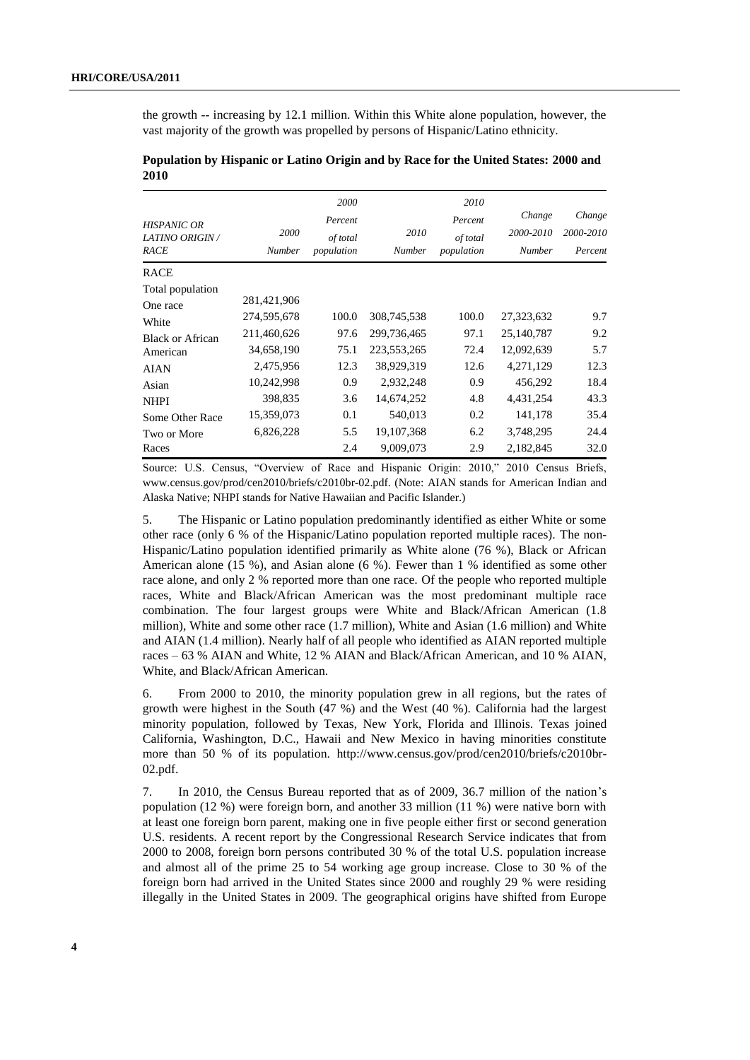the growth -- increasing by 12.1 million. Within this White alone population, however, the vast majority of the growth was propelled by persons of Hispanic/Latino ethnicity.

**Population by Hispanic or Latino Origin and by Race for the United States: 2000 and 2010**

| *HISPANIC OR LATINO ORIGIN / RACE* | *2000 Number* | *2000 Percent of total population* | *2010 Number* | *2010 Percent of total population* | *Change 2000-2010 Number* | *Change 2000-2010 Percent* |
|---|---|---|---|---|---|---|
| RACE | | | | | | |
| Total population | 281,421,906 | 100.0 | 308,745,538 | 100.0 | 27,323,632 | 9.7 |
| One race | 274,595,678 | 97.6 | 299,736,465 | 97.1 | 25,140,787 | 9.2 |
| White | 211,460,626 | 75.1 | 223,553,265 | 72.4 | 12,092,639 | 5.7 |
| Black or African American | 34,658,190 | 12.3 | 38,929,319 | 12.6 | 4,271,129 | 12.3 |
| AIAN | 2,475,956 | 0.9 | 2,932,248 | 0.9 | 456,292 | 18.4 |
| Asian | 10,242,998 | 3.6 | 14,674,252 | 4.8 | 4,431,254 | 43.3 |
| NHPI | 398,835 | 0.1 | 540,013 | 0.2 | 141,178 | 35.4 |
| Some Other Race | 15,359,073 | 5.5 | 19,107,368 | 6.2 | 3,748,295 | 24.4 |
| Two or More Races | 6,826,228 | 2.4 | 9,009,073 | 2.9 | 2,182,845 | 32.0 |

Source: U.S. Census, "Overview of Race and Hispanic Origin: 2010," 2010 Census Briefs, www.census.gov/prod/cen2010/briefs/c2010br-02.pdf. (Note: AIAN stands for American Indian and Alaska Native; NHPI stands for Native Hawaiian and Pacific Islander.)

5. The Hispanic or Latino population predominantly identified as either White or some other race (only 6 % of the Hispanic/Latino population reported multiple races). The non-Hispanic/Latino population identified primarily as White alone (76 %), Black or African American alone (15 %), and Asian alone (6 %). Fewer than 1 % identified as some other race alone, and only 2 % reported more than one race. Of the people who reported multiple races, White and Black/African American was the most predominant multiple race combination. The four largest groups were White and Black/African American (1.8 million), White and some other race (1.7 million), White and Asian (1.6 million) and White and AIAN (1.4 million). Nearly half of all people who identified as AIAN reported multiple races – 63 % AIAN and White, 12 % AIAN and Black/African American, and 10 % AIAN, White, and Black/African American.

6. From 2000 to 2010, the minority population grew in all regions, but the rates of growth were highest in the South (47 %) and the West (40 %). California had the largest minority population, followed by Texas, New York, Florida and Illinois. Texas joined California, Washington, D.C., Hawaii and New Mexico in having minorities constitute more than 50 % of its population. http://www.census.gov/prod/cen2010/briefs/c2010br-02.pdf.

7. In 2010, the Census Bureau reported that as of 2009, 36.7 million of the nation's population (12 %) were foreign born, and another 33 million (11 %) were native born with at least one foreign born parent, making one in five people either first or second generation U.S. residents. A recent report by the Congressional Research Service indicates that from 2000 to 2008, foreign born persons contributed 30 % of the total U.S. population increase and almost all of the prime 25 to 54 working age group increase. Close to 30 % of the foreign born had arrived in the United States since 2000 and roughly 29 % were residing illegally in the United States in 2009. The geographical origins have shifted from Europe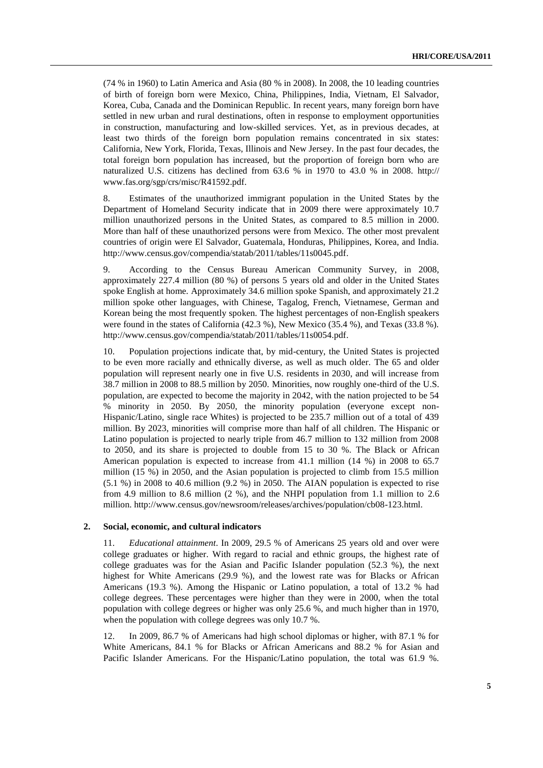(74 % in 1960) to Latin America and Asia (80 % in 2008). In 2008, the 10 leading countries of birth of foreign born were Mexico, China, Philippines, India, Vietnam, El Salvador, Korea, Cuba, Canada and the Dominican Republic. In recent years, many foreign born have settled in new urban and rural destinations, often in response to employment opportunities in construction, manufacturing and low-skilled services. Yet, as in previous decades, at least two thirds of the foreign born population remains concentrated in six states: California, New York, Florida, Texas, Illinois and New Jersey. In the past four decades, the total foreign born population has increased, but the proportion of foreign born who are naturalized U.S. citizens has declined from 63.6 % in 1970 to 43.0 % in 2008. http:// www.fas.org/sgp/crs/misc/R41592.pdf.

8. Estimates of the unauthorized immigrant population in the United States by the Department of Homeland Security indicate that in 2009 there were approximately 10.7 million unauthorized persons in the United States, as compared to 8.5 million in 2000. More than half of these unauthorized persons were from Mexico. The other most prevalent countries of origin were El Salvador, Guatemala, Honduras, Philippines, Korea, and India. http://www.census.gov/compendia/statab/2011/tables/11s0045.pdf.

9. According to the Census Bureau American Community Survey, in 2008, approximately 227.4 million (80 %) of persons 5 years old and older in the United States spoke English at home. Approximately 34.6 million spoke Spanish, and approximately 21.2 million spoke other languages, with Chinese, Tagalog, French, Vietnamese, German and Korean being the most frequently spoken. The highest percentages of non-English speakers were found in the states of California (42.3 %), New Mexico (35.4 %), and Texas (33.8 %). http://www.census.gov/compendia/statab/2011/tables/11s0054.pdf.

10. Population projections indicate that, by mid-century, the United States is projected to be even more racially and ethnically diverse, as well as much older. The 65 and older population will represent nearly one in five U.S. residents in 2030, and will increase from 38.7 million in 2008 to 88.5 million by 2050. Minorities, now roughly one-third of the U.S. population, are expected to become the majority in 2042, with the nation projected to be 54 % minority in 2050. By 2050, the minority population (everyone except non-Hispanic/Latino, single race Whites) is projected to be 235.7 million out of a total of 439 million. By 2023, minorities will comprise more than half of all children. The Hispanic or Latino population is projected to nearly triple from 46.7 million to 132 million from 2008 to 2050, and its share is projected to double from 15 to 30 %. The Black or African American population is expected to increase from 41.1 million (14 %) in 2008 to 65.7 million (15 %) in 2050, and the Asian population is projected to climb from 15.5 million (5.1 %) in 2008 to 40.6 million (9.2 %) in 2050. The AIAN population is expected to rise from 4.9 million to 8.6 million (2 %), and the NHPI population from 1.1 million to 2.6 million. http://www.census.gov/newsroom/releases/archives/population/cb08-123.html.

### 2. Social, economic, and cultural indicators

11. *Educational attainment*. In 2009, 29.5 % of Americans 25 years old and over were college graduates or higher. With regard to racial and ethnic groups, the highest rate of college graduates was for the Asian and Pacific Islander population (52.3 %), the next highest for White Americans (29.9 %), and the lowest rate was for Blacks or African Americans (19.3 %). Among the Hispanic or Latino population, a total of 13.2 % had college degrees. These percentages were higher than they were in 2000, when the total population with college degrees or higher was only 25.6 %, and much higher than in 1970, when the population with college degrees was only 10.7 %.

12. In 2009, 86.7 % of Americans had high school diplomas or higher, with 87.1 % for White Americans, 84.1 % for Blacks or African Americans and 88.2 % for Asian and Pacific Islander Americans. For the Hispanic/Latino population, the total was 61.9 %.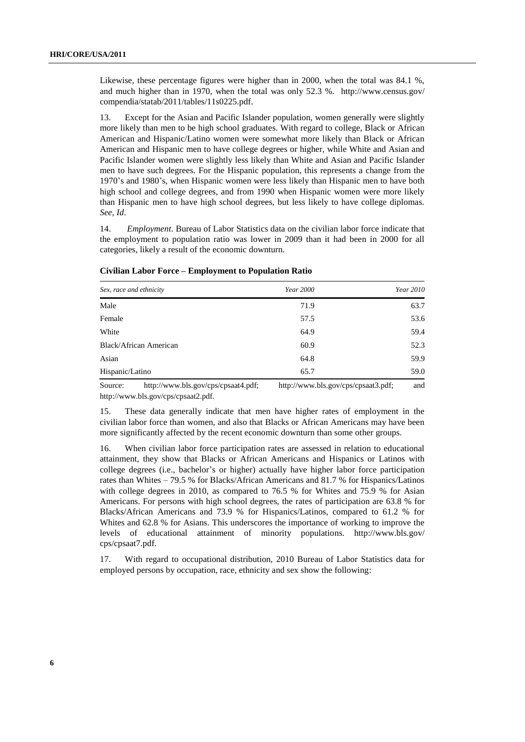Likewise, these percentage figures were higher than in 2000, when the total was 84.1 %, and much higher than in 1970, when the total was only 52.3 %. http://www.census.gov/compendia/statab/2011/tables/11s0225.pdf.

13. Except for the Asian and Pacific Islander population, women generally were slightly more likely than men to be high school graduates. With regard to college, Black or African American and Hispanic/Latino women were somewhat more likely than Black or African American and Hispanic men to have college degrees or higher, while White and Asian and Pacific Islander women were slightly less likely than White and Asian and Pacific Islander men to have such degrees. For the Hispanic population, this represents a change from the 1970's and 1980's, when Hispanic women were less likely than Hispanic men to have both high school and college degrees, and from 1990 when Hispanic women were more likely than Hispanic men to have high school degrees, but less likely to have college diplomas. *See, Id*.

14. *Employment*. Bureau of Labor Statistics data on the civilian labor force indicate that the employment to population ratio was lower in 2009 than it had been in 2000 for all categories, likely a result of the economic downturn.

**Civilian Labor Force – Employment to Population Ratio**

| *Sex, race and ethnicity* | *Year 2000* | *Year 2010* |
|---|---|---|
| Male | 71.9 | 63.7 |
| Female | 57.5 | 53.6 |
| White | 64.9 | 59.4 |
| Black/African American | 60.9 | 52.3 |
| Asian | 64.8 | 59.9 |
| Hispanic/Latino | 65.7 | 59.0 |

Source: http://www.bls.gov/cps/cpsaat4.pdf; http://www.bls.gov/cps/cpsaat3.pdf; and http://www.bls.gov/cps/cpsaat2.pdf.

15. These data generally indicate that men have higher rates of employment in the civilian labor force than women, and also that Blacks or African Americans may have been more significantly affected by the recent economic downturn than some other groups.

16. When civilian labor force participation rates are assessed in relation to educational attainment, they show that Blacks or African Americans and Hispanics or Latinos with college degrees (i.e., bachelor's or higher) actually have higher labor force participation rates than Whites – 79.5 % for Blacks/African Americans and 81.7 % for Hispanics/Latinos with college degrees in 2010, as compared to 76.5 % for Whites and 75.9 % for Asian Americans. For persons with high school degrees, the rates of participation are 63.8 % for Blacks/African Americans and 73.9 % for Hispanics/Latinos, compared to 61.2 % for Whites and 62.8 % for Asians. This underscores the importance of working to improve the levels of educational attainment of minority populations. http://www.bls.gov/cps/cpsaat7.pdf.

17. With regard to occupational distribution, 2010 Bureau of Labor Statistics data for employed persons by occupation, race, ethnicity and sex show the following: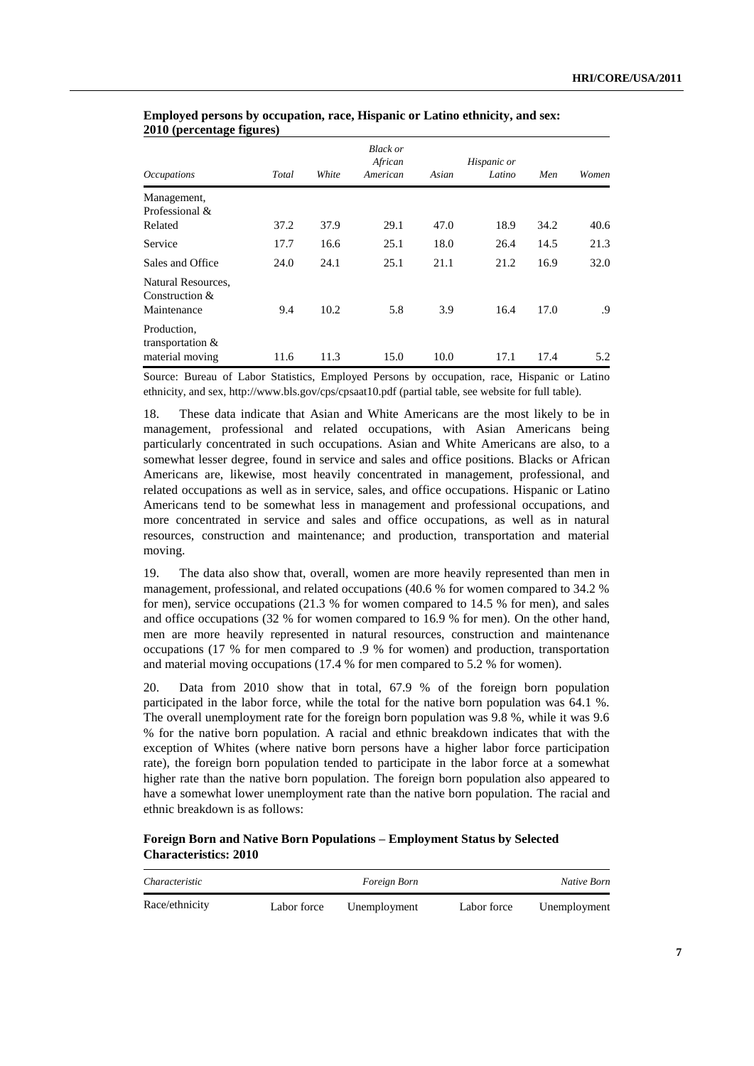**Employed persons by occupation, race, Hispanic or Latino ethnicity, and sex: 2010 (percentage figures)**

| *Occupations* | *Total* | *White* | *Black or African American* | *Asian* | *Hispanic or Latino* | *Men* | *Women* |
|---|---|---|---|---|---|---|---|
| Management, Professional & Related | 37.2 | 37.9 | 29.1 | 47.0 | 18.9 | 34.2 | 40.6 |
| Service | 17.7 | 16.6 | 25.1 | 18.0 | 26.4 | 14.5 | 21.3 |
| Sales and Office | 24.0 | 24.1 | 25.1 | 21.1 | 21.2 | 16.9 | 32.0 |
| Natural Resources, Construction & Maintenance | 9.4 | 10.2 | 5.8 | 3.9 | 16.4 | 17.0 | .9 |
| Production, transportation & material moving | 11.6 | 11.3 | 15.0 | 10.0 | 17.1 | 17.4 | 5.2 |

Source: Bureau of Labor Statistics, Employed Persons by occupation, race, Hispanic or Latino ethnicity, and sex, http://www.bls.gov/cps/cpsaat10.pdf (partial table, see website for full table).

18. These data indicate that Asian and White Americans are the most likely to be in management, professional and related occupations, with Asian Americans being particularly concentrated in such occupations. Asian and White Americans are also, to a somewhat lesser degree, found in service and sales and office positions. Blacks or African Americans are, likewise, most heavily concentrated in management, professional, and related occupations as well as in service, sales, and office occupations. Hispanic or Latino Americans tend to be somewhat less in management and professional occupations, and more concentrated in service and sales and office occupations, as well as in natural resources, construction and maintenance; and production, transportation and material moving.

19. The data also show that, overall, women are more heavily represented than men in management, professional, and related occupations (40.6 % for women compared to 34.2 % for men), service occupations (21.3 % for women compared to 14.5 % for men), and sales and office occupations (32 % for women compared to 16.9 % for men). On the other hand, men are more heavily represented in natural resources, construction and maintenance occupations (17 % for men compared to .9 % for women) and production, transportation and material moving occupations (17.4 % for men compared to 5.2 % for women).

20. Data from 2010 show that in total, 67.9 % of the foreign born population participated in the labor force, while the total for the native born population was 64.1 %. The overall unemployment rate for the foreign born population was 9.8 %, while it was 9.6 % for the native born population. A racial and ethnic breakdown indicates that with the exception of Whites (where native born persons have a higher labor force participation rate), the foreign born population tended to participate in the labor force at a somewhat higher rate than the native born population. The foreign born population also appeared to have a somewhat lower unemployment rate than the native born population. The racial and ethnic breakdown is as follows:

**Foreign Born and Native Born Populations – Employment Status by Selected Characteristics: 2010**

| *Characteristic* | *Foreign Born* | | *Native Born* | |
|---|---|---|---|---|
| Race/ethnicity | Labor force | Unemployment | Labor force | Unemployment |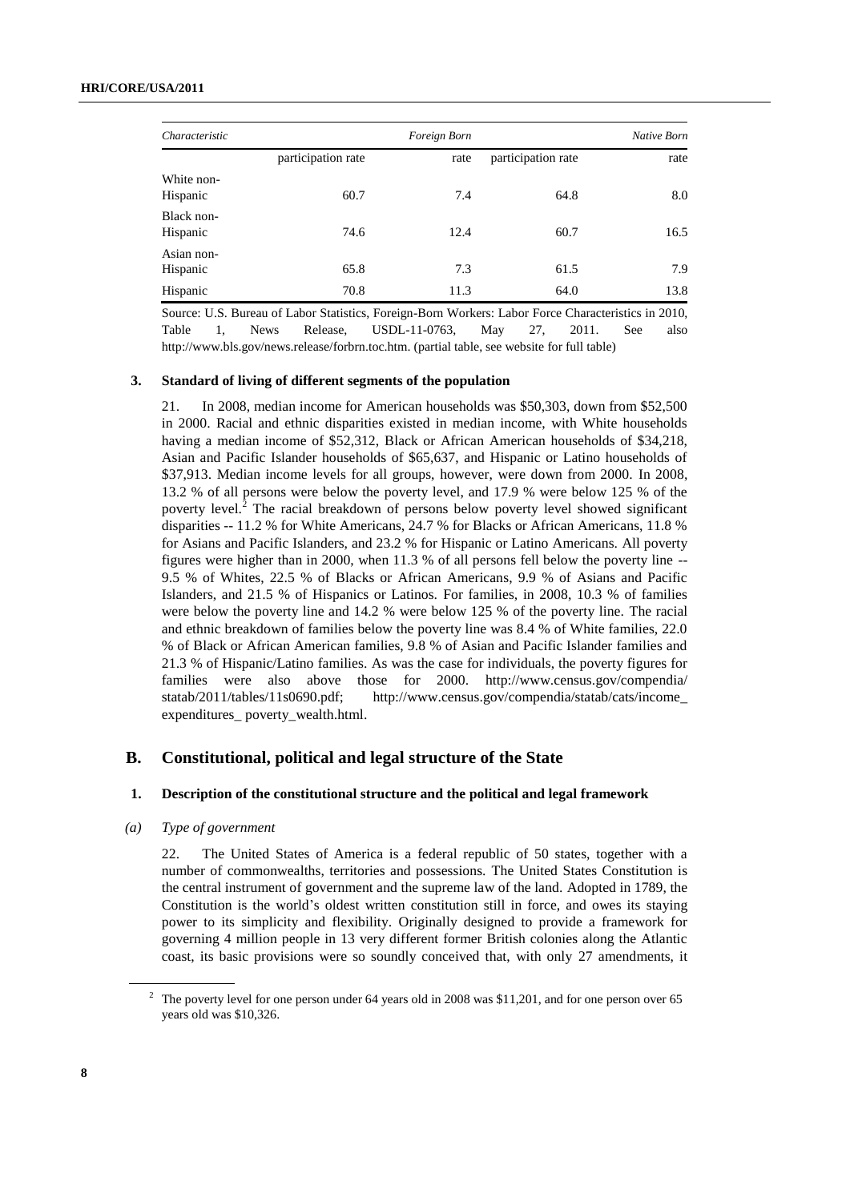| Characteristic | Foreign Born | | Native Born | |
|---|---|---|---|---|
| | participation rate | rate | participation rate | rate |
| White non-Hispanic | 60.7 | 7.4 | 64.8 | 8.0 |
| Black non-Hispanic | 74.6 | 12.4 | 60.7 | 16.5 |
| Asian non-Hispanic | 65.8 | 7.3 | 61.5 | 7.9 |
| Hispanic | 70.8 | 11.3 | 64.0 | 13.8 |

Source: U.S. Bureau of Labor Statistics, Foreign-Born Workers: Labor Force Characteristics in 2010, Table 1, News Release, USDL-11-0763, May 27, 2011. See also http://www.bls.gov/news.release/forbrn.toc.htm. (partial table, see website for full table)

### 3. Standard of living of different segments of the population

21. In 2008, median income for American households was $50,303, down from $52,500 in 2000. Racial and ethnic disparities existed in median income, with White households having a median income of $52,312, Black or African American households of $34,218, Asian and Pacific Islander households of $65,637, and Hispanic or Latino households of $37,913. Median income levels for all groups, however, were down from 2000. In 2008, 13.2 % of all persons were below the poverty level, and 17.9 % were below 125 % of the poverty level.[2] The racial breakdown of persons below poverty level showed significant disparities -- 11.2 % for White Americans, 24.7 % for Blacks or African Americans, 11.8 % for Asians and Pacific Islanders, and 23.2 % for Hispanic or Latino Americans. All poverty figures were higher than in 2000, when 11.3 % of all persons fell below the poverty line -- 9.5 % of Whites, 22.5 % of Blacks or African Americans, 9.9 % of Asians and Pacific Islanders, and 21.5 % of Hispanics or Latinos. For families, in 2008, 10.3 % of families were below the poverty line and 14.2 % were below 125 % of the poverty line. The racial and ethnic breakdown of families below the poverty line was 8.4 % of White families, 22.0 % of Black or African American families, 9.8 % of Asian and Pacific Islander families and 21.3 % of Hispanic/Latino families. As was the case for individuals, the poverty figures for families were also above those for 2000. http://www.census.gov/compendia/statab/2011/tables/11s0690.pdf; http://www.census.gov/compendia/statab/cats/income_expenditures_ poverty_wealth.html.

## B. Constitutional, political and legal structure of the State

### 1. Description of the constitutional structure and the political and legal framework

#### *(a) Type of government*

22. The United States of America is a federal republic of 50 states, together with a number of commonwealths, territories and possessions. The United States Constitution is the central instrument of government and the supreme law of the land. Adopted in 1789, the Constitution is the world's oldest written constitution still in force, and owes its staying power to its simplicity and flexibility. Originally designed to provide a framework for governing 4 million people in 13 very different former British colonies along the Atlantic coast, its basic provisions were so soundly conceived that, with only 27 amendments, it

[2] The poverty level for one person under 64 years old in 2008 was $11,201, and for one person over 65 years old was $10,326.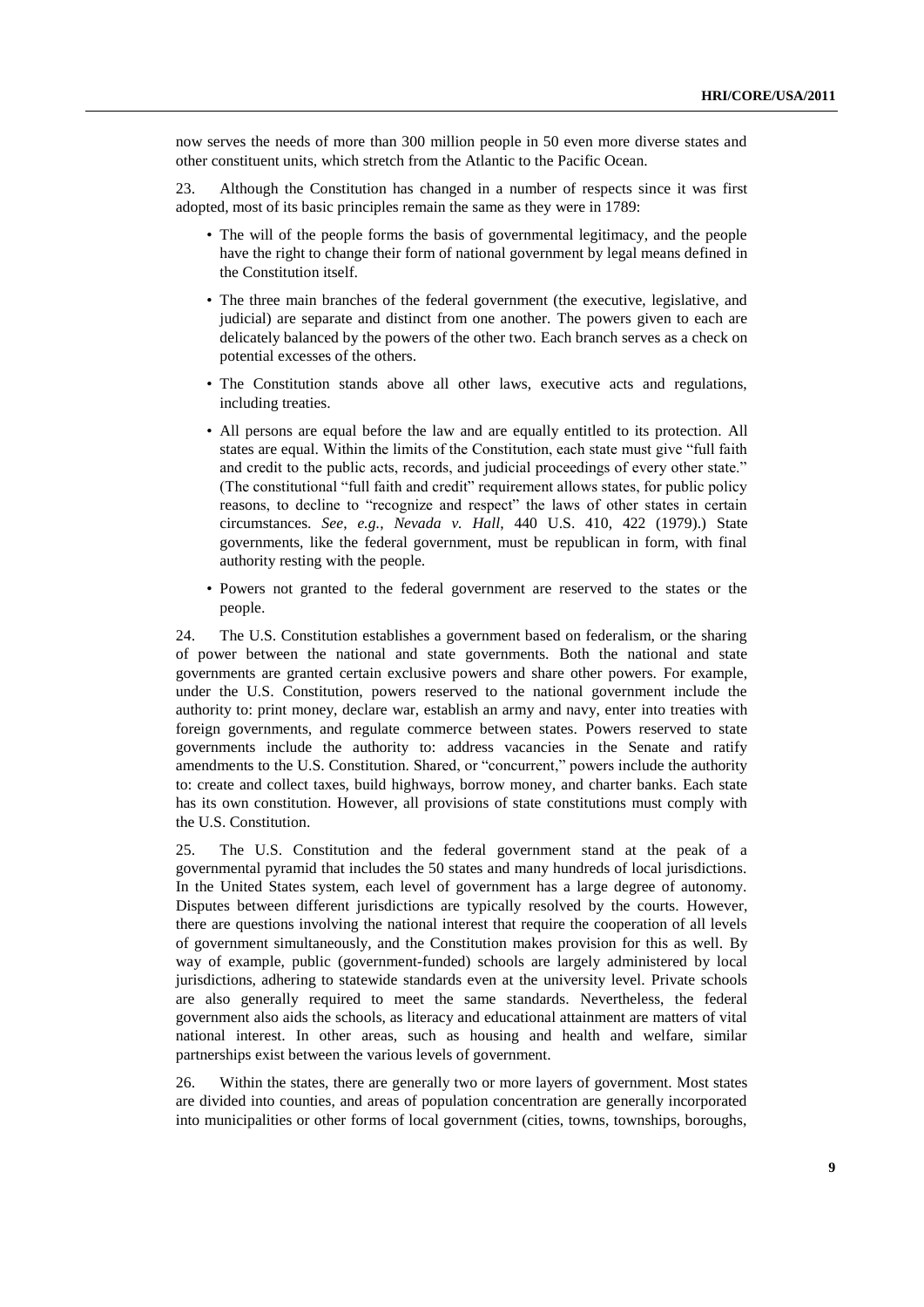now serves the needs of more than 300 million people in 50 even more diverse states and other constituent units, which stretch from the Atlantic to the Pacific Ocean.

23. Although the Constitution has changed in a number of respects since it was first adopted, most of its basic principles remain the same as they were in 1789:

- The will of the people forms the basis of governmental legitimacy, and the people have the right to change their form of national government by legal means defined in the Constitution itself.
- The three main branches of the federal government (the executive, legislative, and judicial) are separate and distinct from one another. The powers given to each are delicately balanced by the powers of the other two. Each branch serves as a check on potential excesses of the others.
- The Constitution stands above all other laws, executive acts and regulations, including treaties.
- All persons are equal before the law and are equally entitled to its protection. All states are equal. Within the limits of the Constitution, each state must give "full faith and credit to the public acts, records, and judicial proceedings of every other state." (The constitutional "full faith and credit" requirement allows states, for public policy reasons, to decline to "recognize and respect" the laws of other states in certain circumstances. *See*, *e.g.*, *Nevada v. Hall*, 440 U.S. 410, 422 (1979).) State governments, like the federal government, must be republican in form, with final authority resting with the people.
- Powers not granted to the federal government are reserved to the states or the people.

24. The U.S. Constitution establishes a government based on federalism, or the sharing of power between the national and state governments. Both the national and state governments are granted certain exclusive powers and share other powers. For example, under the U.S. Constitution, powers reserved to the national government include the authority to: print money, declare war, establish an army and navy, enter into treaties with foreign governments, and regulate commerce between states. Powers reserved to state governments include the authority to: address vacancies in the Senate and ratify amendments to the U.S. Constitution. Shared, or "concurrent," powers include the authority to: create and collect taxes, build highways, borrow money, and charter banks. Each state has its own constitution. However, all provisions of state constitutions must comply with the U.S. Constitution.

25. The U.S. Constitution and the federal government stand at the peak of a governmental pyramid that includes the 50 states and many hundreds of local jurisdictions. In the United States system, each level of government has a large degree of autonomy. Disputes between different jurisdictions are typically resolved by the courts. However, there are questions involving the national interest that require the cooperation of all levels of government simultaneously, and the Constitution makes provision for this as well. By way of example, public (government-funded) schools are largely administered by local jurisdictions, adhering to statewide standards even at the university level. Private schools are also generally required to meet the same standards. Nevertheless, the federal government also aids the schools, as literacy and educational attainment are matters of vital national interest. In other areas, such as housing and health and welfare, similar partnerships exist between the various levels of government.

26. Within the states, there are generally two or more layers of government. Most states are divided into counties, and areas of population concentration are generally incorporated into municipalities or other forms of local government (cities, towns, townships, boroughs,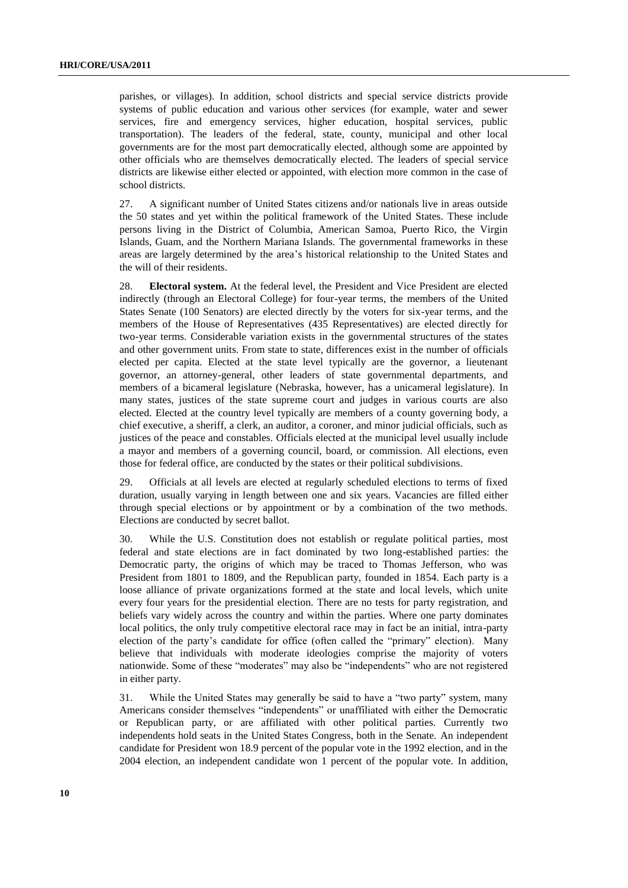parishes, or villages). In addition, school districts and special service districts provide systems of public education and various other services (for example, water and sewer services, fire and emergency services, higher education, hospital services, public transportation). The leaders of the federal, state, county, municipal and other local governments are for the most part democratically elected, although some are appointed by other officials who are themselves democratically elected. The leaders of special service districts are likewise either elected or appointed, with election more common in the case of school districts.

27. A significant number of United States citizens and/or nationals live in areas outside the 50 states and yet within the political framework of the United States. These include persons living in the District of Columbia, American Samoa, Puerto Rico, the Virgin Islands, Guam, and the Northern Mariana Islands. The governmental frameworks in these areas are largely determined by the area's historical relationship to the United States and the will of their residents.

28. **Electoral system.** At the federal level, the President and Vice President are elected indirectly (through an Electoral College) for four-year terms, the members of the United States Senate (100 Senators) are elected directly by the voters for six-year terms, and the members of the House of Representatives (435 Representatives) are elected directly for two-year terms. Considerable variation exists in the governmental structures of the states and other government units. From state to state, differences exist in the number of officials elected per capita. Elected at the state level typically are the governor, a lieutenant governor, an attorney-general, other leaders of state governmental departments, and members of a bicameral legislature (Nebraska, however, has a unicameral legislature). In many states, justices of the state supreme court and judges in various courts are also elected. Elected at the country level typically are members of a county governing body, a chief executive, a sheriff, a clerk, an auditor, a coroner, and minor judicial officials, such as justices of the peace and constables. Officials elected at the municipal level usually include a mayor and members of a governing council, board, or commission. All elections, even those for federal office, are conducted by the states or their political subdivisions.

29. Officials at all levels are elected at regularly scheduled elections to terms of fixed duration, usually varying in length between one and six years. Vacancies are filled either through special elections or by appointment or by a combination of the two methods. Elections are conducted by secret ballot.

30. While the U.S. Constitution does not establish or regulate political parties, most federal and state elections are in fact dominated by two long-established parties: the Democratic party, the origins of which may be traced to Thomas Jefferson, who was President from 1801 to 1809, and the Republican party, founded in 1854. Each party is a loose alliance of private organizations formed at the state and local levels, which unite every four years for the presidential election. There are no tests for party registration, and beliefs vary widely across the country and within the parties. Where one party dominates local politics, the only truly competitive electoral race may in fact be an initial, intra-party election of the party's candidate for office (often called the "primary" election). Many believe that individuals with moderate ideologies comprise the majority of voters nationwide. Some of these "moderates" may also be "independents" who are not registered in either party.

31. While the United States may generally be said to have a "two party" system, many Americans consider themselves "independents" or unaffiliated with either the Democratic or Republican party, or are affiliated with other political parties. Currently two independents hold seats in the United States Congress, both in the Senate. An independent candidate for President won 18.9 percent of the popular vote in the 1992 election, and in the 2004 election, an independent candidate won 1 percent of the popular vote. In addition,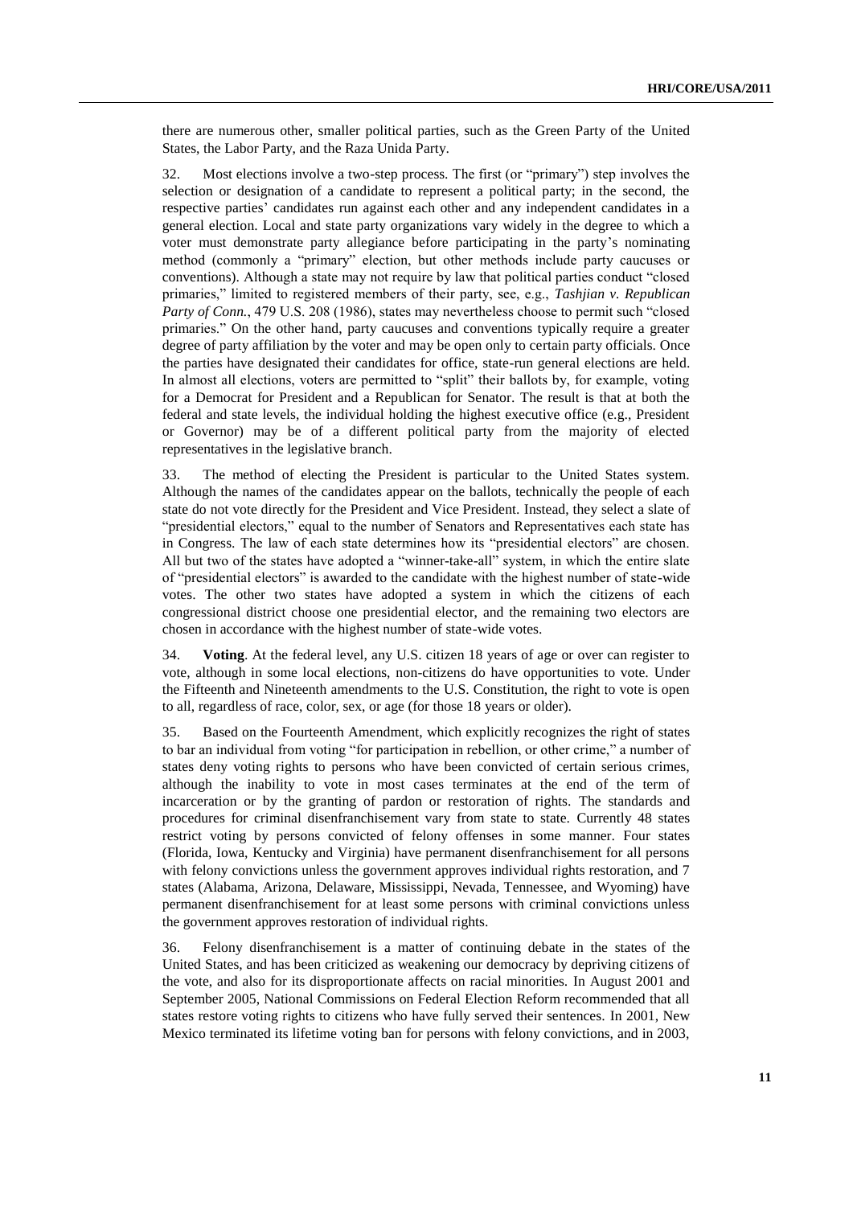there are numerous other, smaller political parties, such as the Green Party of the United States, the Labor Party, and the Raza Unida Party.

32. Most elections involve a two-step process. The first (or "primary") step involves the selection or designation of a candidate to represent a political party; in the second, the respective parties' candidates run against each other and any independent candidates in a general election. Local and state party organizations vary widely in the degree to which a voter must demonstrate party allegiance before participating in the party's nominating method (commonly a "primary" election, but other methods include party caucuses or conventions). Although a state may not require by law that political parties conduct "closed primaries," limited to registered members of their party, see, e.g., *Tashjian v. Republican Party of Conn.*, 479 U.S. 208 (1986), states may nevertheless choose to permit such "closed primaries." On the other hand, party caucuses and conventions typically require a greater degree of party affiliation by the voter and may be open only to certain party officials. Once the parties have designated their candidates for office, state-run general elections are held. In almost all elections, voters are permitted to "split" their ballots by, for example, voting for a Democrat for President and a Republican for Senator. The result is that at both the federal and state levels, the individual holding the highest executive office (e.g., President or Governor) may be of a different political party from the majority of elected representatives in the legislative branch.

33. The method of electing the President is particular to the United States system. Although the names of the candidates appear on the ballots, technically the people of each state do not vote directly for the President and Vice President. Instead, they select a slate of "presidential electors," equal to the number of Senators and Representatives each state has in Congress. The law of each state determines how its "presidential electors" are chosen. All but two of the states have adopted a "winner-take-all" system, in which the entire slate of "presidential electors" is awarded to the candidate with the highest number of state-wide votes. The other two states have adopted a system in which the citizens of each congressional district choose one presidential elector, and the remaining two electors are chosen in accordance with the highest number of state-wide votes.

34. **Voting**. At the federal level, any U.S. citizen 18 years of age or over can register to vote, although in some local elections, non-citizens do have opportunities to vote. Under the Fifteenth and Nineteenth amendments to the U.S. Constitution, the right to vote is open to all, regardless of race, color, sex, or age (for those 18 years or older).

35. Based on the Fourteenth Amendment, which explicitly recognizes the right of states to bar an individual from voting "for participation in rebellion, or other crime," a number of states deny voting rights to persons who have been convicted of certain serious crimes, although the inability to vote in most cases terminates at the end of the term of incarceration or by the granting of pardon or restoration of rights. The standards and procedures for criminal disenfranchisement vary from state to state. Currently 48 states restrict voting by persons convicted of felony offenses in some manner. Four states (Florida, Iowa, Kentucky and Virginia) have permanent disenfranchisement for all persons with felony convictions unless the government approves individual rights restoration, and 7 states (Alabama, Arizona, Delaware, Mississippi, Nevada, Tennessee, and Wyoming) have permanent disenfranchisement for at least some persons with criminal convictions unless the government approves restoration of individual rights.

36. Felony disenfranchisement is a matter of continuing debate in the states of the United States, and has been criticized as weakening our democracy by depriving citizens of the vote, and also for its disproportionate affects on racial minorities. In August 2001 and September 2005, National Commissions on Federal Election Reform recommended that all states restore voting rights to citizens who have fully served their sentences. In 2001, New Mexico terminated its lifetime voting ban for persons with felony convictions, and in 2003,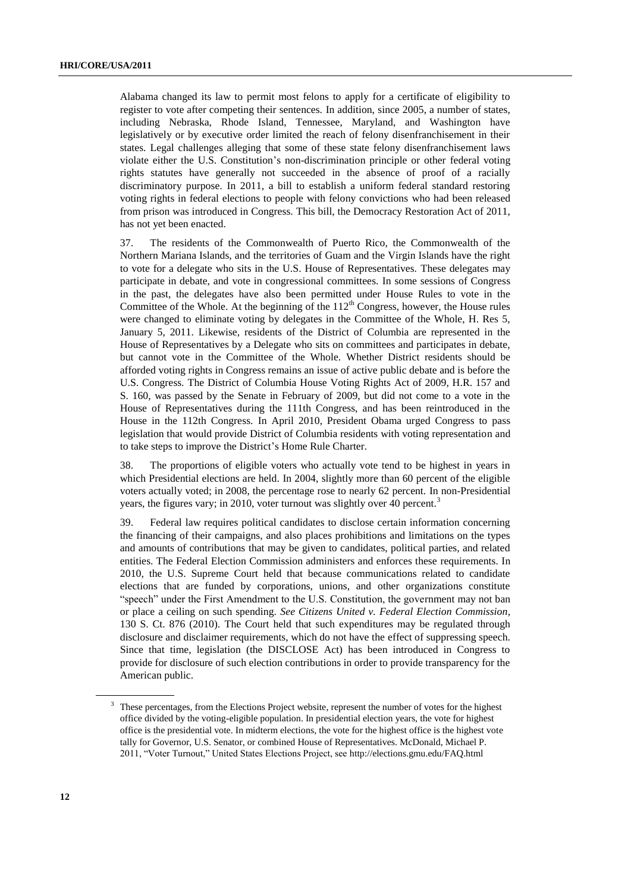Alabama changed its law to permit most felons to apply for a certificate of eligibility to register to vote after competing their sentences. In addition, since 2005, a number of states, including Nebraska, Rhode Island, Tennessee, Maryland, and Washington have legislatively or by executive order limited the reach of felony disenfranchisement in their states. Legal challenges alleging that some of these state felony disenfranchisement laws violate either the U.S. Constitution's non-discrimination principle or other federal voting rights statutes have generally not succeeded in the absence of proof of a racially discriminatory purpose. In 2011, a bill to establish a uniform federal standard restoring voting rights in federal elections to people with felony convictions who had been released from prison was introduced in Congress. This bill, the Democracy Restoration Act of 2011, has not yet been enacted.

37. The residents of the Commonwealth of Puerto Rico, the Commonwealth of the Northern Mariana Islands, and the territories of Guam and the Virgin Islands have the right to vote for a delegate who sits in the U.S. House of Representatives. These delegates may participate in debate, and vote in congressional committees. In some sessions of Congress in the past, the delegates have also been permitted under House Rules to vote in the Committee of the Whole. At the beginning of the 112th Congress, however, the House rules were changed to eliminate voting by delegates in the Committee of the Whole, H. Res 5, January 5, 2011. Likewise, residents of the District of Columbia are represented in the House of Representatives by a Delegate who sits on committees and participates in debate, but cannot vote in the Committee of the Whole. Whether District residents should be afforded voting rights in Congress remains an issue of active public debate and is before the U.S. Congress. The District of Columbia House Voting Rights Act of 2009, H.R. 157 and S. 160, was passed by the Senate in February of 2009, but did not come to a vote in the House of Representatives during the 111th Congress, and has been reintroduced in the House in the 112th Congress. In April 2010, President Obama urged Congress to pass legislation that would provide District of Columbia residents with voting representation and to take steps to improve the District's Home Rule Charter.

38. The proportions of eligible voters who actually vote tend to be highest in years in which Presidential elections are held. In 2004, slightly more than 60 percent of the eligible voters actually voted; in 2008, the percentage rose to nearly 62 percent. In non-Presidential years, the figures vary; in 2010, voter turnout was slightly over 40 percent.[3]

39. Federal law requires political candidates to disclose certain information concerning the financing of their campaigns, and also places prohibitions and limitations on the types and amounts of contributions that may be given to candidates, political parties, and related entities. The Federal Election Commission administers and enforces these requirements. In 2010, the U.S. Supreme Court held that because communications related to candidate elections that are funded by corporations, unions, and other organizations constitute "speech" under the First Amendment to the U.S. Constitution, the government may not ban or place a ceiling on such spending. *See Citizens United v. Federal Election Commission*, 130 S. Ct. 876 (2010). The Court held that such expenditures may be regulated through disclosure and disclaimer requirements, which do not have the effect of suppressing speech. Since that time, legislation (the DISCLOSE Act) has been introduced in Congress to provide for disclosure of such election contributions in order to provide transparency for the American public.

[3] These percentages, from the Elections Project website, represent the number of votes for the highest office divided by the voting-eligible population. In presidential election years, the vote for highest office is the presidential vote. In midterm elections, the vote for the highest office is the highest vote tally for Governor, U.S. Senator, or combined House of Representatives. McDonald, Michael P. 2011, "Voter Turnout," United States Elections Project, see http://elections.gmu.edu/FAQ.html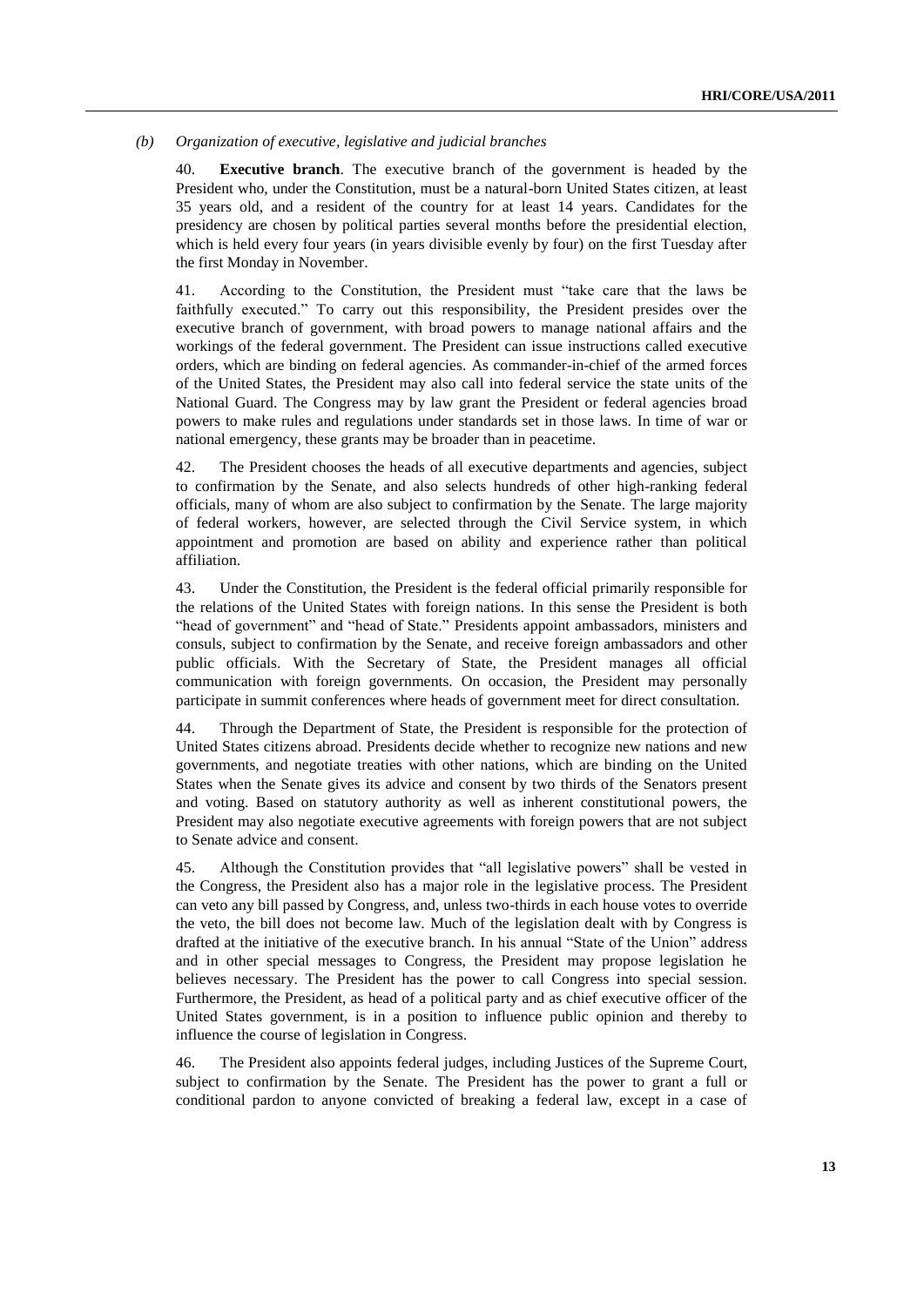*(b) Organization of executive, legislative and judicial branches*

40. **Executive branch**. The executive branch of the government is headed by the President who, under the Constitution, must be a natural-born United States citizen, at least 35 years old, and a resident of the country for at least 14 years. Candidates for the presidency are chosen by political parties several months before the presidential election, which is held every four years (in years divisible evenly by four) on the first Tuesday after the first Monday in November.

41. According to the Constitution, the President must "take care that the laws be faithfully executed." To carry out this responsibility, the President presides over the executive branch of government, with broad powers to manage national affairs and the workings of the federal government. The President can issue instructions called executive orders, which are binding on federal agencies. As commander-in-chief of the armed forces of the United States, the President may also call into federal service the state units of the National Guard. The Congress may by law grant the President or federal agencies broad powers to make rules and regulations under standards set in those laws. In time of war or national emergency, these grants may be broader than in peacetime.

42. The President chooses the heads of all executive departments and agencies, subject to confirmation by the Senate, and also selects hundreds of other high-ranking federal officials, many of whom are also subject to confirmation by the Senate. The large majority of federal workers, however, are selected through the Civil Service system, in which appointment and promotion are based on ability and experience rather than political affiliation.

43. Under the Constitution, the President is the federal official primarily responsible for the relations of the United States with foreign nations. In this sense the President is both "head of government" and "head of State." Presidents appoint ambassadors, ministers and consuls, subject to confirmation by the Senate, and receive foreign ambassadors and other public officials. With the Secretary of State, the President manages all official communication with foreign governments. On occasion, the President may personally participate in summit conferences where heads of government meet for direct consultation.

44. Through the Department of State, the President is responsible for the protection of United States citizens abroad. Presidents decide whether to recognize new nations and new governments, and negotiate treaties with other nations, which are binding on the United States when the Senate gives its advice and consent by two thirds of the Senators present and voting. Based on statutory authority as well as inherent constitutional powers, the President may also negotiate executive agreements with foreign powers that are not subject to Senate advice and consent.

45. Although the Constitution provides that "all legislative powers" shall be vested in the Congress, the President also has a major role in the legislative process. The President can veto any bill passed by Congress, and, unless two-thirds in each house votes to override the veto, the bill does not become law. Much of the legislation dealt with by Congress is drafted at the initiative of the executive branch. In his annual "State of the Union" address and in other special messages to Congress, the President may propose legislation he believes necessary. The President has the power to call Congress into special session. Furthermore, the President, as head of a political party and as chief executive officer of the United States government, is in a position to influence public opinion and thereby to influence the course of legislation in Congress.

46. The President also appoints federal judges, including Justices of the Supreme Court, subject to confirmation by the Senate. The President has the power to grant a full or conditional pardon to anyone convicted of breaking a federal law, except in a case of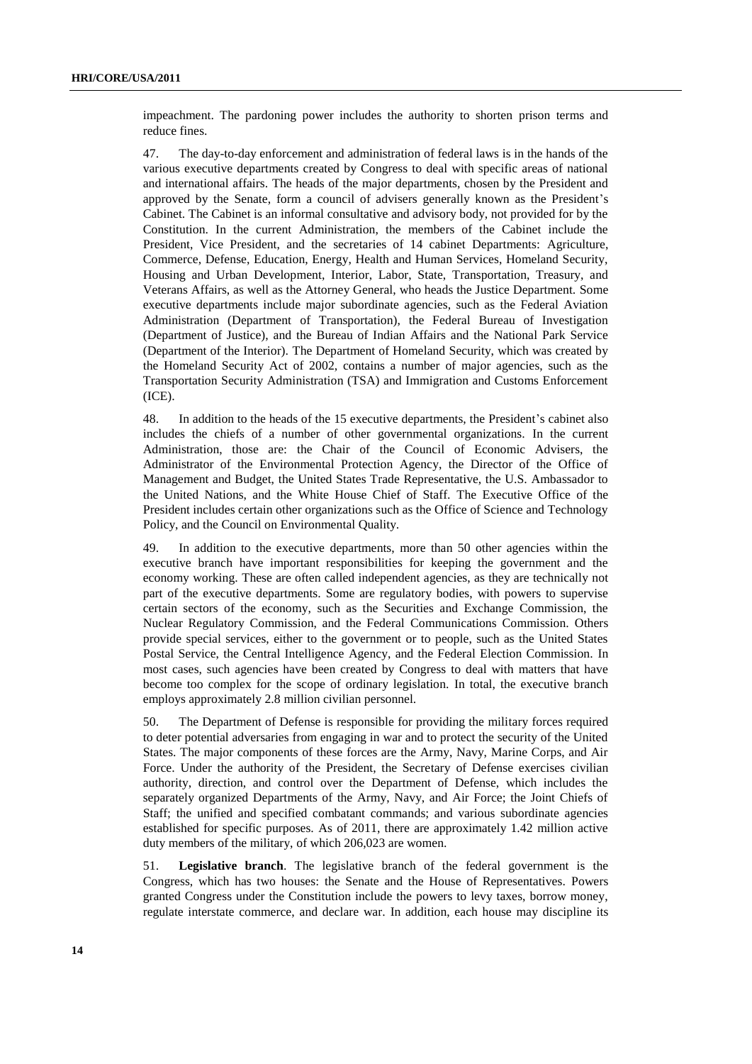impeachment. The pardoning power includes the authority to shorten prison terms and reduce fines.

47. The day-to-day enforcement and administration of federal laws is in the hands of the various executive departments created by Congress to deal with specific areas of national and international affairs. The heads of the major departments, chosen by the President and approved by the Senate, form a council of advisers generally known as the President's Cabinet. The Cabinet is an informal consultative and advisory body, not provided for by the Constitution. In the current Administration, the members of the Cabinet include the President, Vice President, and the secretaries of 14 cabinet Departments: Agriculture, Commerce, Defense, Education, Energy, Health and Human Services, Homeland Security, Housing and Urban Development, Interior, Labor, State, Transportation, Treasury, and Veterans Affairs, as well as the Attorney General, who heads the Justice Department. Some executive departments include major subordinate agencies, such as the Federal Aviation Administration (Department of Transportation), the Federal Bureau of Investigation (Department of Justice), and the Bureau of Indian Affairs and the National Park Service (Department of the Interior). The Department of Homeland Security, which was created by the Homeland Security Act of 2002, contains a number of major agencies, such as the Transportation Security Administration (TSA) and Immigration and Customs Enforcement (ICE).

48. In addition to the heads of the 15 executive departments, the President's cabinet also includes the chiefs of a number of other governmental organizations. In the current Administration, those are: the Chair of the Council of Economic Advisers, the Administrator of the Environmental Protection Agency, the Director of the Office of Management and Budget, the United States Trade Representative, the U.S. Ambassador to the United Nations, and the White House Chief of Staff. The Executive Office of the President includes certain other organizations such as the Office of Science and Technology Policy, and the Council on Environmental Quality.

49. In addition to the executive departments, more than 50 other agencies within the executive branch have important responsibilities for keeping the government and the economy working. These are often called independent agencies, as they are technically not part of the executive departments. Some are regulatory bodies, with powers to supervise certain sectors of the economy, such as the Securities and Exchange Commission, the Nuclear Regulatory Commission, and the Federal Communications Commission. Others provide special services, either to the government or to people, such as the United States Postal Service, the Central Intelligence Agency, and the Federal Election Commission. In most cases, such agencies have been created by Congress to deal with matters that have become too complex for the scope of ordinary legislation. In total, the executive branch employs approximately 2.8 million civilian personnel.

50. The Department of Defense is responsible for providing the military forces required to deter potential adversaries from engaging in war and to protect the security of the United States. The major components of these forces are the Army, Navy, Marine Corps, and Air Force. Under the authority of the President, the Secretary of Defense exercises civilian authority, direction, and control over the Department of Defense, which includes the separately organized Departments of the Army, Navy, and Air Force; the Joint Chiefs of Staff; the unified and specified combatant commands; and various subordinate agencies established for specific purposes. As of 2011, there are approximately 1.42 million active duty members of the military, of which 206,023 are women.

51. **Legislative branch**. The legislative branch of the federal government is the Congress, which has two houses: the Senate and the House of Representatives. Powers granted Congress under the Constitution include the powers to levy taxes, borrow money, regulate interstate commerce, and declare war. In addition, each house may discipline its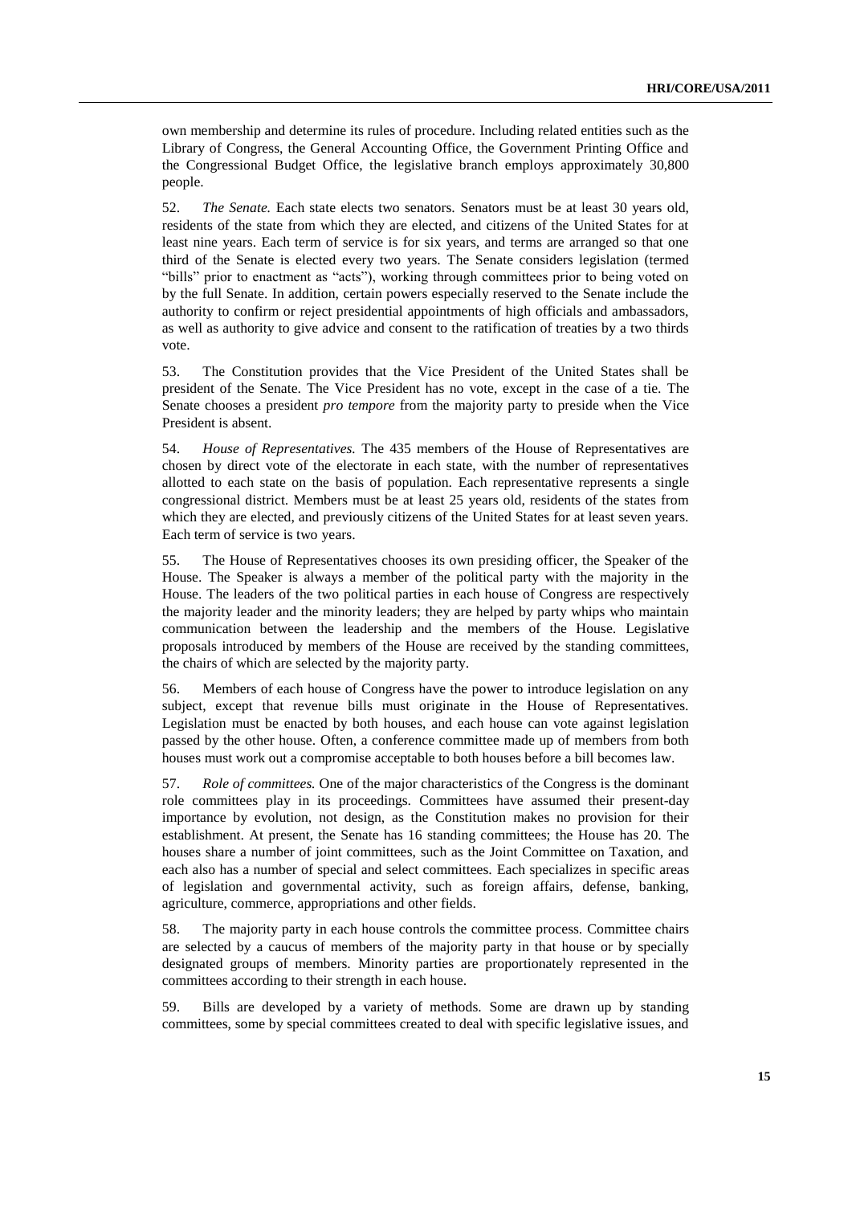own membership and determine its rules of procedure. Including related entities such as the Library of Congress, the General Accounting Office, the Government Printing Office and the Congressional Budget Office, the legislative branch employs approximately 30,800 people.

52. *The Senate.* Each state elects two senators. Senators must be at least 30 years old, residents of the state from which they are elected, and citizens of the United States for at least nine years. Each term of service is for six years, and terms are arranged so that one third of the Senate is elected every two years. The Senate considers legislation (termed "bills" prior to enactment as "acts"), working through committees prior to being voted on by the full Senate. In addition, certain powers especially reserved to the Senate include the authority to confirm or reject presidential appointments of high officials and ambassadors, as well as authority to give advice and consent to the ratification of treaties by a two thirds vote.

53. The Constitution provides that the Vice President of the United States shall be president of the Senate. The Vice President has no vote, except in the case of a tie. The Senate chooses a president *pro tempore* from the majority party to preside when the Vice President is absent.

54. *House of Representatives.* The 435 members of the House of Representatives are chosen by direct vote of the electorate in each state, with the number of representatives allotted to each state on the basis of population. Each representative represents a single congressional district. Members must be at least 25 years old, residents of the states from which they are elected, and previously citizens of the United States for at least seven years. Each term of service is two years.

55. The House of Representatives chooses its own presiding officer, the Speaker of the House. The Speaker is always a member of the political party with the majority in the House. The leaders of the two political parties in each house of Congress are respectively the majority leader and the minority leaders; they are helped by party whips who maintain communication between the leadership and the members of the House. Legislative proposals introduced by members of the House are received by the standing committees, the chairs of which are selected by the majority party.

56. Members of each house of Congress have the power to introduce legislation on any subject, except that revenue bills must originate in the House of Representatives. Legislation must be enacted by both houses, and each house can vote against legislation passed by the other house. Often, a conference committee made up of members from both houses must work out a compromise acceptable to both houses before a bill becomes law.

57. *Role of committees.* One of the major characteristics of the Congress is the dominant role committees play in its proceedings. Committees have assumed their present-day importance by evolution, not design, as the Constitution makes no provision for their establishment. At present, the Senate has 16 standing committees; the House has 20. The houses share a number of joint committees, such as the Joint Committee on Taxation, and each also has a number of special and select committees. Each specializes in specific areas of legislation and governmental activity, such as foreign affairs, defense, banking, agriculture, commerce, appropriations and other fields.

58. The majority party in each house controls the committee process. Committee chairs are selected by a caucus of members of the majority party in that house or by specially designated groups of members. Minority parties are proportionately represented in the committees according to their strength in each house.

59. Bills are developed by a variety of methods. Some are drawn up by standing committees, some by special committees created to deal with specific legislative issues, and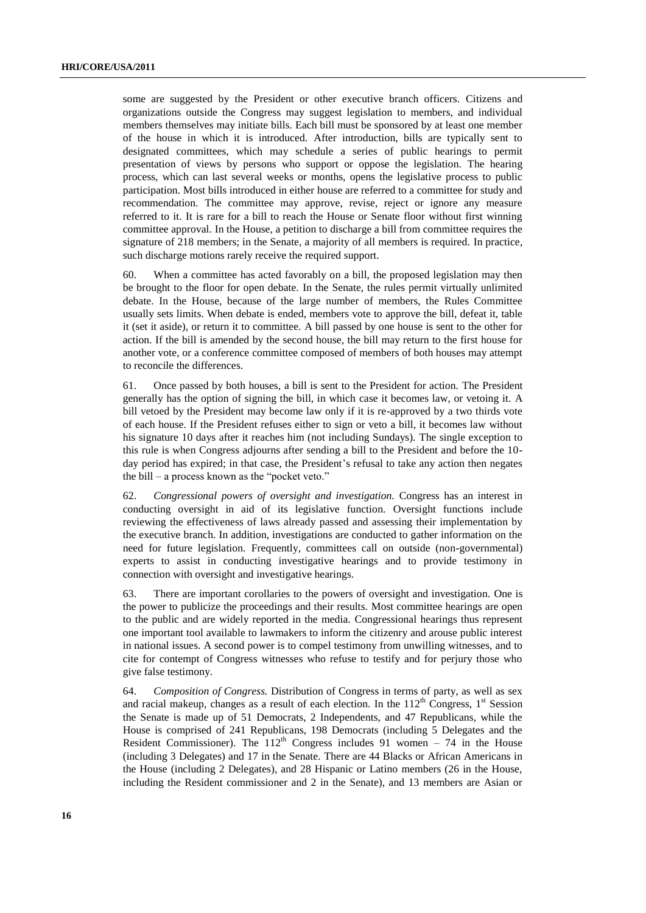some are suggested by the President or other executive branch officers. Citizens and organizations outside the Congress may suggest legislation to members, and individual members themselves may initiate bills. Each bill must be sponsored by at least one member of the house in which it is introduced. After introduction, bills are typically sent to designated committees, which may schedule a series of public hearings to permit presentation of views by persons who support or oppose the legislation. The hearing process, which can last several weeks or months, opens the legislative process to public participation. Most bills introduced in either house are referred to a committee for study and recommendation. The committee may approve, revise, reject or ignore any measure referred to it. It is rare for a bill to reach the House or Senate floor without first winning committee approval. In the House, a petition to discharge a bill from committee requires the signature of 218 members; in the Senate, a majority of all members is required. In practice, such discharge motions rarely receive the required support.

60. When a committee has acted favorably on a bill, the proposed legislation may then be brought to the floor for open debate. In the Senate, the rules permit virtually unlimited debate. In the House, because of the large number of members, the Rules Committee usually sets limits. When debate is ended, members vote to approve the bill, defeat it, table it (set it aside), or return it to committee. A bill passed by one house is sent to the other for action. If the bill is amended by the second house, the bill may return to the first house for another vote, or a conference committee composed of members of both houses may attempt to reconcile the differences.

61. Once passed by both houses, a bill is sent to the President for action. The President generally has the option of signing the bill, in which case it becomes law, or vetoing it. A bill vetoed by the President may become law only if it is re-approved by a two thirds vote of each house. If the President refuses either to sign or veto a bill, it becomes law without his signature 10 days after it reaches him (not including Sundays). The single exception to this rule is when Congress adjourns after sending a bill to the President and before the 10-day period has expired; in that case, the President's refusal to take any action then negates the bill – a process known as the "pocket veto."

62. *Congressional powers of oversight and investigation.* Congress has an interest in conducting oversight in aid of its legislative function. Oversight functions include reviewing the effectiveness of laws already passed and assessing their implementation by the executive branch. In addition, investigations are conducted to gather information on the need for future legislation. Frequently, committees call on outside (non-governmental) experts to assist in conducting investigative hearings and to provide testimony in connection with oversight and investigative hearings.

63. There are important corollaries to the powers of oversight and investigation. One is the power to publicize the proceedings and their results. Most committee hearings are open to the public and are widely reported in the media. Congressional hearings thus represent one important tool available to lawmakers to inform the citizenry and arouse public interest in national issues. A second power is to compel testimony from unwilling witnesses, and to cite for contempt of Congress witnesses who refuse to testify and for perjury those who give false testimony.

64. *Composition of Congress.* Distribution of Congress in terms of party, as well as sex and racial makeup, changes as a result of each election. In the 112th Congress, 1st Session the Senate is made up of 51 Democrats, 2 Independents, and 47 Republicans, while the House is comprised of 241 Republicans, 198 Democrats (including 5 Delegates and the Resident Commissioner). The 112th Congress includes 91 women – 74 in the House (including 3 Delegates) and 17 in the Senate. There are 44 Blacks or African Americans in the House (including 2 Delegates), and 28 Hispanic or Latino members (26 in the House, including the Resident commissioner and 2 in the Senate), and 13 members are Asian or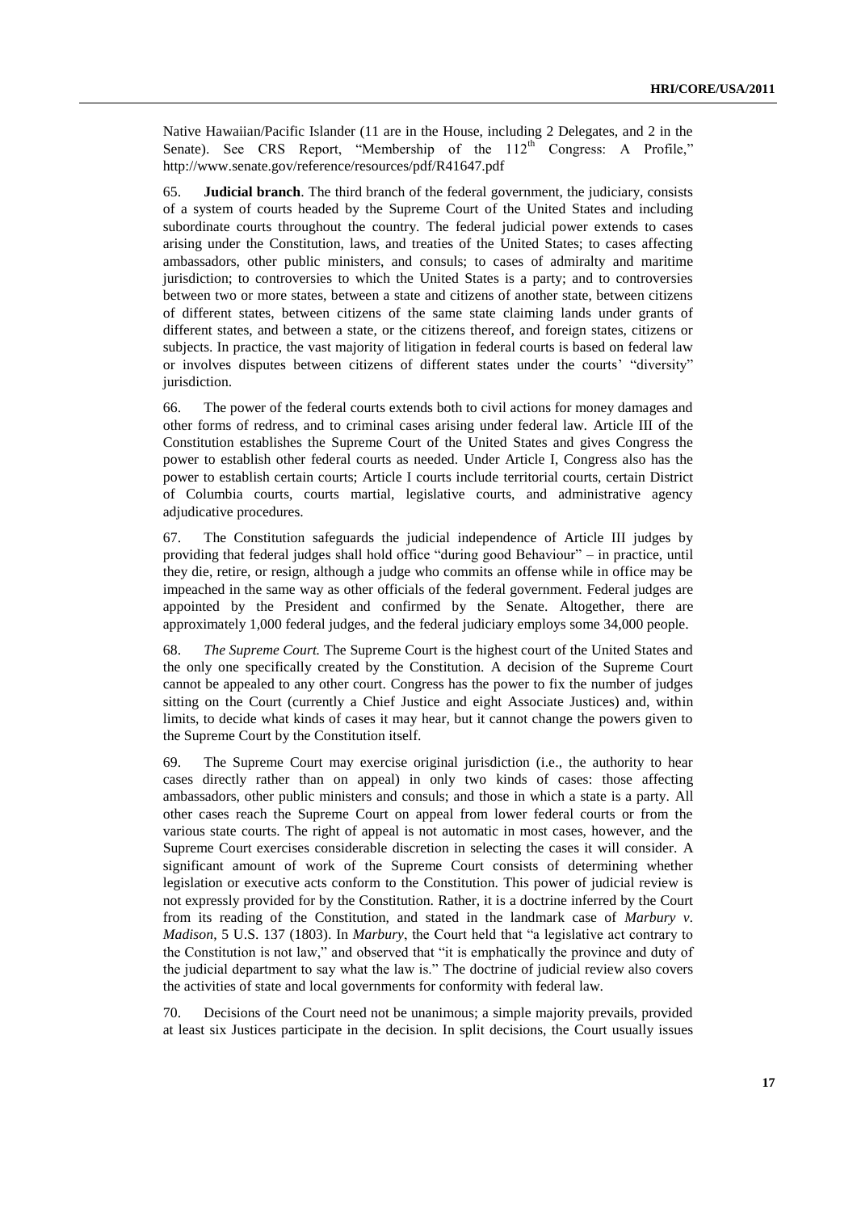Native Hawaiian/Pacific Islander (11 are in the House, including 2 Delegates, and 2 in the Senate). See CRS Report, "Membership of the 112th Congress: A Profile," http://www.senate.gov/reference/resources/pdf/R41647.pdf

65. **Judicial branch**. The third branch of the federal government, the judiciary, consists of a system of courts headed by the Supreme Court of the United States and including subordinate courts throughout the country. The federal judicial power extends to cases arising under the Constitution, laws, and treaties of the United States; to cases affecting ambassadors, other public ministers, and consuls; to cases of admiralty and maritime jurisdiction; to controversies to which the United States is a party; and to controversies between two or more states, between a state and citizens of another state, between citizens of different states, between citizens of the same state claiming lands under grants of different states, and between a state, or the citizens thereof, and foreign states, citizens or subjects. In practice, the vast majority of litigation in federal courts is based on federal law or involves disputes between citizens of different states under the courts' "diversity" jurisdiction.

66. The power of the federal courts extends both to civil actions for money damages and other forms of redress, and to criminal cases arising under federal law. Article III of the Constitution establishes the Supreme Court of the United States and gives Congress the power to establish other federal courts as needed. Under Article I, Congress also has the power to establish certain courts; Article I courts include territorial courts, certain District of Columbia courts, courts martial, legislative courts, and administrative agency adjudicative procedures.

67. The Constitution safeguards the judicial independence of Article III judges by providing that federal judges shall hold office "during good Behaviour" – in practice, until they die, retire, or resign, although a judge who commits an offense while in office may be impeached in the same way as other officials of the federal government. Federal judges are appointed by the President and confirmed by the Senate. Altogether, there are approximately 1,000 federal judges, and the federal judiciary employs some 34,000 people.

68. *The Supreme Court.* The Supreme Court is the highest court of the United States and the only one specifically created by the Constitution. A decision of the Supreme Court cannot be appealed to any other court. Congress has the power to fix the number of judges sitting on the Court (currently a Chief Justice and eight Associate Justices) and, within limits, to decide what kinds of cases it may hear, but it cannot change the powers given to the Supreme Court by the Constitution itself.

69. The Supreme Court may exercise original jurisdiction (i.e., the authority to hear cases directly rather than on appeal) in only two kinds of cases: those affecting ambassadors, other public ministers and consuls; and those in which a state is a party. All other cases reach the Supreme Court on appeal from lower federal courts or from the various state courts. The right of appeal is not automatic in most cases, however, and the Supreme Court exercises considerable discretion in selecting the cases it will consider. A significant amount of work of the Supreme Court consists of determining whether legislation or executive acts conform to the Constitution. This power of judicial review is not expressly provided for by the Constitution. Rather, it is a doctrine inferred by the Court from its reading of the Constitution, and stated in the landmark case of *Marbury v. Madison*, 5 U.S. 137 (1803). In *Marbury*, the Court held that "a legislative act contrary to the Constitution is not law," and observed that "it is emphatically the province and duty of the judicial department to say what the law is." The doctrine of judicial review also covers the activities of state and local governments for conformity with federal law.

70. Decisions of the Court need not be unanimous; a simple majority prevails, provided at least six Justices participate in the decision. In split decisions, the Court usually issues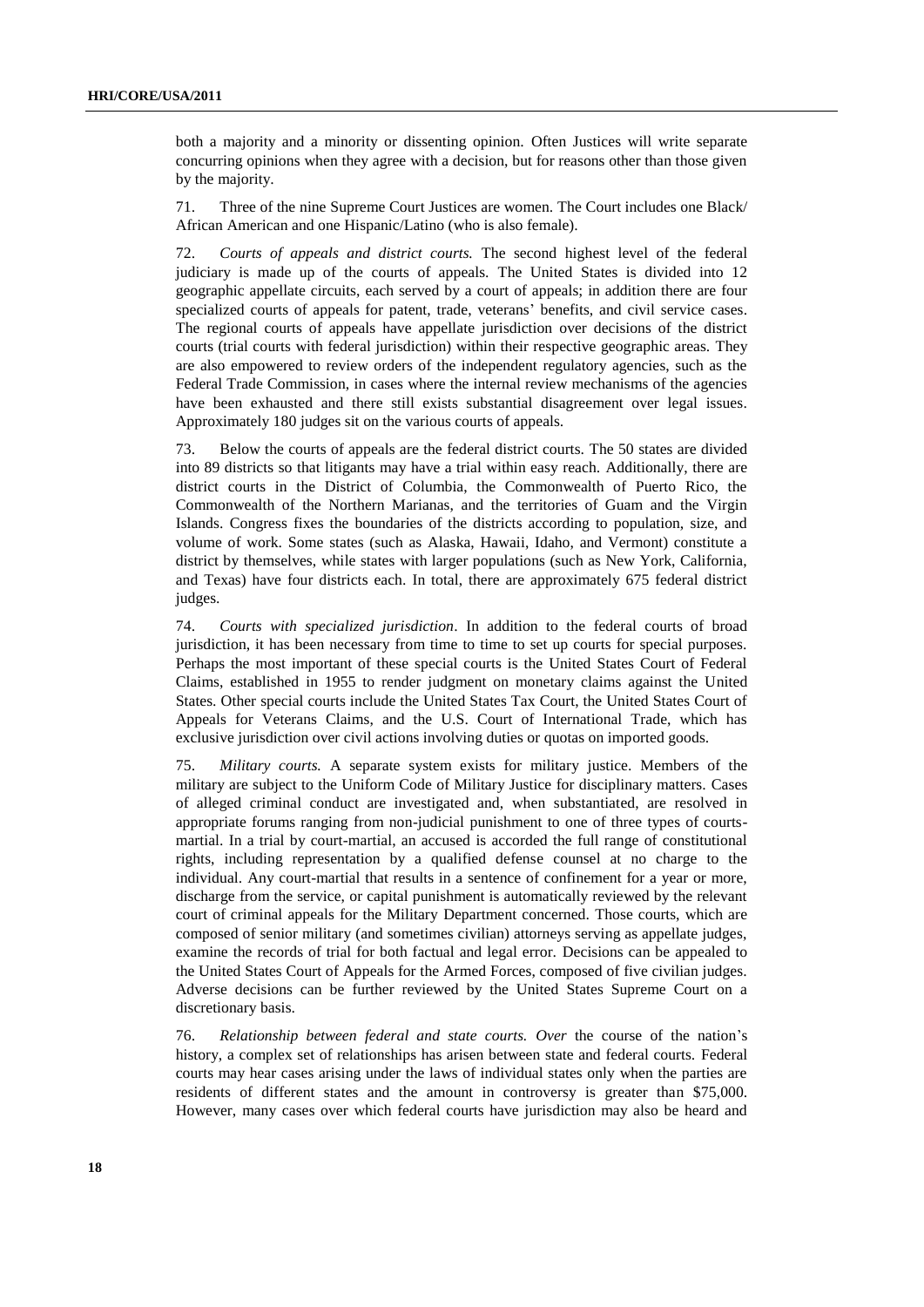both a majority and a minority or dissenting opinion. Often Justices will write separate concurring opinions when they agree with a decision, but for reasons other than those given by the majority.

71. Three of the nine Supreme Court Justices are women. The Court includes one Black/ African American and one Hispanic/Latino (who is also female).

72. *Courts of appeals and district courts.* The second highest level of the federal judiciary is made up of the courts of appeals. The United States is divided into 12 geographic appellate circuits, each served by a court of appeals; in addition there are four specialized courts of appeals for patent, trade, veterans' benefits, and civil service cases. The regional courts of appeals have appellate jurisdiction over decisions of the district courts (trial courts with federal jurisdiction) within their respective geographic areas. They are also empowered to review orders of the independent regulatory agencies, such as the Federal Trade Commission, in cases where the internal review mechanisms of the agencies have been exhausted and there still exists substantial disagreement over legal issues. Approximately 180 judges sit on the various courts of appeals.

73. Below the courts of appeals are the federal district courts. The 50 states are divided into 89 districts so that litigants may have a trial within easy reach. Additionally, there are district courts in the District of Columbia, the Commonwealth of Puerto Rico, the Commonwealth of the Northern Marianas, and the territories of Guam and the Virgin Islands. Congress fixes the boundaries of the districts according to population, size, and volume of work. Some states (such as Alaska, Hawaii, Idaho, and Vermont) constitute a district by themselves, while states with larger populations (such as New York, California, and Texas) have four districts each. In total, there are approximately 675 federal district judges.

74. *Courts with specialized jurisdiction*. In addition to the federal courts of broad jurisdiction, it has been necessary from time to time to set up courts for special purposes. Perhaps the most important of these special courts is the United States Court of Federal Claims, established in 1955 to render judgment on monetary claims against the United States. Other special courts include the United States Tax Court, the United States Court of Appeals for Veterans Claims, and the U.S. Court of International Trade, which has exclusive jurisdiction over civil actions involving duties or quotas on imported goods.

75. *Military courts.* A separate system exists for military justice. Members of the military are subject to the Uniform Code of Military Justice for disciplinary matters. Cases of alleged criminal conduct are investigated and, when substantiated, are resolved in appropriate forums ranging from non-judicial punishment to one of three types of courts-martial. In a trial by court-martial, an accused is accorded the full range of constitutional rights, including representation by a qualified defense counsel at no charge to the individual. Any court-martial that results in a sentence of confinement for a year or more, discharge from the service, or capital punishment is automatically reviewed by the relevant court of criminal appeals for the Military Department concerned. Those courts, which are composed of senior military (and sometimes civilian) attorneys serving as appellate judges, examine the records of trial for both factual and legal error. Decisions can be appealed to the United States Court of Appeals for the Armed Forces, composed of five civilian judges. Adverse decisions can be further reviewed by the United States Supreme Court on a discretionary basis.

76. *Relationship between federal and state courts. Over* the course of the nation's history, a complex set of relationships has arisen between state and federal courts. Federal courts may hear cases arising under the laws of individual states only when the parties are residents of different states and the amount in controversy is greater than $75,000. However, many cases over which federal courts have jurisdiction may also be heard and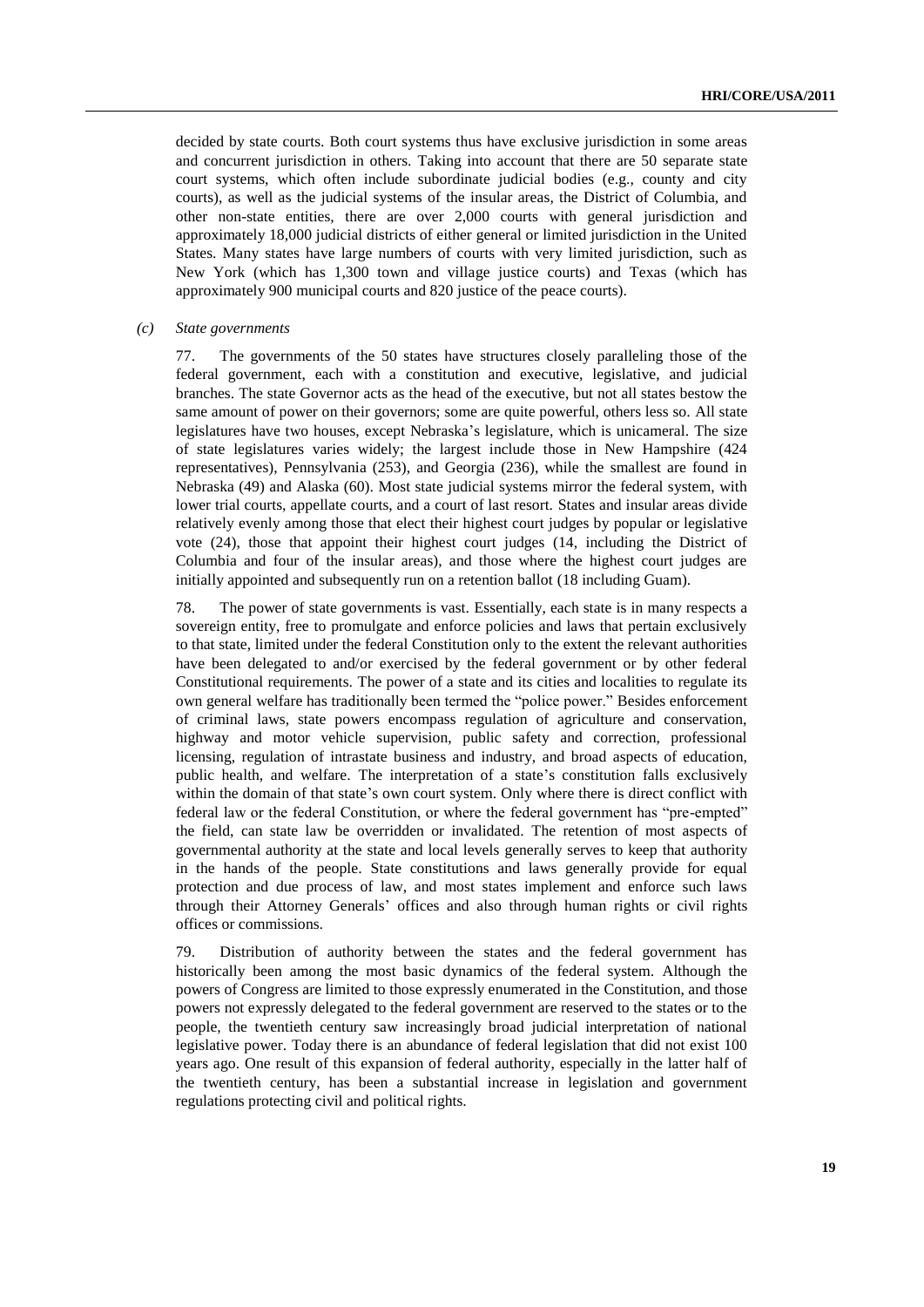decided by state courts. Both court systems thus have exclusive jurisdiction in some areas and concurrent jurisdiction in others. Taking into account that there are 50 separate state court systems, which often include subordinate judicial bodies (e.g., county and city courts), as well as the judicial systems of the insular areas, the District of Columbia, and other non-state entities, there are over 2,000 courts with general jurisdiction and approximately 18,000 judicial districts of either general or limited jurisdiction in the United States. Many states have large numbers of courts with very limited jurisdiction, such as New York (which has 1,300 town and village justice courts) and Texas (which has approximately 900 municipal courts and 820 justice of the peace courts).

*(c) State governments*

77. The governments of the 50 states have structures closely paralleling those of the federal government, each with a constitution and executive, legislative, and judicial branches. The state Governor acts as the head of the executive, but not all states bestow the same amount of power on their governors; some are quite powerful, others less so. All state legislatures have two houses, except Nebraska's legislature, which is unicameral. The size of state legislatures varies widely; the largest include those in New Hampshire (424 representatives), Pennsylvania (253), and Georgia (236), while the smallest are found in Nebraska (49) and Alaska (60). Most state judicial systems mirror the federal system, with lower trial courts, appellate courts, and a court of last resort. States and insular areas divide relatively evenly among those that elect their highest court judges by popular or legislative vote (24), those that appoint their highest court judges (14, including the District of Columbia and four of the insular areas), and those where the highest court judges are initially appointed and subsequently run on a retention ballot (18 including Guam).

78. The power of state governments is vast. Essentially, each state is in many respects a sovereign entity, free to promulgate and enforce policies and laws that pertain exclusively to that state, limited under the federal Constitution only to the extent the relevant authorities have been delegated to and/or exercised by the federal government or by other federal Constitutional requirements. The power of a state and its cities and localities to regulate its own general welfare has traditionally been termed the "police power." Besides enforcement of criminal laws, state powers encompass regulation of agriculture and conservation, highway and motor vehicle supervision, public safety and correction, professional licensing, regulation of intrastate business and industry, and broad aspects of education, public health, and welfare. The interpretation of a state's constitution falls exclusively within the domain of that state's own court system. Only where there is direct conflict with federal law or the federal Constitution, or where the federal government has "pre-empted" the field, can state law be overridden or invalidated. The retention of most aspects of governmental authority at the state and local levels generally serves to keep that authority in the hands of the people. State constitutions and laws generally provide for equal protection and due process of law, and most states implement and enforce such laws through their Attorney Generals' offices and also through human rights or civil rights offices or commissions.

79. Distribution of authority between the states and the federal government has historically been among the most basic dynamics of the federal system. Although the powers of Congress are limited to those expressly enumerated in the Constitution, and those powers not expressly delegated to the federal government are reserved to the states or to the people, the twentieth century saw increasingly broad judicial interpretation of national legislative power. Today there is an abundance of federal legislation that did not exist 100 years ago. One result of this expansion of federal authority, especially in the latter half of the twentieth century, has been a substantial increase in legislation and government regulations protecting civil and political rights.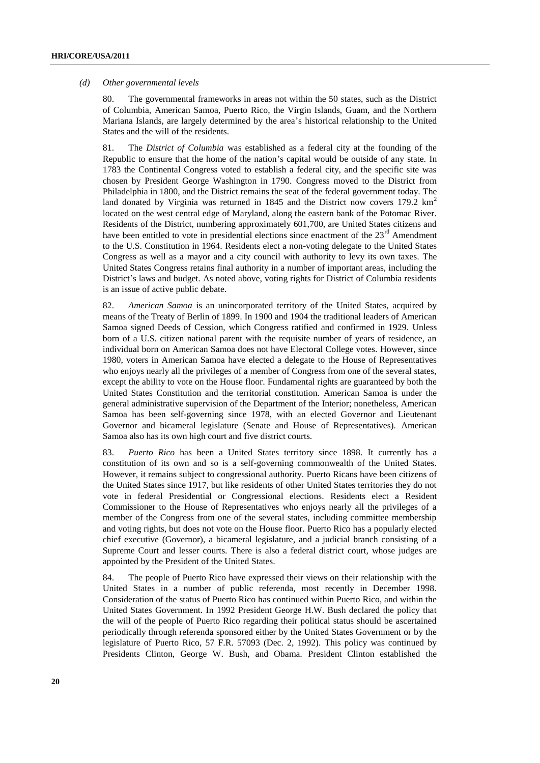*(d) Other governmental levels*

80. The governmental frameworks in areas not within the 50 states, such as the District of Columbia, American Samoa, Puerto Rico, the Virgin Islands, Guam, and the Northern Mariana Islands, are largely determined by the area's historical relationship to the United States and the will of the residents.

81. The *District of Columbia* was established as a federal city at the founding of the Republic to ensure that the home of the nation's capital would be outside of any state. In 1783 the Continental Congress voted to establish a federal city, and the specific site was chosen by President George Washington in 1790. Congress moved to the District from Philadelphia in 1800, and the District remains the seat of the federal government today. The land donated by Virginia was returned in 1845 and the District now covers 179.2 km$^2$ located on the west central edge of Maryland, along the eastern bank of the Potomac River. Residents of the District, numbering approximately 601,700, are United States citizens and have been entitled to vote in presidential elections since enactment of the 23rd Amendment to the U.S. Constitution in 1964. Residents elect a non-voting delegate to the United States Congress as well as a mayor and a city council with authority to levy its own taxes. The United States Congress retains final authority in a number of important areas, including the District's laws and budget. As noted above, voting rights for District of Columbia residents is an issue of active public debate.

82. *American Samoa* is an unincorporated territory of the United States, acquired by means of the Treaty of Berlin of 1899. In 1900 and 1904 the traditional leaders of American Samoa signed Deeds of Cession, which Congress ratified and confirmed in 1929. Unless born of a U.S. citizen national parent with the requisite number of years of residence, an individual born on American Samoa does not have Electoral College votes. However, since 1980, voters in American Samoa have elected a delegate to the House of Representatives who enjoys nearly all the privileges of a member of Congress from one of the several states, except the ability to vote on the House floor. Fundamental rights are guaranteed by both the United States Constitution and the territorial constitution. American Samoa is under the general administrative supervision of the Department of the Interior; nonetheless, American Samoa has been self-governing since 1978, with an elected Governor and Lieutenant Governor and bicameral legislature (Senate and House of Representatives). American Samoa also has its own high court and five district courts.

83. *Puerto Rico* has been a United States territory since 1898. It currently has a constitution of its own and so is a self-governing commonwealth of the United States. However, it remains subject to congressional authority. Puerto Ricans have been citizens of the United States since 1917, but like residents of other United States territories they do not vote in federal Presidential or Congressional elections. Residents elect a Resident Commissioner to the House of Representatives who enjoys nearly all the privileges of a member of the Congress from one of the several states, including committee membership and voting rights, but does not vote on the House floor. Puerto Rico has a popularly elected chief executive (Governor), a bicameral legislature, and a judicial branch consisting of a Supreme Court and lesser courts. There is also a federal district court, whose judges are appointed by the President of the United States.

84. The people of Puerto Rico have expressed their views on their relationship with the United States in a number of public referenda, most recently in December 1998. Consideration of the status of Puerto Rico has continued within Puerto Rico, and within the United States Government. In 1992 President George H.W. Bush declared the policy that the will of the people of Puerto Rico regarding their political status should be ascertained periodically through referenda sponsored either by the United States Government or by the legislature of Puerto Rico, 57 F.R. 57093 (Dec. 2, 1992). This policy was continued by Presidents Clinton, George W. Bush, and Obama. President Clinton established the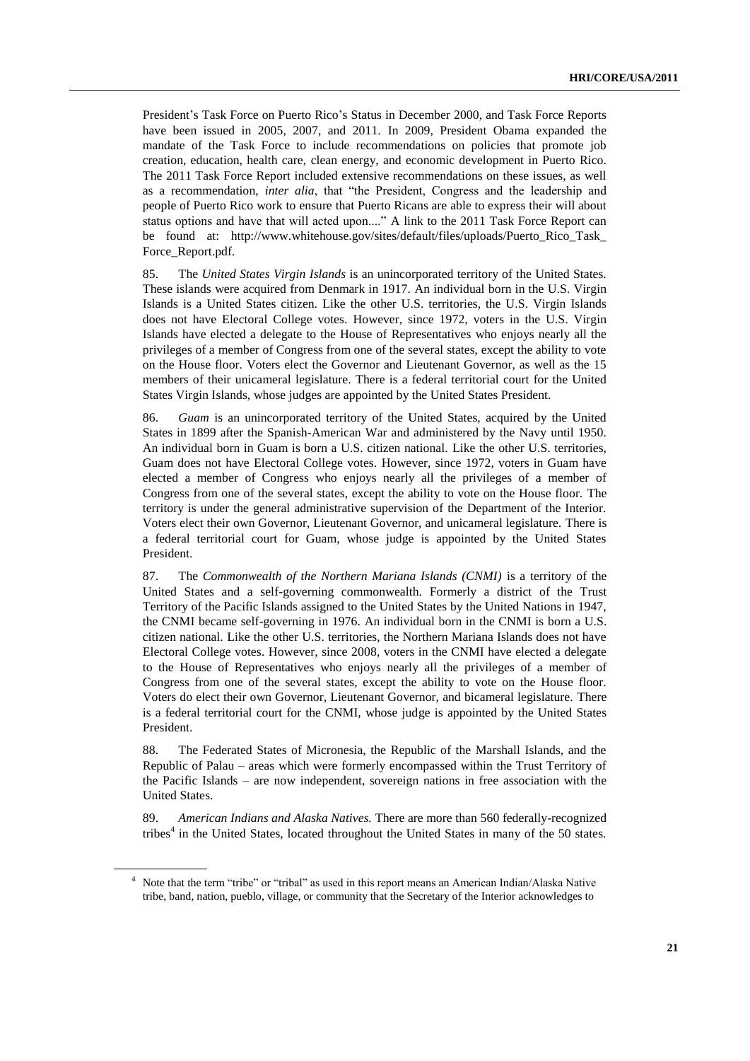President's Task Force on Puerto Rico's Status in December 2000, and Task Force Reports have been issued in 2005, 2007, and 2011. In 2009, President Obama expanded the mandate of the Task Force to include recommendations on policies that promote job creation, education, health care, clean energy, and economic development in Puerto Rico. The 2011 Task Force Report included extensive recommendations on these issues, as well as a recommendation, *inter alia*, that "the President, Congress and the leadership and people of Puerto Rico work to ensure that Puerto Ricans are able to express their will about status options and have that will acted upon...." A link to the 2011 Task Force Report can be found at: http://www.whitehouse.gov/sites/default/files/uploads/Puerto_Rico_Task_Force_Report.pdf.

85. The *United States Virgin Islands* is an unincorporated territory of the United States. These islands were acquired from Denmark in 1917. An individual born in the U.S. Virgin Islands is a United States citizen. Like the other U.S. territories, the U.S. Virgin Islands does not have Electoral College votes. However, since 1972, voters in the U.S. Virgin Islands have elected a delegate to the House of Representatives who enjoys nearly all the privileges of a member of Congress from one of the several states, except the ability to vote on the House floor. Voters elect the Governor and Lieutenant Governor, as well as the 15 members of their unicameral legislature. There is a federal territorial court for the United States Virgin Islands, whose judges are appointed by the United States President.

86. *Guam* is an unincorporated territory of the United States, acquired by the United States in 1899 after the Spanish-American War and administered by the Navy until 1950. An individual born in Guam is born a U.S. citizen national. Like the other U.S. territories, Guam does not have Electoral College votes. However, since 1972, voters in Guam have elected a member of Congress who enjoys nearly all the privileges of a member of Congress from one of the several states, except the ability to vote on the House floor. The territory is under the general administrative supervision of the Department of the Interior. Voters elect their own Governor, Lieutenant Governor, and unicameral legislature. There is a federal territorial court for Guam, whose judge is appointed by the United States President.

87. The *Commonwealth of the Northern Mariana Islands (CNMI)* is a territory of the United States and a self-governing commonwealth. Formerly a district of the Trust Territory of the Pacific Islands assigned to the United States by the United Nations in 1947, the CNMI became self-governing in 1976. An individual born in the CNMI is born a U.S. citizen national. Like the other U.S. territories, the Northern Mariana Islands does not have Electoral College votes. However, since 2008, voters in the CNMI have elected a delegate to the House of Representatives who enjoys nearly all the privileges of a member of Congress from one of the several states, except the ability to vote on the House floor. Voters do elect their own Governor, Lieutenant Governor, and bicameral legislature. There is a federal territorial court for the CNMI, whose judge is appointed by the United States President.

88. The Federated States of Micronesia, the Republic of the Marshall Islands, and the Republic of Palau – areas which were formerly encompassed within the Trust Territory of the Pacific Islands – are now independent, sovereign nations in free association with the United States.

89. *American Indians and Alaska Natives.* There are more than 560 federally-recognized tribes[4] in the United States, located throughout the United States in many of the 50 states.

[4] Note that the term "tribe" or "tribal" as used in this report means an American Indian/Alaska Native tribe, band, nation, pueblo, village, or community that the Secretary of the Interior acknowledges to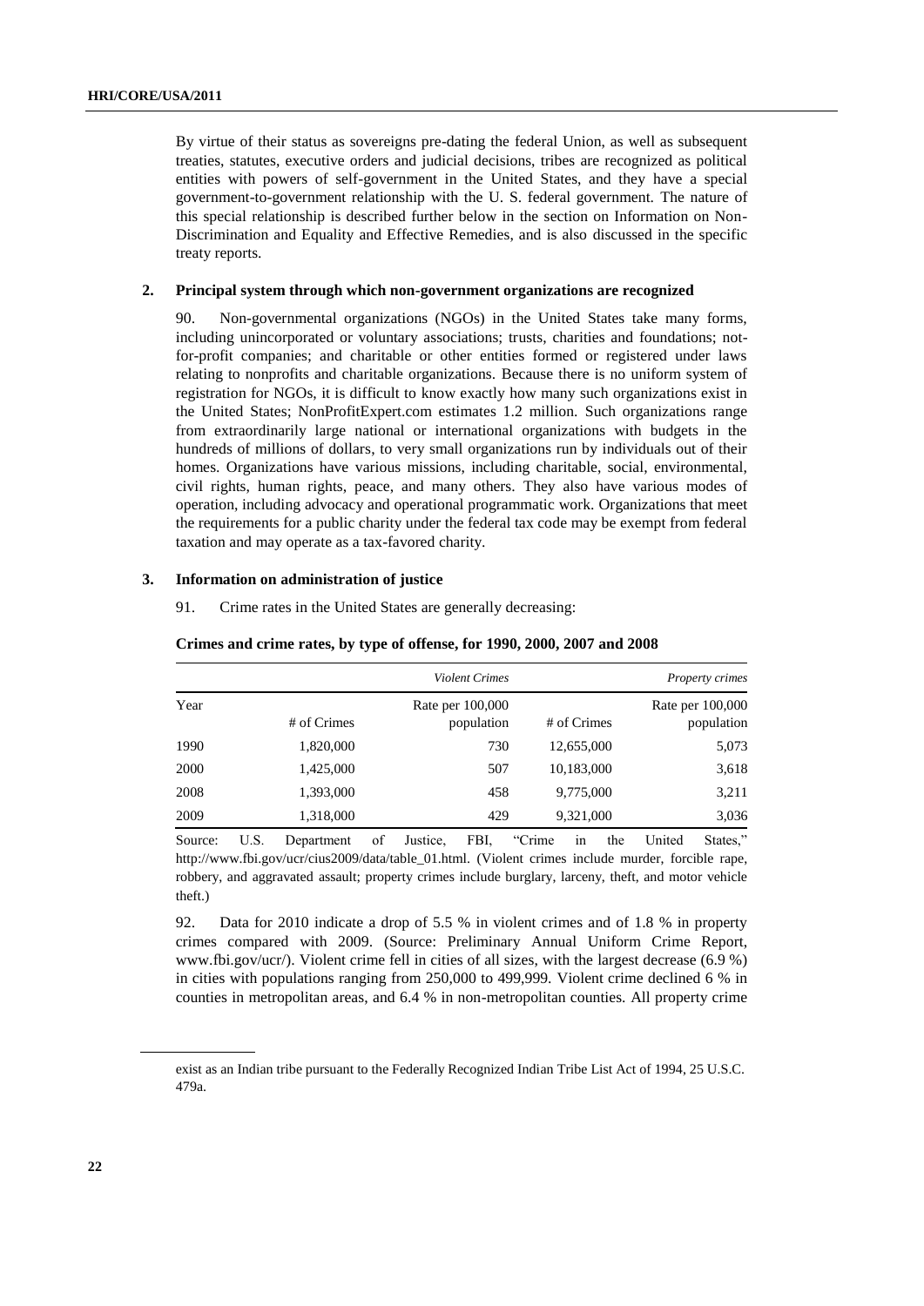By virtue of their status as sovereigns pre-dating the federal Union, as well as subsequent treaties, statutes, executive orders and judicial decisions, tribes are recognized as political entities with powers of self-government in the United States, and they have a special government-to-government relationship with the U. S. federal government. The nature of this special relationship is described further below in the section on Information on Non-Discrimination and Equality and Effective Remedies, and is also discussed in the specific treaty reports.

## 2. Principal system through which non-government organizations are recognized

90. Non-governmental organizations (NGOs) in the United States take many forms, including unincorporated or voluntary associations; trusts, charities and foundations; not-for-profit companies; and charitable or other entities formed or registered under laws relating to nonprofits and charitable organizations. Because there is no uniform system of registration for NGOs, it is difficult to know exactly how many such organizations exist in the United States; NonProfitExpert.com estimates 1.2 million. Such organizations range from extraordinarily large national or international organizations with budgets in the hundreds of millions of dollars, to very small organizations run by individuals out of their homes. Organizations have various missions, including charitable, social, environmental, civil rights, human rights, peace, and many others. They also have various modes of operation, including advocacy and operational programmatic work. Organizations that meet the requirements for a public charity under the federal tax code may be exempt from federal taxation and may operate as a tax-favored charity.

## 3. Information on administration of justice

91. Crime rates in the United States are generally decreasing:

**Crimes and crime rates, by type of offense, for 1990, 2000, 2007 and 2008**

| | *Violent Crimes* | | *Property crimes* | |
|---|---|---|---|---|
| Year | # of Crimes | Rate per 100,000 population | # of Crimes | Rate per 100,000 population |
| 1990 | 1,820,000 | 730 | 12,655,000 | 5,073 |
| 2000 | 1,425,000 | 507 | 10,183,000 | 3,618 |
| 2008 | 1,393,000 | 458 | 9,775,000 | 3,211 |
| 2009 | 1,318,000 | 429 | 9,321,000 | 3,036 |

Source: U.S. Department of Justice, FBI, "Crime in the United States," http://www.fbi.gov/ucr/cius2009/data/table_01.html. (Violent crimes include murder, forcible rape, robbery, and aggravated assault; property crimes include burglary, larceny, theft, and motor vehicle theft.)

92. Data for 2010 indicate a drop of 5.5 % in violent crimes and of 1.8 % in property crimes compared with 2009. (Source: Preliminary Annual Uniform Crime Report, www.fbi.gov/ucr/). Violent crime fell in cities of all sizes, with the largest decrease (6.9 %) in cities with populations ranging from 250,000 to 499,999. Violent crime declined 6 % in counties in metropolitan areas, and 6.4 % in non-metropolitan counties. All property crime

exist as an Indian tribe pursuant to the Federally Recognized Indian Tribe List Act of 1994, 25 U.S.C. 479a.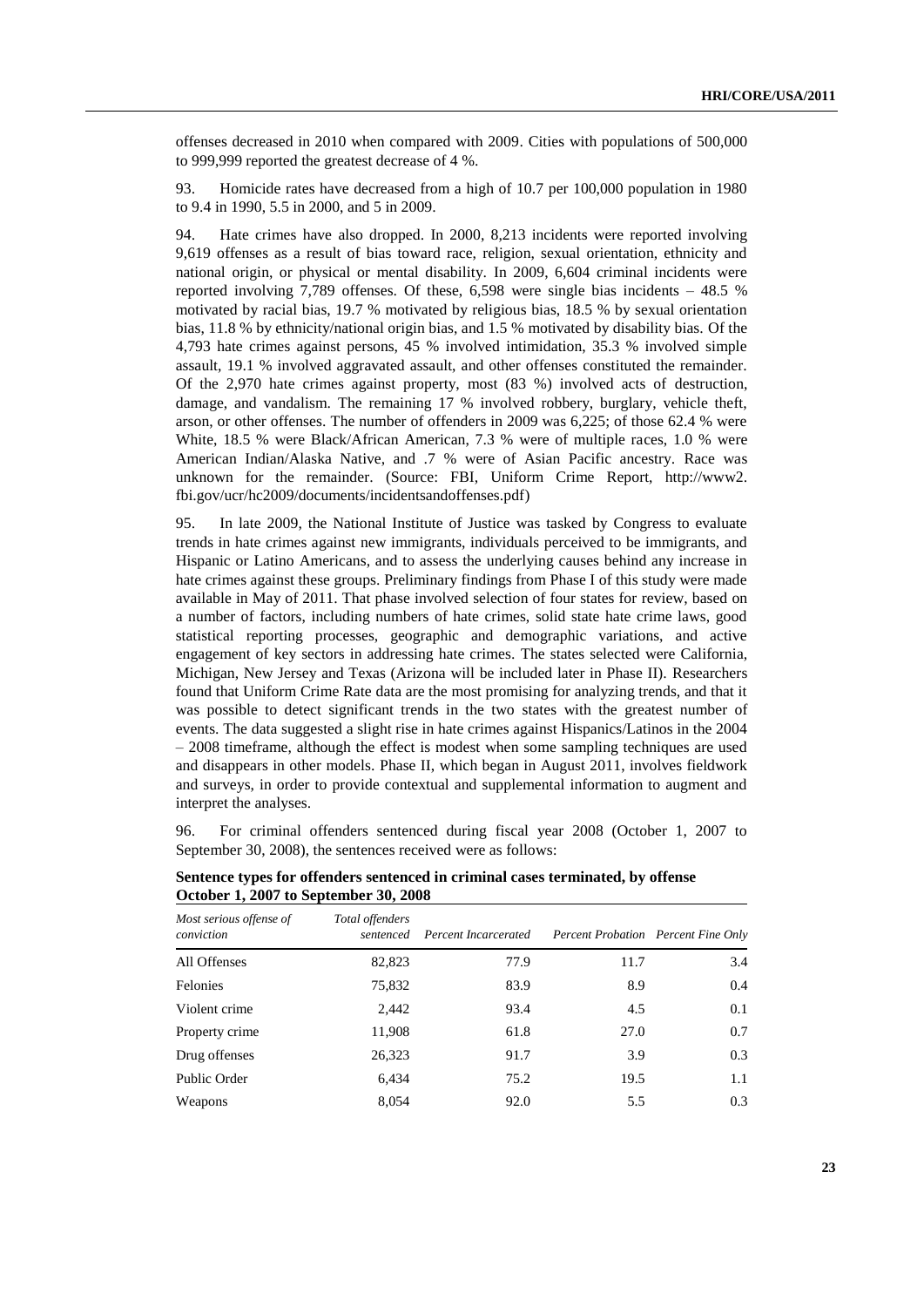offenses decreased in 2010 when compared with 2009. Cities with populations of 500,000 to 999,999 reported the greatest decrease of 4 %.

93. Homicide rates have decreased from a high of 10.7 per 100,000 population in 1980 to 9.4 in 1990, 5.5 in 2000, and 5 in 2009.

94. Hate crimes have also dropped. In 2000, 8,213 incidents were reported involving 9,619 offenses as a result of bias toward race, religion, sexual orientation, ethnicity and national origin, or physical or mental disability. In 2009, 6,604 criminal incidents were reported involving 7,789 offenses. Of these, 6,598 were single bias incidents – 48.5 % motivated by racial bias, 19.7 % motivated by religious bias, 18.5 % by sexual orientation bias, 11.8 % by ethnicity/national origin bias, and 1.5 % motivated by disability bias. Of the 4,793 hate crimes against persons, 45 % involved intimidation, 35.3 % involved simple assault, 19.1 % involved aggravated assault, and other offenses constituted the remainder. Of the 2,970 hate crimes against property, most (83 %) involved acts of destruction, damage, and vandalism. The remaining 17 % involved robbery, burglary, vehicle theft, arson, or other offenses. The number of offenders in 2009 was 6,225; of those 62.4 % were White, 18.5 % were Black/African American, 7.3 % were of multiple races, 1.0 % were American Indian/Alaska Native, and .7 % were of Asian Pacific ancestry. Race was unknown for the remainder. (Source: FBI, Uniform Crime Report, http://www2. fbi.gov/ucr/hc2009/documents/incidentsandoffenses.pdf)

95. In late 2009, the National Institute of Justice was tasked by Congress to evaluate trends in hate crimes against new immigrants, individuals perceived to be immigrants, and Hispanic or Latino Americans, and to assess the underlying causes behind any increase in hate crimes against these groups. Preliminary findings from Phase I of this study were made available in May of 2011. That phase involved selection of four states for review, based on a number of factors, including numbers of hate crimes, solid state hate crime laws, good statistical reporting processes, geographic and demographic variations, and active engagement of key sectors in addressing hate crimes. The states selected were California, Michigan, New Jersey and Texas (Arizona will be included later in Phase II). Researchers found that Uniform Crime Rate data are the most promising for analyzing trends, and that it was possible to detect significant trends in the two states with the greatest number of events. The data suggested a slight rise in hate crimes against Hispanics/Latinos in the 2004 – 2008 timeframe, although the effect is modest when some sampling techniques are used and disappears in other models. Phase II, which began in August 2011, involves fieldwork and surveys, in order to provide contextual and supplemental information to augment and interpret the analyses.

96. For criminal offenders sentenced during fiscal year 2008 (October 1, 2007 to September 30, 2008), the sentences received were as follows:

**Sentence types for offenders sentenced in criminal cases terminated, by offense October 1, 2007 to September 30, 2008**

| *Most serious offense of conviction* | *Total offenders sentenced* | *Percent Incarcerated* | *Percent Probation* | *Percent Fine Only* |
|---|---|---|---|---|
| All Offenses | 82,823 | 77.9 | 11.7 | 3.4 |
| Felonies | 75,832 | 83.9 | 8.9 | 0.4 |
| Violent crime | 2,442 | 93.4 | 4.5 | 0.1 |
| Property crime | 11,908 | 61.8 | 27.0 | 0.7 |
| Drug offenses | 26,323 | 91.7 | 3.9 | 0.3 |
| Public Order | 6,434 | 75.2 | 19.5 | 1.1 |
| Weapons | 8,054 | 92.0 | 5.5 | 0.3 |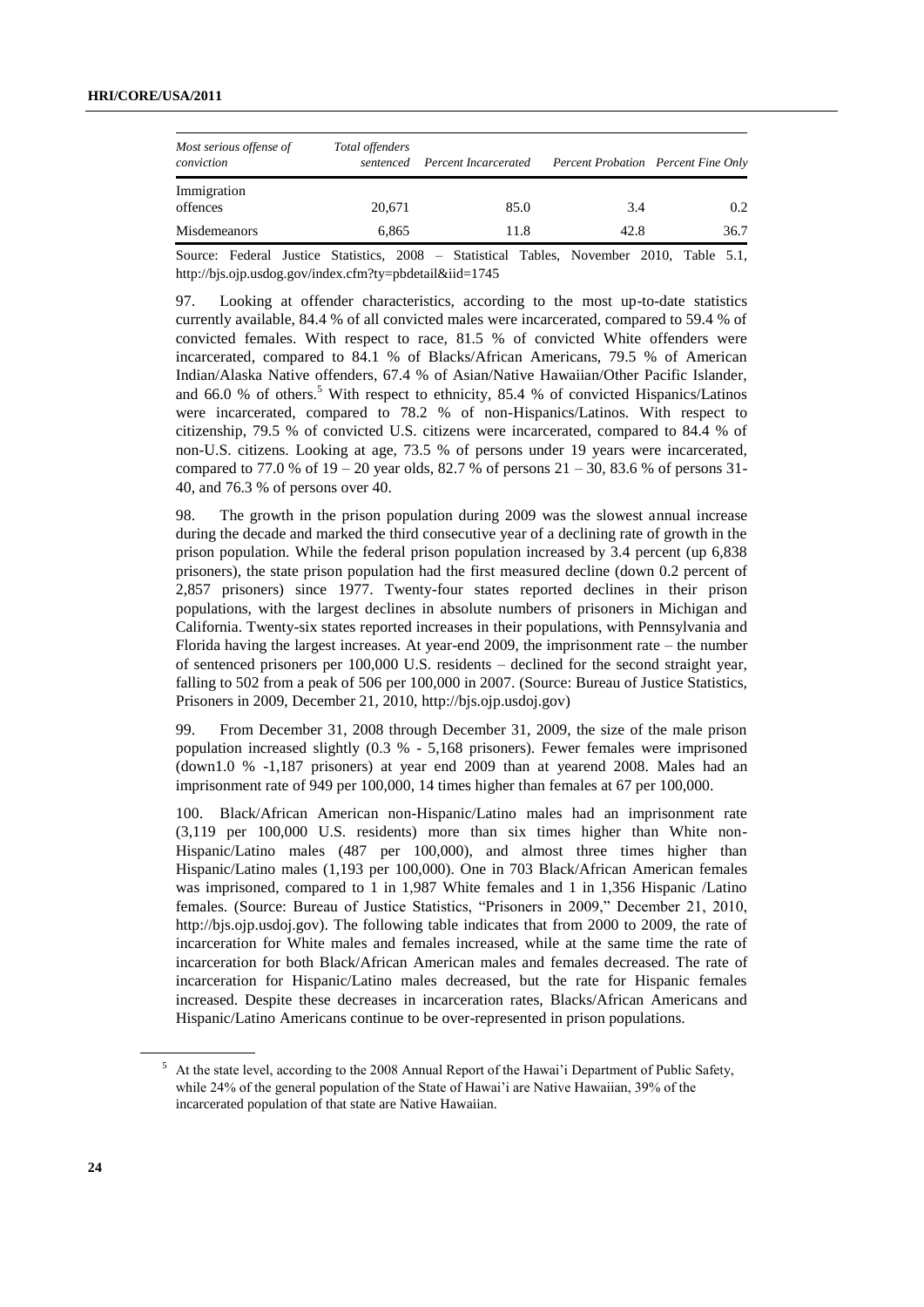| *Most serious offense of conviction* | *Total offenders sentenced* | *Percent Incarcerated* | *Percent Probation* | *Percent Fine Only* |
|---|---|---|---|---|
| Immigration offences | 20,671 | 85.0 | 3.4 | 0.2 |
| Misdemeanors | 6,865 | 11.8 | 42.8 | 36.7 |

Source: Federal Justice Statistics, 2008 – Statistical Tables, November 2010, Table 5.1, http://bjs.ojp.usdog.gov/index.cfm?ty=pbdetail&iid=1745

97. Looking at offender characteristics, according to the most up-to-date statistics currently available, 84.4 % of all convicted males were incarcerated, compared to 59.4 % of convicted females. With respect to race, 81.5 % of convicted White offenders were incarcerated, compared to 84.1 % of Blacks/African Americans, 79.5 % of American Indian/Alaska Native offenders, 67.4 % of Asian/Native Hawaiian/Other Pacific Islander, and 66.0 % of others.[5] With respect to ethnicity, 85.4 % of convicted Hispanics/Latinos were incarcerated, compared to 78.2 % of non-Hispanics/Latinos. With respect to citizenship, 79.5 % of convicted U.S. citizens were incarcerated, compared to 84.4 % of non-U.S. citizens. Looking at age, 73.5 % of persons under 19 years were incarcerated, compared to 77.0 % of 19 – 20 year olds, 82.7 % of persons 21 – 30, 83.6 % of persons 31-40, and 76.3 % of persons over 40.

98. The growth in the prison population during 2009 was the slowest annual increase during the decade and marked the third consecutive year of a declining rate of growth in the prison population. While the federal prison population increased by 3.4 percent (up 6,838 prisoners), the state prison population had the first measured decline (down 0.2 percent of 2,857 prisoners) since 1977. Twenty-four states reported declines in their prison populations, with the largest declines in absolute numbers of prisoners in Michigan and California. Twenty-six states reported increases in their populations, with Pennsylvania and Florida having the largest increases. At year-end 2009, the imprisonment rate – the number of sentenced prisoners per 100,000 U.S. residents – declined for the second straight year, falling to 502 from a peak of 506 per 100,000 in 2007. (Source: Bureau of Justice Statistics, Prisoners in 2009, December 21, 2010, http://bjs.ojp.usdoj.gov)

99. From December 31, 2008 through December 31, 2009, the size of the male prison population increased slightly (0.3 % - 5,168 prisoners). Fewer females were imprisoned (down1.0 % -1,187 prisoners) at year end 2009 than at yearend 2008. Males had an imprisonment rate of 949 per 100,000, 14 times higher than females at 67 per 100,000.

100. Black/African American non-Hispanic/Latino males had an imprisonment rate (3,119 per 100,000 U.S. residents) more than six times higher than White non-Hispanic/Latino males (487 per 100,000), and almost three times higher than Hispanic/Latino males (1,193 per 100,000). One in 703 Black/African American females was imprisoned, compared to 1 in 1,987 White females and 1 in 1,356 Hispanic /Latino females. (Source: Bureau of Justice Statistics, "Prisoners in 2009," December 21, 2010, http://bjs.ojp.usdoj.gov). The following table indicates that from 2000 to 2009, the rate of incarceration for White males and females increased, while at the same time the rate of incarceration for both Black/African American males and females decreased. The rate of incarceration for Hispanic/Latino males decreased, but the rate for Hispanic females increased. Despite these decreases in incarceration rates, Blacks/African Americans and Hispanic/Latino Americans continue to be over-represented in prison populations.

[5] At the state level, according to the 2008 Annual Report of the Hawai'i Department of Public Safety, while 24% of the general population of the State of Hawai'i are Native Hawaiian, 39% of the incarcerated population of that state are Native Hawaiian.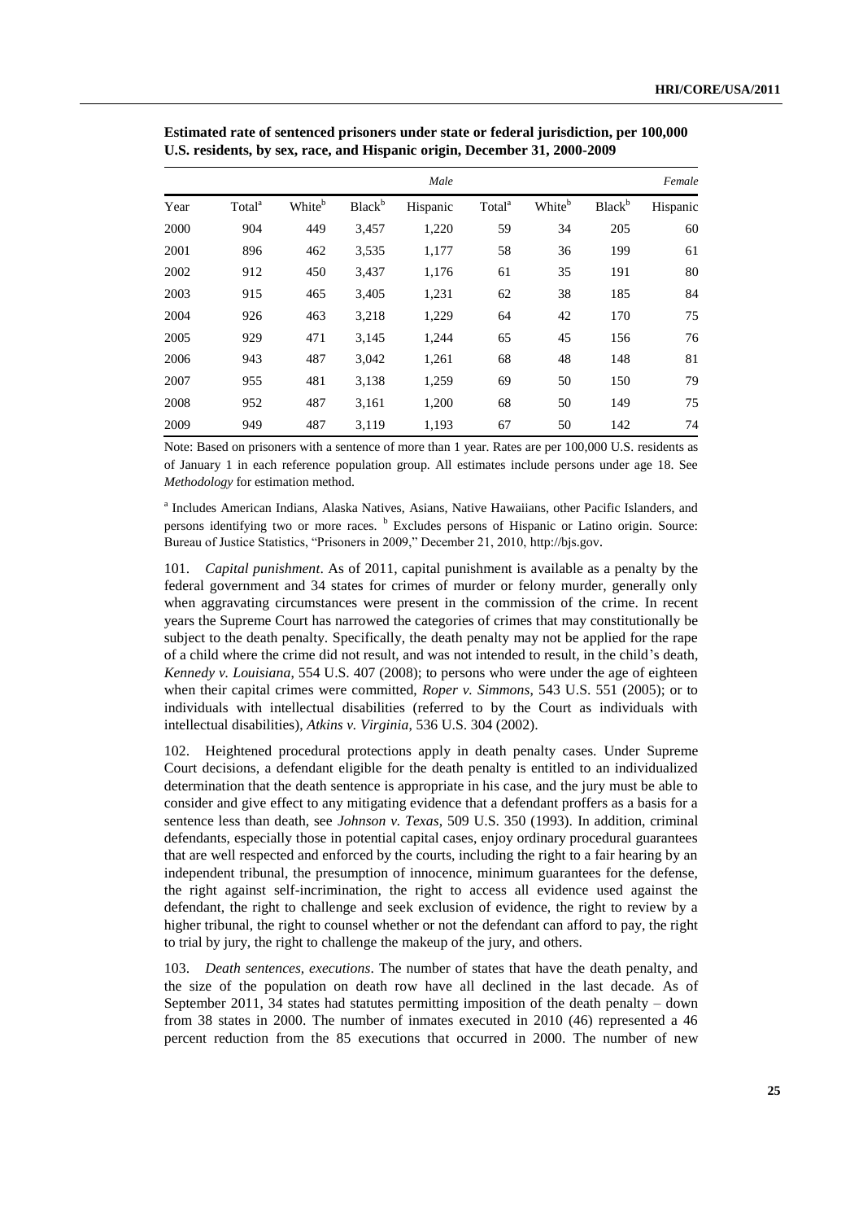**Estimated rate of sentenced prisoners under state or federal jurisdiction, per 100,000 U.S. residents, by sex, race, and Hispanic origin, December 31, 2000-2009**

| | Male | | | | Female | | | |
|---|---|---|---|---|---|---|---|---|
| Year | Total[a] | White[b] | Black[b] | Hispanic | Total[a] | White[b] | Black[b] | Hispanic |
| 2000 | 904 | 449 | 3,457 | 1,220 | 59 | 34 | 205 | 60 |
| 2001 | 896 | 462 | 3,535 | 1,177 | 58 | 36 | 199 | 61 |
| 2002 | 912 | 450 | 3,437 | 1,176 | 61 | 35 | 191 | 80 |
| 2003 | 915 | 465 | 3,405 | 1,231 | 62 | 38 | 185 | 84 |
| 2004 | 926 | 463 | 3,218 | 1,229 | 64 | 42 | 170 | 75 |
| 2005 | 929 | 471 | 3,145 | 1,244 | 65 | 45 | 156 | 76 |
| 2006 | 943 | 487 | 3,042 | 1,261 | 68 | 48 | 148 | 81 |
| 2007 | 955 | 481 | 3,138 | 1,259 | 69 | 50 | 150 | 79 |
| 2008 | 952 | 487 | 3,161 | 1,200 | 68 | 50 | 149 | 75 |
| 2009 | 949 | 487 | 3,119 | 1,193 | 67 | 50 | 142 | 74 |

Note: Based on prisoners with a sentence of more than 1 year. Rates are per 100,000 U.S. residents as of January 1 in each reference population group. All estimates include persons under age 18. See *Methodology* for estimation method.

[a] Includes American Indians, Alaska Natives, Asians, Native Hawaiians, other Pacific Islanders, and persons identifying two or more races. [b] Excludes persons of Hispanic or Latino origin. Source: Bureau of Justice Statistics, "Prisoners in 2009," December 21, 2010, http://bjs.gov.

101. *Capital punishment*. As of 2011, capital punishment is available as a penalty by the federal government and 34 states for crimes of murder or felony murder, generally only when aggravating circumstances were present in the commission of the crime. In recent years the Supreme Court has narrowed the categories of crimes that may constitutionally be subject to the death penalty. Specifically, the death penalty may not be applied for the rape of a child where the crime did not result, and was not intended to result, in the child's death, *Kennedy v. Louisiana*, 554 U.S. 407 (2008); to persons who were under the age of eighteen when their capital crimes were committed, *Roper v. Simmons*, 543 U.S. 551 (2005); or to individuals with intellectual disabilities (referred to by the Court as individuals with intellectual disabilities), *Atkins v. Virginia*, 536 U.S. 304 (2002).

102. Heightened procedural protections apply in death penalty cases. Under Supreme Court decisions, a defendant eligible for the death penalty is entitled to an individualized determination that the death sentence is appropriate in his case, and the jury must be able to consider and give effect to any mitigating evidence that a defendant proffers as a basis for a sentence less than death, see *Johnson v. Texas*, 509 U.S. 350 (1993). In addition, criminal defendants, especially those in potential capital cases, enjoy ordinary procedural guarantees that are well respected and enforced by the courts, including the right to a fair hearing by an independent tribunal, the presumption of innocence, minimum guarantees for the defense, the right against self-incrimination, the right to access all evidence used against the defendant, the right to challenge and seek exclusion of evidence, the right to review by a higher tribunal, the right to counsel whether or not the defendant can afford to pay, the right to trial by jury, the right to challenge the makeup of the jury, and others.

103. *Death sentences, executions*. The number of states that have the death penalty, and the size of the population on death row have all declined in the last decade. As of September 2011, 34 states had statutes permitting imposition of the death penalty – down from 38 states in 2000. The number of inmates executed in 2010 (46) represented a 46 percent reduction from the 85 executions that occurred in 2000. The number of new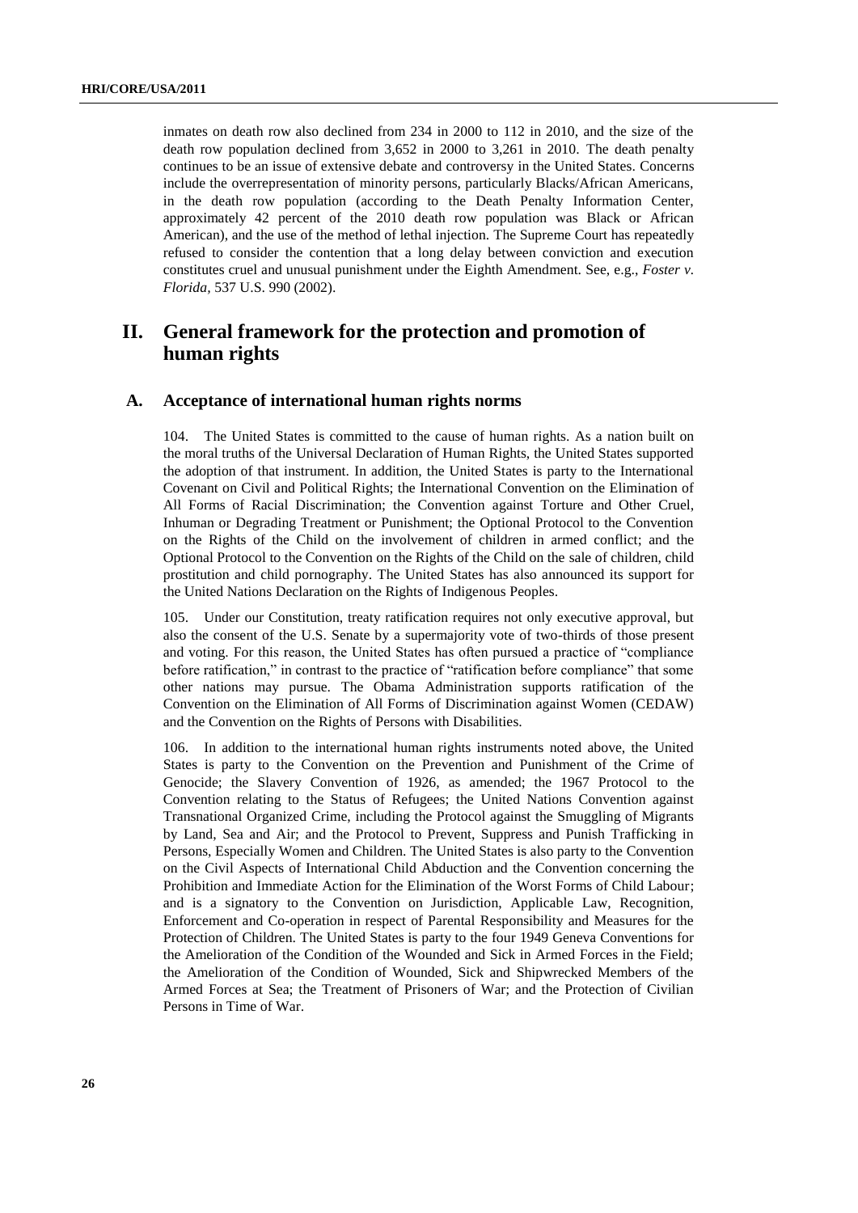inmates on death row also declined from 234 in 2000 to 112 in 2010, and the size of the death row population declined from 3,652 in 2000 to 3,261 in 2010. The death penalty continues to be an issue of extensive debate and controversy in the United States. Concerns include the overrepresentation of minority persons, particularly Blacks/African Americans, in the death row population (according to the Death Penalty Information Center, approximately 42 percent of the 2010 death row population was Black or African American), and the use of the method of lethal injection. The Supreme Court has repeatedly refused to consider the contention that a long delay between conviction and execution constitutes cruel and unusual punishment under the Eighth Amendment. See, e.g., *Foster v. Florida,* 537 U.S. 990 (2002).

# II. General framework for the protection and promotion of human rights

## A. Acceptance of international human rights norms

104. The United States is committed to the cause of human rights. As a nation built on the moral truths of the Universal Declaration of Human Rights, the United States supported the adoption of that instrument. In addition, the United States is party to the International Covenant on Civil and Political Rights; the International Convention on the Elimination of All Forms of Racial Discrimination; the Convention against Torture and Other Cruel, Inhuman or Degrading Treatment or Punishment; the Optional Protocol to the Convention on the Rights of the Child on the involvement of children in armed conflict; and the Optional Protocol to the Convention on the Rights of the Child on the sale of children, child prostitution and child pornography. The United States has also announced its support for the United Nations Declaration on the Rights of Indigenous Peoples.

105. Under our Constitution, treaty ratification requires not only executive approval, but also the consent of the U.S. Senate by a supermajority vote of two-thirds of those present and voting. For this reason, the United States has often pursued a practice of "compliance before ratification," in contrast to the practice of "ratification before compliance" that some other nations may pursue. The Obama Administration supports ratification of the Convention on the Elimination of All Forms of Discrimination against Women (CEDAW) and the Convention on the Rights of Persons with Disabilities.

106. In addition to the international human rights instruments noted above, the United States is party to the Convention on the Prevention and Punishment of the Crime of Genocide; the Slavery Convention of 1926, as amended; the 1967 Protocol to the Convention relating to the Status of Refugees; the United Nations Convention against Transnational Organized Crime, including the Protocol against the Smuggling of Migrants by Land, Sea and Air; and the Protocol to Prevent, Suppress and Punish Trafficking in Persons, Especially Women and Children. The United States is also party to the Convention on the Civil Aspects of International Child Abduction and the Convention concerning the Prohibition and Immediate Action for the Elimination of the Worst Forms of Child Labour; and is a signatory to the Convention on Jurisdiction, Applicable Law, Recognition, Enforcement and Co-operation in respect of Parental Responsibility and Measures for the Protection of Children. The United States is party to the four 1949 Geneva Conventions for the Amelioration of the Condition of the Wounded and Sick in Armed Forces in the Field; the Amelioration of the Condition of Wounded, Sick and Shipwrecked Members of the Armed Forces at Sea; the Treatment of Prisoners of War; and the Protection of Civilian Persons in Time of War.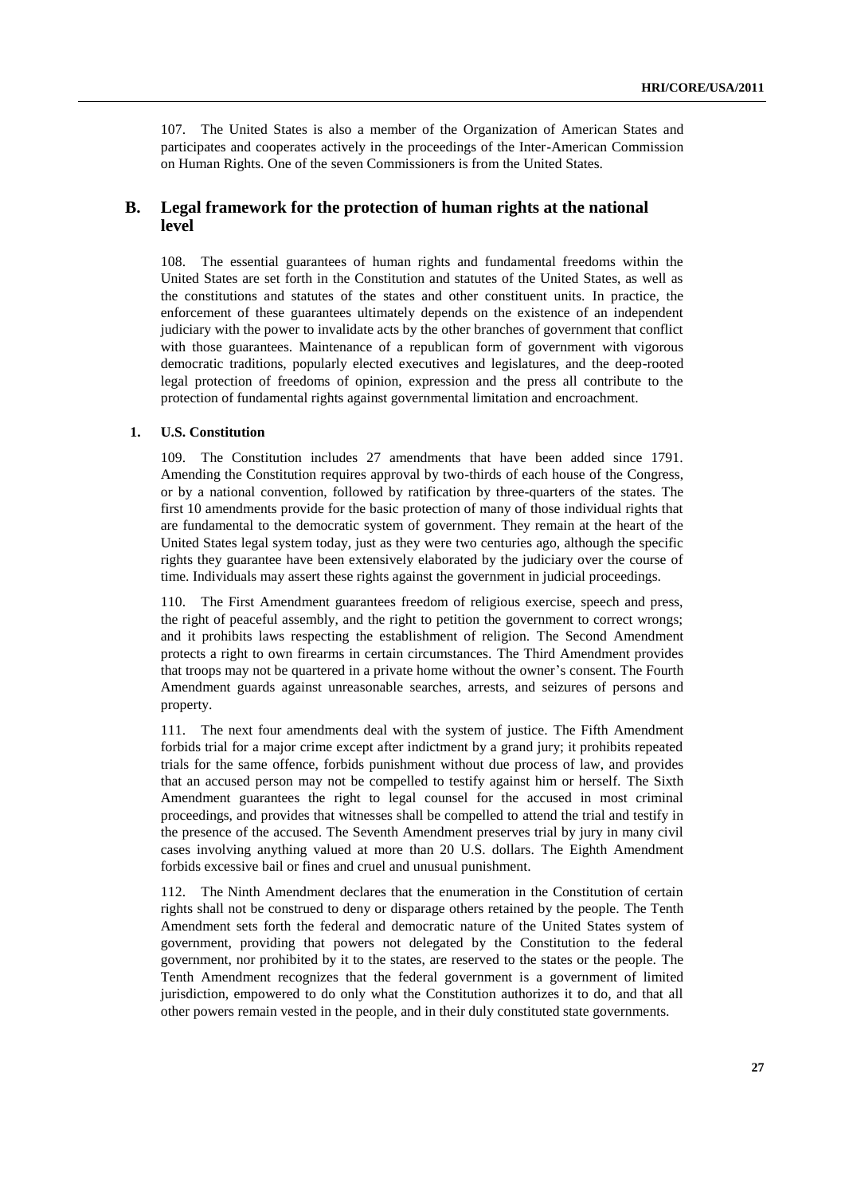107. The United States is also a member of the Organization of American States and participates and cooperates actively in the proceedings of the Inter-American Commission on Human Rights. One of the seven Commissioners is from the United States.

## B. Legal framework for the protection of human rights at the national level

108. The essential guarantees of human rights and fundamental freedoms within the United States are set forth in the Constitution and statutes of the United States, as well as the constitutions and statutes of the states and other constituent units. In practice, the enforcement of these guarantees ultimately depends on the existence of an independent judiciary with the power to invalidate acts by the other branches of government that conflict with those guarantees. Maintenance of a republican form of government with vigorous democratic traditions, popularly elected executives and legislatures, and the deep-rooted legal protection of freedoms of opinion, expression and the press all contribute to the protection of fundamental rights against governmental limitation and encroachment.

### 1. U.S. Constitution

109. The Constitution includes 27 amendments that have been added since 1791. Amending the Constitution requires approval by two-thirds of each house of the Congress, or by a national convention, followed by ratification by three-quarters of the states. The first 10 amendments provide for the basic protection of many of those individual rights that are fundamental to the democratic system of government. They remain at the heart of the United States legal system today, just as they were two centuries ago, although the specific rights they guarantee have been extensively elaborated by the judiciary over the course of time. Individuals may assert these rights against the government in judicial proceedings.

110. The First Amendment guarantees freedom of religious exercise, speech and press, the right of peaceful assembly, and the right to petition the government to correct wrongs; and it prohibits laws respecting the establishment of religion. The Second Amendment protects a right to own firearms in certain circumstances. The Third Amendment provides that troops may not be quartered in a private home without the owner's consent. The Fourth Amendment guards against unreasonable searches, arrests, and seizures of persons and property.

111. The next four amendments deal with the system of justice. The Fifth Amendment forbids trial for a major crime except after indictment by a grand jury; it prohibits repeated trials for the same offence, forbids punishment without due process of law, and provides that an accused person may not be compelled to testify against him or herself. The Sixth Amendment guarantees the right to legal counsel for the accused in most criminal proceedings, and provides that witnesses shall be compelled to attend the trial and testify in the presence of the accused. The Seventh Amendment preserves trial by jury in many civil cases involving anything valued at more than 20 U.S. dollars. The Eighth Amendment forbids excessive bail or fines and cruel and unusual punishment.

112. The Ninth Amendment declares that the enumeration in the Constitution of certain rights shall not be construed to deny or disparage others retained by the people. The Tenth Amendment sets forth the federal and democratic nature of the United States system of government, providing that powers not delegated by the Constitution to the federal government, nor prohibited by it to the states, are reserved to the states or the people. The Tenth Amendment recognizes that the federal government is a government of limited jurisdiction, empowered to do only what the Constitution authorizes it to do, and that all other powers remain vested in the people, and in their duly constituted state governments.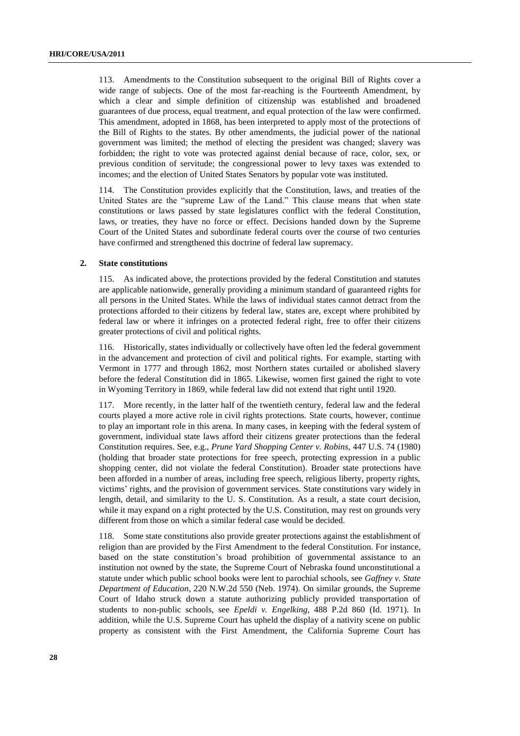113. Amendments to the Constitution subsequent to the original Bill of Rights cover a wide range of subjects. One of the most far-reaching is the Fourteenth Amendment, by which a clear and simple definition of citizenship was established and broadened guarantees of due process, equal treatment, and equal protection of the law were confirmed. This amendment, adopted in 1868, has been interpreted to apply most of the protections of the Bill of Rights to the states. By other amendments, the judicial power of the national government was limited; the method of electing the president was changed; slavery was forbidden; the right to vote was protected against denial because of race, color, sex, or previous condition of servitude; the congressional power to levy taxes was extended to incomes; and the election of United States Senators by popular vote was instituted.

114. The Constitution provides explicitly that the Constitution, laws, and treaties of the United States are the "supreme Law of the Land." This clause means that when state constitutions or laws passed by state legislatures conflict with the federal Constitution, laws, or treaties, they have no force or effect. Decisions handed down by the Supreme Court of the United States and subordinate federal courts over the course of two centuries have confirmed and strengthened this doctrine of federal law supremacy.

## 2. State constitutions

115. As indicated above, the protections provided by the federal Constitution and statutes are applicable nationwide, generally providing a minimum standard of guaranteed rights for all persons in the United States. While the laws of individual states cannot detract from the protections afforded to their citizens by federal law, states are, except where prohibited by federal law or where it infringes on a protected federal right, free to offer their citizens greater protections of civil and political rights.

116. Historically, states individually or collectively have often led the federal government in the advancement and protection of civil and political rights. For example, starting with Vermont in 1777 and through 1862, most Northern states curtailed or abolished slavery before the federal Constitution did in 1865. Likewise, women first gained the right to vote in Wyoming Territory in 1869, while federal law did not extend that right until 1920.

117. More recently, in the latter half of the twentieth century, federal law and the federal courts played a more active role in civil rights protections. State courts, however, continue to play an important role in this arena. In many cases, in keeping with the federal system of government, individual state laws afford their citizens greater protections than the federal Constitution requires. See, e.g., *Prune Yard Shopping Center v. Robins*, 447 U.S. 74 (1980) (holding that broader state protections for free speech, protecting expression in a public shopping center, did not violate the federal Constitution). Broader state protections have been afforded in a number of areas, including free speech, religious liberty, property rights, victims' rights, and the provision of government services. State constitutions vary widely in length, detail, and similarity to the U. S. Constitution. As a result, a state court decision, while it may expand on a right protected by the U.S. Constitution, may rest on grounds very different from those on which a similar federal case would be decided.

118. Some state constitutions also provide greater protections against the establishment of religion than are provided by the First Amendment to the federal Constitution. For instance, based on the state constitution's broad prohibition of governmental assistance to an institution not owned by the state, the Supreme Court of Nebraska found unconstitutional a statute under which public school books were lent to parochial schools, see *Gaffney v. State Department of Education*, 220 N.W.2d 550 (Neb. 1974). On similar grounds, the Supreme Court of Idaho struck down a statute authorizing publicly provided transportation of students to non-public schools, see *Epeldi v. Engelking*, 488 P.2d 860 (Id. 1971). In addition, while the U.S. Supreme Court has upheld the display of a nativity scene on public property as consistent with the First Amendment, the California Supreme Court has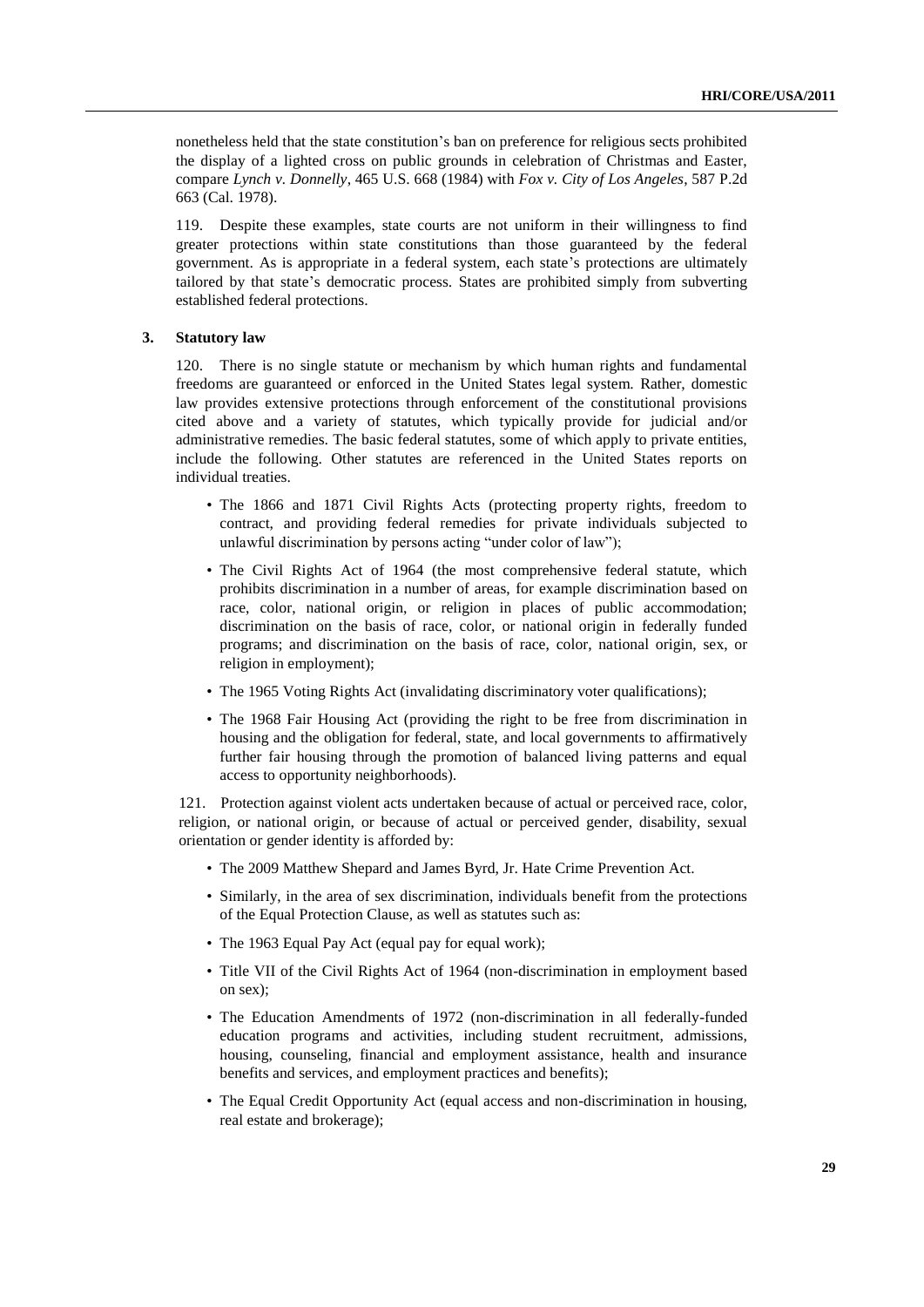nonetheless held that the state constitution's ban on preference for religious sects prohibited the display of a lighted cross on public grounds in celebration of Christmas and Easter, compare *Lynch v. Donnelly*, 465 U.S. 668 (1984) with *Fox v. City of Los Angeles*, 587 P.2d 663 (Cal. 1978).

119. Despite these examples, state courts are not uniform in their willingness to find greater protections within state constitutions than those guaranteed by the federal government. As is appropriate in a federal system, each state's protections are ultimately tailored by that state's democratic process. States are prohibited simply from subverting established federal protections.

### 3. Statutory law

120. There is no single statute or mechanism by which human rights and fundamental freedoms are guaranteed or enforced in the United States legal system. Rather, domestic law provides extensive protections through enforcement of the constitutional provisions cited above and a variety of statutes, which typically provide for judicial and/or administrative remedies. The basic federal statutes, some of which apply to private entities, include the following. Other statutes are referenced in the United States reports on individual treaties.

- The 1866 and 1871 Civil Rights Acts (protecting property rights, freedom to contract, and providing federal remedies for private individuals subjected to unlawful discrimination by persons acting "under color of law");
- The Civil Rights Act of 1964 (the most comprehensive federal statute, which prohibits discrimination in a number of areas, for example discrimination based on race, color, national origin, or religion in places of public accommodation; discrimination on the basis of race, color, or national origin in federally funded programs; and discrimination on the basis of race, color, national origin, sex, or religion in employment);
- The 1965 Voting Rights Act (invalidating discriminatory voter qualifications);
- The 1968 Fair Housing Act (providing the right to be free from discrimination in housing and the obligation for federal, state, and local governments to affirmatively further fair housing through the promotion of balanced living patterns and equal access to opportunity neighborhoods).

121. Protection against violent acts undertaken because of actual or perceived race, color, religion, or national origin, or because of actual or perceived gender, disability, sexual orientation or gender identity is afforded by:

- The 2009 Matthew Shepard and James Byrd, Jr. Hate Crime Prevention Act.
- Similarly, in the area of sex discrimination, individuals benefit from the protections of the Equal Protection Clause, as well as statutes such as:
- The 1963 Equal Pay Act (equal pay for equal work);
- Title VII of the Civil Rights Act of 1964 (non-discrimination in employment based on sex);
- The Education Amendments of 1972 (non-discrimination in all federally-funded education programs and activities, including student recruitment, admissions, housing, counseling, financial and employment assistance, health and insurance benefits and services, and employment practices and benefits);
- The Equal Credit Opportunity Act (equal access and non-discrimination in housing, real estate and brokerage);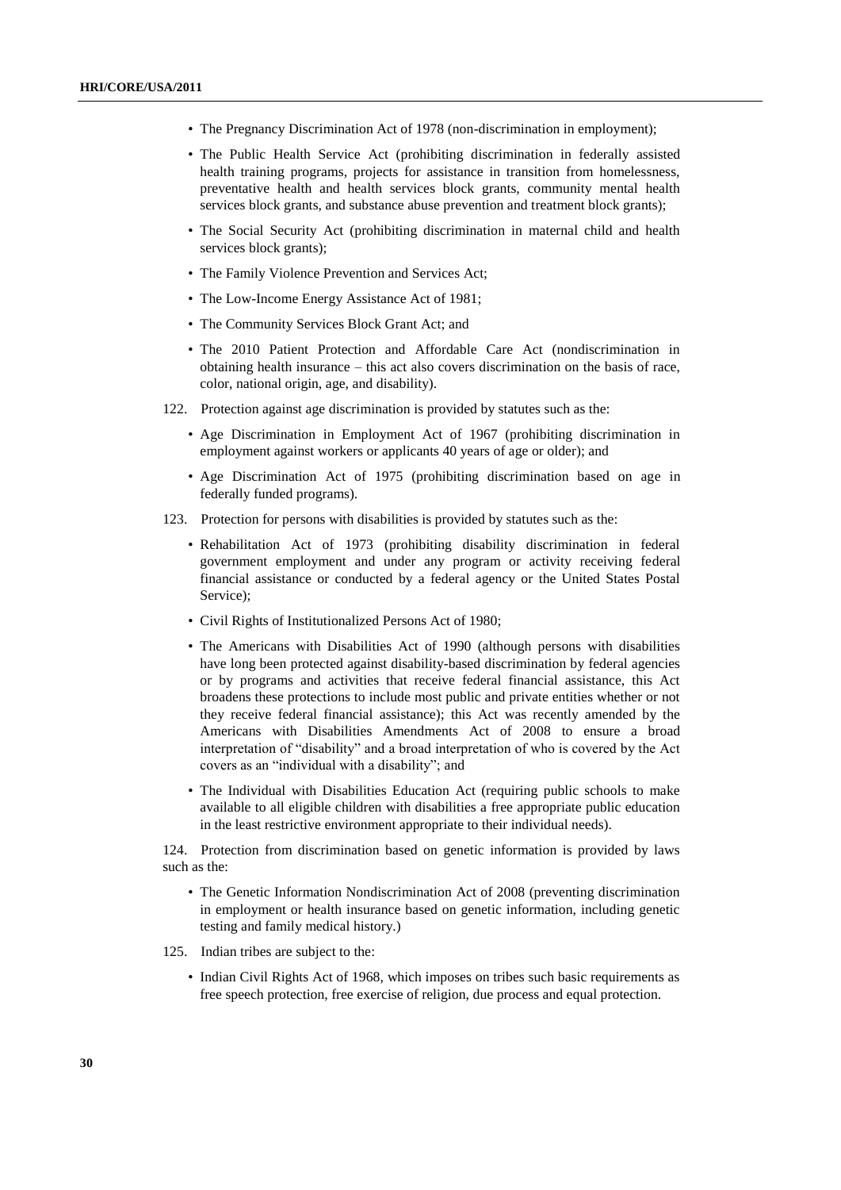- The Pregnancy Discrimination Act of 1978 (non-discrimination in employment);
- The Public Health Service Act (prohibiting discrimination in federally assisted health training programs, projects for assistance in transition from homelessness, preventative health and health services block grants, community mental health services block grants, and substance abuse prevention and treatment block grants);
- The Social Security Act (prohibiting discrimination in maternal child and health services block grants);
- The Family Violence Prevention and Services Act;
- The Low-Income Energy Assistance Act of 1981;
- The Community Services Block Grant Act; and
- The 2010 Patient Protection and Affordable Care Act (nondiscrimination in obtaining health insurance – this act also covers discrimination on the basis of race, color, national origin, age, and disability).

122. Protection against age discrimination is provided by statutes such as the:

- Age Discrimination in Employment Act of 1967 (prohibiting discrimination in employment against workers or applicants 40 years of age or older); and
- Age Discrimination Act of 1975 (prohibiting discrimination based on age in federally funded programs).

123. Protection for persons with disabilities is provided by statutes such as the:

- Rehabilitation Act of 1973 (prohibiting disability discrimination in federal government employment and under any program or activity receiving federal financial assistance or conducted by a federal agency or the United States Postal Service);
- Civil Rights of Institutionalized Persons Act of 1980;
- The Americans with Disabilities Act of 1990 (although persons with disabilities have long been protected against disability-based discrimination by federal agencies or by programs and activities that receive federal financial assistance, this Act broadens these protections to include most public and private entities whether or not they receive federal financial assistance); this Act was recently amended by the Americans with Disabilities Amendments Act of 2008 to ensure a broad interpretation of "disability" and a broad interpretation of who is covered by the Act covers as an "individual with a disability"; and
- The Individual with Disabilities Education Act (requiring public schools to make available to all eligible children with disabilities a free appropriate public education in the least restrictive environment appropriate to their individual needs).

124. Protection from discrimination based on genetic information is provided by laws such as the:

- The Genetic Information Nondiscrimination Act of 2008 (preventing discrimination in employment or health insurance based on genetic information, including genetic testing and family medical history.)

125. Indian tribes are subject to the:

- Indian Civil Rights Act of 1968, which imposes on tribes such basic requirements as free speech protection, free exercise of religion, due process and equal protection.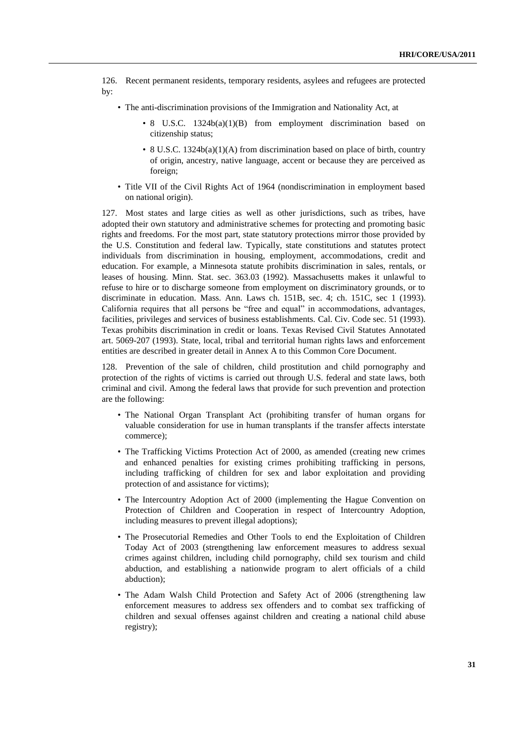126. Recent permanent residents, temporary residents, asylees and refugees are protected by:

- The anti-discrimination provisions of the Immigration and Nationality Act, at
    - 8 U.S.C. 1324b(a)(1)(B) from employment discrimination based on citizenship status;
    - 8 U.S.C. 1324b(a)(1)(A) from discrimination based on place of birth, country of origin, ancestry, native language, accent or because they are perceived as foreign;
- Title VII of the Civil Rights Act of 1964 (nondiscrimination in employment based on national origin).

127. Most states and large cities as well as other jurisdictions, such as tribes, have adopted their own statutory and administrative schemes for protecting and promoting basic rights and freedoms. For the most part, state statutory protections mirror those provided by the U.S. Constitution and federal law. Typically, state constitutions and statutes protect individuals from discrimination in housing, employment, accommodations, credit and education. For example, a Minnesota statute prohibits discrimination in sales, rentals, or leases of housing. Minn. Stat. sec. 363.03 (1992). Massachusetts makes it unlawful to refuse to hire or to discharge someone from employment on discriminatory grounds, or to discriminate in education. Mass. Ann. Laws ch. 151B, sec. 4; ch. 151C, sec 1 (1993). California requires that all persons be "free and equal" in accommodations, advantages, facilities, privileges and services of business establishments. Cal. Civ. Code sec. 51 (1993). Texas prohibits discrimination in credit or loans. Texas Revised Civil Statutes Annotated art. 5069-207 (1993). State, local, tribal and territorial human rights laws and enforcement entities are described in greater detail in Annex A to this Common Core Document.

128. Prevention of the sale of children, child prostitution and child pornography and protection of the rights of victims is carried out through U.S. federal and state laws, both criminal and civil. Among the federal laws that provide for such prevention and protection are the following:

- The National Organ Transplant Act (prohibiting transfer of human organs for valuable consideration for use in human transplants if the transfer affects interstate commerce);
- The Trafficking Victims Protection Act of 2000, as amended (creating new crimes and enhanced penalties for existing crimes prohibiting trafficking in persons, including trafficking of children for sex and labor exploitation and providing protection of and assistance for victims);
- The Intercountry Adoption Act of 2000 (implementing the Hague Convention on Protection of Children and Cooperation in respect of Intercountry Adoption, including measures to prevent illegal adoptions);
- The Prosecutorial Remedies and Other Tools to end the Exploitation of Children Today Act of 2003 (strengthening law enforcement measures to address sexual crimes against children, including child pornography, child sex tourism and child abduction, and establishing a nationwide program to alert officials of a child abduction);
- The Adam Walsh Child Protection and Safety Act of 2006 (strengthening law enforcement measures to address sex offenders and to combat sex trafficking of children and sexual offenses against children and creating a national child abuse registry);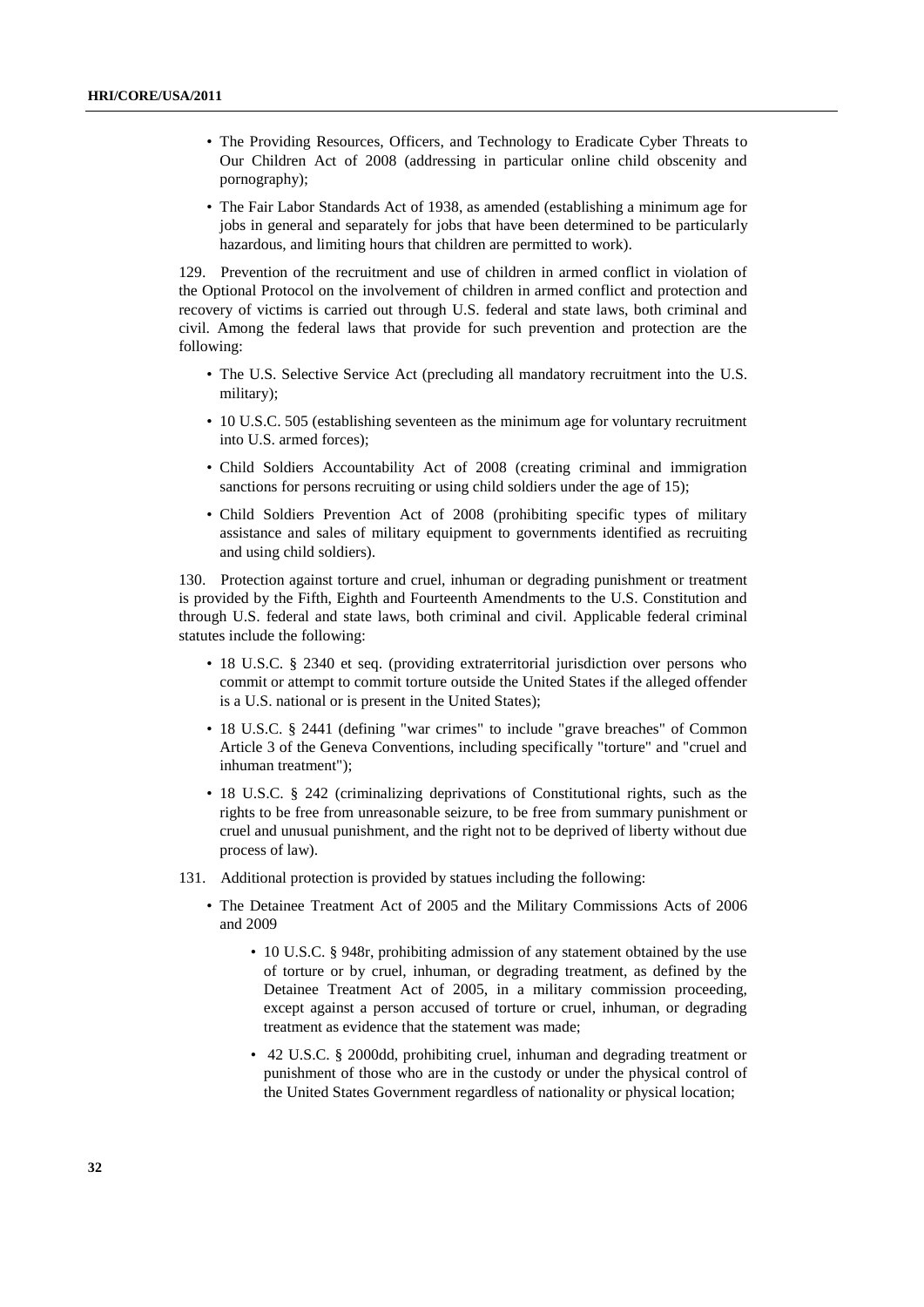- The Providing Resources, Officers, and Technology to Eradicate Cyber Threats to Our Children Act of 2008 (addressing in particular online child obscenity and pornography);
- The Fair Labor Standards Act of 1938, as amended (establishing a minimum age for jobs in general and separately for jobs that have been determined to be particularly hazardous, and limiting hours that children are permitted to work).

129. Prevention of the recruitment and use of children in armed conflict in violation of the Optional Protocol on the involvement of children in armed conflict and protection and recovery of victims is carried out through U.S. federal and state laws, both criminal and civil. Among the federal laws that provide for such prevention and protection are the following:

- The U.S. Selective Service Act (precluding all mandatory recruitment into the U.S. military);
- 10 U.S.C. 505 (establishing seventeen as the minimum age for voluntary recruitment into U.S. armed forces);
- Child Soldiers Accountability Act of 2008 (creating criminal and immigration sanctions for persons recruiting or using child soldiers under the age of 15);
- Child Soldiers Prevention Act of 2008 (prohibiting specific types of military assistance and sales of military equipment to governments identified as recruiting and using child soldiers).

130. Protection against torture and cruel, inhuman or degrading punishment or treatment is provided by the Fifth, Eighth and Fourteenth Amendments to the U.S. Constitution and through U.S. federal and state laws, both criminal and civil. Applicable federal criminal statutes include the following:

- 18 U.S.C. § 2340 et seq. (providing extraterritorial jurisdiction over persons who commit or attempt to commit torture outside the United States if the alleged offender is a U.S. national or is present in the United States);
- 18 U.S.C. § 2441 (defining "war crimes" to include "grave breaches" of Common Article 3 of the Geneva Conventions, including specifically "torture" and "cruel and inhuman treatment");
- 18 U.S.C. § 242 (criminalizing deprivations of Constitutional rights, such as the rights to be free from unreasonable seizure, to be free from summary punishment or cruel and unusual punishment, and the right not to be deprived of liberty without due process of law).

131. Additional protection is provided by statues including the following:

- The Detainee Treatment Act of 2005 and the Military Commissions Acts of 2006 and 2009
    - 10 U.S.C. § 948r, prohibiting admission of any statement obtained by the use of torture or by cruel, inhuman, or degrading treatment, as defined by the Detainee Treatment Act of 2005, in a military commission proceeding, except against a person accused of torture or cruel, inhuman, or degrading treatment as evidence that the statement was made;
    - 42 U.S.C. § 2000dd, prohibiting cruel, inhuman and degrading treatment or punishment of those who are in the custody or under the physical control of the United States Government regardless of nationality or physical location;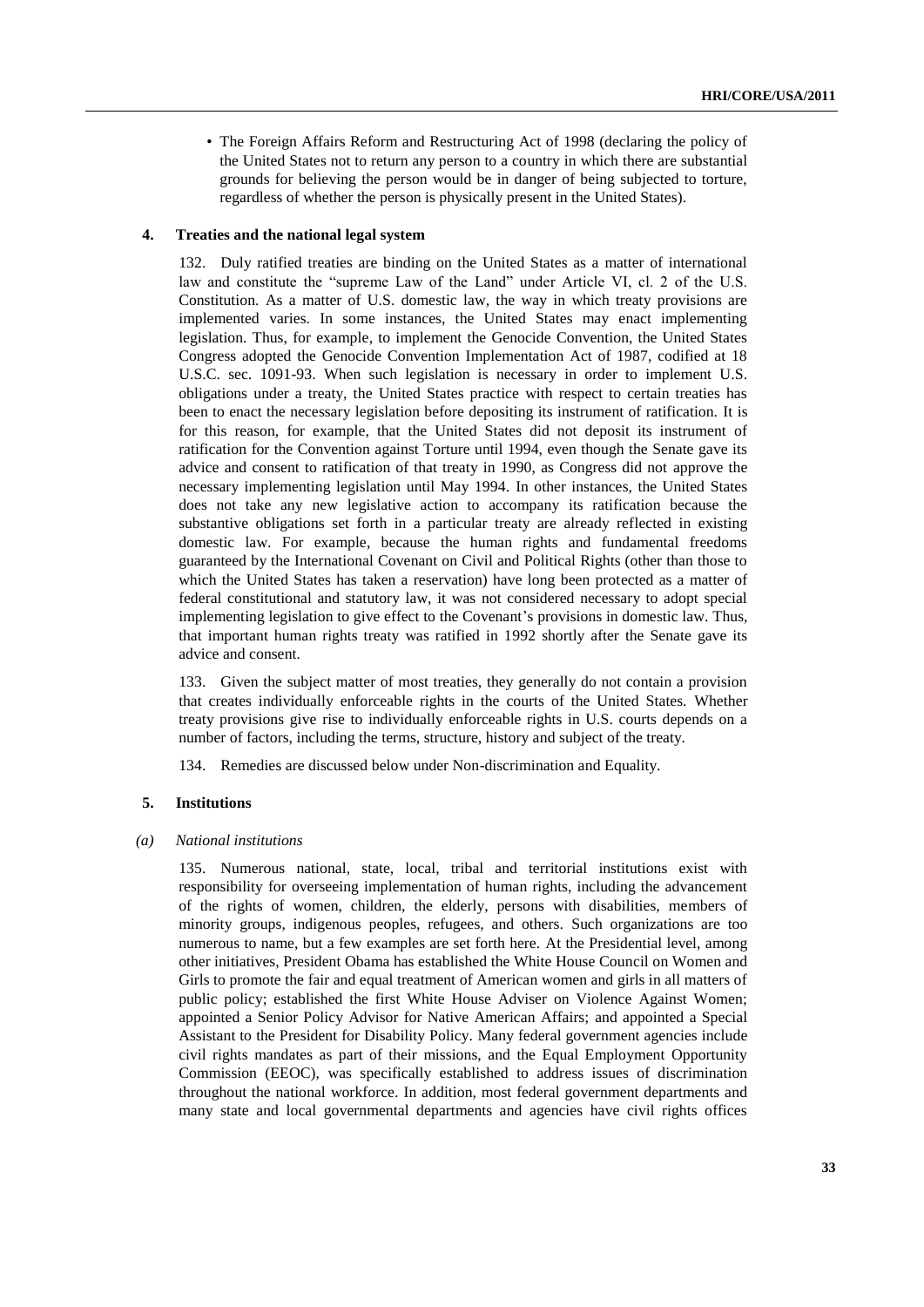- The Foreign Affairs Reform and Restructuring Act of 1998 (declaring the policy of the United States not to return any person to a country in which there are substantial grounds for believing the person would be in danger of being subjected to torture, regardless of whether the person is physically present in the United States).

### 4. Treaties and the national legal system

132. Duly ratified treaties are binding on the United States as a matter of international law and constitute the "supreme Law of the Land" under Article VI, cl. 2 of the U.S. Constitution. As a matter of U.S. domestic law, the way in which treaty provisions are implemented varies. In some instances, the United States may enact implementing legislation. Thus, for example, to implement the Genocide Convention, the United States Congress adopted the Genocide Convention Implementation Act of 1987, codified at 18 U.S.C. sec. 1091-93. When such legislation is necessary in order to implement U.S. obligations under a treaty, the United States practice with respect to certain treaties has been to enact the necessary legislation before depositing its instrument of ratification. It is for this reason, for example, that the United States did not deposit its instrument of ratification for the Convention against Torture until 1994, even though the Senate gave its advice and consent to ratification of that treaty in 1990, as Congress did not approve the necessary implementing legislation until May 1994. In other instances, the United States does not take any new legislative action to accompany its ratification because the substantive obligations set forth in a particular treaty are already reflected in existing domestic law. For example, because the human rights and fundamental freedoms guaranteed by the International Covenant on Civil and Political Rights (other than those to which the United States has taken a reservation) have long been protected as a matter of federal constitutional and statutory law, it was not considered necessary to adopt special implementing legislation to give effect to the Covenant's provisions in domestic law. Thus, that important human rights treaty was ratified in 1992 shortly after the Senate gave its advice and consent.

133. Given the subject matter of most treaties, they generally do not contain a provision that creates individually enforceable rights in the courts of the United States. Whether treaty provisions give rise to individually enforceable rights in U.S. courts depends on a number of factors, including the terms, structure, history and subject of the treaty.

134. Remedies are discussed below under Non-discrimination and Equality.

### 5. Institutions

#### *(a) National institutions*

135. Numerous national, state, local, tribal and territorial institutions exist with responsibility for overseeing implementation of human rights, including the advancement of the rights of women, children, the elderly, persons with disabilities, members of minority groups, indigenous peoples, refugees, and others. Such organizations are too numerous to name, but a few examples are set forth here. At the Presidential level, among other initiatives, President Obama has established the White House Council on Women and Girls to promote the fair and equal treatment of American women and girls in all matters of public policy; established the first White House Adviser on Violence Against Women; appointed a Senior Policy Advisor for Native American Affairs; and appointed a Special Assistant to the President for Disability Policy. Many federal government agencies include civil rights mandates as part of their missions, and the Equal Employment Opportunity Commission (EEOC), was specifically established to address issues of discrimination throughout the national workforce. In addition, most federal government departments and many state and local governmental departments and agencies have civil rights offices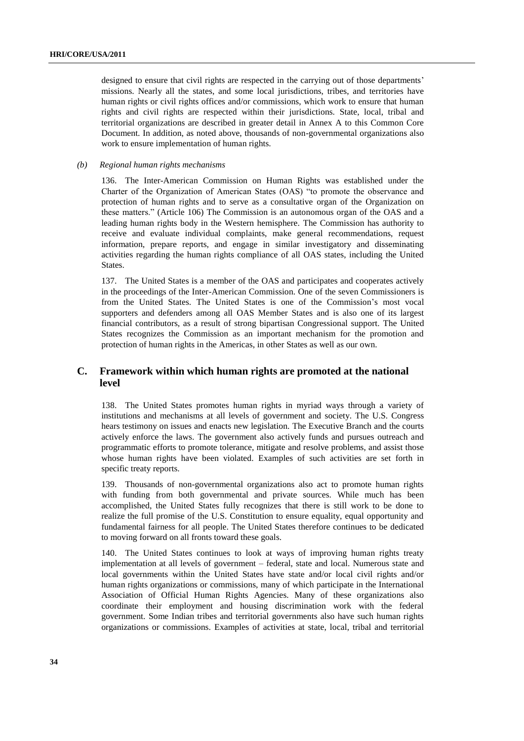designed to ensure that civil rights are respected in the carrying out of those departments' missions. Nearly all the states, and some local jurisdictions, tribes, and territories have human rights or civil rights offices and/or commissions, which work to ensure that human rights and civil rights are respected within their jurisdictions. State, local, tribal and territorial organizations are described in greater detail in Annex A to this Common Core Document. In addition, as noted above, thousands of non-governmental organizations also work to ensure implementation of human rights.

*(b) Regional human rights mechanisms*

136. The Inter-American Commission on Human Rights was established under the Charter of the Organization of American States (OAS) "to promote the observance and protection of human rights and to serve as a consultative organ of the Organization on these matters." (Article 106) The Commission is an autonomous organ of the OAS and a leading human rights body in the Western hemisphere. The Commission has authority to receive and evaluate individual complaints, make general recommendations, request information, prepare reports, and engage in similar investigatory and disseminating activities regarding the human rights compliance of all OAS states, including the United States.

137. The United States is a member of the OAS and participates and cooperates actively in the proceedings of the Inter-American Commission. One of the seven Commissioners is from the United States. The United States is one of the Commission's most vocal supporters and defenders among all OAS Member States and is also one of its largest financial contributors, as a result of strong bipartisan Congressional support. The United States recognizes the Commission as an important mechanism for the promotion and protection of human rights in the Americas, in other States as well as our own.

## C. Framework within which human rights are promoted at the national level

138. The United States promotes human rights in myriad ways through a variety of institutions and mechanisms at all levels of government and society. The U.S. Congress hears testimony on issues and enacts new legislation. The Executive Branch and the courts actively enforce the laws. The government also actively funds and pursues outreach and programmatic efforts to promote tolerance, mitigate and resolve problems, and assist those whose human rights have been violated. Examples of such activities are set forth in specific treaty reports.

139. Thousands of non-governmental organizations also act to promote human rights with funding from both governmental and private sources. While much has been accomplished, the United States fully recognizes that there is still work to be done to realize the full promise of the U.S. Constitution to ensure equality, equal opportunity and fundamental fairness for all people. The United States therefore continues to be dedicated to moving forward on all fronts toward these goals.

140. The United States continues to look at ways of improving human rights treaty implementation at all levels of government – federal, state and local. Numerous state and local governments within the United States have state and/or local civil rights and/or human rights organizations or commissions, many of which participate in the International Association of Official Human Rights Agencies. Many of these organizations also coordinate their employment and housing discrimination work with the federal government. Some Indian tribes and territorial governments also have such human rights organizations or commissions. Examples of activities at state, local, tribal and territorial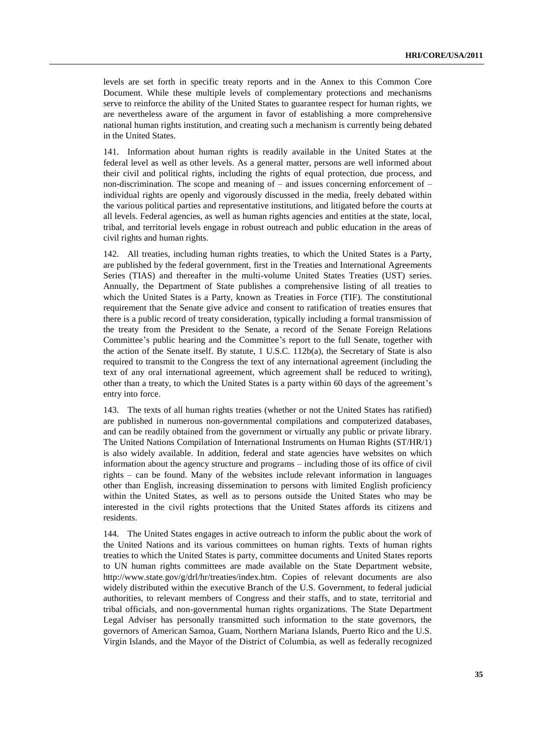levels are set forth in specific treaty reports and in the Annex to this Common Core Document. While these multiple levels of complementary protections and mechanisms serve to reinforce the ability of the United States to guarantee respect for human rights, we are nevertheless aware of the argument in favor of establishing a more comprehensive national human rights institution, and creating such a mechanism is currently being debated in the United States.

141. Information about human rights is readily available in the United States at the federal level as well as other levels. As a general matter, persons are well informed about their civil and political rights, including the rights of equal protection, due process, and non-discrimination. The scope and meaning of – and issues concerning enforcement of – individual rights are openly and vigorously discussed in the media, freely debated within the various political parties and representative institutions, and litigated before the courts at all levels. Federal agencies, as well as human rights agencies and entities at the state, local, tribal, and territorial levels engage in robust outreach and public education in the areas of civil rights and human rights.

142. All treaties, including human rights treaties, to which the United States is a Party, are published by the federal government, first in the Treaties and International Agreements Series (TIAS) and thereafter in the multi-volume United States Treaties (UST) series. Annually, the Department of State publishes a comprehensive listing of all treaties to which the United States is a Party, known as Treaties in Force (TIF). The constitutional requirement that the Senate give advice and consent to ratification of treaties ensures that there is a public record of treaty consideration, typically including a formal transmission of the treaty from the President to the Senate, a record of the Senate Foreign Relations Committee's public hearing and the Committee's report to the full Senate, together with the action of the Senate itself. By statute, 1 U.S.C. 112b(a), the Secretary of State is also required to transmit to the Congress the text of any international agreement (including the text of any oral international agreement, which agreement shall be reduced to writing), other than a treaty, to which the United States is a party within 60 days of the agreement's entry into force.

143. The texts of all human rights treaties (whether or not the United States has ratified) are published in numerous non-governmental compilations and computerized databases, and can be readily obtained from the government or virtually any public or private library. The United Nations Compilation of International Instruments on Human Rights (ST/HR/1) is also widely available. In addition, federal and state agencies have websites on which information about the agency structure and programs – including those of its office of civil rights – can be found. Many of the websites include relevant information in languages other than English, increasing dissemination to persons with limited English proficiency within the United States, as well as to persons outside the United States who may be interested in the civil rights protections that the United States affords its citizens and residents.

144. The United States engages in active outreach to inform the public about the work of the United Nations and its various committees on human rights. Texts of human rights treaties to which the United States is party, committee documents and United States reports to UN human rights committees are made available on the State Department website, http://www.state.gov/g/drl/hr/treaties/index.htm. Copies of relevant documents are also widely distributed within the executive Branch of the U.S. Government, to federal judicial authorities, to relevant members of Congress and their staffs, and to state, territorial and tribal officials, and non-governmental human rights organizations. The State Department Legal Adviser has personally transmitted such information to the state governors, the governors of American Samoa, Guam, Northern Mariana Islands, Puerto Rico and the U.S. Virgin Islands, and the Mayor of the District of Columbia, as well as federally recognized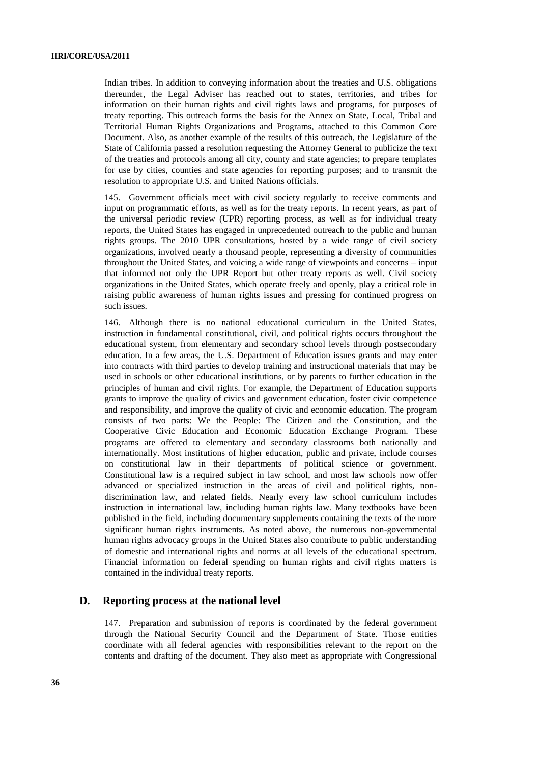Indian tribes. In addition to conveying information about the treaties and U.S. obligations thereunder, the Legal Adviser has reached out to states, territories, and tribes for information on their human rights and civil rights laws and programs, for purposes of treaty reporting. This outreach forms the basis for the Annex on State, Local, Tribal and Territorial Human Rights Organizations and Programs, attached to this Common Core Document. Also, as another example of the results of this outreach, the Legislature of the State of California passed a resolution requesting the Attorney General to publicize the text of the treaties and protocols among all city, county and state agencies; to prepare templates for use by cities, counties and state agencies for reporting purposes; and to transmit the resolution to appropriate U.S. and United Nations officials.

145. Government officials meet with civil society regularly to receive comments and input on programmatic efforts, as well as for the treaty reports. In recent years, as part of the universal periodic review (UPR) reporting process, as well as for individual treaty reports, the United States has engaged in unprecedented outreach to the public and human rights groups. The 2010 UPR consultations, hosted by a wide range of civil society organizations, involved nearly a thousand people, representing a diversity of communities throughout the United States, and voicing a wide range of viewpoints and concerns – input that informed not only the UPR Report but other treaty reports as well. Civil society organizations in the United States, which operate freely and openly, play a critical role in raising public awareness of human rights issues and pressing for continued progress on such issues.

146. Although there is no national educational curriculum in the United States, instruction in fundamental constitutional, civil, and political rights occurs throughout the educational system, from elementary and secondary school levels through postsecondary education. In a few areas, the U.S. Department of Education issues grants and may enter into contracts with third parties to develop training and instructional materials that may be used in schools or other educational institutions, or by parents to further education in the principles of human and civil rights. For example, the Department of Education supports grants to improve the quality of civics and government education, foster civic competence and responsibility, and improve the quality of civic and economic education. The program consists of two parts: We the People: The Citizen and the Constitution, and the Cooperative Civic Education and Economic Education Exchange Program. These programs are offered to elementary and secondary classrooms both nationally and internationally. Most institutions of higher education, public and private, include courses on constitutional law in their departments of political science or government. Constitutional law is a required subject in law school, and most law schools now offer advanced or specialized instruction in the areas of civil and political rights, non-discrimination law, and related fields. Nearly every law school curriculum includes instruction in international law, including human rights law. Many textbooks have been published in the field, including documentary supplements containing the texts of the more significant human rights instruments. As noted above, the numerous non-governmental human rights advocacy groups in the United States also contribute to public understanding of domestic and international rights and norms at all levels of the educational spectrum. Financial information on federal spending on human rights and civil rights matters is contained in the individual treaty reports.

## D. Reporting process at the national level

147. Preparation and submission of reports is coordinated by the federal government through the National Security Council and the Department of State. Those entities coordinate with all federal agencies with responsibilities relevant to the report on the contents and drafting of the document. They also meet as appropriate with Congressional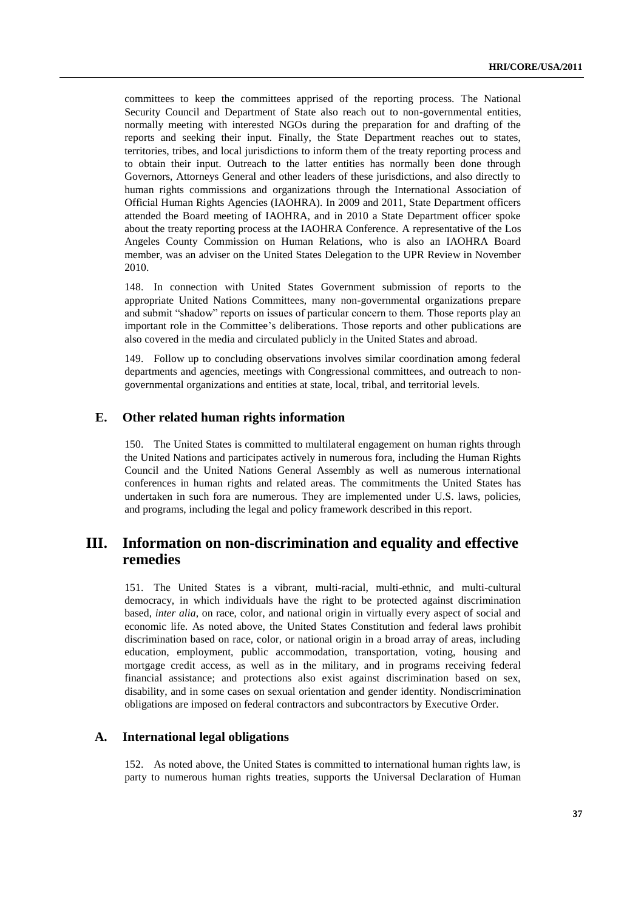committees to keep the committees apprised of the reporting process. The National Security Council and Department of State also reach out to non-governmental entities, normally meeting with interested NGOs during the preparation for and drafting of the reports and seeking their input. Finally, the State Department reaches out to states, territories, tribes, and local jurisdictions to inform them of the treaty reporting process and to obtain their input. Outreach to the latter entities has normally been done through Governors, Attorneys General and other leaders of these jurisdictions, and also directly to human rights commissions and organizations through the International Association of Official Human Rights Agencies (IAOHRA). In 2009 and 2011, State Department officers attended the Board meeting of IAOHRA, and in 2010 a State Department officer spoke about the treaty reporting process at the IAOHRA Conference. A representative of the Los Angeles County Commission on Human Relations, who is also an IAOHRA Board member, was an adviser on the United States Delegation to the UPR Review in November 2010.

148. In connection with United States Government submission of reports to the appropriate United Nations Committees, many non-governmental organizations prepare and submit "shadow" reports on issues of particular concern to them. Those reports play an important role in the Committee's deliberations. Those reports and other publications are also covered in the media and circulated publicly in the United States and abroad.

149. Follow up to concluding observations involves similar coordination among federal departments and agencies, meetings with Congressional committees, and outreach to non-governmental organizations and entities at state, local, tribal, and territorial levels.

### E. Other related human rights information

150. The United States is committed to multilateral engagement on human rights through the United Nations and participates actively in numerous fora, including the Human Rights Council and the United Nations General Assembly as well as numerous international conferences in human rights and related areas. The commitments the United States has undertaken in such fora are numerous. They are implemented under U.S. laws, policies, and programs, including the legal and policy framework described in this report.

## III. Information on non-discrimination and equality and effective remedies

151. The United States is a vibrant, multi-racial, multi-ethnic, and multi-cultural democracy, in which individuals have the right to be protected against discrimination based, *inter alia*, on race, color, and national origin in virtually every aspect of social and economic life. As noted above, the United States Constitution and federal laws prohibit discrimination based on race, color, or national origin in a broad array of areas, including education, employment, public accommodation, transportation, voting, housing and mortgage credit access, as well as in the military, and in programs receiving federal financial assistance; and protections also exist against discrimination based on sex, disability, and in some cases on sexual orientation and gender identity. Nondiscrimination obligations are imposed on federal contractors and subcontractors by Executive Order.

### A. International legal obligations

152. As noted above, the United States is committed to international human rights law, is party to numerous human rights treaties, supports the Universal Declaration of Human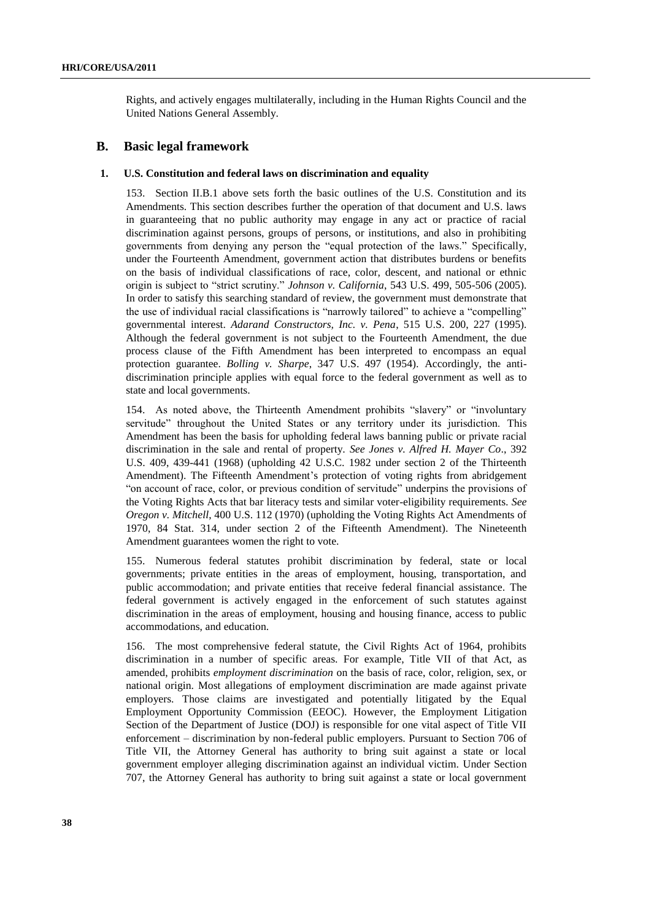Rights, and actively engages multilaterally, including in the Human Rights Council and the United Nations General Assembly.

## B. Basic legal framework

### 1. U.S. Constitution and federal laws on discrimination and equality

153. Section II.B.1 above sets forth the basic outlines of the U.S. Constitution and its Amendments. This section describes further the operation of that document and U.S. laws in guaranteeing that no public authority may engage in any act or practice of racial discrimination against persons, groups of persons, or institutions, and also in prohibiting governments from denying any person the "equal protection of the laws." Specifically, under the Fourteenth Amendment, government action that distributes burdens or benefits on the basis of individual classifications of race, color, descent, and national or ethnic origin is subject to "strict scrutiny." *Johnson v. California*, 543 U.S. 499, 505-506 (2005). In order to satisfy this searching standard of review, the government must demonstrate that the use of individual racial classifications is "narrowly tailored" to achieve a "compelling" governmental interest. *Adarand Constructors, Inc. v. Pena*, 515 U.S. 200, 227 (1995). Although the federal government is not subject to the Fourteenth Amendment, the due process clause of the Fifth Amendment has been interpreted to encompass an equal protection guarantee. *Bolling v. Sharpe*, 347 U.S. 497 (1954). Accordingly, the anti-discrimination principle applies with equal force to the federal government as well as to state and local governments.

154. As noted above, the Thirteenth Amendment prohibits "slavery" or "involuntary servitude" throughout the United States or any territory under its jurisdiction. This Amendment has been the basis for upholding federal laws banning public or private racial discrimination in the sale and rental of property. *See Jones v. Alfred H. Mayer Co*., 392 U.S. 409, 439-441 (1968) (upholding 42 U.S.C. 1982 under section 2 of the Thirteenth Amendment). The Fifteenth Amendment's protection of voting rights from abridgement "on account of race, color, or previous condition of servitude" underpins the provisions of the Voting Rights Acts that bar literacy tests and similar voter-eligibility requirements. *See Oregon v. Mitchell*, 400 U.S. 112 (1970) (upholding the Voting Rights Act Amendments of 1970, 84 Stat. 314, under section 2 of the Fifteenth Amendment). The Nineteenth Amendment guarantees women the right to vote.

155. Numerous federal statutes prohibit discrimination by federal, state or local governments; private entities in the areas of employment, housing, transportation, and public accommodation; and private entities that receive federal financial assistance. The federal government is actively engaged in the enforcement of such statutes against discrimination in the areas of employment, housing and housing finance, access to public accommodations, and education.

156. The most comprehensive federal statute, the Civil Rights Act of 1964, prohibits discrimination in a number of specific areas. For example, Title VII of that Act, as amended, prohibits *employment discrimination* on the basis of race, color, religion, sex, or national origin. Most allegations of employment discrimination are made against private employers. Those claims are investigated and potentially litigated by the Equal Employment Opportunity Commission (EEOC). However, the Employment Litigation Section of the Department of Justice (DOJ) is responsible for one vital aspect of Title VII enforcement – discrimination by non-federal public employers. Pursuant to Section 706 of Title VII, the Attorney General has authority to bring suit against a state or local government employer alleging discrimination against an individual victim. Under Section 707, the Attorney General has authority to bring suit against a state or local government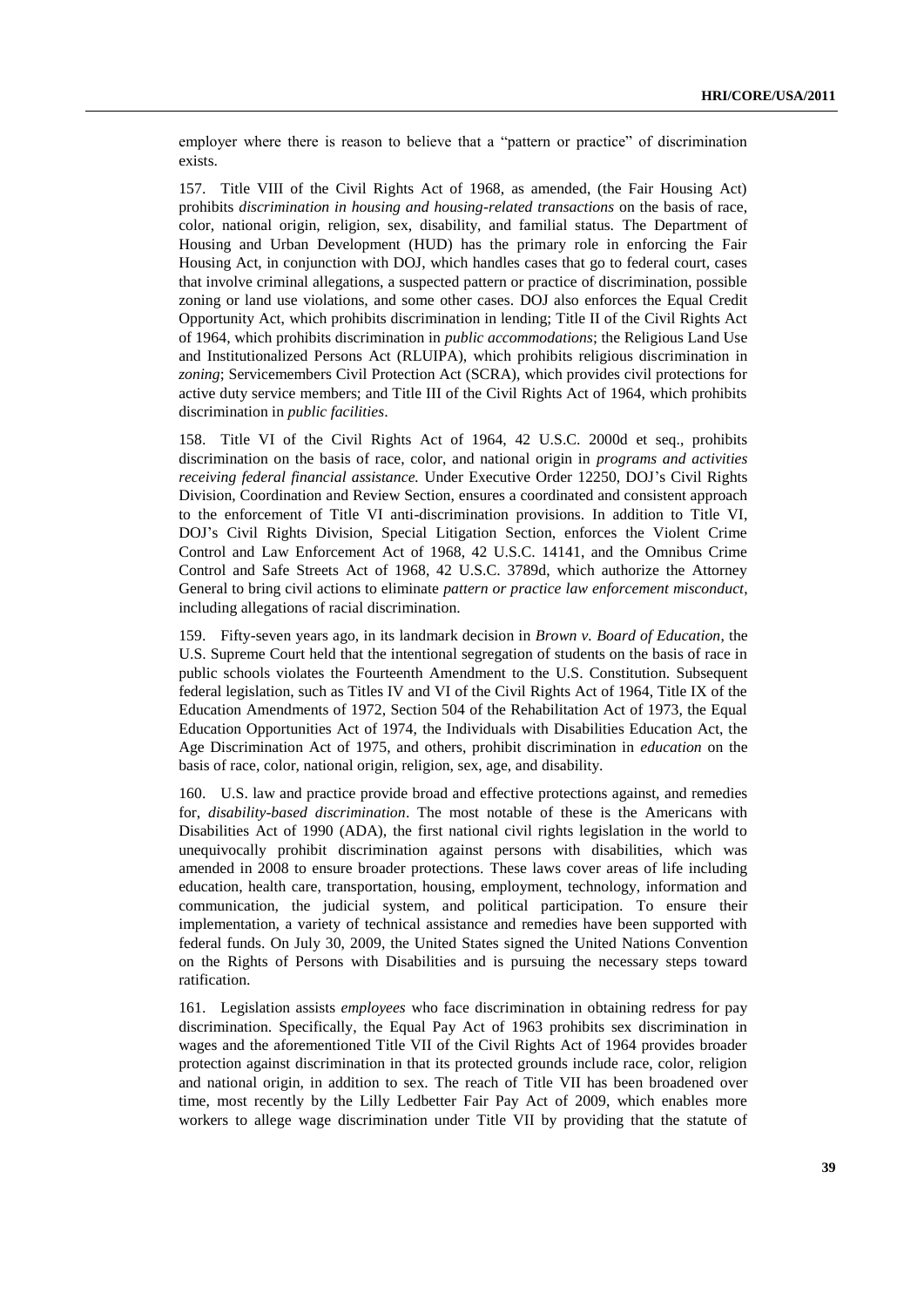employer where there is reason to believe that a "pattern or practice" of discrimination exists.

157. Title VIII of the Civil Rights Act of 1968, as amended, (the Fair Housing Act) prohibits *discrimination in housing and housing-related transactions* on the basis of race, color, national origin, religion, sex, disability, and familial status. The Department of Housing and Urban Development (HUD) has the primary role in enforcing the Fair Housing Act, in conjunction with DOJ, which handles cases that go to federal court, cases that involve criminal allegations, a suspected pattern or practice of discrimination, possible zoning or land use violations, and some other cases. DOJ also enforces the Equal Credit Opportunity Act, which prohibits discrimination in lending; Title II of the Civil Rights Act of 1964, which prohibits discrimination in *public accommodations*; the Religious Land Use and Institutionalized Persons Act (RLUIPA), which prohibits religious discrimination in *zoning*; Servicemembers Civil Protection Act (SCRA), which provides civil protections for active duty service members; and Title III of the Civil Rights Act of 1964, which prohibits discrimination in *public facilities*.

158. Title VI of the Civil Rights Act of 1964, 42 U.S.C. 2000d et seq., prohibits discrimination on the basis of race, color, and national origin in *programs and activities receiving federal financial assistance.* Under Executive Order 12250, DOJ's Civil Rights Division, Coordination and Review Section, ensures a coordinated and consistent approach to the enforcement of Title VI anti-discrimination provisions. In addition to Title VI, DOJ's Civil Rights Division, Special Litigation Section, enforces the Violent Crime Control and Law Enforcement Act of 1968, 42 U.S.C. 14141, and the Omnibus Crime Control and Safe Streets Act of 1968, 42 U.S.C. 3789d, which authorize the Attorney General to bring civil actions to eliminate *pattern or practice law enforcement misconduct*, including allegations of racial discrimination.

159. Fifty-seven years ago, in its landmark decision in *Brown v. Board of Education*, the U.S. Supreme Court held that the intentional segregation of students on the basis of race in public schools violates the Fourteenth Amendment to the U.S. Constitution. Subsequent federal legislation, such as Titles IV and VI of the Civil Rights Act of 1964, Title IX of the Education Amendments of 1972, Section 504 of the Rehabilitation Act of 1973, the Equal Education Opportunities Act of 1974, the Individuals with Disabilities Education Act, the Age Discrimination Act of 1975, and others, prohibit discrimination in *education* on the basis of race, color, national origin, religion, sex, age, and disability.

160. U.S. law and practice provide broad and effective protections against, and remedies for, *disability-based discrimination*. The most notable of these is the Americans with Disabilities Act of 1990 (ADA), the first national civil rights legislation in the world to unequivocally prohibit discrimination against persons with disabilities, which was amended in 2008 to ensure broader protections. These laws cover areas of life including education, health care, transportation, housing, employment, technology, information and communication, the judicial system, and political participation. To ensure their implementation, a variety of technical assistance and remedies have been supported with federal funds. On July 30, 2009, the United States signed the United Nations Convention on the Rights of Persons with Disabilities and is pursuing the necessary steps toward ratification.

161. Legislation assists *employees* who face discrimination in obtaining redress for pay discrimination. Specifically, the Equal Pay Act of 1963 prohibits sex discrimination in wages and the aforementioned Title VII of the Civil Rights Act of 1964 provides broader protection against discrimination in that its protected grounds include race, color, religion and national origin, in addition to sex. The reach of Title VII has been broadened over time, most recently by the Lilly Ledbetter Fair Pay Act of 2009, which enables more workers to allege wage discrimination under Title VII by providing that the statute of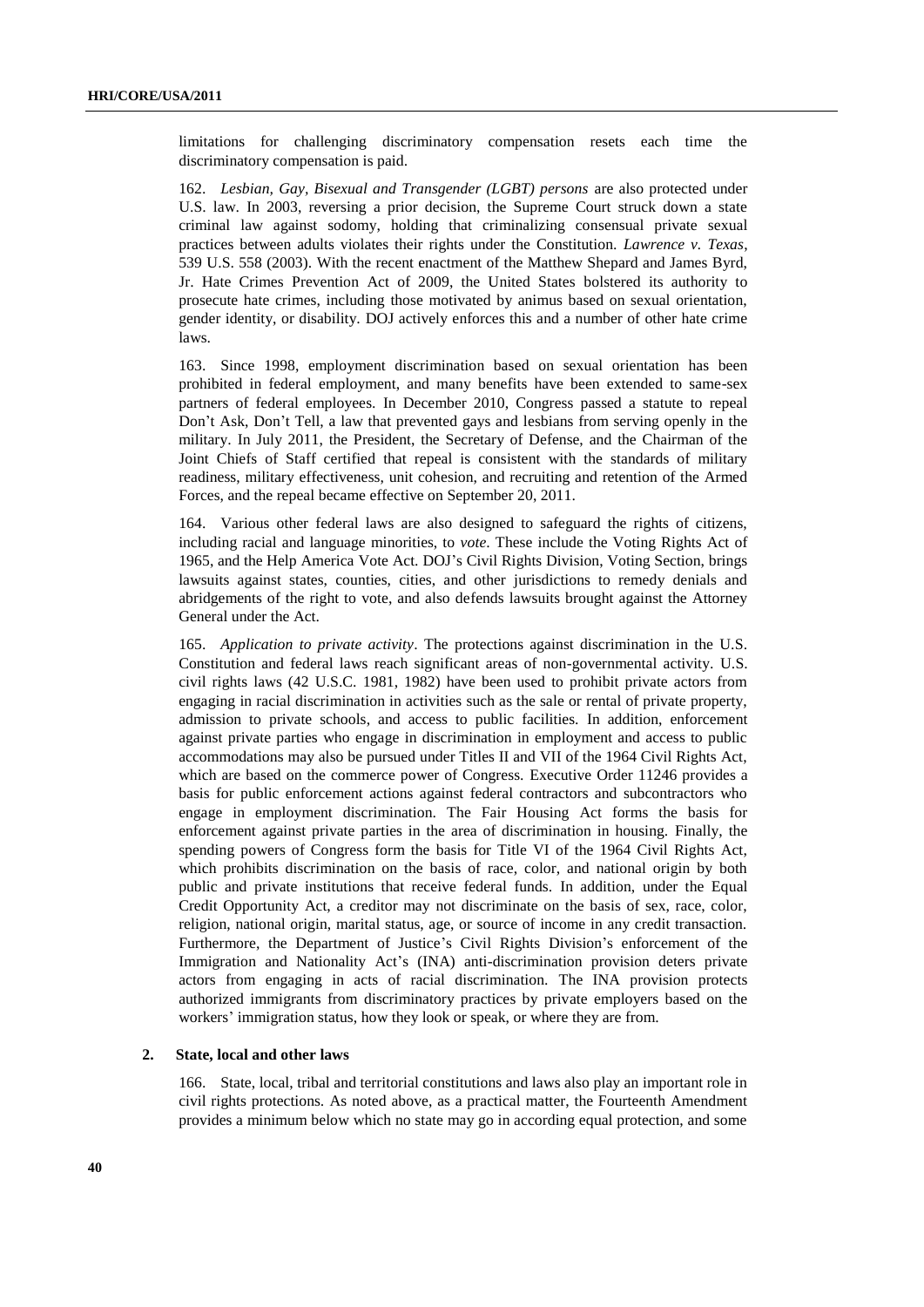limitations for challenging discriminatory compensation resets each time the discriminatory compensation is paid.

162. *Lesbian, Gay, Bisexual and Transgender (LGBT) persons* are also protected under U.S. law. In 2003, reversing a prior decision, the Supreme Court struck down a state criminal law against sodomy, holding that criminalizing consensual private sexual practices between adults violates their rights under the Constitution. *Lawrence v. Texas*, 539 U.S. 558 (2003). With the recent enactment of the Matthew Shepard and James Byrd, Jr. Hate Crimes Prevention Act of 2009, the United States bolstered its authority to prosecute hate crimes, including those motivated by animus based on sexual orientation, gender identity, or disability. DOJ actively enforces this and a number of other hate crime laws.

163. Since 1998, employment discrimination based on sexual orientation has been prohibited in federal employment, and many benefits have been extended to same-sex partners of federal employees. In December 2010, Congress passed a statute to repeal Don't Ask, Don't Tell, a law that prevented gays and lesbians from serving openly in the military. In July 2011, the President, the Secretary of Defense, and the Chairman of the Joint Chiefs of Staff certified that repeal is consistent with the standards of military readiness, military effectiveness, unit cohesion, and recruiting and retention of the Armed Forces, and the repeal became effective on September 20, 2011.

164. Various other federal laws are also designed to safeguard the rights of citizens, including racial and language minorities, to *vote*. These include the Voting Rights Act of 1965, and the Help America Vote Act. DOJ's Civil Rights Division, Voting Section, brings lawsuits against states, counties, cities, and other jurisdictions to remedy denials and abridgements of the right to vote, and also defends lawsuits brought against the Attorney General under the Act.

165. *Application to private activity*. The protections against discrimination in the U.S. Constitution and federal laws reach significant areas of non-governmental activity. U.S. civil rights laws (42 U.S.C. 1981, 1982) have been used to prohibit private actors from engaging in racial discrimination in activities such as the sale or rental of private property, admission to private schools, and access to public facilities. In addition, enforcement against private parties who engage in discrimination in employment and access to public accommodations may also be pursued under Titles II and VII of the 1964 Civil Rights Act, which are based on the commerce power of Congress. Executive Order 11246 provides a basis for public enforcement actions against federal contractors and subcontractors who engage in employment discrimination. The Fair Housing Act forms the basis for enforcement against private parties in the area of discrimination in housing. Finally, the spending powers of Congress form the basis for Title VI of the 1964 Civil Rights Act, which prohibits discrimination on the basis of race, color, and national origin by both public and private institutions that receive federal funds. In addition, under the Equal Credit Opportunity Act, a creditor may not discriminate on the basis of sex, race, color, religion, national origin, marital status, age, or source of income in any credit transaction. Furthermore, the Department of Justice's Civil Rights Division's enforcement of the Immigration and Nationality Act's (INA) anti-discrimination provision deters private actors from engaging in acts of racial discrimination. The INA provision protects authorized immigrants from discriminatory practices by private employers based on the workers' immigration status, how they look or speak, or where they are from.

## 2. State, local and other laws

166. State, local, tribal and territorial constitutions and laws also play an important role in civil rights protections. As noted above, as a practical matter, the Fourteenth Amendment provides a minimum below which no state may go in according equal protection, and some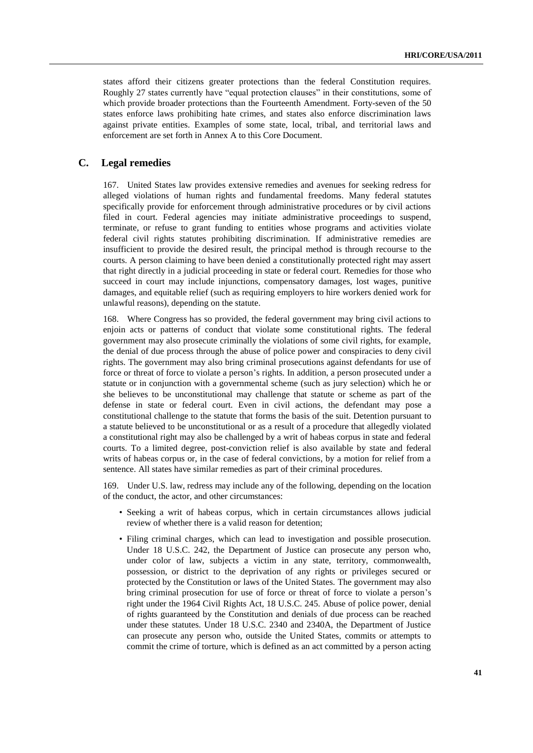states afford their citizens greater protections than the federal Constitution requires. Roughly 27 states currently have "equal protection clauses" in their constitutions, some of which provide broader protections than the Fourteenth Amendment. Forty-seven of the 50 states enforce laws prohibiting hate crimes, and states also enforce discrimination laws against private entities. Examples of some state, local, tribal, and territorial laws and enforcement are set forth in Annex A to this Core Document.

## C. Legal remedies

167. United States law provides extensive remedies and avenues for seeking redress for alleged violations of human rights and fundamental freedoms. Many federal statutes specifically provide for enforcement through administrative procedures or by civil actions filed in court. Federal agencies may initiate administrative proceedings to suspend, terminate, or refuse to grant funding to entities whose programs and activities violate federal civil rights statutes prohibiting discrimination. If administrative remedies are insufficient to provide the desired result, the principal method is through recourse to the courts. A person claiming to have been denied a constitutionally protected right may assert that right directly in a judicial proceeding in state or federal court. Remedies for those who succeed in court may include injunctions, compensatory damages, lost wages, punitive damages, and equitable relief (such as requiring employers to hire workers denied work for unlawful reasons), depending on the statute.

168. Where Congress has so provided, the federal government may bring civil actions to enjoin acts or patterns of conduct that violate some constitutional rights. The federal government may also prosecute criminally the violations of some civil rights, for example, the denial of due process through the abuse of police power and conspiracies to deny civil rights. The government may also bring criminal prosecutions against defendants for use of force or threat of force to violate a person's rights. In addition, a person prosecuted under a statute or in conjunction with a governmental scheme (such as jury selection) which he or she believes to be unconstitutional may challenge that statute or scheme as part of the defense in state or federal court. Even in civil actions, the defendant may pose a constitutional challenge to the statute that forms the basis of the suit. Detention pursuant to a statute believed to be unconstitutional or as a result of a procedure that allegedly violated a constitutional right may also be challenged by a writ of habeas corpus in state and federal courts. To a limited degree, post-conviction relief is also available by state and federal writs of habeas corpus or, in the case of federal convictions, by a motion for relief from a sentence. All states have similar remedies as part of their criminal procedures.

169. Under U.S. law, redress may include any of the following, depending on the location of the conduct, the actor, and other circumstances:

- Seeking a writ of habeas corpus, which in certain circumstances allows judicial review of whether there is a valid reason for detention;
- Filing criminal charges, which can lead to investigation and possible prosecution. Under 18 U.S.C. 242, the Department of Justice can prosecute any person who, under color of law, subjects a victim in any state, territory, commonwealth, possession, or district to the deprivation of any rights or privileges secured or protected by the Constitution or laws of the United States. The government may also bring criminal prosecution for use of force or threat of force to violate a person's right under the 1964 Civil Rights Act, 18 U.S.C. 245. Abuse of police power, denial of rights guaranteed by the Constitution and denials of due process can be reached under these statutes. Under 18 U.S.C. 2340 and 2340A, the Department of Justice can prosecute any person who, outside the United States, commits or attempts to commit the crime of torture, which is defined as an act committed by a person acting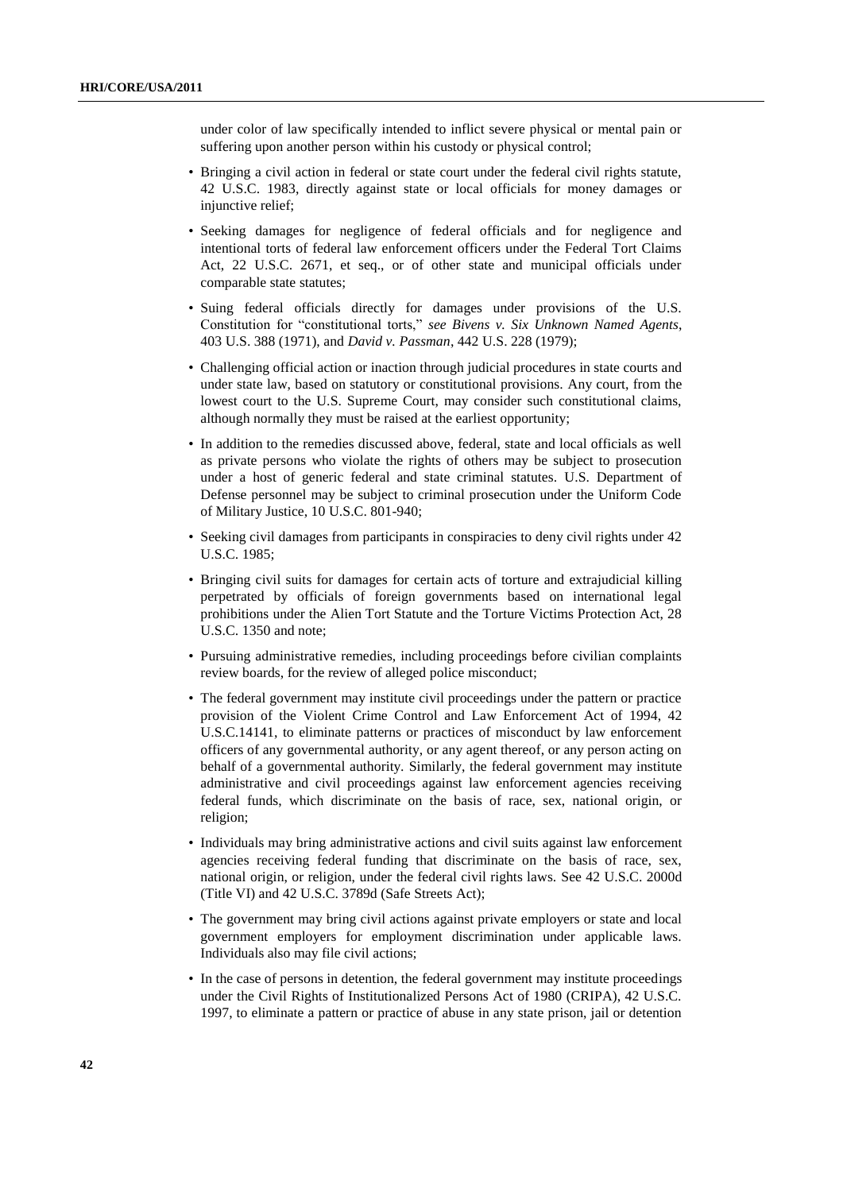under color of law specifically intended to inflict severe physical or mental pain or suffering upon another person within his custody or physical control;

- Bringing a civil action in federal or state court under the federal civil rights statute, 42 U.S.C. 1983, directly against state or local officials for money damages or injunctive relief;
- Seeking damages for negligence of federal officials and for negligence and intentional torts of federal law enforcement officers under the Federal Tort Claims Act, 22 U.S.C. 2671, et seq., or of other state and municipal officials under comparable state statutes;
- Suing federal officials directly for damages under provisions of the U.S. Constitution for "constitutional torts," *see Bivens v. Six Unknown Named Agents*, 403 U.S. 388 (1971), and *David v. Passman*, 442 U.S. 228 (1979);
- Challenging official action or inaction through judicial procedures in state courts and under state law, based on statutory or constitutional provisions. Any court, from the lowest court to the U.S. Supreme Court, may consider such constitutional claims, although normally they must be raised at the earliest opportunity;
- In addition to the remedies discussed above, federal, state and local officials as well as private persons who violate the rights of others may be subject to prosecution under a host of generic federal and state criminal statutes. U.S. Department of Defense personnel may be subject to criminal prosecution under the Uniform Code of Military Justice, 10 U.S.C. 801-940;
- Seeking civil damages from participants in conspiracies to deny civil rights under 42 U.S.C. 1985;
- Bringing civil suits for damages for certain acts of torture and extrajudicial killing perpetrated by officials of foreign governments based on international legal prohibitions under the Alien Tort Statute and the Torture Victims Protection Act, 28 U.S.C. 1350 and note;
- Pursuing administrative remedies, including proceedings before civilian complaints review boards, for the review of alleged police misconduct;
- The federal government may institute civil proceedings under the pattern or practice provision of the Violent Crime Control and Law Enforcement Act of 1994, 42 U.S.C.14141, to eliminate patterns or practices of misconduct by law enforcement officers of any governmental authority, or any agent thereof, or any person acting on behalf of a governmental authority. Similarly, the federal government may institute administrative and civil proceedings against law enforcement agencies receiving federal funds, which discriminate on the basis of race, sex, national origin, or religion;
- Individuals may bring administrative actions and civil suits against law enforcement agencies receiving federal funding that discriminate on the basis of race, sex, national origin, or religion, under the federal civil rights laws. See 42 U.S.C. 2000d (Title VI) and 42 U.S.C. 3789d (Safe Streets Act);
- The government may bring civil actions against private employers or state and local government employers for employment discrimination under applicable laws. Individuals also may file civil actions;
- In the case of persons in detention, the federal government may institute proceedings under the Civil Rights of Institutionalized Persons Act of 1980 (CRIPA), 42 U.S.C. 1997, to eliminate a pattern or practice of abuse in any state prison, jail or detention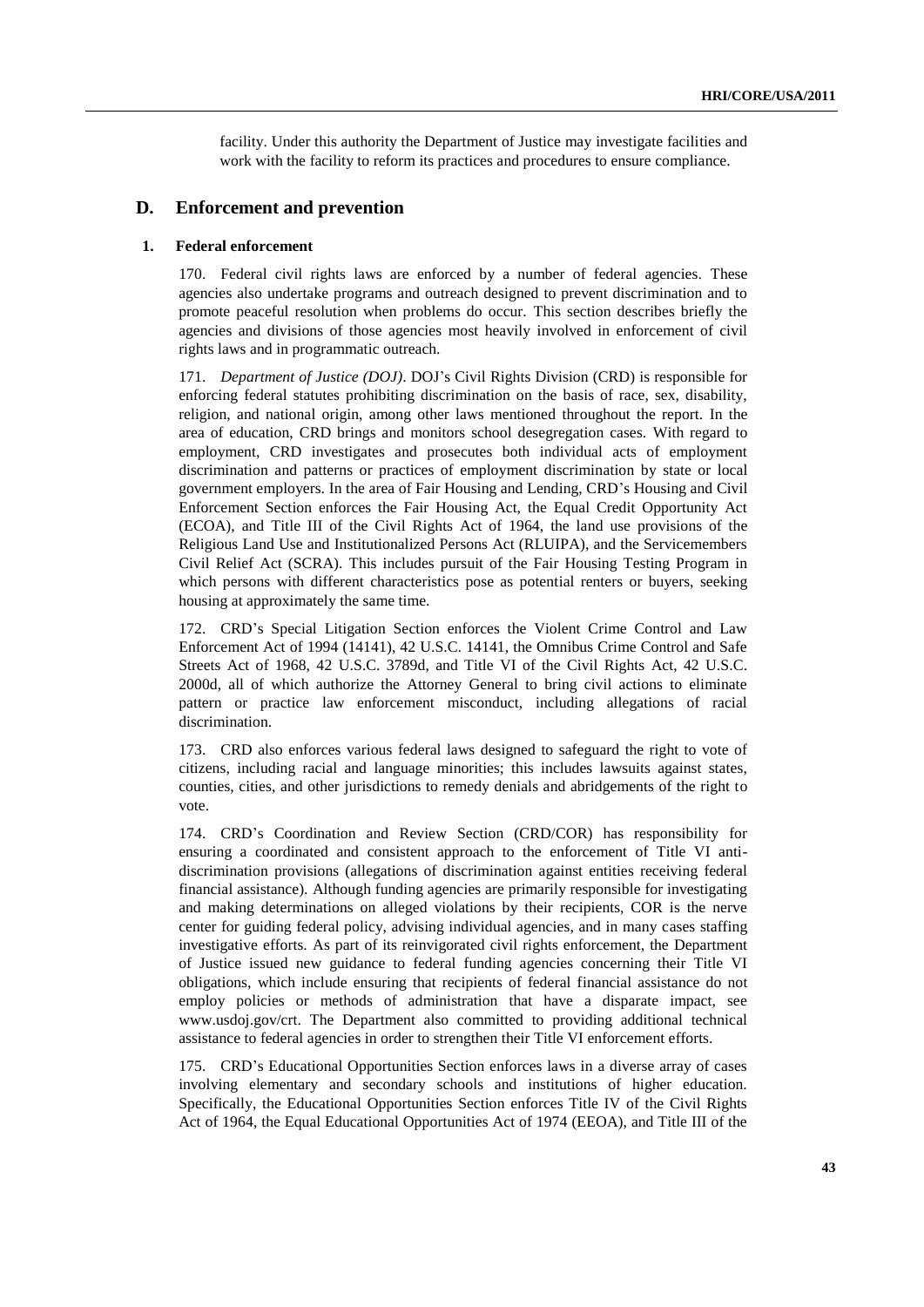facility. Under this authority the Department of Justice may investigate facilities and work with the facility to reform its practices and procedures to ensure compliance.

## D. Enforcement and prevention

### 1. Federal enforcement

170. Federal civil rights laws are enforced by a number of federal agencies. These agencies also undertake programs and outreach designed to prevent discrimination and to promote peaceful resolution when problems do occur. This section describes briefly the agencies and divisions of those agencies most heavily involved in enforcement of civil rights laws and in programmatic outreach.

171. *Department of Justice (DOJ)*. DOJ's Civil Rights Division (CRD) is responsible for enforcing federal statutes prohibiting discrimination on the basis of race, sex, disability, religion, and national origin, among other laws mentioned throughout the report. In the area of education, CRD brings and monitors school desegregation cases. With regard to employment, CRD investigates and prosecutes both individual acts of employment discrimination and patterns or practices of employment discrimination by state or local government employers. In the area of Fair Housing and Lending, CRD's Housing and Civil Enforcement Section enforces the Fair Housing Act, the Equal Credit Opportunity Act (ECOA), and Title III of the Civil Rights Act of 1964, the land use provisions of the Religious Land Use and Institutionalized Persons Act (RLUIPA), and the Servicemembers Civil Relief Act (SCRA). This includes pursuit of the Fair Housing Testing Program in which persons with different characteristics pose as potential renters or buyers, seeking housing at approximately the same time.

172. CRD's Special Litigation Section enforces the Violent Crime Control and Law Enforcement Act of 1994 (14141), 42 U.S.C. 14141, the Omnibus Crime Control and Safe Streets Act of 1968, 42 U.S.C. 3789d, and Title VI of the Civil Rights Act, 42 U.S.C. 2000d, all of which authorize the Attorney General to bring civil actions to eliminate pattern or practice law enforcement misconduct, including allegations of racial discrimination.

173. CRD also enforces various federal laws designed to safeguard the right to vote of citizens, including racial and language minorities; this includes lawsuits against states, counties, cities, and other jurisdictions to remedy denials and abridgements of the right to vote.

174. CRD's Coordination and Review Section (CRD/COR) has responsibility for ensuring a coordinated and consistent approach to the enforcement of Title VI anti-discrimination provisions (allegations of discrimination against entities receiving federal financial assistance). Although funding agencies are primarily responsible for investigating and making determinations on alleged violations by their recipients, COR is the nerve center for guiding federal policy, advising individual agencies, and in many cases staffing investigative efforts. As part of its reinvigorated civil rights enforcement, the Department of Justice issued new guidance to federal funding agencies concerning their Title VI obligations, which include ensuring that recipients of federal financial assistance do not employ policies or methods of administration that have a disparate impact, see www.usdoj.gov/crt. The Department also committed to providing additional technical assistance to federal agencies in order to strengthen their Title VI enforcement efforts.

175. CRD's Educational Opportunities Section enforces laws in a diverse array of cases involving elementary and secondary schools and institutions of higher education. Specifically, the Educational Opportunities Section enforces Title IV of the Civil Rights Act of 1964, the Equal Educational Opportunities Act of 1974 (EEOA), and Title III of the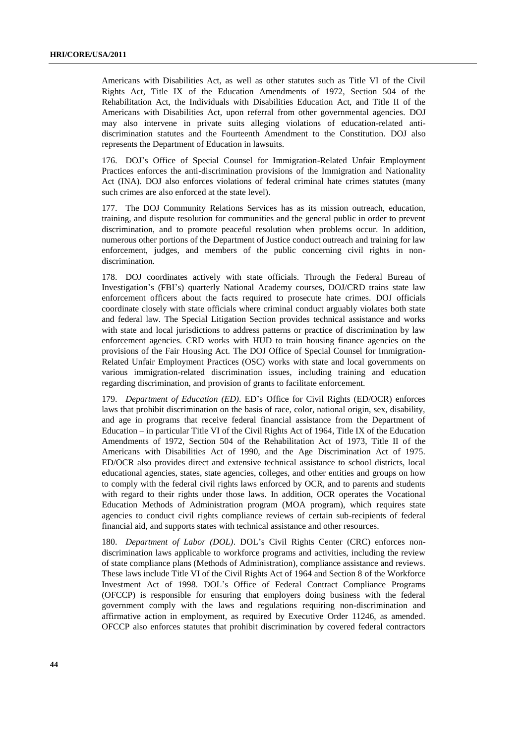Americans with Disabilities Act, as well as other statutes such as Title VI of the Civil Rights Act, Title IX of the Education Amendments of 1972, Section 504 of the Rehabilitation Act, the Individuals with Disabilities Education Act, and Title II of the Americans with Disabilities Act, upon referral from other governmental agencies. DOJ may also intervene in private suits alleging violations of education-related anti-discrimination statutes and the Fourteenth Amendment to the Constitution. DOJ also represents the Department of Education in lawsuits.

176. DOJ's Office of Special Counsel for Immigration-Related Unfair Employment Practices enforces the anti-discrimination provisions of the Immigration and Nationality Act (INA). DOJ also enforces violations of federal criminal hate crimes statutes (many such crimes are also enforced at the state level).

177. The DOJ Community Relations Services has as its mission outreach, education, training, and dispute resolution for communities and the general public in order to prevent discrimination, and to promote peaceful resolution when problems occur. In addition, numerous other portions of the Department of Justice conduct outreach and training for law enforcement, judges, and members of the public concerning civil rights in non-discrimination.

178. DOJ coordinates actively with state officials. Through the Federal Bureau of Investigation's (FBI's) quarterly National Academy courses, DOJ/CRD trains state law enforcement officers about the facts required to prosecute hate crimes. DOJ officials coordinate closely with state officials where criminal conduct arguably violates both state and federal law. The Special Litigation Section provides technical assistance and works with state and local jurisdictions to address patterns or practice of discrimination by law enforcement agencies. CRD works with HUD to train housing finance agencies on the provisions of the Fair Housing Act. The DOJ Office of Special Counsel for Immigration-Related Unfair Employment Practices (OSC) works with state and local governments on various immigration-related discrimination issues, including training and education regarding discrimination, and provision of grants to facilitate enforcement.

179. *Department of Education (ED)*. ED's Office for Civil Rights (ED/OCR) enforces laws that prohibit discrimination on the basis of race, color, national origin, sex, disability, and age in programs that receive federal financial assistance from the Department of Education – in particular Title VI of the Civil Rights Act of 1964, Title IX of the Education Amendments of 1972, Section 504 of the Rehabilitation Act of 1973, Title II of the Americans with Disabilities Act of 1990, and the Age Discrimination Act of 1975. ED/OCR also provides direct and extensive technical assistance to school districts, local educational agencies, states, state agencies, colleges, and other entities and groups on how to comply with the federal civil rights laws enforced by OCR, and to parents and students with regard to their rights under those laws. In addition, OCR operates the Vocational Education Methods of Administration program (MOA program), which requires state agencies to conduct civil rights compliance reviews of certain sub-recipients of federal financial aid, and supports states with technical assistance and other resources.

180. *Department of Labor (DOL)*. DOL's Civil Rights Center (CRC) enforces non-discrimination laws applicable to workforce programs and activities, including the review of state compliance plans (Methods of Administration), compliance assistance and reviews. These laws include Title VI of the Civil Rights Act of 1964 and Section 8 of the Workforce Investment Act of 1998. DOL's Office of Federal Contract Compliance Programs (OFCCP) is responsible for ensuring that employers doing business with the federal government comply with the laws and regulations requiring non-discrimination and affirmative action in employment, as required by Executive Order 11246, as amended. OFCCP also enforces statutes that prohibit discrimination by covered federal contractors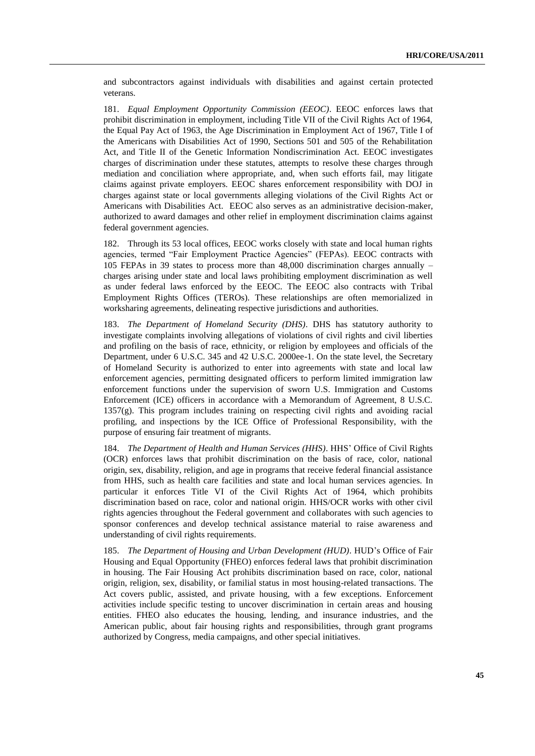and subcontractors against individuals with disabilities and against certain protected veterans.

181. *Equal Employment Opportunity Commission (EEOC)*. EEOC enforces laws that prohibit discrimination in employment, including Title VII of the Civil Rights Act of 1964, the Equal Pay Act of 1963, the Age Discrimination in Employment Act of 1967, Title I of the Americans with Disabilities Act of 1990, Sections 501 and 505 of the Rehabilitation Act, and Title II of the Genetic Information Nondiscrimination Act. EEOC investigates charges of discrimination under these statutes, attempts to resolve these charges through mediation and conciliation where appropriate, and, when such efforts fail, may litigate claims against private employers. EEOC shares enforcement responsibility with DOJ in charges against state or local governments alleging violations of the Civil Rights Act or Americans with Disabilities Act. EEOC also serves as an administrative decision-maker, authorized to award damages and other relief in employment discrimination claims against federal government agencies.

182. Through its 53 local offices, EEOC works closely with state and local human rights agencies, termed "Fair Employment Practice Agencies" (FEPAs). EEOC contracts with 105 FEPAs in 39 states to process more than 48,000 discrimination charges annually – charges arising under state and local laws prohibiting employment discrimination as well as under federal laws enforced by the EEOC. The EEOC also contracts with Tribal Employment Rights Offices (TEROs). These relationships are often memorialized in worksharing agreements, delineating respective jurisdictions and authorities.

183. *The Department of Homeland Security (DHS)*. DHS has statutory authority to investigate complaints involving allegations of violations of civil rights and civil liberties and profiling on the basis of race, ethnicity, or religion by employees and officials of the Department, under 6 U.S.C. 345 and 42 U.S.C. 2000ee-1. On the state level, the Secretary of Homeland Security is authorized to enter into agreements with state and local law enforcement agencies, permitting designated officers to perform limited immigration law enforcement functions under the supervision of sworn U.S. Immigration and Customs Enforcement (ICE) officers in accordance with a Memorandum of Agreement, 8 U.S.C. 1357(g). This program includes training on respecting civil rights and avoiding racial profiling, and inspections by the ICE Office of Professional Responsibility, with the purpose of ensuring fair treatment of migrants.

184. *The Department of Health and Human Services (HHS)*. HHS' Office of Civil Rights (OCR) enforces laws that prohibit discrimination on the basis of race, color, national origin, sex, disability, religion, and age in programs that receive federal financial assistance from HHS, such as health care facilities and state and local human services agencies. In particular it enforces Title VI of the Civil Rights Act of 1964, which prohibits discrimination based on race, color and national origin. HHS/OCR works with other civil rights agencies throughout the Federal government and collaborates with such agencies to sponsor conferences and develop technical assistance material to raise awareness and understanding of civil rights requirements.

185. *The Department of Housing and Urban Development (HUD)*. HUD's Office of Fair Housing and Equal Opportunity (FHEO) enforces federal laws that prohibit discrimination in housing. The Fair Housing Act prohibits discrimination based on race, color, national origin, religion, sex, disability, or familial status in most housing-related transactions. The Act covers public, assisted, and private housing, with a few exceptions. Enforcement activities include specific testing to uncover discrimination in certain areas and housing entities. FHEO also educates the housing, lending, and insurance industries, and the American public, about fair housing rights and responsibilities, through grant programs authorized by Congress, media campaigns, and other special initiatives.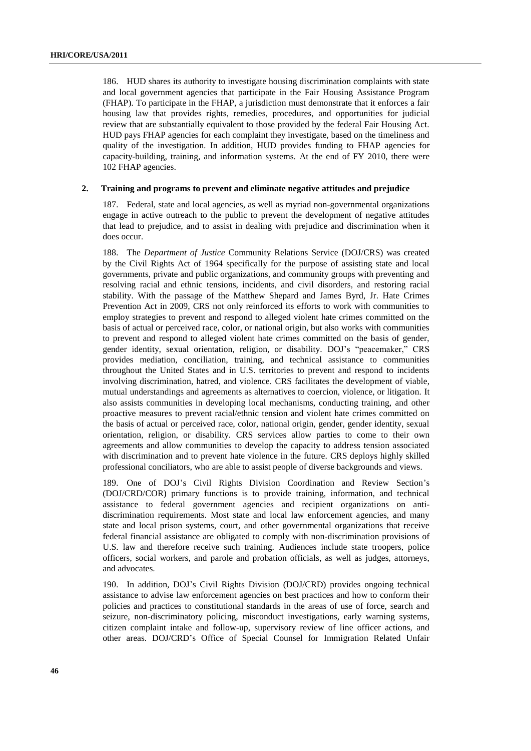186. HUD shares its authority to investigate housing discrimination complaints with state and local government agencies that participate in the Fair Housing Assistance Program (FHAP). To participate in the FHAP, a jurisdiction must demonstrate that it enforces a fair housing law that provides rights, remedies, procedures, and opportunities for judicial review that are substantially equivalent to those provided by the federal Fair Housing Act. HUD pays FHAP agencies for each complaint they investigate, based on the timeliness and quality of the investigation. In addition, HUD provides funding to FHAP agencies for capacity-building, training, and information systems. At the end of FY 2010, there were 102 FHAP agencies.

## 2. Training and programs to prevent and eliminate negative attitudes and prejudice

187. Federal, state and local agencies, as well as myriad non-governmental organizations engage in active outreach to the public to prevent the development of negative attitudes that lead to prejudice, and to assist in dealing with prejudice and discrimination when it does occur.

188. The *Department of Justice* Community Relations Service (DOJ/CRS) was created by the Civil Rights Act of 1964 specifically for the purpose of assisting state and local governments, private and public organizations, and community groups with preventing and resolving racial and ethnic tensions, incidents, and civil disorders, and restoring racial stability. With the passage of the Matthew Shepard and James Byrd, Jr. Hate Crimes Prevention Act in 2009, CRS not only reinforced its efforts to work with communities to employ strategies to prevent and respond to alleged violent hate crimes committed on the basis of actual or perceived race, color, or national origin, but also works with communities to prevent and respond to alleged violent hate crimes committed on the basis of gender, gender identity, sexual orientation, religion, or disability. DOJ's "peacemaker," CRS provides mediation, conciliation, training, and technical assistance to communities throughout the United States and in U.S. territories to prevent and respond to incidents involving discrimination, hatred, and violence. CRS facilitates the development of viable, mutual understandings and agreements as alternatives to coercion, violence, or litigation. It also assists communities in developing local mechanisms, conducting training, and other proactive measures to prevent racial/ethnic tension and violent hate crimes committed on the basis of actual or perceived race, color, national origin, gender, gender identity, sexual orientation, religion, or disability. CRS services allow parties to come to their own agreements and allow communities to develop the capacity to address tension associated with discrimination and to prevent hate violence in the future. CRS deploys highly skilled professional conciliators, who are able to assist people of diverse backgrounds and views.

189. One of DOJ's Civil Rights Division Coordination and Review Section's (DOJ/CRD/COR) primary functions is to provide training, information, and technical assistance to federal government agencies and recipient organizations on anti-discrimination requirements. Most state and local law enforcement agencies, and many state and local prison systems, court, and other governmental organizations that receive federal financial assistance are obligated to comply with non-discrimination provisions of U.S. law and therefore receive such training. Audiences include state troopers, police officers, social workers, and parole and probation officials, as well as judges, attorneys, and advocates.

190. In addition, DOJ's Civil Rights Division (DOJ/CRD) provides ongoing technical assistance to advise law enforcement agencies on best practices and how to conform their policies and practices to constitutional standards in the areas of use of force, search and seizure, non-discriminatory policing, misconduct investigations, early warning systems, citizen complaint intake and follow-up, supervisory review of line officer actions, and other areas. DOJ/CRD's Office of Special Counsel for Immigration Related Unfair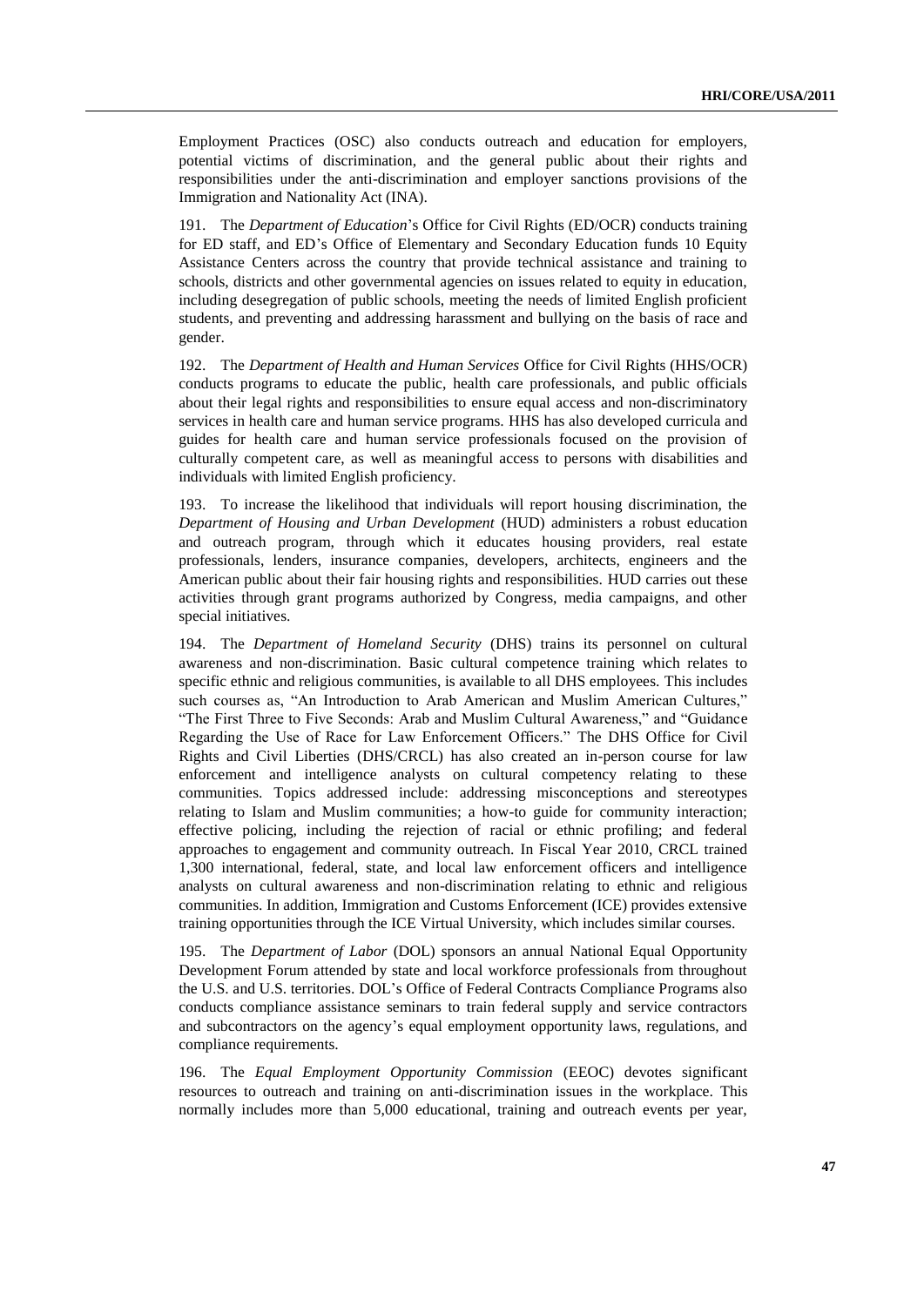Employment Practices (OSC) also conducts outreach and education for employers, potential victims of discrimination, and the general public about their rights and responsibilities under the anti-discrimination and employer sanctions provisions of the Immigration and Nationality Act (INA).

191. The *Department of Education*'s Office for Civil Rights (ED/OCR) conducts training for ED staff, and ED's Office of Elementary and Secondary Education funds 10 Equity Assistance Centers across the country that provide technical assistance and training to schools, districts and other governmental agencies on issues related to equity in education, including desegregation of public schools, meeting the needs of limited English proficient students, and preventing and addressing harassment and bullying on the basis of race and gender.

192. The *Department of Health and Human Services* Office for Civil Rights (HHS/OCR) conducts programs to educate the public, health care professionals, and public officials about their legal rights and responsibilities to ensure equal access and non-discriminatory services in health care and human service programs. HHS has also developed curricula and guides for health care and human service professionals focused on the provision of culturally competent care, as well as meaningful access to persons with disabilities and individuals with limited English proficiency.

193. To increase the likelihood that individuals will report housing discrimination, the *Department of Housing and Urban Development* (HUD) administers a robust education and outreach program, through which it educates housing providers, real estate professionals, lenders, insurance companies, developers, architects, engineers and the American public about their fair housing rights and responsibilities. HUD carries out these activities through grant programs authorized by Congress, media campaigns, and other special initiatives.

194. The *Department of Homeland Security* (DHS) trains its personnel on cultural awareness and non-discrimination. Basic cultural competence training which relates to specific ethnic and religious communities, is available to all DHS employees. This includes such courses as, "An Introduction to Arab American and Muslim American Cultures," "The First Three to Five Seconds: Arab and Muslim Cultural Awareness," and "Guidance Regarding the Use of Race for Law Enforcement Officers." The DHS Office for Civil Rights and Civil Liberties (DHS/CRCL) has also created an in-person course for law enforcement and intelligence analysts on cultural competency relating to these communities. Topics addressed include: addressing misconceptions and stereotypes relating to Islam and Muslim communities; a how-to guide for community interaction; effective policing, including the rejection of racial or ethnic profiling; and federal approaches to engagement and community outreach. In Fiscal Year 2010, CRCL trained 1,300 international, federal, state, and local law enforcement officers and intelligence analysts on cultural awareness and non-discrimination relating to ethnic and religious communities. In addition, Immigration and Customs Enforcement (ICE) provides extensive training opportunities through the ICE Virtual University, which includes similar courses.

195. The *Department of Labor* (DOL) sponsors an annual National Equal Opportunity Development Forum attended by state and local workforce professionals from throughout the U.S. and U.S. territories. DOL's Office of Federal Contracts Compliance Programs also conducts compliance assistance seminars to train federal supply and service contractors and subcontractors on the agency's equal employment opportunity laws, regulations, and compliance requirements.

196. The *Equal Employment Opportunity Commission* (EEOC) devotes significant resources to outreach and training on anti-discrimination issues in the workplace. This normally includes more than 5,000 educational, training and outreach events per year,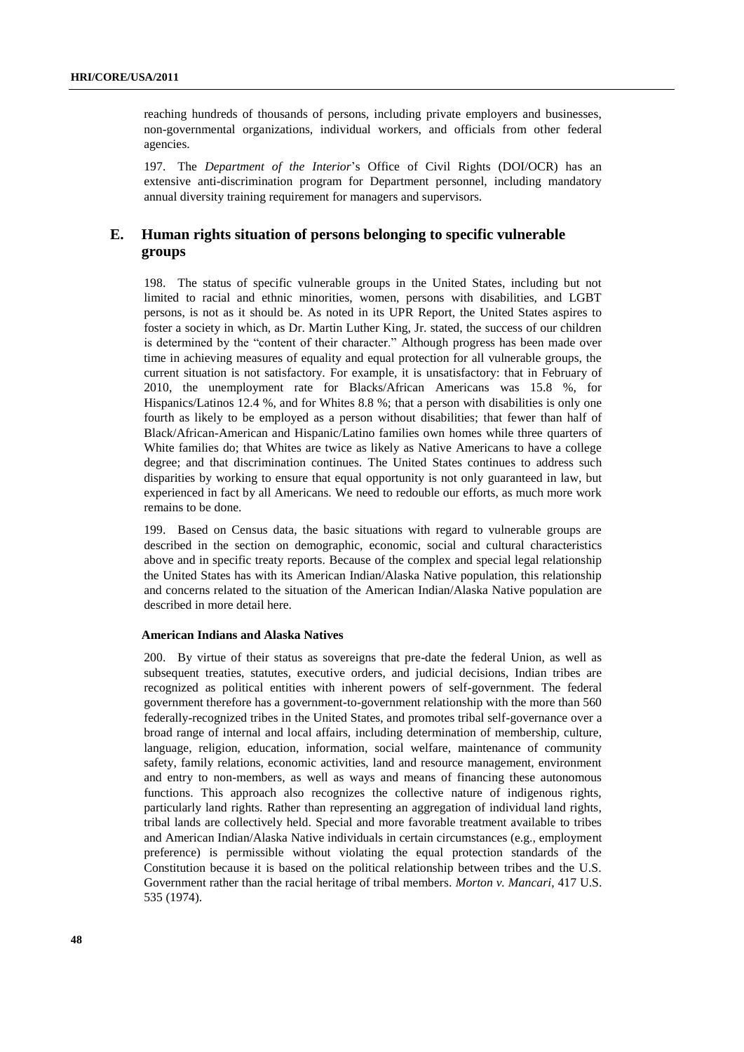reaching hundreds of thousands of persons, including private employers and businesses, non-governmental organizations, individual workers, and officials from other federal agencies.

197. The *Department of the Interior*'s Office of Civil Rights (DOI/OCR) has an extensive anti-discrimination program for Department personnel, including mandatory annual diversity training requirement for managers and supervisors.

## E. Human rights situation of persons belonging to specific vulnerable groups

198. The status of specific vulnerable groups in the United States, including but not limited to racial and ethnic minorities, women, persons with disabilities, and LGBT persons, is not as it should be. As noted in its UPR Report, the United States aspires to foster a society in which, as Dr. Martin Luther King, Jr. stated, the success of our children is determined by the "content of their character." Although progress has been made over time in achieving measures of equality and equal protection for all vulnerable groups, the current situation is not satisfactory. For example, it is unsatisfactory: that in February of 2010, the unemployment rate for Blacks/African Americans was 15.8 %, for Hispanics/Latinos 12.4 %, and for Whites 8.8 %; that a person with disabilities is only one fourth as likely to be employed as a person without disabilities; that fewer than half of Black/African-American and Hispanic/Latino families own homes while three quarters of White families do; that Whites are twice as likely as Native Americans to have a college degree; and that discrimination continues. The United States continues to address such disparities by working to ensure that equal opportunity is not only guaranteed in law, but experienced in fact by all Americans. We need to redouble our efforts, as much more work remains to be done.

199. Based on Census data, the basic situations with regard to vulnerable groups are described in the section on demographic, economic, social and cultural characteristics above and in specific treaty reports. Because of the complex and special legal relationship the United States has with its American Indian/Alaska Native population, this relationship and concerns related to the situation of the American Indian/Alaska Native population are described in more detail here.

#### American Indians and Alaska Natives

200. By virtue of their status as sovereigns that pre-date the federal Union, as well as subsequent treaties, statutes, executive orders, and judicial decisions, Indian tribes are recognized as political entities with inherent powers of self-government. The federal government therefore has a government-to-government relationship with the more than 560 federally-recognized tribes in the United States, and promotes tribal self-governance over a broad range of internal and local affairs, including determination of membership, culture, language, religion, education, information, social welfare, maintenance of community safety, family relations, economic activities, land and resource management, environment and entry to non-members, as well as ways and means of financing these autonomous functions. This approach also recognizes the collective nature of indigenous rights, particularly land rights. Rather than representing an aggregation of individual land rights, tribal lands are collectively held. Special and more favorable treatment available to tribes and American Indian/Alaska Native individuals in certain circumstances (e.g., employment preference) is permissible without violating the equal protection standards of the Constitution because it is based on the political relationship between tribes and the U.S. Government rather than the racial heritage of tribal members. *Morton v. Mancari*, 417 U.S. 535 (1974).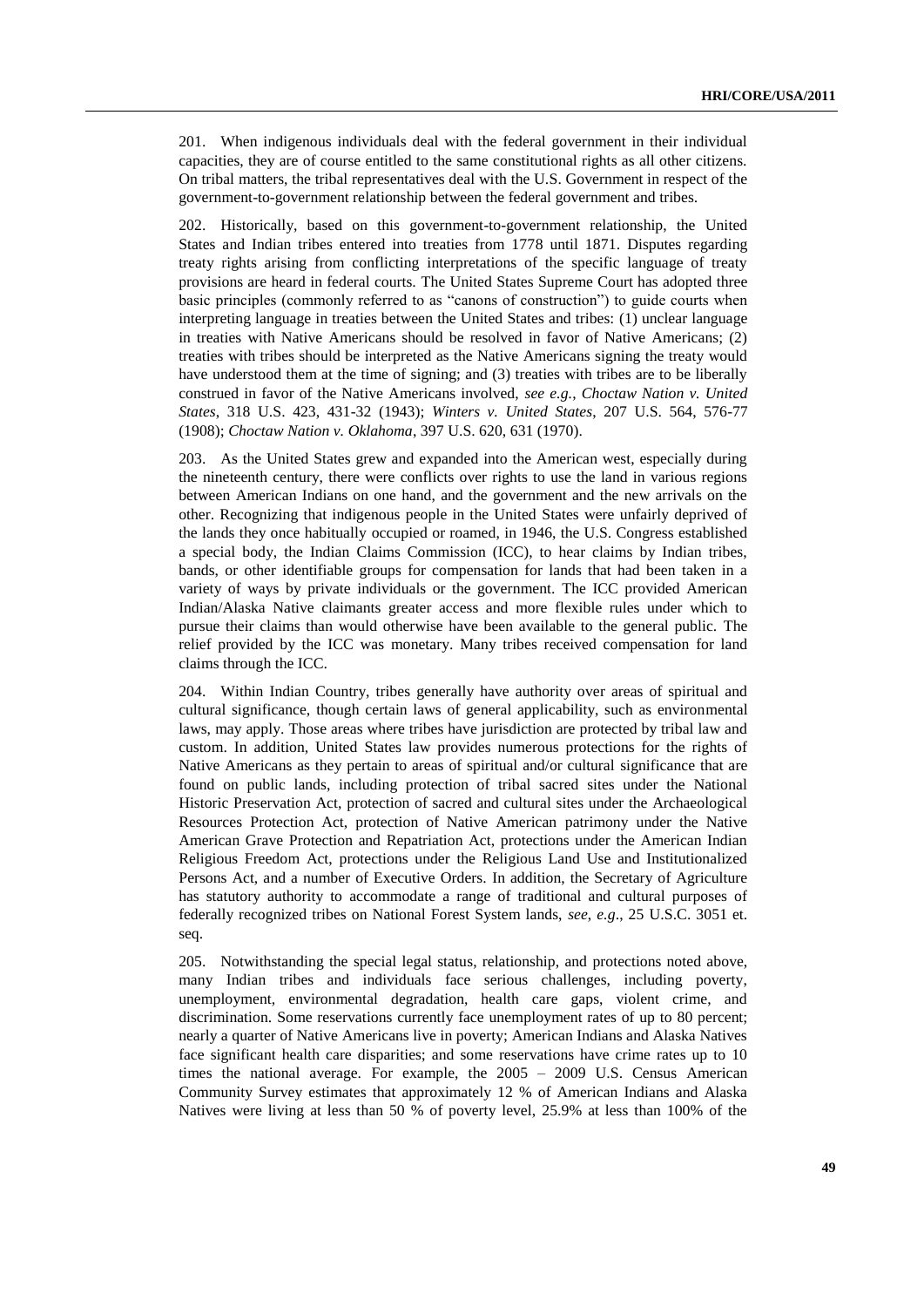201. When indigenous individuals deal with the federal government in their individual capacities, they are of course entitled to the same constitutional rights as all other citizens. On tribal matters, the tribal representatives deal with the U.S. Government in respect of the government-to-government relationship between the federal government and tribes.

202. Historically, based on this government-to-government relationship, the United States and Indian tribes entered into treaties from 1778 until 1871. Disputes regarding treaty rights arising from conflicting interpretations of the specific language of treaty provisions are heard in federal courts. The United States Supreme Court has adopted three basic principles (commonly referred to as "canons of construction") to guide courts when interpreting language in treaties between the United States and tribes: (1) unclear language in treaties with Native Americans should be resolved in favor of Native Americans; (2) treaties with tribes should be interpreted as the Native Americans signing the treaty would have understood them at the time of signing; and (3) treaties with tribes are to be liberally construed in favor of the Native Americans involved, *see e.g.*, *Choctaw Nation v. United States*, 318 U.S. 423, 431-32 (1943); *Winters v. United States*, 207 U.S. 564, 576-77 (1908); *Choctaw Nation v. Oklahoma*, 397 U.S. 620, 631 (1970).

203. As the United States grew and expanded into the American west, especially during the nineteenth century, there were conflicts over rights to use the land in various regions between American Indians on one hand, and the government and the new arrivals on the other. Recognizing that indigenous people in the United States were unfairly deprived of the lands they once habitually occupied or roamed, in 1946, the U.S. Congress established a special body, the Indian Claims Commission (ICC), to hear claims by Indian tribes, bands, or other identifiable groups for compensation for lands that had been taken in a variety of ways by private individuals or the government. The ICC provided American Indian/Alaska Native claimants greater access and more flexible rules under which to pursue their claims than would otherwise have been available to the general public. The relief provided by the ICC was monetary. Many tribes received compensation for land claims through the ICC.

204. Within Indian Country, tribes generally have authority over areas of spiritual and cultural significance, though certain laws of general applicability, such as environmental laws, may apply. Those areas where tribes have jurisdiction are protected by tribal law and custom. In addition, United States law provides numerous protections for the rights of Native Americans as they pertain to areas of spiritual and/or cultural significance that are found on public lands, including protection of tribal sacred sites under the National Historic Preservation Act, protection of sacred and cultural sites under the Archaeological Resources Protection Act, protection of Native American patrimony under the Native American Grave Protection and Repatriation Act, protections under the American Indian Religious Freedom Act, protections under the Religious Land Use and Institutionalized Persons Act, and a number of Executive Orders. In addition, the Secretary of Agriculture has statutory authority to accommodate a range of traditional and cultural purposes of federally recognized tribes on National Forest System lands, *see*, *e.g*., 25 U.S.C. 3051 et. seq.

205. Notwithstanding the special legal status, relationship, and protections noted above, many Indian tribes and individuals face serious challenges, including poverty, unemployment, environmental degradation, health care gaps, violent crime, and discrimination. Some reservations currently face unemployment rates of up to 80 percent; nearly a quarter of Native Americans live in poverty; American Indians and Alaska Natives face significant health care disparities; and some reservations have crime rates up to 10 times the national average. For example, the 2005 – 2009 U.S. Census American Community Survey estimates that approximately 12 % of American Indians and Alaska Natives were living at less than 50 % of poverty level, 25.9% at less than 100% of the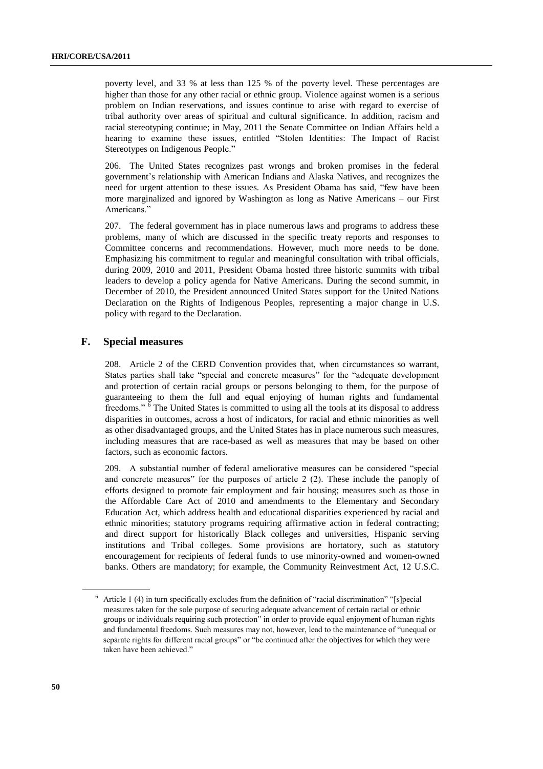poverty level, and 33 % at less than 125 % of the poverty level. These percentages are higher than those for any other racial or ethnic group. Violence against women is a serious problem on Indian reservations, and issues continue to arise with regard to exercise of tribal authority over areas of spiritual and cultural significance. In addition, racism and racial stereotyping continue; in May, 2011 the Senate Committee on Indian Affairs held a hearing to examine these issues, entitled "Stolen Identities: The Impact of Racist Stereotypes on Indigenous People."

206. The United States recognizes past wrongs and broken promises in the federal government's relationship with American Indians and Alaska Natives, and recognizes the need for urgent attention to these issues. As President Obama has said, "few have been more marginalized and ignored by Washington as long as Native Americans – our First Americans."

207. The federal government has in place numerous laws and programs to address these problems, many of which are discussed in the specific treaty reports and responses to Committee concerns and recommendations. However, much more needs to be done. Emphasizing his commitment to regular and meaningful consultation with tribal officials, during 2009, 2010 and 2011, President Obama hosted three historic summits with tribal leaders to develop a policy agenda for Native Americans. During the second summit, in December of 2010, the President announced United States support for the United Nations Declaration on the Rights of Indigenous Peoples, representing a major change in U.S. policy with regard to the Declaration.

## F. Special measures

208. Article 2 of the CERD Convention provides that, when circumstances so warrant, States parties shall take "special and concrete measures" for the "adequate development and protection of certain racial groups or persons belonging to them, for the purpose of guaranteeing to them the full and equal enjoying of human rights and fundamental freedoms." [6] The United States is committed to using all the tools at its disposal to address disparities in outcomes, across a host of indicators, for racial and ethnic minorities as well as other disadvantaged groups, and the United States has in place numerous such measures, including measures that are race-based as well as measures that may be based on other factors, such as economic factors.

209. A substantial number of federal ameliorative measures can be considered "special and concrete measures" for the purposes of article 2 (2). These include the panoply of efforts designed to promote fair employment and fair housing; measures such as those in the Affordable Care Act of 2010 and amendments to the Elementary and Secondary Education Act, which address health and educational disparities experienced by racial and ethnic minorities; statutory programs requiring affirmative action in federal contracting; and direct support for historically Black colleges and universities, Hispanic serving institutions and Tribal colleges. Some provisions are hortatory, such as statutory encouragement for recipients of federal funds to use minority-owned and women-owned banks. Others are mandatory; for example, the Community Reinvestment Act, 12 U.S.C.

---

[6] Article 1 (4) in turn specifically excludes from the definition of "racial discrimination" "[s]pecial measures taken for the sole purpose of securing adequate advancement of certain racial or ethnic groups or individuals requiring such protection" in order to provide equal enjoyment of human rights and fundamental freedoms. Such measures may not, however, lead to the maintenance of "unequal or separate rights for different racial groups" or "be continued after the objectives for which they were taken have been achieved."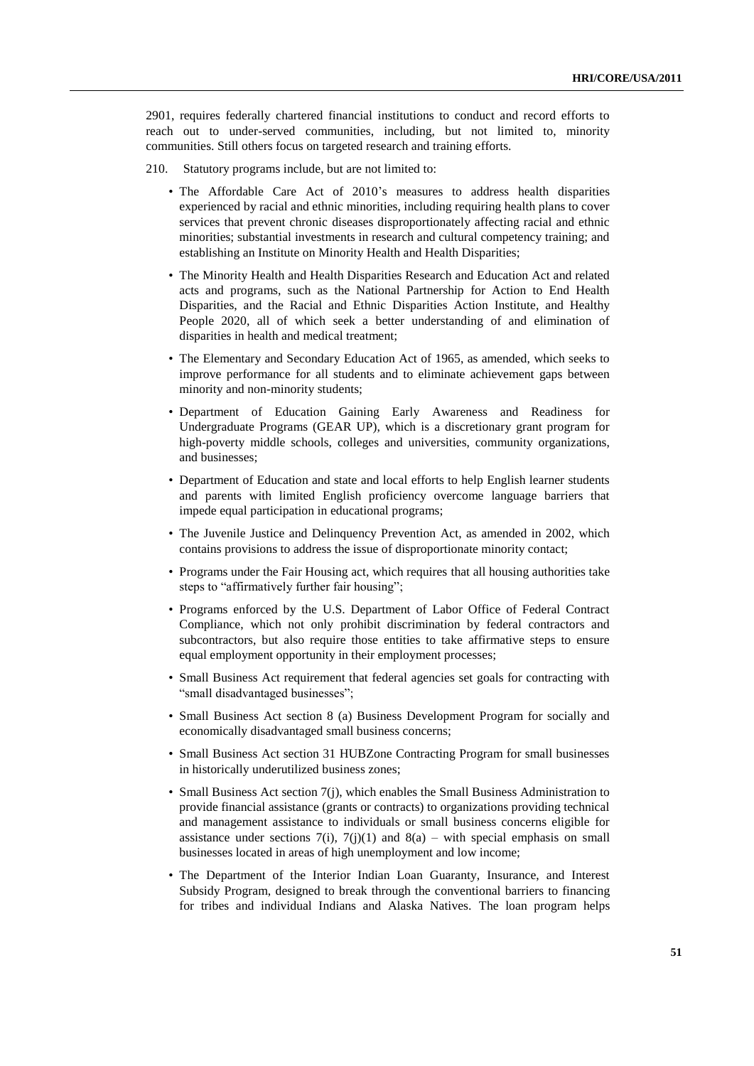2901, requires federally chartered financial institutions to conduct and record efforts to reach out to under-served communities, including, but not limited to, minority communities. Still others focus on targeted research and training efforts.

210. Statutory programs include, but are not limited to:

- The Affordable Care Act of 2010's measures to address health disparities experienced by racial and ethnic minorities, including requiring health plans to cover services that prevent chronic diseases disproportionately affecting racial and ethnic minorities; substantial investments in research and cultural competency training; and establishing an Institute on Minority Health and Health Disparities;
- The Minority Health and Health Disparities Research and Education Act and related acts and programs, such as the National Partnership for Action to End Health Disparities, and the Racial and Ethnic Disparities Action Institute, and Healthy People 2020, all of which seek a better understanding of and elimination of disparities in health and medical treatment;
- The Elementary and Secondary Education Act of 1965, as amended, which seeks to improve performance for all students and to eliminate achievement gaps between minority and non-minority students;
- Department of Education Gaining Early Awareness and Readiness for Undergraduate Programs (GEAR UP), which is a discretionary grant program for high-poverty middle schools, colleges and universities, community organizations, and businesses;
- Department of Education and state and local efforts to help English learner students and parents with limited English proficiency overcome language barriers that impede equal participation in educational programs;
- The Juvenile Justice and Delinquency Prevention Act, as amended in 2002, which contains provisions to address the issue of disproportionate minority contact;
- Programs under the Fair Housing act, which requires that all housing authorities take steps to "affirmatively further fair housing";
- Programs enforced by the U.S. Department of Labor Office of Federal Contract Compliance, which not only prohibit discrimination by federal contractors and subcontractors, but also require those entities to take affirmative steps to ensure equal employment opportunity in their employment processes;
- Small Business Act requirement that federal agencies set goals for contracting with "small disadvantaged businesses";
- Small Business Act section 8 (a) Business Development Program for socially and economically disadvantaged small business concerns;
- Small Business Act section 31 HUBZone Contracting Program for small businesses in historically underutilized business zones;
- Small Business Act section 7(j), which enables the Small Business Administration to provide financial assistance (grants or contracts) to organizations providing technical and management assistance to individuals or small business concerns eligible for assistance under sections 7(i), 7(j)(1) and 8(a) – with special emphasis on small businesses located in areas of high unemployment and low income;
- The Department of the Interior Indian Loan Guaranty, Insurance, and Interest Subsidy Program, designed to break through the conventional barriers to financing for tribes and individual Indians and Alaska Natives. The loan program helps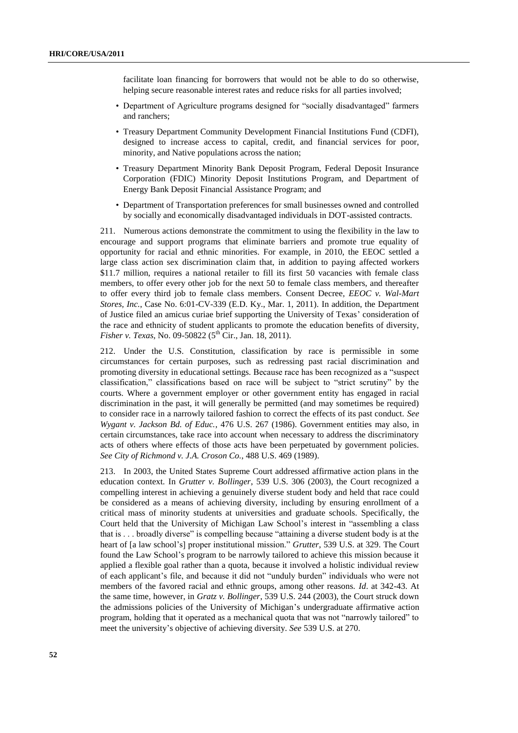facilitate loan financing for borrowers that would not be able to do so otherwise, helping secure reasonable interest rates and reduce risks for all parties involved;

- Department of Agriculture programs designed for "socially disadvantaged" farmers and ranchers;
- Treasury Department Community Development Financial Institutions Fund (CDFI), designed to increase access to capital, credit, and financial services for poor, minority, and Native populations across the nation;
- Treasury Department Minority Bank Deposit Program, Federal Deposit Insurance Corporation (FDIC) Minority Deposit Institutions Program, and Department of Energy Bank Deposit Financial Assistance Program; and
- Department of Transportation preferences for small businesses owned and controlled by socially and economically disadvantaged individuals in DOT-assisted contracts.

211. Numerous actions demonstrate the commitment to using the flexibility in the law to encourage and support programs that eliminate barriers and promote true equality of opportunity for racial and ethnic minorities. For example, in 2010, the EEOC settled a large class action sex discrimination claim that, in addition to paying affected workers \$11.7 million, requires a national retailer to fill its first 50 vacancies with female class members, to offer every other job for the next 50 to female class members, and thereafter to offer every third job to female class members. Consent Decree, *EEOC v. Wal-Mart Stores, Inc.*, Case No. 6:01-CV-339 (E.D. Ky., Mar. 1, 2011). In addition, the Department of Justice filed an amicus curiae brief supporting the University of Texas' consideration of the race and ethnicity of student applicants to promote the education benefits of diversity, *Fisher v. Texas*, No. 09-50822 (5th Cir., Jan. 18, 2011).

212. Under the U.S. Constitution, classification by race is permissible in some circumstances for certain purposes, such as redressing past racial discrimination and promoting diversity in educational settings. Because race has been recognized as a "suspect classification," classifications based on race will be subject to "strict scrutiny" by the courts. Where a government employer or other government entity has engaged in racial discrimination in the past, it will generally be permitted (and may sometimes be required) to consider race in a narrowly tailored fashion to correct the effects of its past conduct. *See Wygant v. Jackson Bd. of Educ.*, 476 U.S. 267 (1986). Government entities may also, in certain circumstances, take race into account when necessary to address the discriminatory acts of others where effects of those acts have been perpetuated by government policies. *See City of Richmond v. J.A. Croson Co.*, 488 U.S. 469 (1989).

213. In 2003, the United States Supreme Court addressed affirmative action plans in the education context. In *Grutter v. Bollinger*, 539 U.S. 306 (2003), the Court recognized a compelling interest in achieving a genuinely diverse student body and held that race could be considered as a means of achieving diversity, including by ensuring enrollment of a critical mass of minority students at universities and graduate schools. Specifically, the Court held that the University of Michigan Law School's interest in "assembling a class that is . . . broadly diverse" is compelling because "attaining a diverse student body is at the heart of [a law school's] proper institutional mission." *Grutter*, 539 U.S. at 329. The Court found the Law School's program to be narrowly tailored to achieve this mission because it applied a flexible goal rather than a quota, because it involved a holistic individual review of each applicant's file, and because it did not "unduly burden" individuals who were not members of the favored racial and ethnic groups, among other reasons. *Id*. at 342-43. At the same time, however, in *Gratz v. Bollinger*, 539 U.S. 244 (2003), the Court struck down the admissions policies of the University of Michigan's undergraduate affirmative action program, holding that it operated as a mechanical quota that was not "narrowly tailored" to meet the university's objective of achieving diversity. *See* 539 U.S. at 270.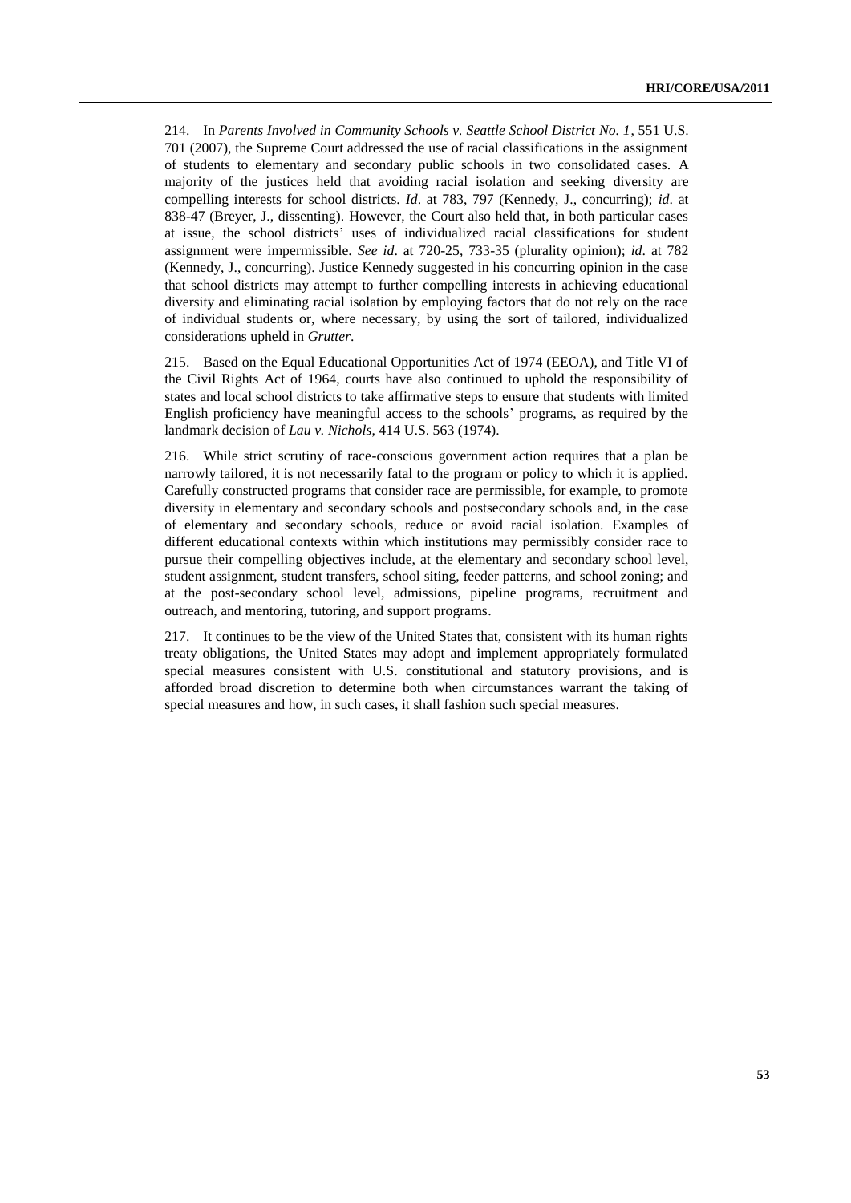214. In *Parents Involved in Community Schools v. Seattle School District No. 1*, 551 U.S. 701 (2007), the Supreme Court addressed the use of racial classifications in the assignment of students to elementary and secondary public schools in two consolidated cases. A majority of the justices held that avoiding racial isolation and seeking diversity are compelling interests for school districts. *Id*. at 783, 797 (Kennedy, J., concurring); *id*. at 838-47 (Breyer, J., dissenting). However, the Court also held that, in both particular cases at issue, the school districts' uses of individualized racial classifications for student assignment were impermissible. *See id*. at 720-25, 733-35 (plurality opinion); *id*. at 782 (Kennedy, J., concurring). Justice Kennedy suggested in his concurring opinion in the case that school districts may attempt to further compelling interests in achieving educational diversity and eliminating racial isolation by employing factors that do not rely on the race of individual students or, where necessary, by using the sort of tailored, individualized considerations upheld in *Grutter*.

215. Based on the Equal Educational Opportunities Act of 1974 (EEOA), and Title VI of the Civil Rights Act of 1964, courts have also continued to uphold the responsibility of states and local school districts to take affirmative steps to ensure that students with limited English proficiency have meaningful access to the schools' programs, as required by the landmark decision of *Lau v. Nichols*, 414 U.S. 563 (1974).

216. While strict scrutiny of race-conscious government action requires that a plan be narrowly tailored, it is not necessarily fatal to the program or policy to which it is applied. Carefully constructed programs that consider race are permissible, for example, to promote diversity in elementary and secondary schools and postsecondary schools and, in the case of elementary and secondary schools, reduce or avoid racial isolation. Examples of different educational contexts within which institutions may permissibly consider race to pursue their compelling objectives include, at the elementary and secondary school level, student assignment, student transfers, school siting, feeder patterns, and school zoning; and at the post-secondary school level, admissions, pipeline programs, recruitment and outreach, and mentoring, tutoring, and support programs.

217. It continues to be the view of the United States that, consistent with its human rights treaty obligations, the United States may adopt and implement appropriately formulated special measures consistent with U.S. constitutional and statutory provisions, and is afforded broad discretion to determine both when circumstances warrant the taking of special measures and how, in such cases, it shall fashion such special measures.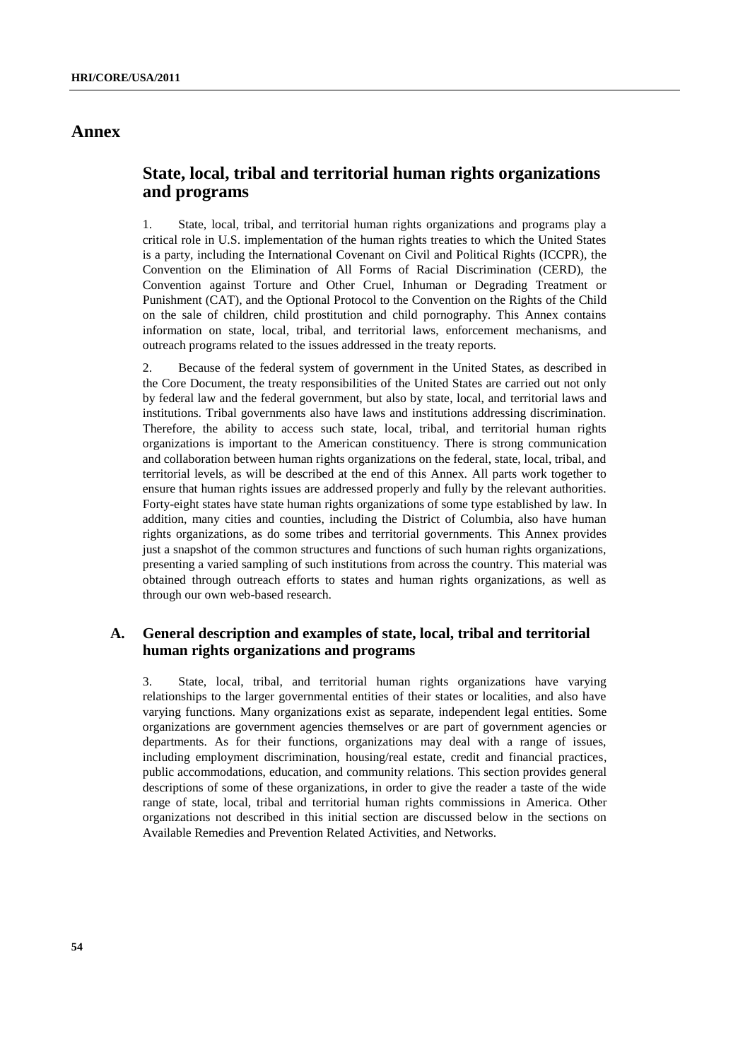# Annex

## State, local, tribal and territorial human rights organizations and programs

1. State, local, tribal, and territorial human rights organizations and programs play a critical role in U.S. implementation of the human rights treaties to which the United States is a party, including the International Covenant on Civil and Political Rights (ICCPR), the Convention on the Elimination of All Forms of Racial Discrimination (CERD), the Convention against Torture and Other Cruel, Inhuman or Degrading Treatment or Punishment (CAT), and the Optional Protocol to the Convention on the Rights of the Child on the sale of children, child prostitution and child pornography. This Annex contains information on state, local, tribal, and territorial laws, enforcement mechanisms, and outreach programs related to the issues addressed in the treaty reports.

2. Because of the federal system of government in the United States, as described in the Core Document, the treaty responsibilities of the United States are carried out not only by federal law and the federal government, but also by state, local, and territorial laws and institutions. Tribal governments also have laws and institutions addressing discrimination. Therefore, the ability to access such state, local, tribal, and territorial human rights organizations is important to the American constituency. There is strong communication and collaboration between human rights organizations on the federal, state, local, tribal, and territorial levels, as will be described at the end of this Annex. All parts work together to ensure that human rights issues are addressed properly and fully by the relevant authorities. Forty-eight states have state human rights organizations of some type established by law. In addition, many cities and counties, including the District of Columbia, also have human rights organizations, as do some tribes and territorial governments. This Annex provides just a snapshot of the common structures and functions of such human rights organizations, presenting a varied sampling of such institutions from across the country. This material was obtained through outreach efforts to states and human rights organizations, as well as through our own web-based research.

### A. General description and examples of state, local, tribal and territorial human rights organizations and programs

3. State, local, tribal, and territorial human rights organizations have varying relationships to the larger governmental entities of their states or localities, and also have varying functions. Many organizations exist as separate, independent legal entities. Some organizations are government agencies themselves or are part of government agencies or departments. As for their functions, organizations may deal with a range of issues, including employment discrimination, housing/real estate, credit and financial practices, public accommodations, education, and community relations. This section provides general descriptions of some of these organizations, in order to give the reader a taste of the wide range of state, local, tribal and territorial human rights commissions in America. Other organizations not described in this initial section are discussed below in the sections on Available Remedies and Prevention Related Activities, and Networks.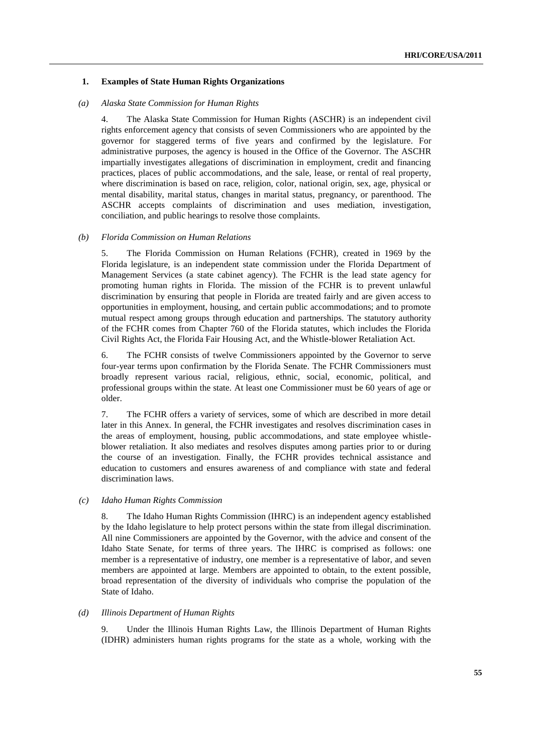### 1. Examples of State Human Rights Organizations

#### *(a) Alaska State Commission for Human Rights*

4. The Alaska State Commission for Human Rights (ASCHR) is an independent civil rights enforcement agency that consists of seven Commissioners who are appointed by the governor for staggered terms of five years and confirmed by the legislature. For administrative purposes, the agency is housed in the Office of the Governor. The ASCHR impartially investigates allegations of discrimination in employment, credit and financing practices, places of public accommodations, and the sale, lease, or rental of real property, where discrimination is based on race, religion, color, national origin, sex, age, physical or mental disability, marital status, changes in marital status, pregnancy, or parenthood. The ASCHR accepts complaints of discrimination and uses mediation, investigation, conciliation, and public hearings to resolve those complaints.

#### *(b) Florida Commission on Human Relations*

5. The Florida Commission on Human Relations (FCHR), created in 1969 by the Florida legislature, is an independent state commission under the Florida Department of Management Services (a state cabinet agency). The FCHR is the lead state agency for promoting human rights in Florida. The mission of the FCHR is to prevent unlawful discrimination by ensuring that people in Florida are treated fairly and are given access to opportunities in employment, housing, and certain public accommodations; and to promote mutual respect among groups through education and partnerships. The statutory authority of the FCHR comes from Chapter 760 of the Florida statutes, which includes the Florida Civil Rights Act, the Florida Fair Housing Act, and the Whistle-blower Retaliation Act.

6. The FCHR consists of twelve Commissioners appointed by the Governor to serve four-year terms upon confirmation by the Florida Senate. The FCHR Commissioners must broadly represent various racial, religious, ethnic, social, economic, political, and professional groups within the state. At least one Commissioner must be 60 years of age or older.

7. The FCHR offers a variety of services, some of which are described in more detail later in this Annex. In general, the FCHR investigates and resolves discrimination cases in the areas of employment, housing, public accommodations, and state employee whistle-blower retaliation. It also mediates and resolves disputes among parties prior to or during the course of an investigation. Finally, the FCHR provides technical assistance and education to customers and ensures awareness of and compliance with state and federal discrimination laws.

#### *(c) Idaho Human Rights Commission*

8. The Idaho Human Rights Commission (IHRC) is an independent agency established by the Idaho legislature to help protect persons within the state from illegal discrimination. All nine Commissioners are appointed by the Governor, with the advice and consent of the Idaho State Senate, for terms of three years. The IHRC is comprised as follows: one member is a representative of industry, one member is a representative of labor, and seven members are appointed at large. Members are appointed to obtain, to the extent possible, broad representation of the diversity of individuals who comprise the population of the State of Idaho.

#### *(d) Illinois Department of Human Rights*

9. Under the Illinois Human Rights Law, the Illinois Department of Human Rights (IDHR) administers human rights programs for the state as a whole, working with the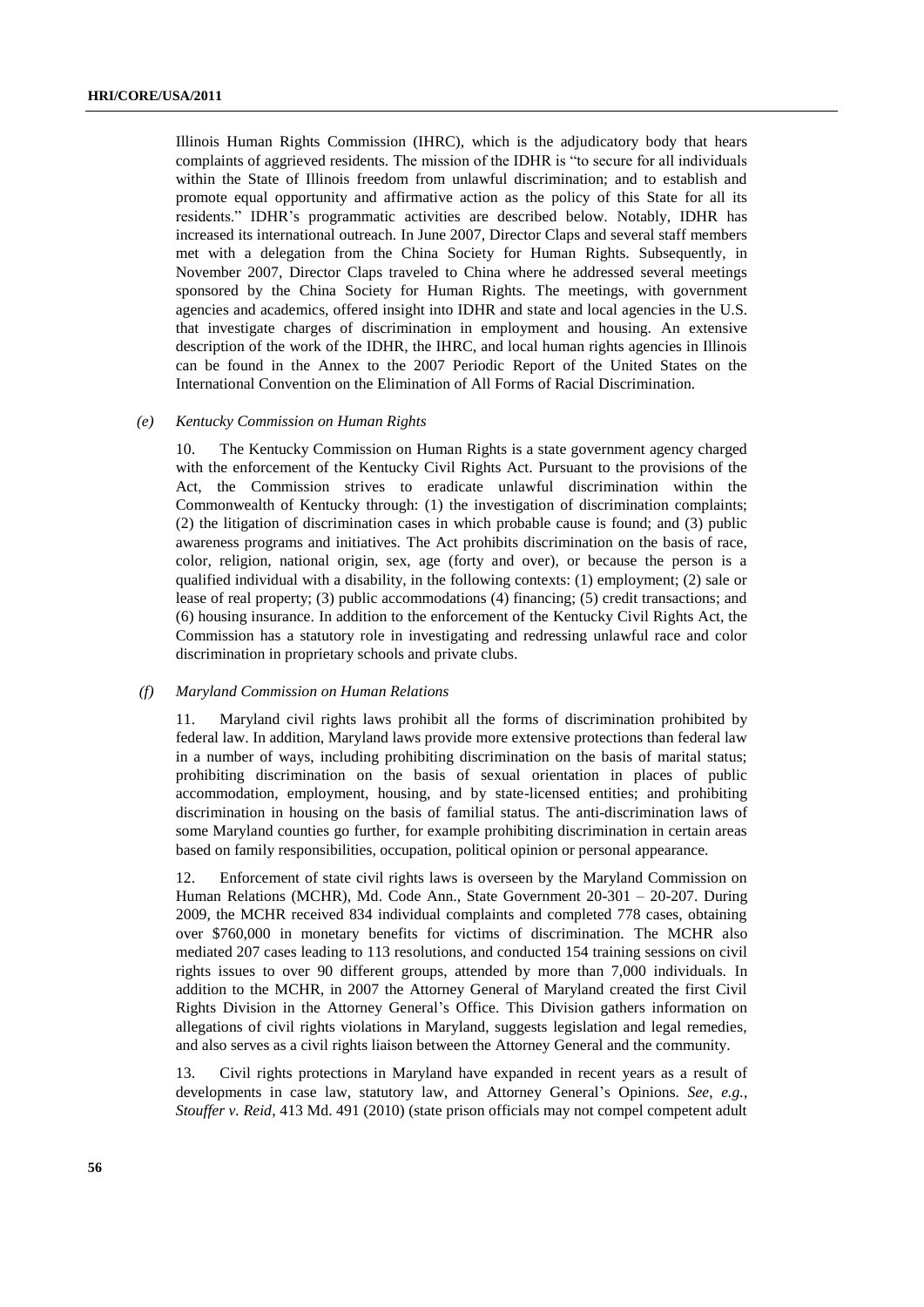Illinois Human Rights Commission (IHRC), which is the adjudicatory body that hears complaints of aggrieved residents. The mission of the IDHR is "to secure for all individuals within the State of Illinois freedom from unlawful discrimination; and to establish and promote equal opportunity and affirmative action as the policy of this State for all its residents." IDHR's programmatic activities are described below. Notably, IDHR has increased its international outreach. In June 2007, Director Claps and several staff members met with a delegation from the China Society for Human Rights. Subsequently, in November 2007, Director Claps traveled to China where he addressed several meetings sponsored by the China Society for Human Rights. The meetings, with government agencies and academics, offered insight into IDHR and state and local agencies in the U.S. that investigate charges of discrimination in employment and housing. An extensive description of the work of the IDHR, the IHRC, and local human rights agencies in Illinois can be found in the Annex to the 2007 Periodic Report of the United States on the International Convention on the Elimination of All Forms of Racial Discrimination.

*(e) Kentucky Commission on Human Rights*

10. The Kentucky Commission on Human Rights is a state government agency charged with the enforcement of the Kentucky Civil Rights Act. Pursuant to the provisions of the Act, the Commission strives to eradicate unlawful discrimination within the Commonwealth of Kentucky through: (1) the investigation of discrimination complaints; (2) the litigation of discrimination cases in which probable cause is found; and (3) public awareness programs and initiatives. The Act prohibits discrimination on the basis of race, color, religion, national origin, sex, age (forty and over), or because the person is a qualified individual with a disability, in the following contexts: (1) employment; (2) sale or lease of real property; (3) public accommodations (4) financing; (5) credit transactions; and (6) housing insurance. In addition to the enforcement of the Kentucky Civil Rights Act, the Commission has a statutory role in investigating and redressing unlawful race and color discrimination in proprietary schools and private clubs.

*(f) Maryland Commission on Human Relations*

11. Maryland civil rights laws prohibit all the forms of discrimination prohibited by federal law. In addition, Maryland laws provide more extensive protections than federal law in a number of ways, including prohibiting discrimination on the basis of marital status; prohibiting discrimination on the basis of sexual orientation in places of public accommodation, employment, housing, and by state-licensed entities; and prohibiting discrimination in housing on the basis of familial status. The anti-discrimination laws of some Maryland counties go further, for example prohibiting discrimination in certain areas based on family responsibilities, occupation, political opinion or personal appearance.

12. Enforcement of state civil rights laws is overseen by the Maryland Commission on Human Relations (MCHR), Md. Code Ann., State Government 20-301 – 20-207. During 2009, the MCHR received 834 individual complaints and completed 778 cases, obtaining over $760,000 in monetary benefits for victims of discrimination. The MCHR also mediated 207 cases leading to 113 resolutions, and conducted 154 training sessions on civil rights issues to over 90 different groups, attended by more than 7,000 individuals. In addition to the MCHR, in 2007 the Attorney General of Maryland created the first Civil Rights Division in the Attorney General's Office. This Division gathers information on allegations of civil rights violations in Maryland, suggests legislation and legal remedies, and also serves as a civil rights liaison between the Attorney General and the community.

13. Civil rights protections in Maryland have expanded in recent years as a result of developments in case law, statutory law, and Attorney General's Opinions. *See*, *e.g.*, *Stouffer v. Reid*, 413 Md. 491 (2010) (state prison officials may not compel competent adult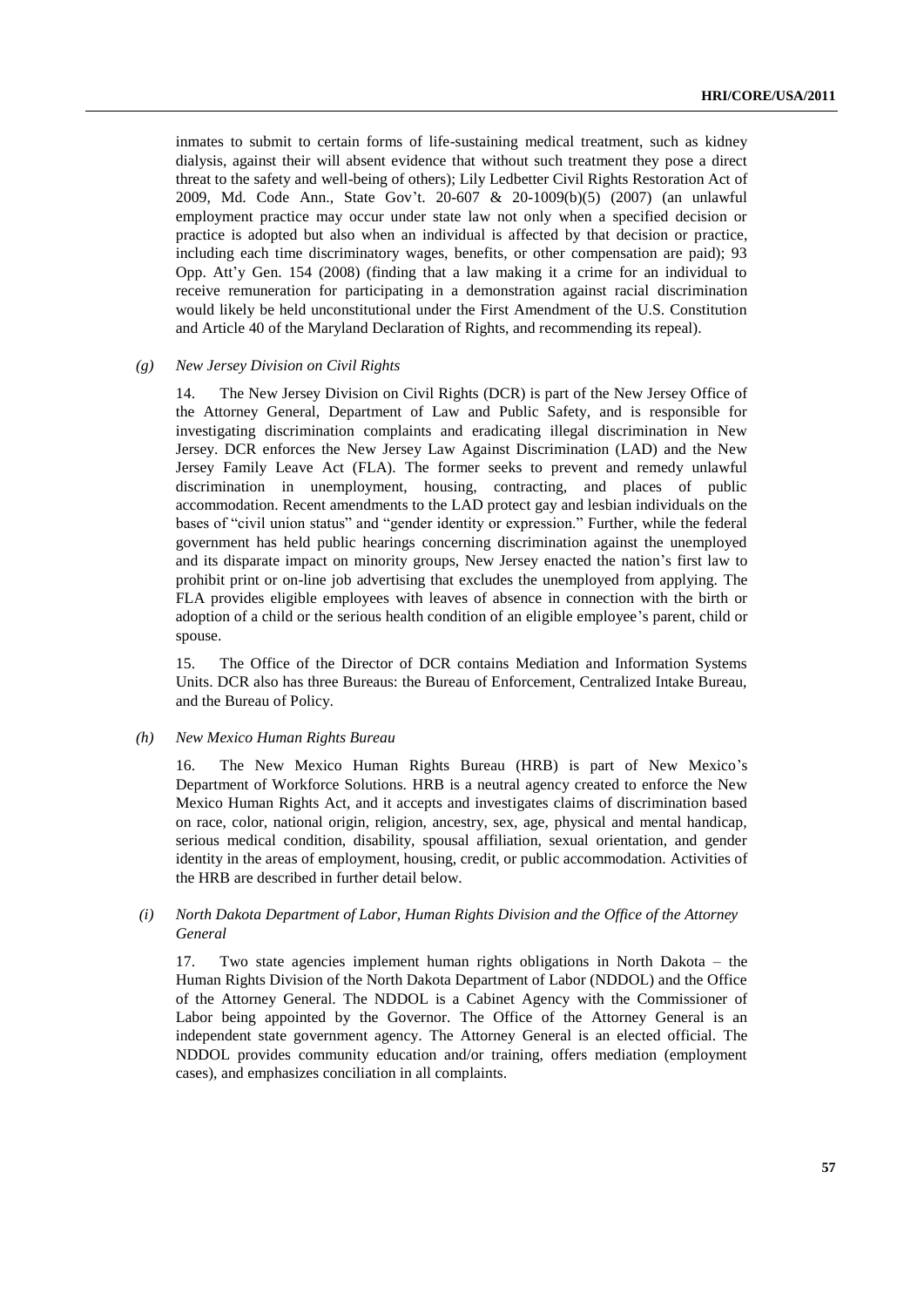inmates to submit to certain forms of life-sustaining medical treatment, such as kidney dialysis, against their will absent evidence that without such treatment they pose a direct threat to the safety and well-being of others); Lily Ledbetter Civil Rights Restoration Act of 2009, Md. Code Ann., State Gov't. 20-607 & 20-1009(b)(5) (2007) (an unlawful employment practice may occur under state law not only when a specified decision or practice is adopted but also when an individual is affected by that decision or practice, including each time discriminatory wages, benefits, or other compensation are paid); 93 Opp. Att'y Gen. 154 (2008) (finding that a law making it a crime for an individual to receive remuneration for participating in a demonstration against racial discrimination would likely be held unconstitutional under the First Amendment of the U.S. Constitution and Article 40 of the Maryland Declaration of Rights, and recommending its repeal).

*(g) New Jersey Division on Civil Rights*

14. The New Jersey Division on Civil Rights (DCR) is part of the New Jersey Office of the Attorney General, Department of Law and Public Safety, and is responsible for investigating discrimination complaints and eradicating illegal discrimination in New Jersey. DCR enforces the New Jersey Law Against Discrimination (LAD) and the New Jersey Family Leave Act (FLA). The former seeks to prevent and remedy unlawful discrimination in unemployment, housing, contracting, and places of public accommodation. Recent amendments to the LAD protect gay and lesbian individuals on the bases of "civil union status" and "gender identity or expression." Further, while the federal government has held public hearings concerning discrimination against the unemployed and its disparate impact on minority groups, New Jersey enacted the nation's first law to prohibit print or on-line job advertising that excludes the unemployed from applying. The FLA provides eligible employees with leaves of absence in connection with the birth or adoption of a child or the serious health condition of an eligible employee's parent, child or spouse.

15. The Office of the Director of DCR contains Mediation and Information Systems Units. DCR also has three Bureaus: the Bureau of Enforcement, Centralized Intake Bureau, and the Bureau of Policy.

*(h) New Mexico Human Rights Bureau*

16. The New Mexico Human Rights Bureau (HRB) is part of New Mexico's Department of Workforce Solutions. HRB is a neutral agency created to enforce the New Mexico Human Rights Act, and it accepts and investigates claims of discrimination based on race, color, national origin, religion, ancestry, sex, age, physical and mental handicap, serious medical condition, disability, spousal affiliation, sexual orientation, and gender identity in the areas of employment, housing, credit, or public accommodation. Activities of the HRB are described in further detail below.

*(i) North Dakota Department of Labor, Human Rights Division and the Office of the Attorney General*

17. Two state agencies implement human rights obligations in North Dakota – the Human Rights Division of the North Dakota Department of Labor (NDDOL) and the Office of the Attorney General. The NDDOL is a Cabinet Agency with the Commissioner of Labor being appointed by the Governor. The Office of the Attorney General is an independent state government agency. The Attorney General is an elected official. The NDDOL provides community education and/or training, offers mediation (employment cases), and emphasizes conciliation in all complaints.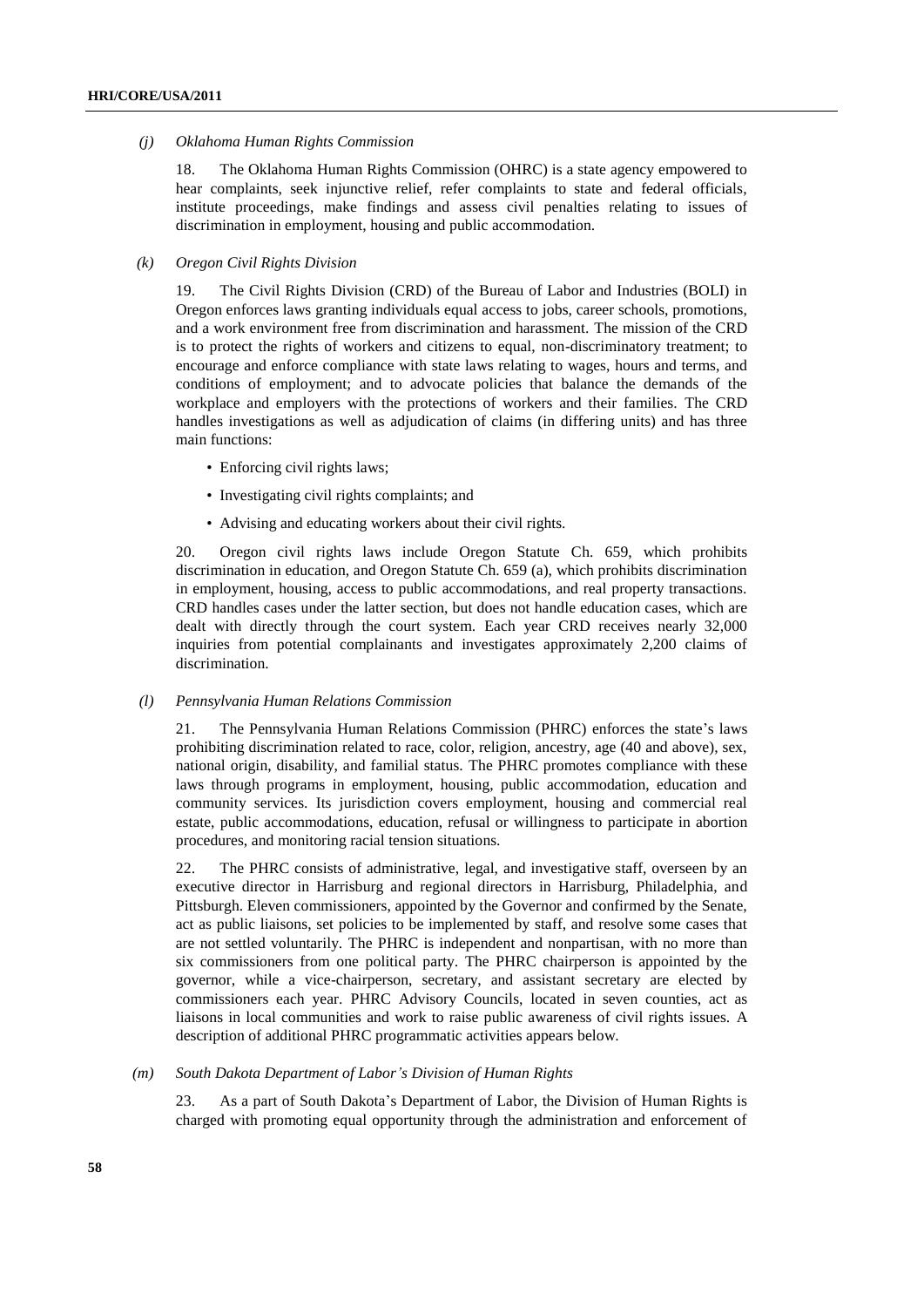*(j) Oklahoma Human Rights Commission*

18. The Oklahoma Human Rights Commission (OHRC) is a state agency empowered to hear complaints, seek injunctive relief, refer complaints to state and federal officials, institute proceedings, make findings and assess civil penalties relating to issues of discrimination in employment, housing and public accommodation.

*(k) Oregon Civil Rights Division*

19. The Civil Rights Division (CRD) of the Bureau of Labor and Industries (BOLI) in Oregon enforces laws granting individuals equal access to jobs, career schools, promotions, and a work environment free from discrimination and harassment. The mission of the CRD is to protect the rights of workers and citizens to equal, non-discriminatory treatment; to encourage and enforce compliance with state laws relating to wages, hours and terms, and conditions of employment; and to advocate policies that balance the demands of the workplace and employers with the protections of workers and their families. The CRD handles investigations as well as adjudication of claims (in differing units) and has three main functions:

- Enforcing civil rights laws;
- Investigating civil rights complaints; and
- Advising and educating workers about their civil rights.

20. Oregon civil rights laws include Oregon Statute Ch. 659, which prohibits discrimination in education, and Oregon Statute Ch. 659 (a), which prohibits discrimination in employment, housing, access to public accommodations, and real property transactions. CRD handles cases under the latter section, but does not handle education cases, which are dealt with directly through the court system. Each year CRD receives nearly 32,000 inquiries from potential complainants and investigates approximately 2,200 claims of discrimination.

*(l) Pennsylvania Human Relations Commission*

21. The Pennsylvania Human Relations Commission (PHRC) enforces the state's laws prohibiting discrimination related to race, color, religion, ancestry, age (40 and above), sex, national origin, disability, and familial status. The PHRC promotes compliance with these laws through programs in employment, housing, public accommodation, education and community services. Its jurisdiction covers employment, housing and commercial real estate, public accommodations, education, refusal or willingness to participate in abortion procedures, and monitoring racial tension situations.

22. The PHRC consists of administrative, legal, and investigative staff, overseen by an executive director in Harrisburg and regional directors in Harrisburg, Philadelphia, and Pittsburgh. Eleven commissioners, appointed by the Governor and confirmed by the Senate, act as public liaisons, set policies to be implemented by staff, and resolve some cases that are not settled voluntarily. The PHRC is independent and nonpartisan, with no more than six commissioners from one political party. The PHRC chairperson is appointed by the governor, while a vice-chairperson, secretary, and assistant secretary are elected by commissioners each year. PHRC Advisory Councils, located in seven counties, act as liaisons in local communities and work to raise public awareness of civil rights issues. A description of additional PHRC programmatic activities appears below.

*(m) South Dakota Department of Labor's Division of Human Rights*

23. As a part of South Dakota's Department of Labor, the Division of Human Rights is charged with promoting equal opportunity through the administration and enforcement of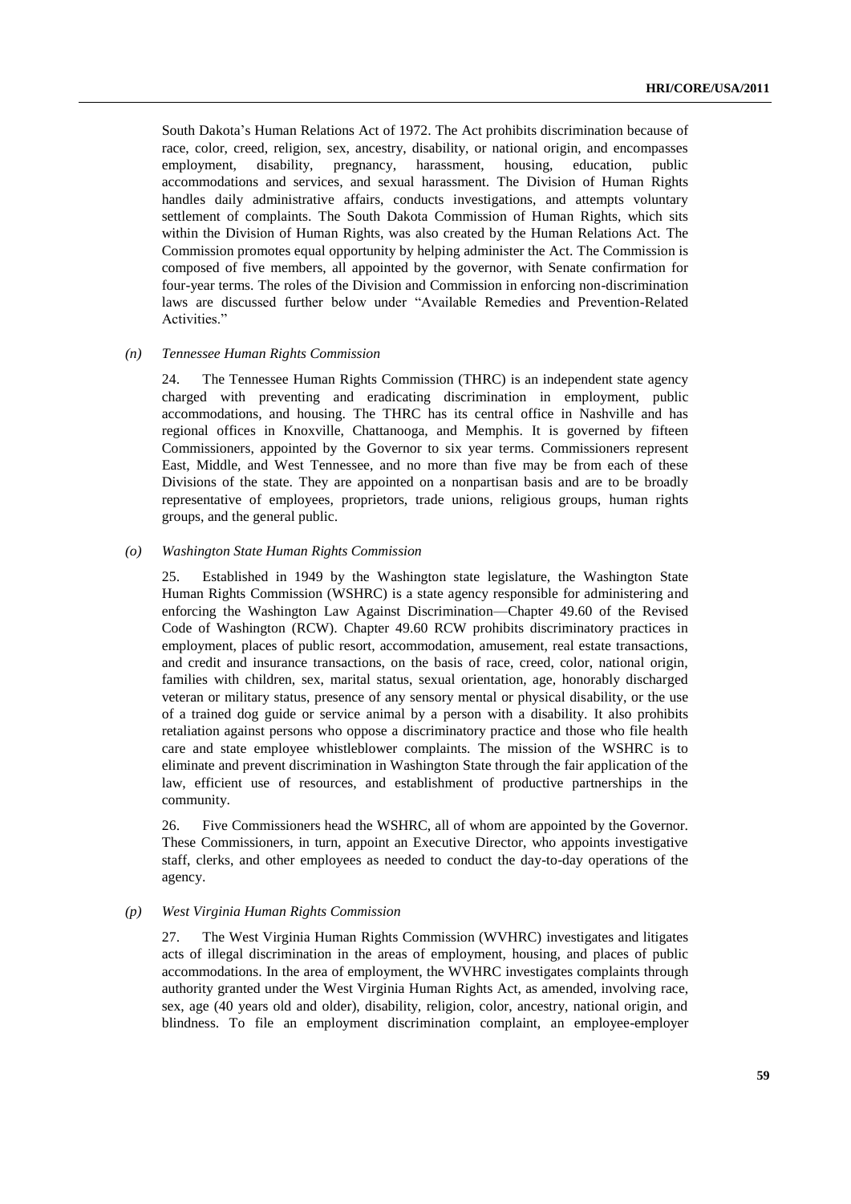South Dakota's Human Relations Act of 1972. The Act prohibits discrimination because of race, color, creed, religion, sex, ancestry, disability, or national origin, and encompasses employment, disability, pregnancy, harassment, housing, education, public accommodations and services, and sexual harassment. The Division of Human Rights handles daily administrative affairs, conducts investigations, and attempts voluntary settlement of complaints. The South Dakota Commission of Human Rights, which sits within the Division of Human Rights, was also created by the Human Relations Act. The Commission promotes equal opportunity by helping administer the Act. The Commission is composed of five members, all appointed by the governor, with Senate confirmation for four-year terms. The roles of the Division and Commission in enforcing non-discrimination laws are discussed further below under "Available Remedies and Prevention-Related Activities."

*(n) Tennessee Human Rights Commission*

24. The Tennessee Human Rights Commission (THRC) is an independent state agency charged with preventing and eradicating discrimination in employment, public accommodations, and housing. The THRC has its central office in Nashville and has regional offices in Knoxville, Chattanooga, and Memphis. It is governed by fifteen Commissioners, appointed by the Governor to six year terms. Commissioners represent East, Middle, and West Tennessee, and no more than five may be from each of these Divisions of the state. They are appointed on a nonpartisan basis and are to be broadly representative of employees, proprietors, trade unions, religious groups, human rights groups, and the general public.

*(o) Washington State Human Rights Commission*

25. Established in 1949 by the Washington state legislature, the Washington State Human Rights Commission (WSHRC) is a state agency responsible for administering and enforcing the Washington Law Against Discrimination—Chapter 49.60 of the Revised Code of Washington (RCW). Chapter 49.60 RCW prohibits discriminatory practices in employment, places of public resort, accommodation, amusement, real estate transactions, and credit and insurance transactions, on the basis of race, creed, color, national origin, families with children, sex, marital status, sexual orientation, age, honorably discharged veteran or military status, presence of any sensory mental or physical disability, or the use of a trained dog guide or service animal by a person with a disability. It also prohibits retaliation against persons who oppose a discriminatory practice and those who file health care and state employee whistleblower complaints. The mission of the WSHRC is to eliminate and prevent discrimination in Washington State through the fair application of the law, efficient use of resources, and establishment of productive partnerships in the community.

26. Five Commissioners head the WSHRC, all of whom are appointed by the Governor. These Commissioners, in turn, appoint an Executive Director, who appoints investigative staff, clerks, and other employees as needed to conduct the day-to-day operations of the agency.

*(p) West Virginia Human Rights Commission*

27. The West Virginia Human Rights Commission (WVHRC) investigates and litigates acts of illegal discrimination in the areas of employment, housing, and places of public accommodations. In the area of employment, the WVHRC investigates complaints through authority granted under the West Virginia Human Rights Act, as amended, involving race, sex, age (40 years old and older), disability, religion, color, ancestry, national origin, and blindness. To file an employment discrimination complaint, an employee-employer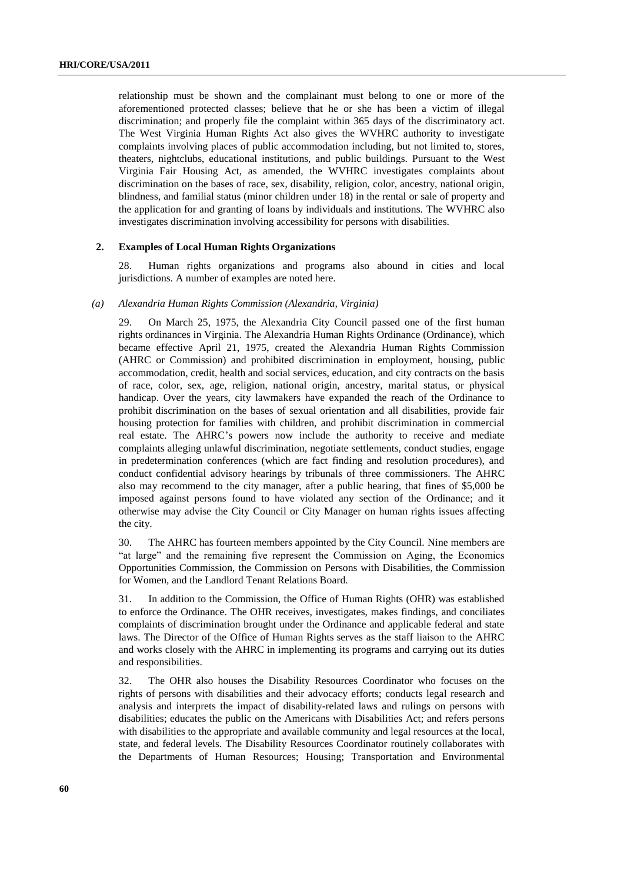relationship must be shown and the complainant must belong to one or more of the aforementioned protected classes; believe that he or she has been a victim of illegal discrimination; and properly file the complaint within 365 days of the discriminatory act. The West Virginia Human Rights Act also gives the WVHRC authority to investigate complaints involving places of public accommodation including, but not limited to, stores, theaters, nightclubs, educational institutions, and public buildings. Pursuant to the West Virginia Fair Housing Act, as amended, the WVHRC investigates complaints about discrimination on the bases of race, sex, disability, religion, color, ancestry, national origin, blindness, and familial status (minor children under 18) in the rental or sale of property and the application for and granting of loans by individuals and institutions. The WVHRC also investigates discrimination involving accessibility for persons with disabilities.

## 2. Examples of Local Human Rights Organizations

28. Human rights organizations and programs also abound in cities and local jurisdictions. A number of examples are noted here.

### *(a) Alexandria Human Rights Commission (Alexandria, Virginia)*

29. On March 25, 1975, the Alexandria City Council passed one of the first human rights ordinances in Virginia. The Alexandria Human Rights Ordinance (Ordinance), which became effective April 21, 1975, created the Alexandria Human Rights Commission (AHRC or Commission) and prohibited discrimination in employment, housing, public accommodation, credit, health and social services, education, and city contracts on the basis of race, color, sex, age, religion, national origin, ancestry, marital status, or physical handicap. Over the years, city lawmakers have expanded the reach of the Ordinance to prohibit discrimination on the bases of sexual orientation and all disabilities, provide fair housing protection for families with children, and prohibit discrimination in commercial real estate. The AHRC's powers now include the authority to receive and mediate complaints alleging unlawful discrimination, negotiate settlements, conduct studies, engage in predetermination conferences (which are fact finding and resolution procedures), and conduct confidential advisory hearings by tribunals of three commissioners. The AHRC also may recommend to the city manager, after a public hearing, that fines of $5,000 be imposed against persons found to have violated any section of the Ordinance; and it otherwise may advise the City Council or City Manager on human rights issues affecting the city.

30. The AHRC has fourteen members appointed by the City Council. Nine members are "at large" and the remaining five represent the Commission on Aging, the Economics Opportunities Commission, the Commission on Persons with Disabilities, the Commission for Women, and the Landlord Tenant Relations Board.

31. In addition to the Commission, the Office of Human Rights (OHR) was established to enforce the Ordinance. The OHR receives, investigates, makes findings, and conciliates complaints of discrimination brought under the Ordinance and applicable federal and state laws. The Director of the Office of Human Rights serves as the staff liaison to the AHRC and works closely with the AHRC in implementing its programs and carrying out its duties and responsibilities.

32. The OHR also houses the Disability Resources Coordinator who focuses on the rights of persons with disabilities and their advocacy efforts; conducts legal research and analysis and interprets the impact of disability-related laws and rulings on persons with disabilities; educates the public on the Americans with Disabilities Act; and refers persons with disabilities to the appropriate and available community and legal resources at the local, state, and federal levels. The Disability Resources Coordinator routinely collaborates with the Departments of Human Resources; Housing; Transportation and Environmental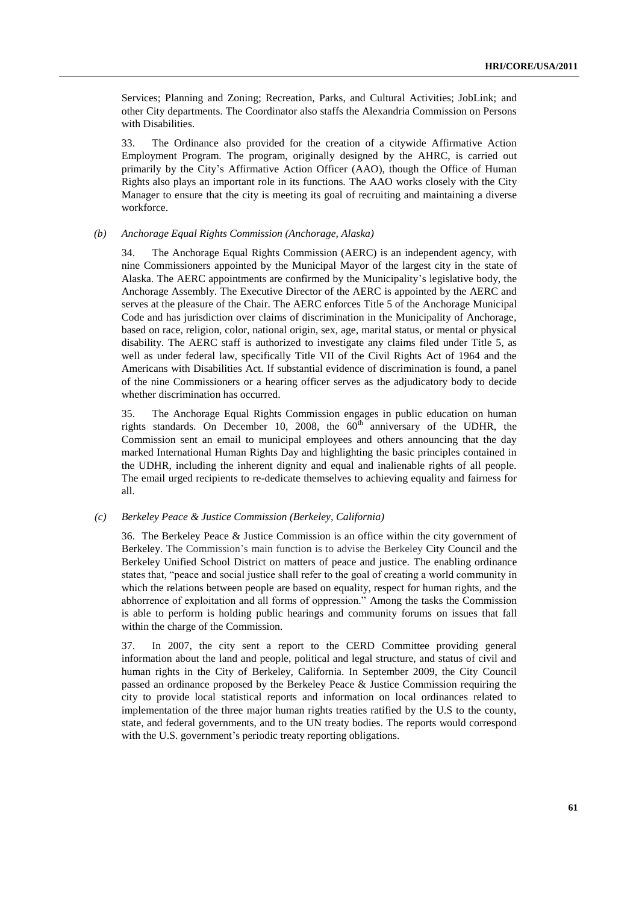Services; Planning and Zoning; Recreation, Parks, and Cultural Activities; JobLink; and other City departments. The Coordinator also staffs the Alexandria Commission on Persons with Disabilities.

33. The Ordinance also provided for the creation of a citywide Affirmative Action Employment Program. The program, originally designed by the AHRC, is carried out primarily by the City's Affirmative Action Officer (AAO), though the Office of Human Rights also plays an important role in its functions. The AAO works closely with the City Manager to ensure that the city is meeting its goal of recruiting and maintaining a diverse workforce.

#### *(b) Anchorage Equal Rights Commission (Anchorage, Alaska)*

34. The Anchorage Equal Rights Commission (AERC) is an independent agency, with nine Commissioners appointed by the Municipal Mayor of the largest city in the state of Alaska. The AERC appointments are confirmed by the Municipality's legislative body, the Anchorage Assembly. The Executive Director of the AERC is appointed by the AERC and serves at the pleasure of the Chair. The AERC enforces Title 5 of the Anchorage Municipal Code and has jurisdiction over claims of discrimination in the Municipality of Anchorage, based on race, religion, color, national origin, sex, age, marital status, or mental or physical disability. The AERC staff is authorized to investigate any claims filed under Title 5, as well as under federal law, specifically Title VII of the Civil Rights Act of 1964 and the Americans with Disabilities Act. If substantial evidence of discrimination is found, a panel of the nine Commissioners or a hearing officer serves as the adjudicatory body to decide whether discrimination has occurred.

35. The Anchorage Equal Rights Commission engages in public education on human rights standards. On December 10, 2008, the 60th anniversary of the UDHR, the Commission sent an email to municipal employees and others announcing that the day marked International Human Rights Day and highlighting the basic principles contained in the UDHR, including the inherent dignity and equal and inalienable rights of all people. The email urged recipients to re-dedicate themselves to achieving equality and fairness for all.

#### *(c) Berkeley Peace & Justice Commission (Berkeley, California)*

36. The Berkeley Peace & Justice Commission is an office within the city government of Berkeley. The Commission's main function is to advise the Berkeley City Council and the Berkeley Unified School District on matters of peace and justice. The enabling ordinance states that, "peace and social justice shall refer to the goal of creating a world community in which the relations between people are based on equality, respect for human rights, and the abhorrence of exploitation and all forms of oppression." Among the tasks the Commission is able to perform is holding public hearings and community forums on issues that fall within the charge of the Commission.

37. In 2007, the city sent a report to the CERD Committee providing general information about the land and people, political and legal structure, and status of civil and human rights in the City of Berkeley, California. In September 2009, the City Council passed an ordinance proposed by the Berkeley Peace & Justice Commission requiring the city to provide local statistical reports and information on local ordinances related to implementation of the three major human rights treaties ratified by the U.S to the county, state, and federal governments, and to the UN treaty bodies. The reports would correspond with the U.S. government's periodic treaty reporting obligations.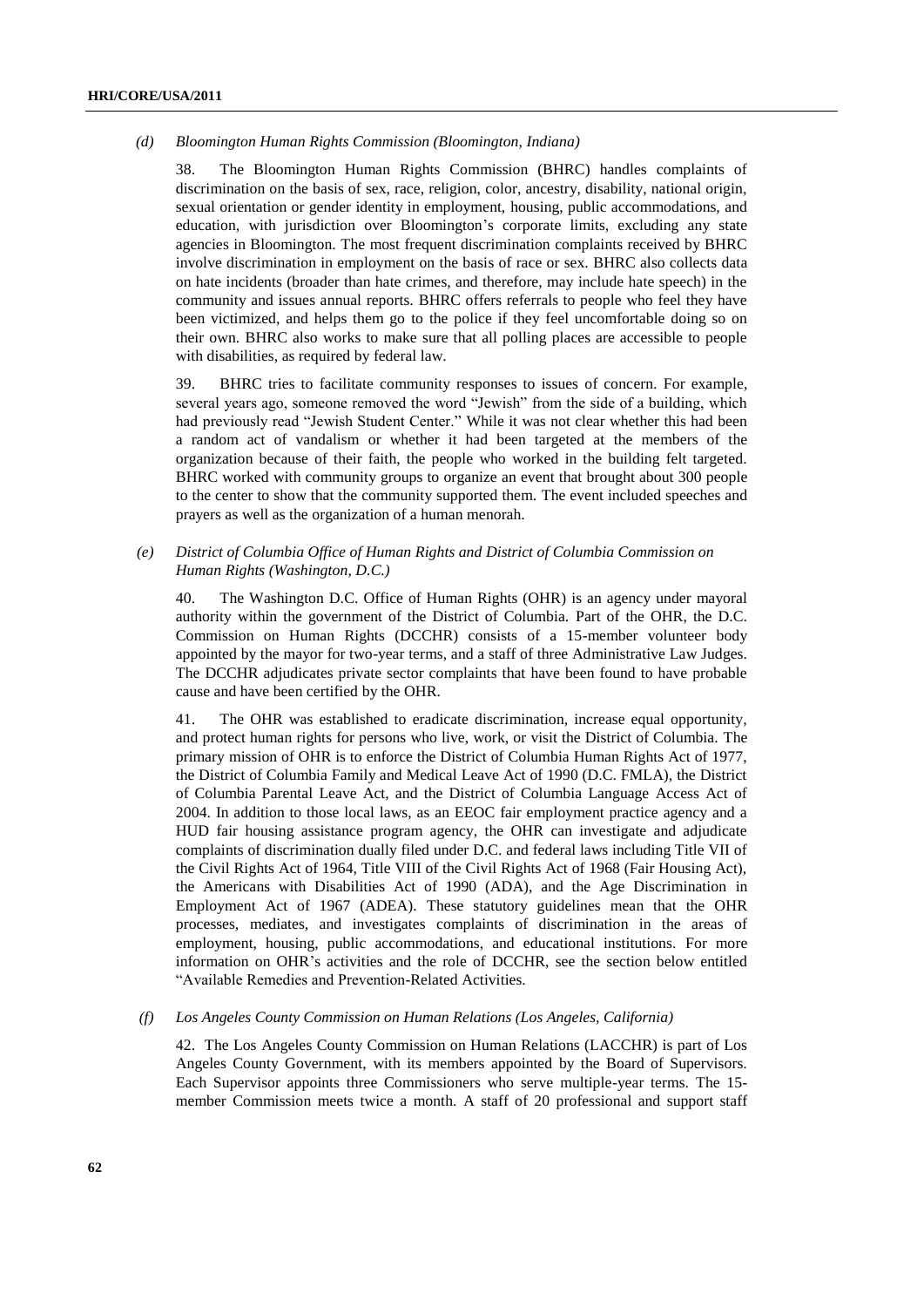*(d) Bloomington Human Rights Commission (Bloomington, Indiana)*

38. The Bloomington Human Rights Commission (BHRC) handles complaints of discrimination on the basis of sex, race, religion, color, ancestry, disability, national origin, sexual orientation or gender identity in employment, housing, public accommodations, and education, with jurisdiction over Bloomington's corporate limits, excluding any state agencies in Bloomington. The most frequent discrimination complaints received by BHRC involve discrimination in employment on the basis of race or sex. BHRC also collects data on hate incidents (broader than hate crimes, and therefore, may include hate speech) in the community and issues annual reports. BHRC offers referrals to people who feel they have been victimized, and helps them go to the police if they feel uncomfortable doing so on their own. BHRC also works to make sure that all polling places are accessible to people with disabilities, as required by federal law.

39. BHRC tries to facilitate community responses to issues of concern. For example, several years ago, someone removed the word "Jewish" from the side of a building, which had previously read "Jewish Student Center." While it was not clear whether this had been a random act of vandalism or whether it had been targeted at the members of the organization because of their faith, the people who worked in the building felt targeted. BHRC worked with community groups to organize an event that brought about 300 people to the center to show that the community supported them. The event included speeches and prayers as well as the organization of a human menorah.

*(e) District of Columbia Office of Human Rights and District of Columbia Commission on Human Rights (Washington, D.C.)*

40. The Washington D.C. Office of Human Rights (OHR) is an agency under mayoral authority within the government of the District of Columbia. Part of the OHR, the D.C. Commission on Human Rights (DCCHR) consists of a 15-member volunteer body appointed by the mayor for two-year terms, and a staff of three Administrative Law Judges. The DCCHR adjudicates private sector complaints that have been found to have probable cause and have been certified by the OHR.

41. The OHR was established to eradicate discrimination, increase equal opportunity, and protect human rights for persons who live, work, or visit the District of Columbia. The primary mission of OHR is to enforce the District of Columbia Human Rights Act of 1977, the District of Columbia Family and Medical Leave Act of 1990 (D.C. FMLA), the District of Columbia Parental Leave Act, and the District of Columbia Language Access Act of 2004. In addition to those local laws, as an EEOC fair employment practice agency and a HUD fair housing assistance program agency, the OHR can investigate and adjudicate complaints of discrimination dually filed under D.C. and federal laws including Title VII of the Civil Rights Act of 1964, Title VIII of the Civil Rights Act of 1968 (Fair Housing Act), the Americans with Disabilities Act of 1990 (ADA), and the Age Discrimination in Employment Act of 1967 (ADEA). These statutory guidelines mean that the OHR processes, mediates, and investigates complaints of discrimination in the areas of employment, housing, public accommodations, and educational institutions. For more information on OHR's activities and the role of DCCHR, see the section below entitled "Available Remedies and Prevention-Related Activities.

*(f) Los Angeles County Commission on Human Relations (Los Angeles, California)*

42. The Los Angeles County Commission on Human Relations (LACCHR) is part of Los Angeles County Government, with its members appointed by the Board of Supervisors. Each Supervisor appoints three Commissioners who serve multiple-year terms. The 15-member Commission meets twice a month. A staff of 20 professional and support staff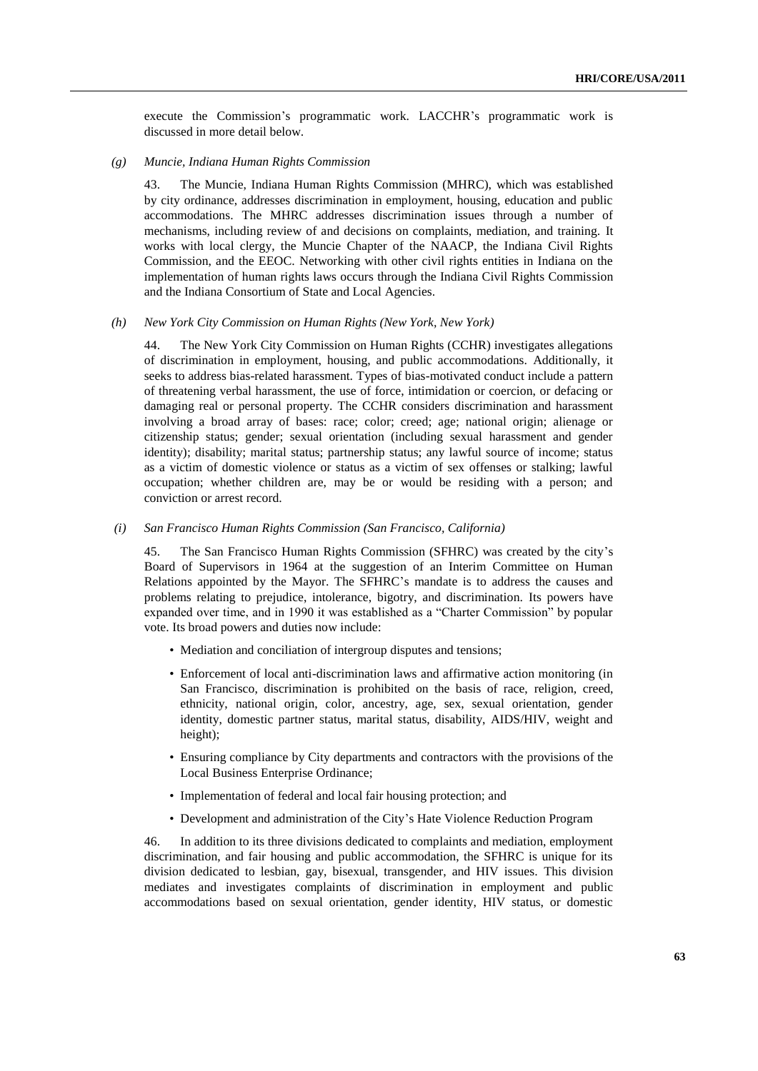execute the Commission's programmatic work. LACCHR's programmatic work is discussed in more detail below.

*(g) Muncie, Indiana Human Rights Commission*

43. The Muncie, Indiana Human Rights Commission (MHRC), which was established by city ordinance, addresses discrimination in employment, housing, education and public accommodations. The MHRC addresses discrimination issues through a number of mechanisms, including review of and decisions on complaints, mediation, and training. It works with local clergy, the Muncie Chapter of the NAACP, the Indiana Civil Rights Commission, and the EEOC. Networking with other civil rights entities in Indiana on the implementation of human rights laws occurs through the Indiana Civil Rights Commission and the Indiana Consortium of State and Local Agencies.

*(h) New York City Commission on Human Rights (New York, New York)*

44. The New York City Commission on Human Rights (CCHR) investigates allegations of discrimination in employment, housing, and public accommodations. Additionally, it seeks to address bias-related harassment. Types of bias-motivated conduct include a pattern of threatening verbal harassment, the use of force, intimidation or coercion, or defacing or damaging real or personal property. The CCHR considers discrimination and harassment involving a broad array of bases: race; color; creed; age; national origin; alienage or citizenship status; gender; sexual orientation (including sexual harassment and gender identity); disability; marital status; partnership status; any lawful source of income; status as a victim of domestic violence or status as a victim of sex offenses or stalking; lawful occupation; whether children are, may be or would be residing with a person; and conviction or arrest record.

*(i) San Francisco Human Rights Commission (San Francisco, California)*

45. The San Francisco Human Rights Commission (SFHRC) was created by the city's Board of Supervisors in 1964 at the suggestion of an Interim Committee on Human Relations appointed by the Mayor. The SFHRC's mandate is to address the causes and problems relating to prejudice, intolerance, bigotry, and discrimination. Its powers have expanded over time, and in 1990 it was established as a "Charter Commission" by popular vote. Its broad powers and duties now include:

- Mediation and conciliation of intergroup disputes and tensions;
- Enforcement of local anti-discrimination laws and affirmative action monitoring (in San Francisco, discrimination is prohibited on the basis of race, religion, creed, ethnicity, national origin, color, ancestry, age, sex, sexual orientation, gender identity, domestic partner status, marital status, disability, AIDS/HIV, weight and height);
- Ensuring compliance by City departments and contractors with the provisions of the Local Business Enterprise Ordinance;
- Implementation of federal and local fair housing protection; and
- Development and administration of the City's Hate Violence Reduction Program

46. In addition to its three divisions dedicated to complaints and mediation, employment discrimination, and fair housing and public accommodation, the SFHRC is unique for its division dedicated to lesbian, gay, bisexual, transgender, and HIV issues. This division mediates and investigates complaints of discrimination in employment and public accommodations based on sexual orientation, gender identity, HIV status, or domestic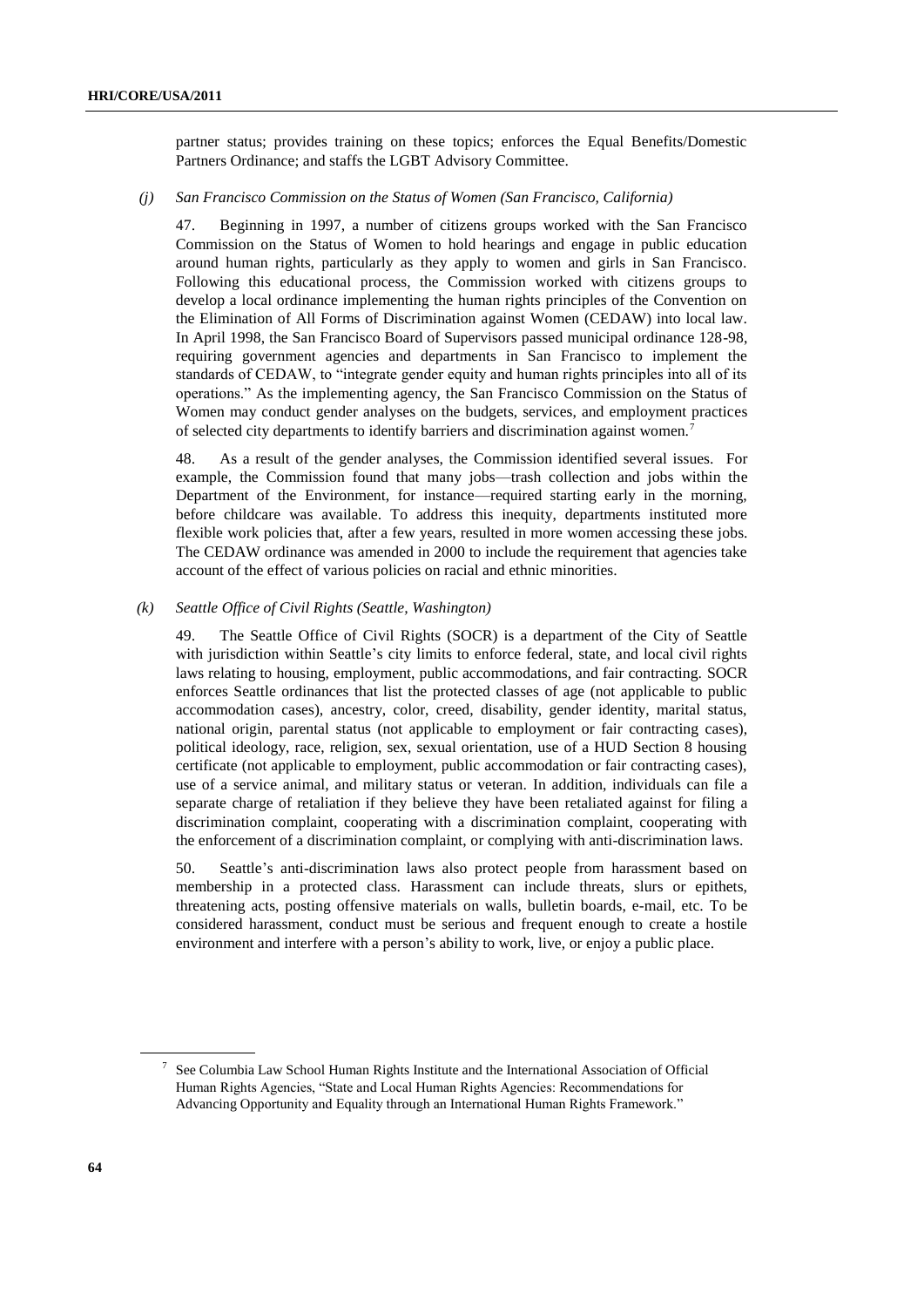partner status; provides training on these topics; enforces the Equal Benefits/Domestic Partners Ordinance; and staffs the LGBT Advisory Committee.

*(j) San Francisco Commission on the Status of Women (San Francisco, California)*

47. Beginning in 1997, a number of citizens groups worked with the San Francisco Commission on the Status of Women to hold hearings and engage in public education around human rights, particularly as they apply to women and girls in San Francisco. Following this educational process, the Commission worked with citizens groups to develop a local ordinance implementing the human rights principles of the Convention on the Elimination of All Forms of Discrimination against Women (CEDAW) into local law. In April 1998, the San Francisco Board of Supervisors passed municipal ordinance 128-98, requiring government agencies and departments in San Francisco to implement the standards of CEDAW, to "integrate gender equity and human rights principles into all of its operations." As the implementing agency, the San Francisco Commission on the Status of Women may conduct gender analyses on the budgets, services, and employment practices of selected city departments to identify barriers and discrimination against women.[7]

48. As a result of the gender analyses, the Commission identified several issues. For example, the Commission found that many jobs—trash collection and jobs within the Department of the Environment, for instance—required starting early in the morning, before childcare was available. To address this inequity, departments instituted more flexible work policies that, after a few years, resulted in more women accessing these jobs. The CEDAW ordinance was amended in 2000 to include the requirement that agencies take account of the effect of various policies on racial and ethnic minorities.

*(k) Seattle Office of Civil Rights (Seattle, Washington)*

49. The Seattle Office of Civil Rights (SOCR) is a department of the City of Seattle with jurisdiction within Seattle's city limits to enforce federal, state, and local civil rights laws relating to housing, employment, public accommodations, and fair contracting. SOCR enforces Seattle ordinances that list the protected classes of age (not applicable to public accommodation cases), ancestry, color, creed, disability, gender identity, marital status, national origin, parental status (not applicable to employment or fair contracting cases), political ideology, race, religion, sex, sexual orientation, use of a HUD Section 8 housing certificate (not applicable to employment, public accommodation or fair contracting cases), use of a service animal, and military status or veteran. In addition, individuals can file a separate charge of retaliation if they believe they have been retaliated against for filing a discrimination complaint, cooperating with a discrimination complaint, cooperating with the enforcement of a discrimination complaint, or complying with anti-discrimination laws.

50. Seattle's anti-discrimination laws also protect people from harassment based on membership in a protected class. Harassment can include threats, slurs or epithets, threatening acts, posting offensive materials on walls, bulletin boards, e-mail, etc. To be considered harassment, conduct must be serious and frequent enough to create a hostile environment and interfere with a person's ability to work, live, or enjoy a public place.

---

[7] See Columbia Law School Human Rights Institute and the International Association of Official Human Rights Agencies, "State and Local Human Rights Agencies: Recommendations for Advancing Opportunity and Equality through an International Human Rights Framework."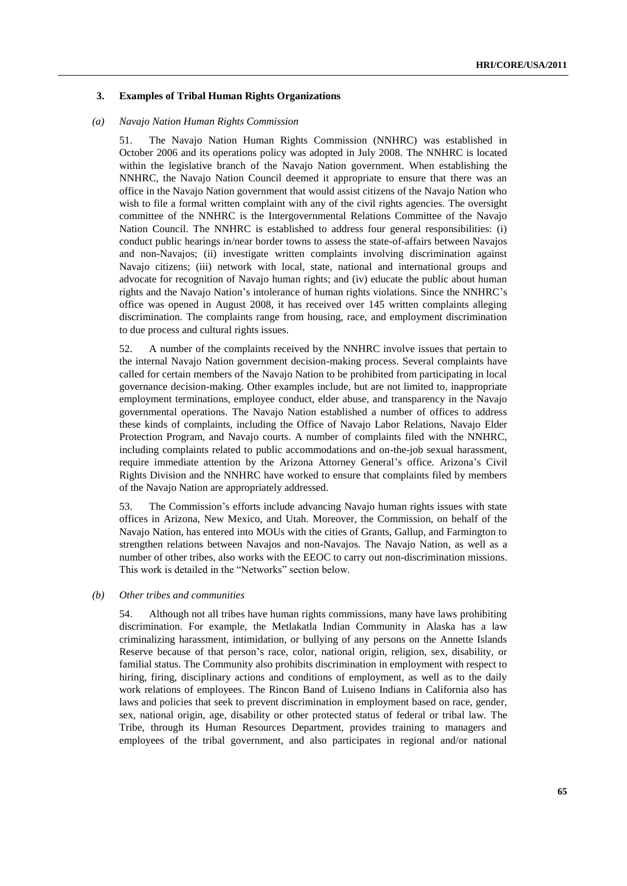### 3. Examples of Tribal Human Rights Organizations

#### *(a) Navajo Nation Human Rights Commission*

51. The Navajo Nation Human Rights Commission (NNHRC) was established in October 2006 and its operations policy was adopted in July 2008. The NNHRC is located within the legislative branch of the Navajo Nation government. When establishing the NNHRC, the Navajo Nation Council deemed it appropriate to ensure that there was an office in the Navajo Nation government that would assist citizens of the Navajo Nation who wish to file a formal written complaint with any of the civil rights agencies. The oversight committee of the NNHRC is the Intergovernmental Relations Committee of the Navajo Nation Council. The NNHRC is established to address four general responsibilities: (i) conduct public hearings in/near border towns to assess the state-of-affairs between Navajos and non-Navajos; (ii) investigate written complaints involving discrimination against Navajo citizens; (iii) network with local, state, national and international groups and advocate for recognition of Navajo human rights; and (iv) educate the public about human rights and the Navajo Nation's intolerance of human rights violations. Since the NNHRC's office was opened in August 2008, it has received over 145 written complaints alleging discrimination. The complaints range from housing, race, and employment discrimination to due process and cultural rights issues.

52. A number of the complaints received by the NNHRC involve issues that pertain to the internal Navajo Nation government decision-making process. Several complaints have called for certain members of the Navajo Nation to be prohibited from participating in local governance decision-making. Other examples include, but are not limited to, inappropriate employment terminations, employee conduct, elder abuse, and transparency in the Navajo governmental operations. The Navajo Nation established a number of offices to address these kinds of complaints, including the Office of Navajo Labor Relations, Navajo Elder Protection Program, and Navajo courts. A number of complaints filed with the NNHRC, including complaints related to public accommodations and on-the-job sexual harassment, require immediate attention by the Arizona Attorney General's office. Arizona's Civil Rights Division and the NNHRC have worked to ensure that complaints filed by members of the Navajo Nation are appropriately addressed.

53. The Commission's efforts include advancing Navajo human rights issues with state offices in Arizona, New Mexico, and Utah. Moreover, the Commission, on behalf of the Navajo Nation, has entered into MOUs with the cities of Grants, Gallup, and Farmington to strengthen relations between Navajos and non-Navajos. The Navajo Nation, as well as a number of other tribes, also works with the EEOC to carry out non-discrimination missions. This work is detailed in the "Networks" section below.

#### *(b) Other tribes and communities*

54. Although not all tribes have human rights commissions, many have laws prohibiting discrimination. For example, the Metlakatla Indian Community in Alaska has a law criminalizing harassment, intimidation, or bullying of any persons on the Annette Islands Reserve because of that person's race, color, national origin, religion, sex, disability, or familial status. The Community also prohibits discrimination in employment with respect to hiring, firing, disciplinary actions and conditions of employment, as well as to the daily work relations of employees. The Rincon Band of Luiseno Indians in California also has laws and policies that seek to prevent discrimination in employment based on race, gender, sex, national origin, age, disability or other protected status of federal or tribal law. The Tribe, through its Human Resources Department, provides training to managers and employees of the tribal government, and also participates in regional and/or national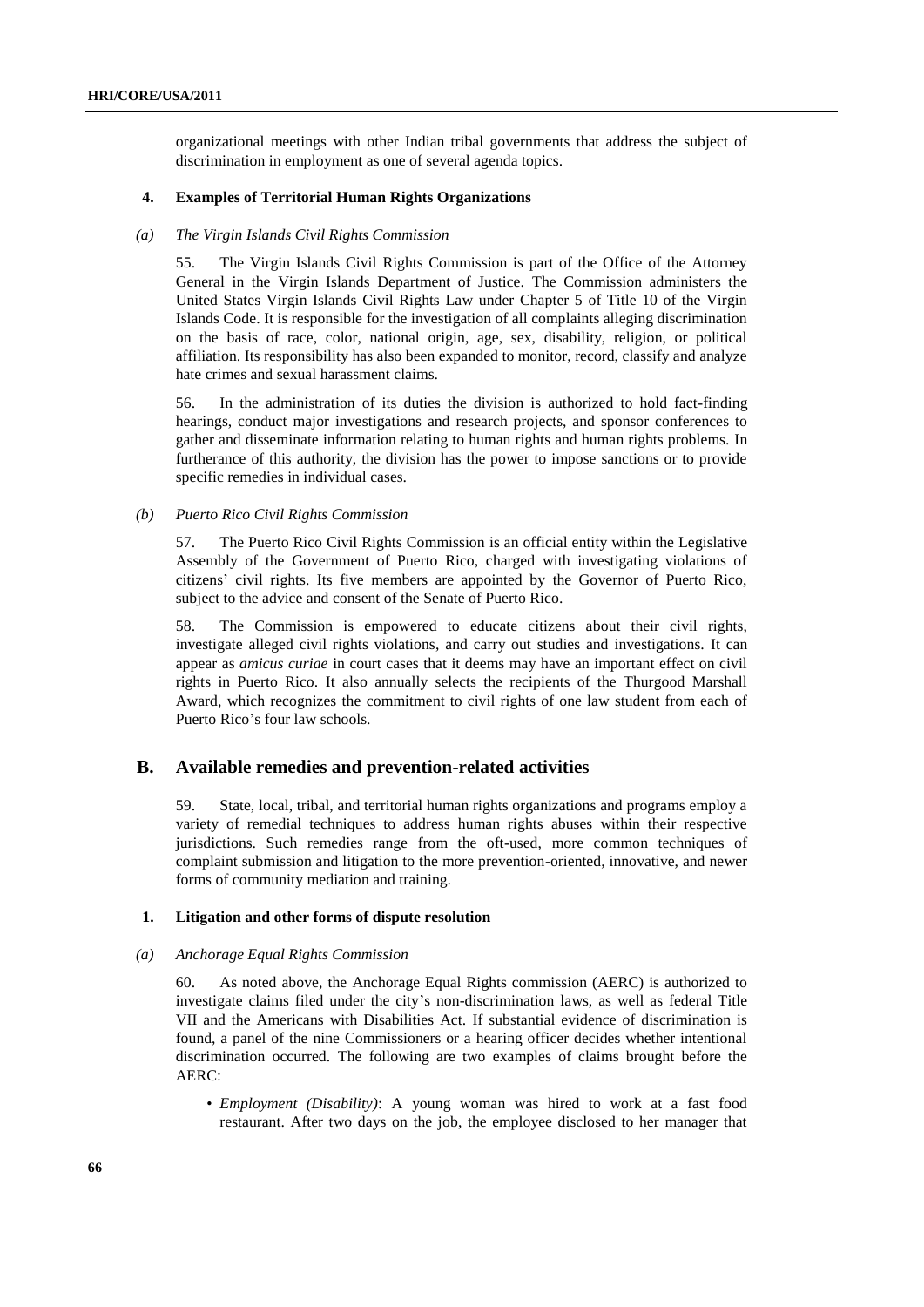organizational meetings with other Indian tribal governments that address the subject of discrimination in employment as one of several agenda topics.

### 4. Examples of Territorial Human Rights Organizations

#### *(a) The Virgin Islands Civil Rights Commission*

55. The Virgin Islands Civil Rights Commission is part of the Office of the Attorney General in the Virgin Islands Department of Justice. The Commission administers the United States Virgin Islands Civil Rights Law under Chapter 5 of Title 10 of the Virgin Islands Code. It is responsible for the investigation of all complaints alleging discrimination on the basis of race, color, national origin, age, sex, disability, religion, or political affiliation. Its responsibility has also been expanded to monitor, record, classify and analyze hate crimes and sexual harassment claims.

56. In the administration of its duties the division is authorized to hold fact-finding hearings, conduct major investigations and research projects, and sponsor conferences to gather and disseminate information relating to human rights and human rights problems. In furtherance of this authority, the division has the power to impose sanctions or to provide specific remedies in individual cases.

#### *(b) Puerto Rico Civil Rights Commission*

57. The Puerto Rico Civil Rights Commission is an official entity within the Legislative Assembly of the Government of Puerto Rico, charged with investigating violations of citizens' civil rights. Its five members are appointed by the Governor of Puerto Rico, subject to the advice and consent of the Senate of Puerto Rico.

58. The Commission is empowered to educate citizens about their civil rights, investigate alleged civil rights violations, and carry out studies and investigations. It can appear as *amicus curiae* in court cases that it deems may have an important effect on civil rights in Puerto Rico. It also annually selects the recipients of the Thurgood Marshall Award, which recognizes the commitment to civil rights of one law student from each of Puerto Rico's four law schools.

## B. Available remedies and prevention-related activities

59. State, local, tribal, and territorial human rights organizations and programs employ a variety of remedial techniques to address human rights abuses within their respective jurisdictions. Such remedies range from the oft-used, more common techniques of complaint submission and litigation to the more prevention-oriented, innovative, and newer forms of community mediation and training.

### 1. Litigation and other forms of dispute resolution

#### *(a) Anchorage Equal Rights Commission*

60. As noted above, the Anchorage Equal Rights commission (AERC) is authorized to investigate claims filed under the city's non-discrimination laws, as well as federal Title VII and the Americans with Disabilities Act. If substantial evidence of discrimination is found, a panel of the nine Commissioners or a hearing officer decides whether intentional discrimination occurred. The following are two examples of claims brought before the AERC:

- *Employment (Disability)*: A young woman was hired to work at a fast food restaurant. After two days on the job, the employee disclosed to her manager that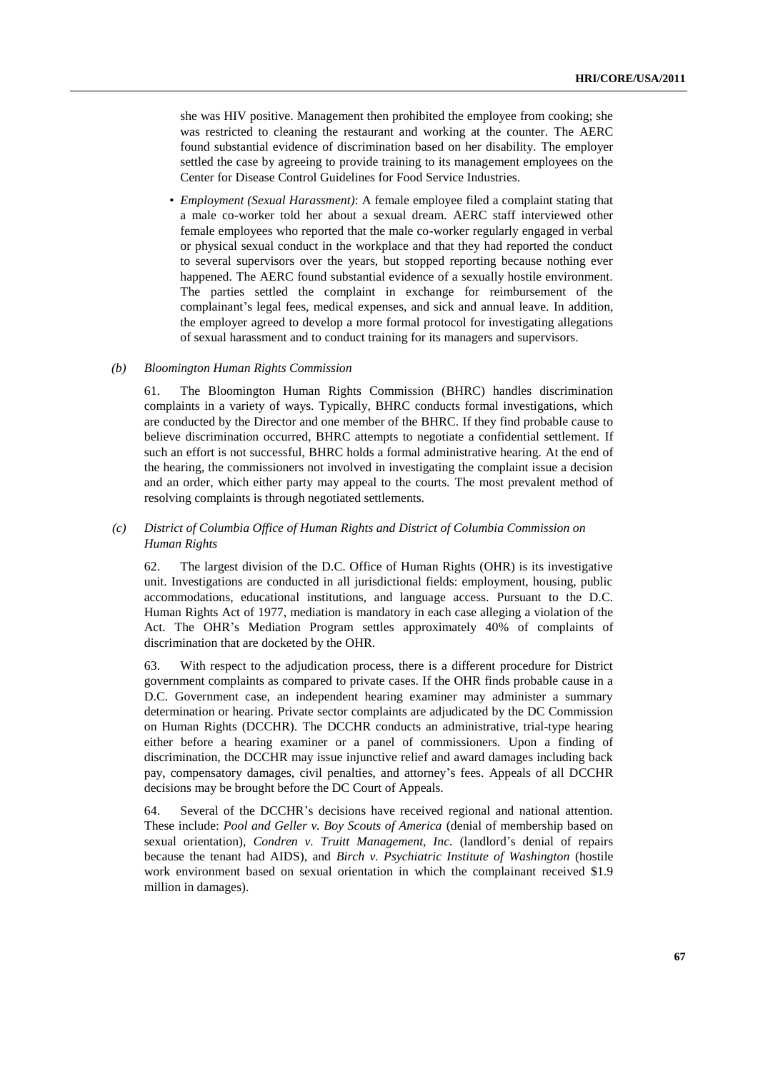she was HIV positive. Management then prohibited the employee from cooking; she was restricted to cleaning the restaurant and working at the counter. The AERC found substantial evidence of discrimination based on her disability. The employer settled the case by agreeing to provide training to its management employees on the Center for Disease Control Guidelines for Food Service Industries.

- *Employment (Sexual Harassment)*: A female employee filed a complaint stating that a male co-worker told her about a sexual dream. AERC staff interviewed other female employees who reported that the male co-worker regularly engaged in verbal or physical sexual conduct in the workplace and that they had reported the conduct to several supervisors over the years, but stopped reporting because nothing ever happened. The AERC found substantial evidence of a sexually hostile environment. The parties settled the complaint in exchange for reimbursement of the complainant's legal fees, medical expenses, and sick and annual leave. In addition, the employer agreed to develop a more formal protocol for investigating allegations of sexual harassment and to conduct training for its managers and supervisors.

### *(b) Bloomington Human Rights Commission*

61. The Bloomington Human Rights Commission (BHRC) handles discrimination complaints in a variety of ways. Typically, BHRC conducts formal investigations, which are conducted by the Director and one member of the BHRC. If they find probable cause to believe discrimination occurred, BHRC attempts to negotiate a confidential settlement. If such an effort is not successful, BHRC holds a formal administrative hearing. At the end of the hearing, the commissioners not involved in investigating the complaint issue a decision and an order, which either party may appeal to the courts. The most prevalent method of resolving complaints is through negotiated settlements.

### *(c) District of Columbia Office of Human Rights and District of Columbia Commission on Human Rights*

62. The largest division of the D.C. Office of Human Rights (OHR) is its investigative unit. Investigations are conducted in all jurisdictional fields: employment, housing, public accommodations, educational institutions, and language access. Pursuant to the D.C. Human Rights Act of 1977, mediation is mandatory in each case alleging a violation of the Act. The OHR's Mediation Program settles approximately 40% of complaints of discrimination that are docketed by the OHR.

63. With respect to the adjudication process, there is a different procedure for District government complaints as compared to private cases. If the OHR finds probable cause in a D.C. Government case, an independent hearing examiner may administer a summary determination or hearing. Private sector complaints are adjudicated by the DC Commission on Human Rights (DCCHR). The DCCHR conducts an administrative, trial-type hearing either before a hearing examiner or a panel of commissioners. Upon a finding of discrimination, the DCCHR may issue injunctive relief and award damages including back pay, compensatory damages, civil penalties, and attorney's fees. Appeals of all DCCHR decisions may be brought before the DC Court of Appeals.

64. Several of the DCCHR's decisions have received regional and national attention. These include: *Pool and Geller v. Boy Scouts of America* (denial of membership based on sexual orientation), *Condren v. Truitt Management, Inc.* (landlord's denial of repairs because the tenant had AIDS), and *Birch v. Psychiatric Institute of Washington* (hostile work environment based on sexual orientation in which the complainant received \$1.9 million in damages).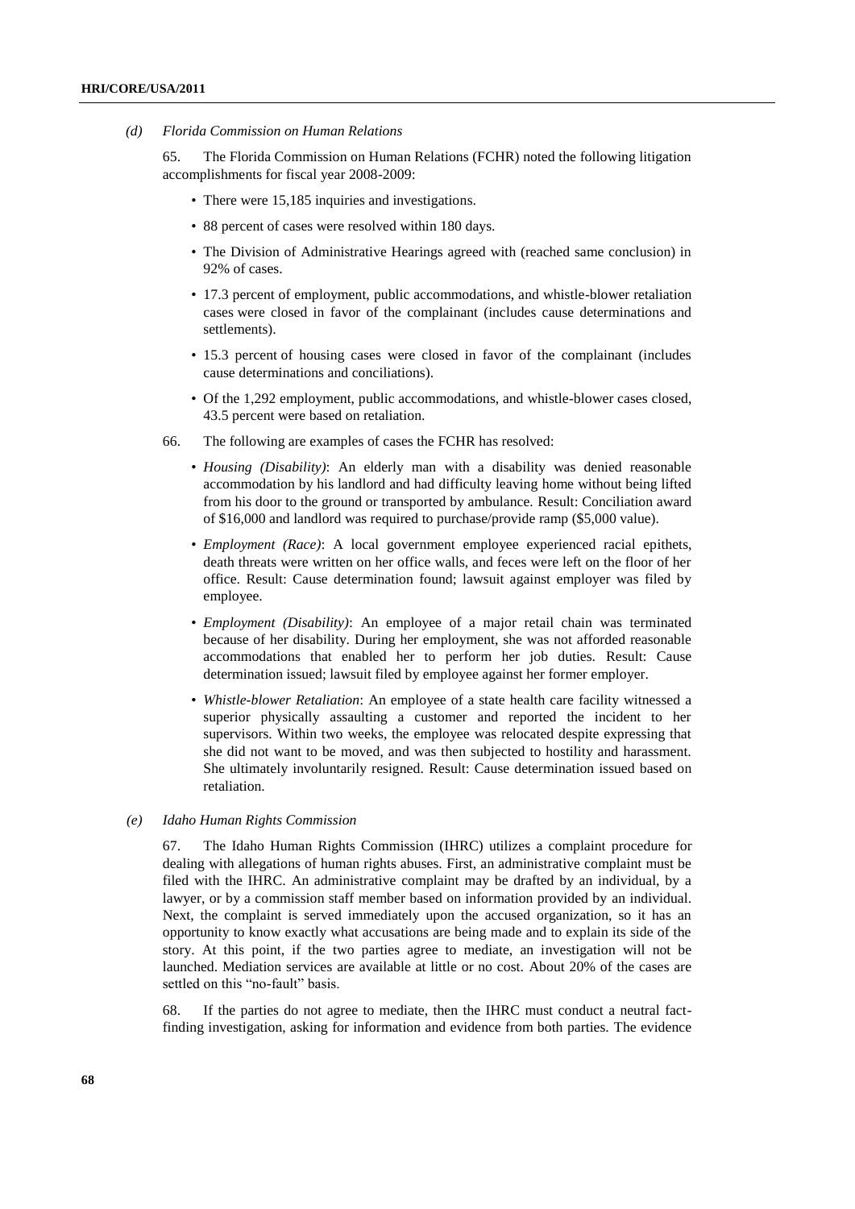*(d) Florida Commission on Human Relations*

65. The Florida Commission on Human Relations (FCHR) noted the following litigation accomplishments for fiscal year 2008-2009:

- There were 15,185 inquiries and investigations.
- 88 percent of cases were resolved within 180 days.
- The Division of Administrative Hearings agreed with (reached same conclusion) in 92% of cases.
- 17.3 percent of employment, public accommodations, and whistle-blower retaliation cases were closed in favor of the complainant (includes cause determinations and settlements).
- 15.3 percent of housing cases were closed in favor of the complainant (includes cause determinations and conciliations).
- Of the 1,292 employment, public accommodations, and whistle-blower cases closed, 43.5 percent were based on retaliation.

66. The following are examples of cases the FCHR has resolved:

- *Housing (Disability)*: An elderly man with a disability was denied reasonable accommodation by his landlord and had difficulty leaving home without being lifted from his door to the ground or transported by ambulance. Result: Conciliation award of $16,000 and landlord was required to purchase/provide ramp ($5,000 value).
- *Employment (Race)*: A local government employee experienced racial epithets, death threats were written on her office walls, and feces were left on the floor of her office. Result: Cause determination found; lawsuit against employer was filed by employee.
- *Employment (Disability)*: An employee of a major retail chain was terminated because of her disability. During her employment, she was not afforded reasonable accommodations that enabled her to perform her job duties. Result: Cause determination issued; lawsuit filed by employee against her former employer.
- *Whistle-blower Retaliation*: An employee of a state health care facility witnessed a superior physically assaulting a customer and reported the incident to her supervisors. Within two weeks, the employee was relocated despite expressing that she did not want to be moved, and was then subjected to hostility and harassment. She ultimately involuntarily resigned. Result: Cause determination issued based on retaliation.

*(e) Idaho Human Rights Commission*

67. The Idaho Human Rights Commission (IHRC) utilizes a complaint procedure for dealing with allegations of human rights abuses. First, an administrative complaint must be filed with the IHRC. An administrative complaint may be drafted by an individual, by a lawyer, or by a commission staff member based on information provided by an individual. Next, the complaint is served immediately upon the accused organization, so it has an opportunity to know exactly what accusations are being made and to explain its side of the story. At this point, if the two parties agree to mediate, an investigation will not be launched. Mediation services are available at little or no cost. About 20% of the cases are settled on this "no-fault" basis.

68. If the parties do not agree to mediate, then the IHRC must conduct a neutral fact-finding investigation, asking for information and evidence from both parties. The evidence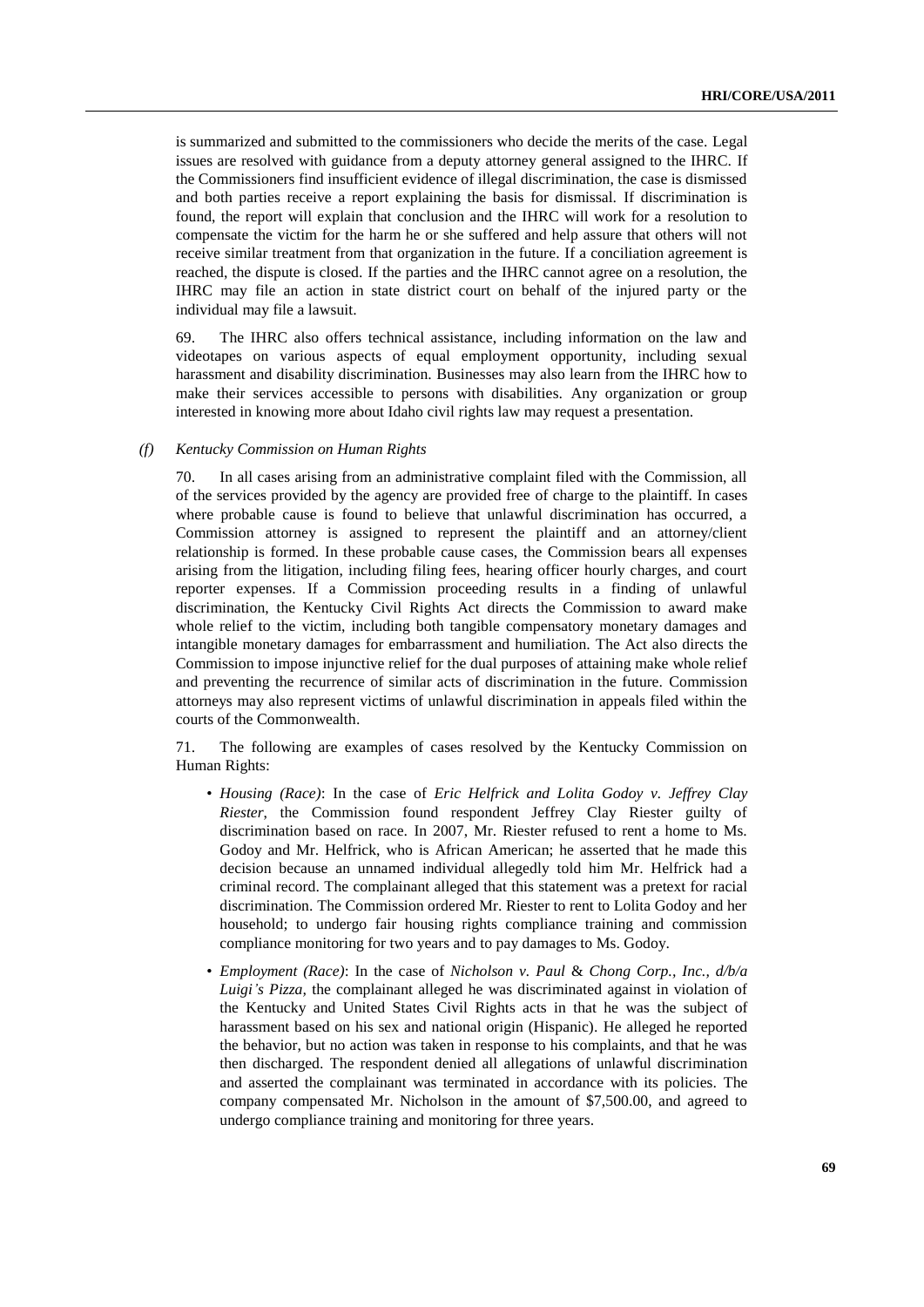is summarized and submitted to the commissioners who decide the merits of the case. Legal issues are resolved with guidance from a deputy attorney general assigned to the IHRC. If the Commissioners find insufficient evidence of illegal discrimination, the case is dismissed and both parties receive a report explaining the basis for dismissal. If discrimination is found, the report will explain that conclusion and the IHRC will work for a resolution to compensate the victim for the harm he or she suffered and help assure that others will not receive similar treatment from that organization in the future. If a conciliation agreement is reached, the dispute is closed. If the parties and the IHRC cannot agree on a resolution, the IHRC may file an action in state district court on behalf of the injured party or the individual may file a lawsuit.

69. The IHRC also offers technical assistance, including information on the law and videotapes on various aspects of equal employment opportunity, including sexual harassment and disability discrimination. Businesses may also learn from the IHRC how to make their services accessible to persons with disabilities. Any organization or group interested in knowing more about Idaho civil rights law may request a presentation.

### *(f) Kentucky Commission on Human Rights*

70. In all cases arising from an administrative complaint filed with the Commission, all of the services provided by the agency are provided free of charge to the plaintiff. In cases where probable cause is found to believe that unlawful discrimination has occurred, a Commission attorney is assigned to represent the plaintiff and an attorney/client relationship is formed. In these probable cause cases, the Commission bears all expenses arising from the litigation, including filing fees, hearing officer hourly charges, and court reporter expenses. If a Commission proceeding results in a finding of unlawful discrimination, the Kentucky Civil Rights Act directs the Commission to award make whole relief to the victim, including both tangible compensatory monetary damages and intangible monetary damages for embarrassment and humiliation. The Act also directs the Commission to impose injunctive relief for the dual purposes of attaining make whole relief and preventing the recurrence of similar acts of discrimination in the future. Commission attorneys may also represent victims of unlawful discrimination in appeals filed within the courts of the Commonwealth.

71. The following are examples of cases resolved by the Kentucky Commission on Human Rights:

- *Housing (Race)*: In the case of *Eric Helfrick and Lolita Godoy v. Jeffrey Clay Riester*, the Commission found respondent Jeffrey Clay Riester guilty of discrimination based on race. In 2007, Mr. Riester refused to rent a home to Ms. Godoy and Mr. Helfrick, who is African American; he asserted that he made this decision because an unnamed individual allegedly told him Mr. Helfrick had a criminal record. The complainant alleged that this statement was a pretext for racial discrimination. The Commission ordered Mr. Riester to rent to Lolita Godoy and her household; to undergo fair housing rights compliance training and commission compliance monitoring for two years and to pay damages to Ms. Godoy.
- *Employment (Race)*: In the case of *Nicholson v. Paul* & *Chong Corp., Inc., d/b/a Luigi's Pizza,* the complainant alleged he was discriminated against in violation of the Kentucky and United States Civil Rights acts in that he was the subject of harassment based on his sex and national origin (Hispanic). He alleged he reported the behavior, but no action was taken in response to his complaints, and that he was then discharged. The respondent denied all allegations of unlawful discrimination and asserted the complainant was terminated in accordance with its policies. The company compensated Mr. Nicholson in the amount of $7,500.00, and agreed to undergo compliance training and monitoring for three years.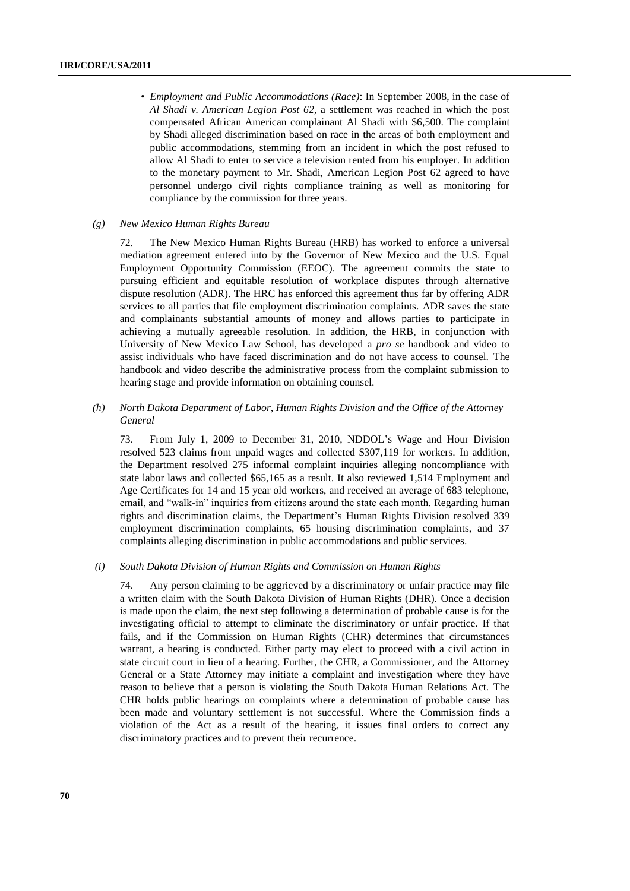- *Employment and Public Accommodations (Race)*: In September 2008, in the case of *Al Shadi v. American Legion Post 62*, a settlement was reached in which the post compensated African American complainant Al Shadi with $6,500. The complaint by Shadi alleged discrimination based on race in the areas of both employment and public accommodations, stemming from an incident in which the post refused to allow Al Shadi to enter to service a television rented from his employer. In addition to the monetary payment to Mr. Shadi, American Legion Post 62 agreed to have personnel undergo civil rights compliance training as well as monitoring for compliance by the commission for three years.

### *(g) New Mexico Human Rights Bureau*

72. The New Mexico Human Rights Bureau (HRB) has worked to enforce a universal mediation agreement entered into by the Governor of New Mexico and the U.S. Equal Employment Opportunity Commission (EEOC). The agreement commits the state to pursuing efficient and equitable resolution of workplace disputes through alternative dispute resolution (ADR). The HRC has enforced this agreement thus far by offering ADR services to all parties that file employment discrimination complaints. ADR saves the state and complainants substantial amounts of money and allows parties to participate in achieving a mutually agreeable resolution. In addition, the HRB, in conjunction with University of New Mexico Law School, has developed a *pro se* handbook and video to assist individuals who have faced discrimination and do not have access to counsel. The handbook and video describe the administrative process from the complaint submission to hearing stage and provide information on obtaining counsel.

### *(h) North Dakota Department of Labor, Human Rights Division and the Office of the Attorney General*

73. From July 1, 2009 to December 31, 2010, NDDOL's Wage and Hour Division resolved 523 claims from unpaid wages and collected $307,119 for workers. In addition, the Department resolved 275 informal complaint inquiries alleging noncompliance with state labor laws and collected $65,165 as a result. It also reviewed 1,514 Employment and Age Certificates for 14 and 15 year old workers, and received an average of 683 telephone, email, and "walk-in" inquiries from citizens around the state each month. Regarding human rights and discrimination claims, the Department's Human Rights Division resolved 339 employment discrimination complaints, 65 housing discrimination complaints, and 37 complaints alleging discrimination in public accommodations and public services.

### *(i) South Dakota Division of Human Rights and Commission on Human Rights*

74. Any person claiming to be aggrieved by a discriminatory or unfair practice may file a written claim with the South Dakota Division of Human Rights (DHR). Once a decision is made upon the claim, the next step following a determination of probable cause is for the investigating official to attempt to eliminate the discriminatory or unfair practice. If that fails, and if the Commission on Human Rights (CHR) determines that circumstances warrant, a hearing is conducted. Either party may elect to proceed with a civil action in state circuit court in lieu of a hearing. Further, the CHR, a Commissioner, and the Attorney General or a State Attorney may initiate a complaint and investigation where they have reason to believe that a person is violating the South Dakota Human Relations Act. The CHR holds public hearings on complaints where a determination of probable cause has been made and voluntary settlement is not successful. Where the Commission finds a violation of the Act as a result of the hearing, it issues final orders to correct any discriminatory practices and to prevent their recurrence.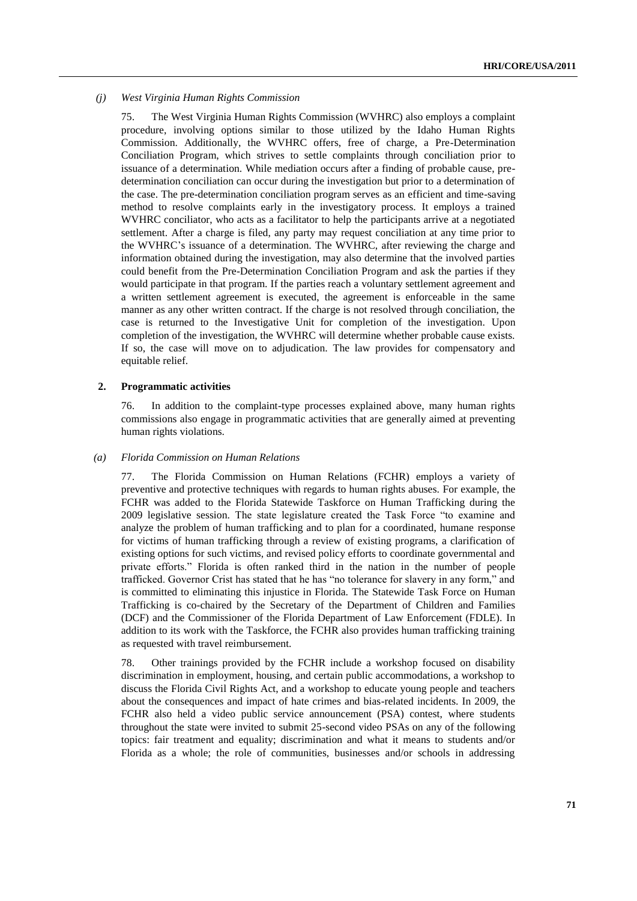*(j) West Virginia Human Rights Commission*

75. The West Virginia Human Rights Commission (WVHRC) also employs a complaint procedure, involving options similar to those utilized by the Idaho Human Rights Commission. Additionally, the WVHRC offers, free of charge, a Pre-Determination Conciliation Program, which strives to settle complaints through conciliation prior to issuance of a determination. While mediation occurs after a finding of probable cause, pre-determination conciliation can occur during the investigation but prior to a determination of the case. The pre-determination conciliation program serves as an efficient and time-saving method to resolve complaints early in the investigatory process. It employs a trained WVHRC conciliator, who acts as a facilitator to help the participants arrive at a negotiated settlement. After a charge is filed, any party may request conciliation at any time prior to the WVHRC's issuance of a determination. The WVHRC, after reviewing the charge and information obtained during the investigation, may also determine that the involved parties could benefit from the Pre-Determination Conciliation Program and ask the parties if they would participate in that program. If the parties reach a voluntary settlement agreement and a written settlement agreement is executed, the agreement is enforceable in the same manner as any other written contract. If the charge is not resolved through conciliation, the case is returned to the Investigative Unit for completion of the investigation. Upon completion of the investigation, the WVHRC will determine whether probable cause exists. If so, the case will move on to adjudication. The law provides for compensatory and equitable relief.

**2. Programmatic activities**

76. In addition to the complaint-type processes explained above, many human rights commissions also engage in programmatic activities that are generally aimed at preventing human rights violations.

*(a) Florida Commission on Human Relations*

77. The Florida Commission on Human Relations (FCHR) employs a variety of preventive and protective techniques with regards to human rights abuses. For example, the FCHR was added to the Florida Statewide Taskforce on Human Trafficking during the 2009 legislative session. The state legislature created the Task Force "to examine and analyze the problem of human trafficking and to plan for a coordinated, humane response for victims of human trafficking through a review of existing programs, a clarification of existing options for such victims, and revised policy efforts to coordinate governmental and private efforts." Florida is often ranked third in the nation in the number of people trafficked. Governor Crist has stated that he has "no tolerance for slavery in any form," and is committed to eliminating this injustice in Florida. The Statewide Task Force on Human Trafficking is co-chaired by the Secretary of the Department of Children and Families (DCF) and the Commissioner of the Florida Department of Law Enforcement (FDLE). In addition to its work with the Taskforce, the FCHR also provides human trafficking training as requested with travel reimbursement.

78. Other trainings provided by the FCHR include a workshop focused on disability discrimination in employment, housing, and certain public accommodations, a workshop to discuss the Florida Civil Rights Act, and a workshop to educate young people and teachers about the consequences and impact of hate crimes and bias-related incidents. In 2009, the FCHR also held a video public service announcement (PSA) contest, where students throughout the state were invited to submit 25-second video PSAs on any of the following topics: fair treatment and equality; discrimination and what it means to students and/or Florida as a whole; the role of communities, businesses and/or schools in addressing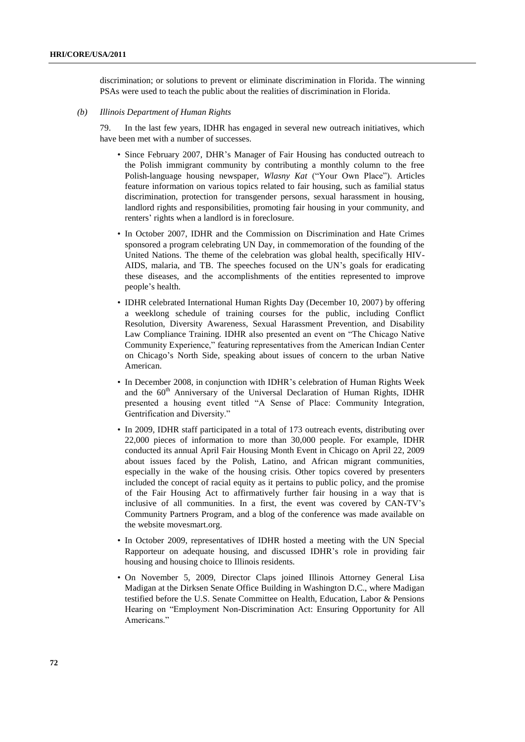discrimination; or solutions to prevent or eliminate discrimination in Florida. The winning PSAs were used to teach the public about the realities of discrimination in Florida.

*(b) Illinois Department of Human Rights*

79. In the last few years, IDHR has engaged in several new outreach initiatives, which have been met with a number of successes.

- Since February 2007, DHR's Manager of Fair Housing has conducted outreach to the Polish immigrant community by contributing a monthly column to the free Polish-language housing newspaper, *Wlasny Kat* ("Your Own Place"). Articles feature information on various topics related to fair housing, such as familial status discrimination, protection for transgender persons, sexual harassment in housing, landlord rights and responsibilities, promoting fair housing in your community, and renters' rights when a landlord is in foreclosure.
- In October 2007, IDHR and the Commission on Discrimination and Hate Crimes sponsored a program celebrating UN Day, in commemoration of the founding of the United Nations. The theme of the celebration was global health, specifically HIV-AIDS, malaria, and TB. The speeches focused on the UN's goals for eradicating these diseases, and the accomplishments of the entities represented to improve people's health.
- IDHR celebrated International Human Rights Day (December 10, 2007) by offering a weeklong schedule of training courses for the public, including Conflict Resolution, Diversity Awareness, Sexual Harassment Prevention, and Disability Law Compliance Training. IDHR also presented an event on "The Chicago Native Community Experience," featuring representatives from the American Indian Center on Chicago's North Side, speaking about issues of concern to the urban Native American.
- In December 2008, in conjunction with IDHR's celebration of Human Rights Week and the 60th Anniversary of the Universal Declaration of Human Rights, IDHR presented a housing event titled "A Sense of Place: Community Integration, Gentrification and Diversity."
- In 2009, IDHR staff participated in a total of 173 outreach events, distributing over 22,000 pieces of information to more than 30,000 people. For example, IDHR conducted its annual April Fair Housing Month Event in Chicago on April 22, 2009 about issues faced by the Polish, Latino, and African migrant communities, especially in the wake of the housing crisis. Other topics covered by presenters included the concept of racial equity as it pertains to public policy, and the promise of the Fair Housing Act to affirmatively further fair housing in a way that is inclusive of all communities. In a first, the event was covered by CAN-TV's Community Partners Program, and a blog of the conference was made available on the website movesmart.org.
- In October 2009, representatives of IDHR hosted a meeting with the UN Special Rapporteur on adequate housing, and discussed IDHR's role in providing fair housing and housing choice to Illinois residents.
- On November 5, 2009, Director Claps joined Illinois Attorney General Lisa Madigan at the Dirksen Senate Office Building in Washington D.C., where Madigan testified before the U.S. Senate Committee on Health, Education, Labor & Pensions Hearing on "Employment Non-Discrimination Act: Ensuring Opportunity for All Americans."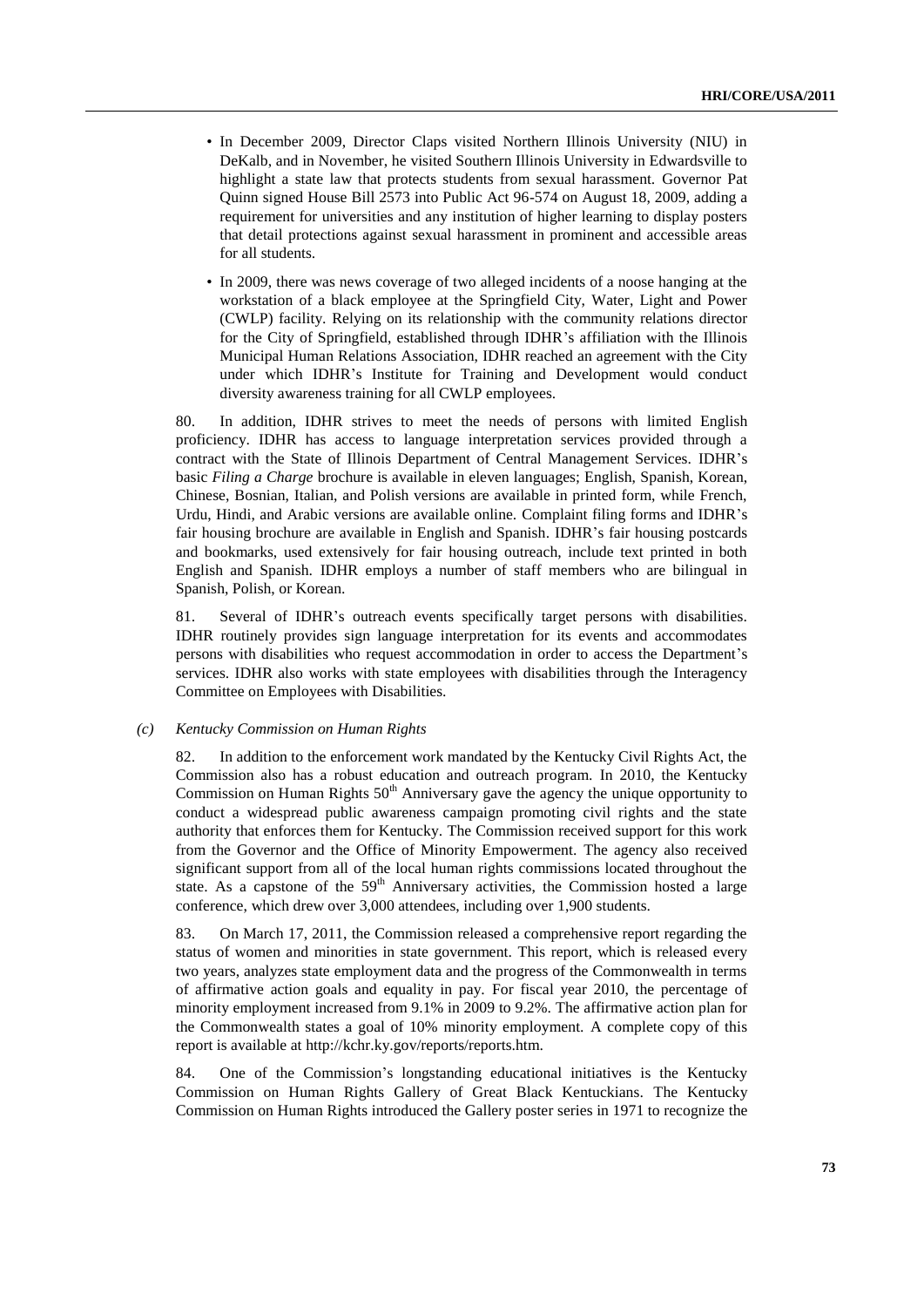- In December 2009, Director Claps visited Northern Illinois University (NIU) in DeKalb, and in November, he visited Southern Illinois University in Edwardsville to highlight a state law that protects students from sexual harassment. Governor Pat Quinn signed House Bill 2573 into Public Act 96-574 on August 18, 2009, adding a requirement for universities and any institution of higher learning to display posters that detail protections against sexual harassment in prominent and accessible areas for all students.
- In 2009, there was news coverage of two alleged incidents of a noose hanging at the workstation of a black employee at the Springfield City, Water, Light and Power (CWLP) facility. Relying on its relationship with the community relations director for the City of Springfield, established through IDHR's affiliation with the Illinois Municipal Human Relations Association, IDHR reached an agreement with the City under which IDHR's Institute for Training and Development would conduct diversity awareness training for all CWLP employees.

80. In addition, IDHR strives to meet the needs of persons with limited English proficiency. IDHR has access to language interpretation services provided through a contract with the State of Illinois Department of Central Management Services. IDHR's basic *Filing a Charge* brochure is available in eleven languages; English, Spanish, Korean, Chinese, Bosnian, Italian, and Polish versions are available in printed form, while French, Urdu, Hindi, and Arabic versions are available online. Complaint filing forms and IDHR's fair housing brochure are available in English and Spanish. IDHR's fair housing postcards and bookmarks, used extensively for fair housing outreach, include text printed in both English and Spanish. IDHR employs a number of staff members who are bilingual in Spanish, Polish, or Korean.

81. Several of IDHR's outreach events specifically target persons with disabilities. IDHR routinely provides sign language interpretation for its events and accommodates persons with disabilities who request accommodation in order to access the Department's services. IDHR also works with state employees with disabilities through the Interagency Committee on Employees with Disabilities.

*(c) Kentucky Commission on Human Rights*

82. In addition to the enforcement work mandated by the Kentucky Civil Rights Act, the Commission also has a robust education and outreach program. In 2010, the Kentucky Commission on Human Rights 50th Anniversary gave the agency the unique opportunity to conduct a widespread public awareness campaign promoting civil rights and the state authority that enforces them for Kentucky. The Commission received support for this work from the Governor and the Office of Minority Empowerment. The agency also received significant support from all of the local human rights commissions located throughout the state. As a capstone of the 59th Anniversary activities, the Commission hosted a large conference, which drew over 3,000 attendees, including over 1,900 students.

83. On March 17, 2011, the Commission released a comprehensive report regarding the status of women and minorities in state government. This report, which is released every two years, analyzes state employment data and the progress of the Commonwealth in terms of affirmative action goals and equality in pay. For fiscal year 2010, the percentage of minority employment increased from 9.1% in 2009 to 9.2%. The affirmative action plan for the Commonwealth states a goal of 10% minority employment. A complete copy of this report is available at http://kchr.ky.gov/reports/reports.htm.

84. One of the Commission's longstanding educational initiatives is the Kentucky Commission on Human Rights Gallery of Great Black Kentuckians. The Kentucky Commission on Human Rights introduced the Gallery poster series in 1971 to recognize the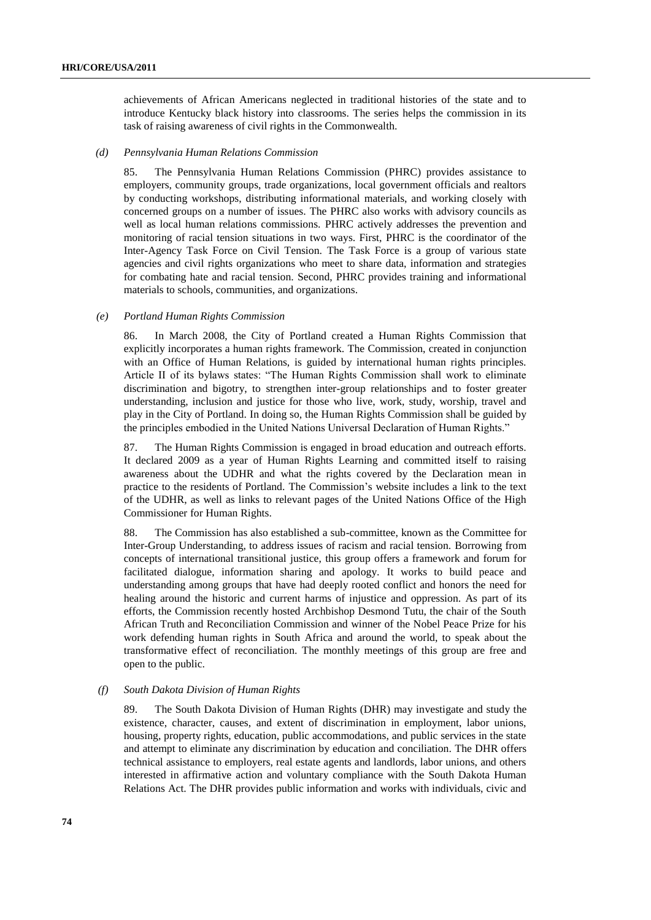achievements of African Americans neglected in traditional histories of the state and to introduce Kentucky black history into classrooms. The series helps the commission in its task of raising awareness of civil rights in the Commonwealth.

*(d) Pennsylvania Human Relations Commission*

85. The Pennsylvania Human Relations Commission (PHRC) provides assistance to employers, community groups, trade organizations, local government officials and realtors by conducting workshops, distributing informational materials, and working closely with concerned groups on a number of issues. The PHRC also works with advisory councils as well as local human relations commissions. PHRC actively addresses the prevention and monitoring of racial tension situations in two ways. First, PHRC is the coordinator of the Inter-Agency Task Force on Civil Tension. The Task Force is a group of various state agencies and civil rights organizations who meet to share data, information and strategies for combating hate and racial tension. Second, PHRC provides training and informational materials to schools, communities, and organizations.

*(e) Portland Human Rights Commission*

86. In March 2008, the City of Portland created a Human Rights Commission that explicitly incorporates a human rights framework. The Commission, created in conjunction with an Office of Human Relations, is guided by international human rights principles. Article II of its bylaws states: "The Human Rights Commission shall work to eliminate discrimination and bigotry, to strengthen inter-group relationships and to foster greater understanding, inclusion and justice for those who live, work, study, worship, travel and play in the City of Portland. In doing so, the Human Rights Commission shall be guided by the principles embodied in the United Nations Universal Declaration of Human Rights."

87. The Human Rights Commission is engaged in broad education and outreach efforts. It declared 2009 as a year of Human Rights Learning and committed itself to raising awareness about the UDHR and what the rights covered by the Declaration mean in practice to the residents of Portland. The Commission's website includes a link to the text of the UDHR, as well as links to relevant pages of the United Nations Office of the High Commissioner for Human Rights.

88. The Commission has also established a sub-committee, known as the Committee for Inter-Group Understanding, to address issues of racism and racial tension. Borrowing from concepts of international transitional justice, this group offers a framework and forum for facilitated dialogue, information sharing and apology. It works to build peace and understanding among groups that have had deeply rooted conflict and honors the need for healing around the historic and current harms of injustice and oppression. As part of its efforts, the Commission recently hosted Archbishop Desmond Tutu, the chair of the South African Truth and Reconciliation Commission and winner of the Nobel Peace Prize for his work defending human rights in South Africa and around the world, to speak about the transformative effect of reconciliation. The monthly meetings of this group are free and open to the public.

*(f) South Dakota Division of Human Rights*

89. The South Dakota Division of Human Rights (DHR) may investigate and study the existence, character, causes, and extent of discrimination in employment, labor unions, housing, property rights, education, public accommodations, and public services in the state and attempt to eliminate any discrimination by education and conciliation. The DHR offers technical assistance to employers, real estate agents and landlords, labor unions, and others interested in affirmative action and voluntary compliance with the South Dakota Human Relations Act. The DHR provides public information and works with individuals, civic and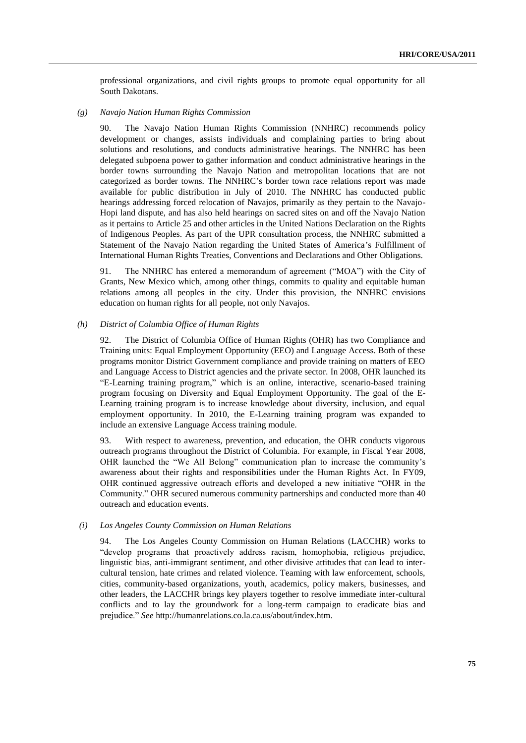professional organizations, and civil rights groups to promote equal opportunity for all South Dakotans.

*(g) Navajo Nation Human Rights Commission*

90. The Navajo Nation Human Rights Commission (NNHRC) recommends policy development or changes, assists individuals and complaining parties to bring about solutions and resolutions, and conducts administrative hearings. The NNHRC has been delegated subpoena power to gather information and conduct administrative hearings in the border towns surrounding the Navajo Nation and metropolitan locations that are not categorized as border towns. The NNHRC's border town race relations report was made available for public distribution in July of 2010. The NNHRC has conducted public hearings addressing forced relocation of Navajos, primarily as they pertain to the Navajo-Hopi land dispute, and has also held hearings on sacred sites on and off the Navajo Nation as it pertains to Article 25 and other articles in the United Nations Declaration on the Rights of Indigenous Peoples. As part of the UPR consultation process, the NNHRC submitted a Statement of the Navajo Nation regarding the United States of America's Fulfillment of International Human Rights Treaties, Conventions and Declarations and Other Obligations.

91. The NNHRC has entered a memorandum of agreement ("MOA") with the City of Grants, New Mexico which, among other things, commits to quality and equitable human relations among all peoples in the city. Under this provision, the NNHRC envisions education on human rights for all people, not only Navajos.

*(h) District of Columbia Office of Human Rights*

92. The District of Columbia Office of Human Rights (OHR) has two Compliance and Training units: Equal Employment Opportunity (EEO) and Language Access. Both of these programs monitor District Government compliance and provide training on matters of EEO and Language Access to District agencies and the private sector. In 2008, OHR launched its "E-Learning training program," which is an online, interactive, scenario-based training program focusing on Diversity and Equal Employment Opportunity. The goal of the E-Learning training program is to increase knowledge about diversity, inclusion, and equal employment opportunity. In 2010, the E-Learning training program was expanded to include an extensive Language Access training module.

93. With respect to awareness, prevention, and education, the OHR conducts vigorous outreach programs throughout the District of Columbia. For example, in Fiscal Year 2008, OHR launched the "We All Belong" communication plan to increase the community's awareness about their rights and responsibilities under the Human Rights Act. In FY09, OHR continued aggressive outreach efforts and developed a new initiative "OHR in the Community." OHR secured numerous community partnerships and conducted more than 40 outreach and education events.

*(i) Los Angeles County Commission on Human Relations*

94. The Los Angeles County Commission on Human Relations (LACCHR) works to "develop programs that proactively address racism, homophobia, religious prejudice, linguistic bias, anti-immigrant sentiment, and other divisive attitudes that can lead to inter-cultural tension, hate crimes and related violence. Teaming with law enforcement, schools, cities, community-based organizations, youth, academics, policy makers, businesses, and other leaders, the LACCHR brings key players together to resolve immediate inter-cultural conflicts and to lay the groundwork for a long-term campaign to eradicate bias and prejudice." *See* http://humanrelations.co.la.ca.us/about/index.htm.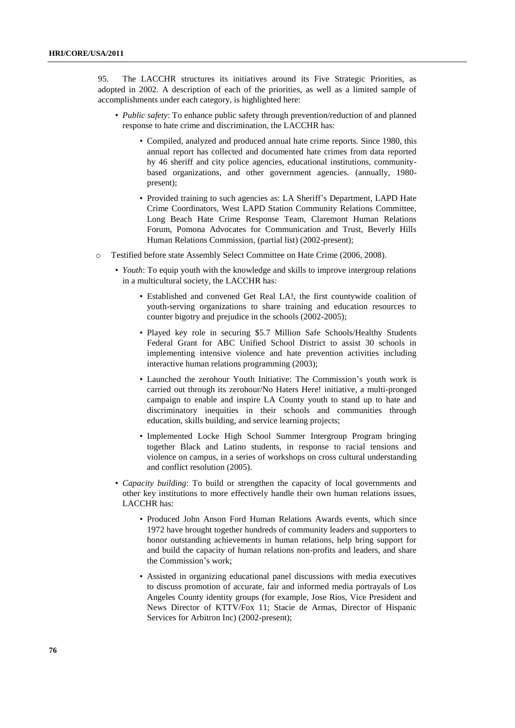95. The LACCHR structures its initiatives around its Five Strategic Priorities, as adopted in 2002. A description of each of the priorities, as well as a limited sample of accomplishments under each category, is highlighted here:

- *Public safety*: To enhance public safety through prevention/reduction of and planned response to hate crime and discrimination, the LACCHR has:
    - Compiled, analyzed and produced annual hate crime reports. Since 1980, this annual report has collected and documented hate crimes from data reported by 46 sheriff and city police agencies, educational institutions, community-based organizations, and other government agencies. (annually, 1980-present);
    - Provided training to such agencies as: LA Sheriff's Department, LAPD Hate Crime Coordinators, West LAPD Station Community Relations Committee, Long Beach Hate Crime Response Team, Claremont Human Relations Forum, Pomona Advocates for Communication and Trust, Beverly Hills Human Relations Commission, (partial list) (2002-present);
- Testified before state Assembly Select Committee on Hate Crime (2006, 2008).
- *Youth*: To equip youth with the knowledge and skills to improve intergroup relations in a multicultural society, the LACCHR has:
    - Established and convened Get Real LA!, the first countywide coalition of youth-serving organizations to share training and education resources to counter bigotry and prejudice in the schools (2002-2005);
    - Played key role in securing $5.7 Million Safe Schools/Healthy Students Federal Grant for ABC Unified School District to assist 30 schools in implementing intensive violence and hate prevention activities including interactive human relations programming (2003);
    - Launched the zerohour Youth Initiative: The Commission's youth work is carried out through its zerohour/No Haters Here! initiative, a multi-pronged campaign to enable and inspire LA County youth to stand up to hate and discriminatory inequities in their schools and communities through education, skills building, and service learning projects;
    - Implemented Locke High School Summer Intergroup Program bringing together Black and Latino students, in response to racial tensions and violence on campus, in a series of workshops on cross cultural understanding and conflict resolution (2005).
- *Capacity building*: To build or strengthen the capacity of local governments and other key institutions to more effectively handle their own human relations issues, LACCHR has:
    - Produced John Anson Ford Human Relations Awards events, which since 1972 have brought together hundreds of community leaders and supporters to honor outstanding achievements in human relations, help bring support for and build the capacity of human relations non-profits and leaders, and share the Commission's work;
    - Assisted in organizing educational panel discussions with media executives to discuss promotion of accurate, fair and informed media portrayals of Los Angeles County identity groups (for example, Jose Rios, Vice President and News Director of KTTV/Fox 11; Stacie de Armas, Director of Hispanic Services for Arbitron Inc) (2002-present);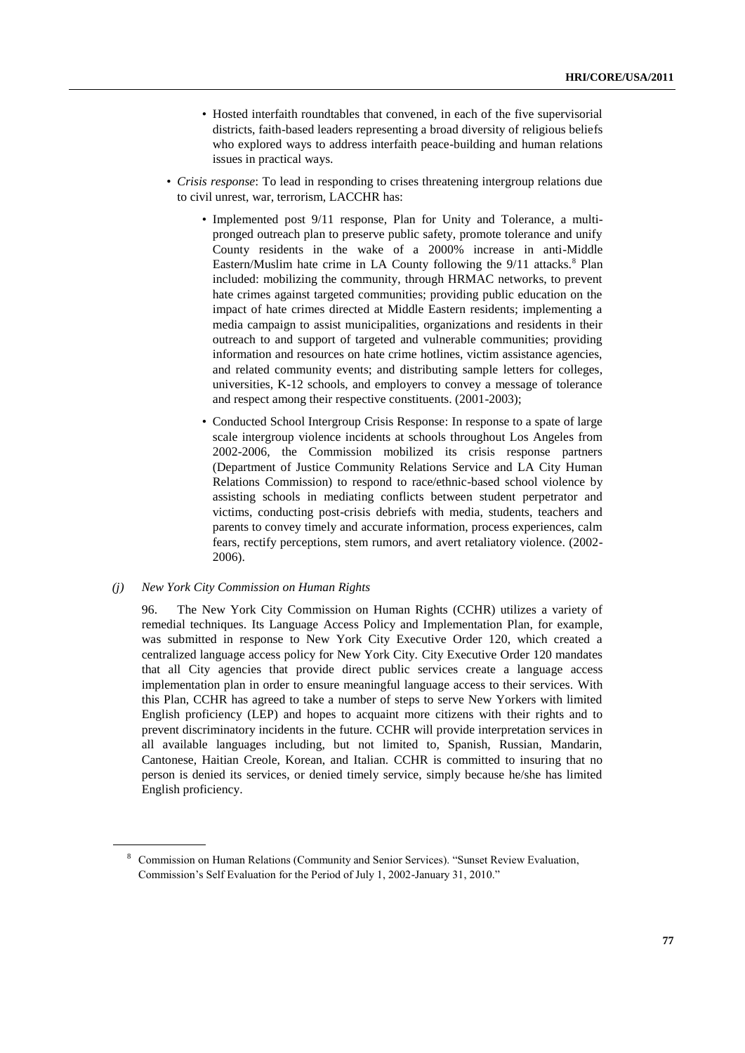- Hosted interfaith roundtables that convened, in each of the five supervisorial districts, faith-based leaders representing a broad diversity of religious beliefs who explored ways to address interfaith peace-building and human relations issues in practical ways.

- *Crisis response*: To lead in responding to crises threatening intergroup relations due to civil unrest, war, terrorism, LACCHR has:

    - Implemented post 9/11 response, Plan for Unity and Tolerance, a multi-pronged outreach plan to preserve public safety, promote tolerance and unify County residents in the wake of a 2000% increase in anti-Middle Eastern/Muslim hate crime in LA County following the 9/11 attacks.[8] Plan included: mobilizing the community, through HRMAC networks, to prevent hate crimes against targeted communities; providing public education on the impact of hate crimes directed at Middle Eastern residents; implementing a media campaign to assist municipalities, organizations and residents in their outreach to and support of targeted and vulnerable communities; providing information and resources on hate crime hotlines, victim assistance agencies, and related community events; and distributing sample letters for colleges, universities, K-12 schools, and employers to convey a message of tolerance and respect among their respective constituents. (2001-2003);

    - Conducted School Intergroup Crisis Response: In response to a spate of large scale intergroup violence incidents at schools throughout Los Angeles from 2002-2006, the Commission mobilized its crisis response partners (Department of Justice Community Relations Service and LA City Human Relations Commission) to respond to race/ethnic-based school violence by assisting schools in mediating conflicts between student perpetrator and victims, conducting post-crisis debriefs with media, students, teachers and parents to convey timely and accurate information, process experiences, calm fears, rectify perceptions, stem rumors, and avert retaliatory violence. (2002-2006).

*(j) New York City Commission on Human Rights*

96. The New York City Commission on Human Rights (CCHR) utilizes a variety of remedial techniques. Its Language Access Policy and Implementation Plan, for example, was submitted in response to New York City Executive Order 120, which created a centralized language access policy for New York City. City Executive Order 120 mandates that all City agencies that provide direct public services create a language access implementation plan in order to ensure meaningful language access to their services. With this Plan, CCHR has agreed to take a number of steps to serve New Yorkers with limited English proficiency (LEP) and hopes to acquaint more citizens with their rights and to prevent discriminatory incidents in the future. CCHR will provide interpretation services in all available languages including, but not limited to, Spanish, Russian, Mandarin, Cantonese, Haitian Creole, Korean, and Italian. CCHR is committed to insuring that no person is denied its services, or denied timely service, simply because he/she has limited English proficiency.

---

[8] Commission on Human Relations (Community and Senior Services). "Sunset Review Evaluation, Commission's Self Evaluation for the Period of July 1, 2002-January 31, 2010."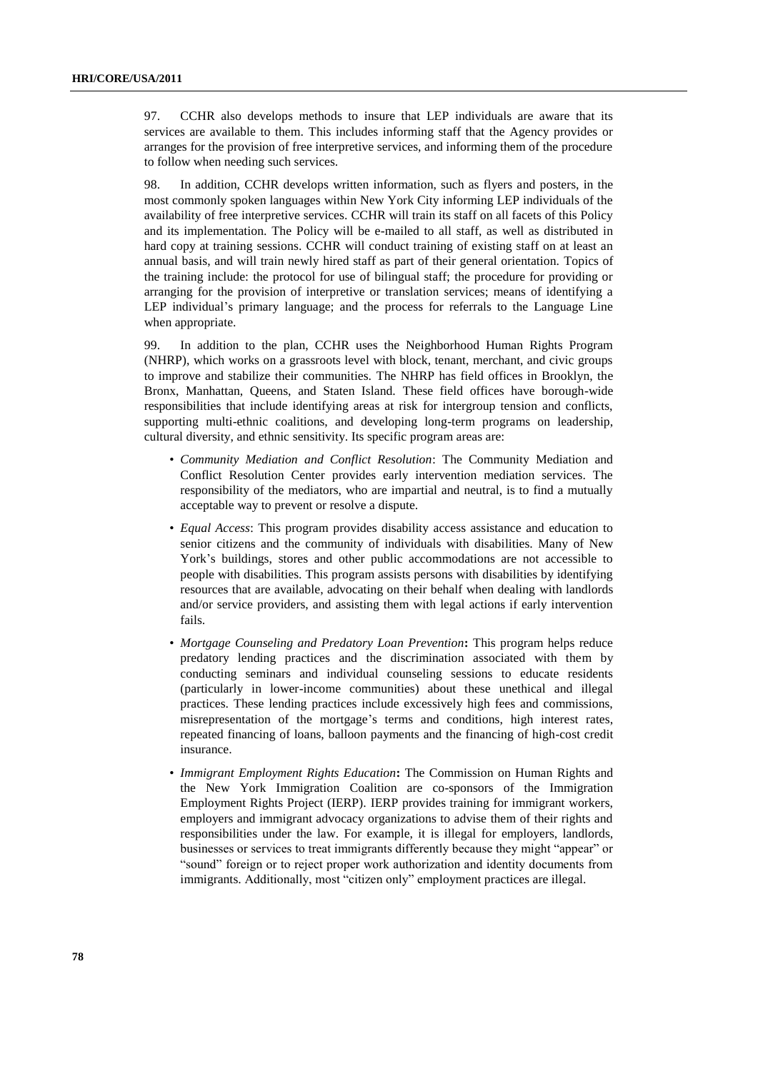97. CCHR also develops methods to insure that LEP individuals are aware that its services are available to them. This includes informing staff that the Agency provides or arranges for the provision of free interpretive services, and informing them of the procedure to follow when needing such services.

98. In addition, CCHR develops written information, such as flyers and posters, in the most commonly spoken languages within New York City informing LEP individuals of the availability of free interpretive services. CCHR will train its staff on all facets of this Policy and its implementation. The Policy will be e-mailed to all staff, as well as distributed in hard copy at training sessions. CCHR will conduct training of existing staff on at least an annual basis, and will train newly hired staff as part of their general orientation. Topics of the training include: the protocol for use of bilingual staff; the procedure for providing or arranging for the provision of interpretive or translation services; means of identifying a LEP individual's primary language; and the process for referrals to the Language Line when appropriate.

99. In addition to the plan, CCHR uses the Neighborhood Human Rights Program (NHRP), which works on a grassroots level with block, tenant, merchant, and civic groups to improve and stabilize their communities. The NHRP has field offices in Brooklyn, the Bronx, Manhattan, Queens, and Staten Island. These field offices have borough-wide responsibilities that include identifying areas at risk for intergroup tension and conflicts, supporting multi-ethnic coalitions, and developing long-term programs on leadership, cultural diversity, and ethnic sensitivity. Its specific program areas are:

- *Community Mediation and Conflict Resolution*: The Community Mediation and Conflict Resolution Center provides early intervention mediation services. The responsibility of the mediators, who are impartial and neutral, is to find a mutually acceptable way to prevent or resolve a dispute.
- *Equal Access*: This program provides disability access assistance and education to senior citizens and the community of individuals with disabilities. Many of New York's buildings, stores and other public accommodations are not accessible to people with disabilities. This program assists persons with disabilities by identifying resources that are available, advocating on their behalf when dealing with landlords and/or service providers, and assisting them with legal actions if early intervention fails.
- *Mortgage Counseling and Predatory Loan Prevention*: This program helps reduce predatory lending practices and the discrimination associated with them by conducting seminars and individual counseling sessions to educate residents (particularly in lower-income communities) about these unethical and illegal practices. These lending practices include excessively high fees and commissions, misrepresentation of the mortgage's terms and conditions, high interest rates, repeated financing of loans, balloon payments and the financing of high-cost credit insurance.
- *Immigrant Employment Rights Education*: The Commission on Human Rights and the New York Immigration Coalition are co-sponsors of the Immigration Employment Rights Project (IERP). IERP provides training for immigrant workers, employers and immigrant advocacy organizations to advise them of their rights and responsibilities under the law. For example, it is illegal for employers, landlords, businesses or services to treat immigrants differently because they might "appear" or "sound" foreign or to reject proper work authorization and identity documents from immigrants. Additionally, most "citizen only" employment practices are illegal.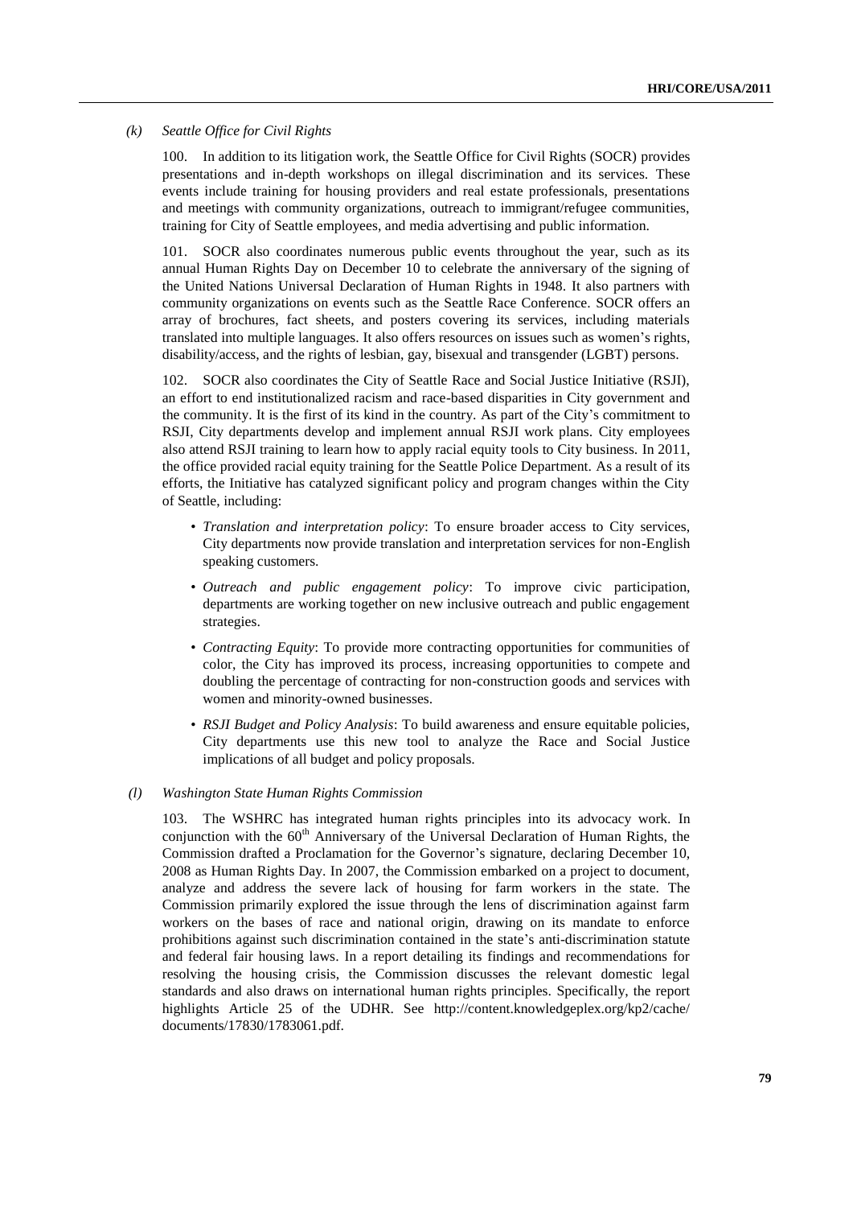*(k) Seattle Office for Civil Rights*

100. In addition to its litigation work, the Seattle Office for Civil Rights (SOCR) provides presentations and in-depth workshops on illegal discrimination and its services. These events include training for housing providers and real estate professionals, presentations and meetings with community organizations, outreach to immigrant/refugee communities, training for City of Seattle employees, and media advertising and public information.

101. SOCR also coordinates numerous public events throughout the year, such as its annual Human Rights Day on December 10 to celebrate the anniversary of the signing of the United Nations Universal Declaration of Human Rights in 1948. It also partners with community organizations on events such as the Seattle Race Conference. SOCR offers an array of brochures, fact sheets, and posters covering its services, including materials translated into multiple languages. It also offers resources on issues such as women's rights, disability/access, and the rights of lesbian, gay, bisexual and transgender (LGBT) persons.

102. SOCR also coordinates the City of Seattle Race and Social Justice Initiative (RSJI), an effort to end institutionalized racism and race-based disparities in City government and the community. It is the first of its kind in the country. As part of the City's commitment to RSJI, City departments develop and implement annual RSJI work plans. City employees also attend RSJI training to learn how to apply racial equity tools to City business. In 2011, the office provided racial equity training for the Seattle Police Department. As a result of its efforts, the Initiative has catalyzed significant policy and program changes within the City of Seattle, including:

- *Translation and interpretation policy*: To ensure broader access to City services, City departments now provide translation and interpretation services for non-English speaking customers.
- *Outreach and public engagement policy*: To improve civic participation, departments are working together on new inclusive outreach and public engagement strategies.
- *Contracting Equity*: To provide more contracting opportunities for communities of color, the City has improved its process, increasing opportunities to compete and doubling the percentage of contracting for non-construction goods and services with women and minority-owned businesses.
- *RSJI Budget and Policy Analysis*: To build awareness and ensure equitable policies, City departments use this new tool to analyze the Race and Social Justice implications of all budget and policy proposals.

*(l) Washington State Human Rights Commission*

103. The WSHRC has integrated human rights principles into its advocacy work. In conjunction with the 60th Anniversary of the Universal Declaration of Human Rights, the Commission drafted a Proclamation for the Governor's signature, declaring December 10, 2008 as Human Rights Day. In 2007, the Commission embarked on a project to document, analyze and address the severe lack of housing for farm workers in the state. The Commission primarily explored the issue through the lens of discrimination against farm workers on the bases of race and national origin, drawing on its mandate to enforce prohibitions against such discrimination contained in the state's anti-discrimination statute and federal fair housing laws. In a report detailing its findings and recommendations for resolving the housing crisis, the Commission discusses the relevant domestic legal standards and also draws on international human rights principles. Specifically, the report highlights Article 25 of the UDHR. See http://content.knowledgeplex.org/kp2/cache/documents/17830/1783061.pdf.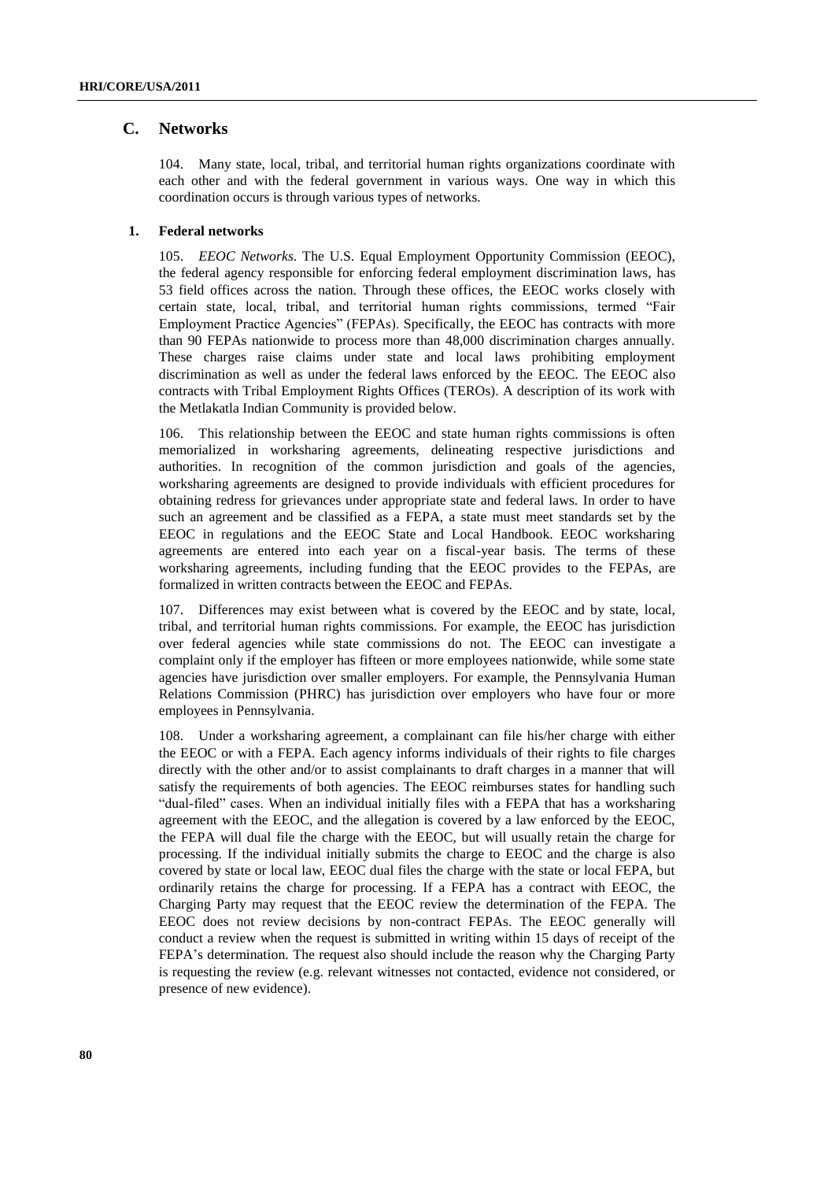## C. Networks

104. Many state, local, tribal, and territorial human rights organizations coordinate with each other and with the federal government in various ways. One way in which this coordination occurs is through various types of networks.

### 1. Federal networks

105. *EEOC Networks*. The U.S. Equal Employment Opportunity Commission (EEOC), the federal agency responsible for enforcing federal employment discrimination laws, has 53 field offices across the nation. Through these offices, the EEOC works closely with certain state, local, tribal, and territorial human rights commissions, termed "Fair Employment Practice Agencies" (FEPAs). Specifically, the EEOC has contracts with more than 90 FEPAs nationwide to process more than 48,000 discrimination charges annually. These charges raise claims under state and local laws prohibiting employment discrimination as well as under the federal laws enforced by the EEOC. The EEOC also contracts with Tribal Employment Rights Offices (TEROs). A description of its work with the Metlakatla Indian Community is provided below.

106. This relationship between the EEOC and state human rights commissions is often memorialized in worksharing agreements, delineating respective jurisdictions and authorities. In recognition of the common jurisdiction and goals of the agencies, worksharing agreements are designed to provide individuals with efficient procedures for obtaining redress for grievances under appropriate state and federal laws. In order to have such an agreement and be classified as a FEPA, a state must meet standards set by the EEOC in regulations and the EEOC State and Local Handbook. EEOC worksharing agreements are entered into each year on a fiscal-year basis. The terms of these worksharing agreements, including funding that the EEOC provides to the FEPAs, are formalized in written contracts between the EEOC and FEPAs.

107. Differences may exist between what is covered by the EEOC and by state, local, tribal, and territorial human rights commissions. For example, the EEOC has jurisdiction over federal agencies while state commissions do not. The EEOC can investigate a complaint only if the employer has fifteen or more employees nationwide, while some state agencies have jurisdiction over smaller employers. For example, the Pennsylvania Human Relations Commission (PHRC) has jurisdiction over employers who have four or more employees in Pennsylvania.

108. Under a worksharing agreement, a complainant can file his/her charge with either the EEOC or with a FEPA. Each agency informs individuals of their rights to file charges directly with the other and/or to assist complainants to draft charges in a manner that will satisfy the requirements of both agencies. The EEOC reimburses states for handling such "dual-filed" cases. When an individual initially files with a FEPA that has a worksharing agreement with the EEOC, and the allegation is covered by a law enforced by the EEOC, the FEPA will dual file the charge with the EEOC, but will usually retain the charge for processing. If the individual initially submits the charge to EEOC and the charge is also covered by state or local law, EEOC dual files the charge with the state or local FEPA, but ordinarily retains the charge for processing. If a FEPA has a contract with EEOC, the Charging Party may request that the EEOC review the determination of the FEPA. The EEOC does not review decisions by non-contract FEPAs. The EEOC generally will conduct a review when the request is submitted in writing within 15 days of receipt of the FEPA's determination. The request also should include the reason why the Charging Party is requesting the review (e.g. relevant witnesses not contacted, evidence not considered, or presence of new evidence).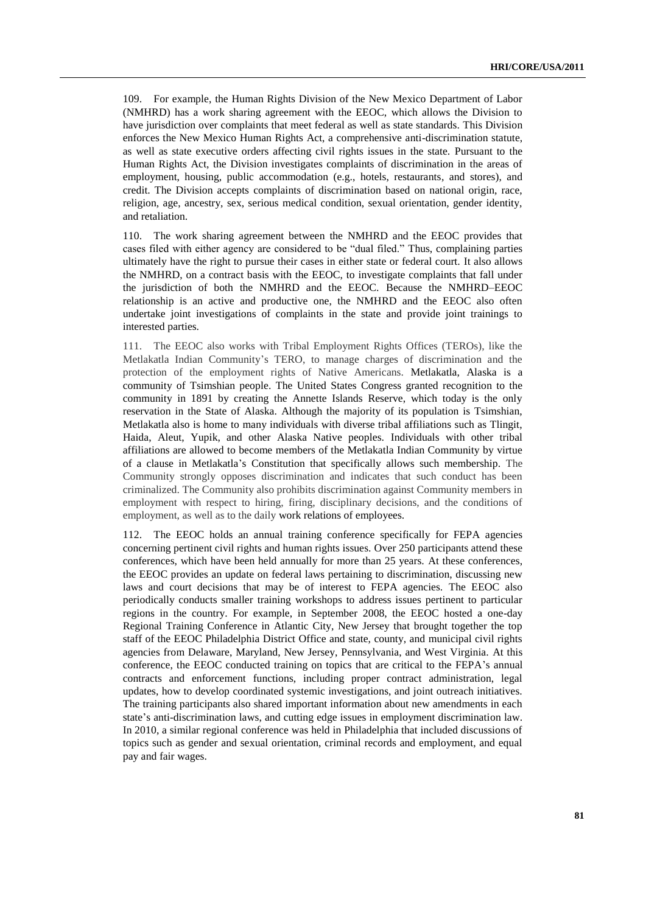109. For example, the Human Rights Division of the New Mexico Department of Labor (NMHRD) has a work sharing agreement with the EEOC, which allows the Division to have jurisdiction over complaints that meet federal as well as state standards. This Division enforces the New Mexico Human Rights Act, a comprehensive anti-discrimination statute, as well as state executive orders affecting civil rights issues in the state. Pursuant to the Human Rights Act, the Division investigates complaints of discrimination in the areas of employment, housing, public accommodation (e.g., hotels, restaurants, and stores), and credit. The Division accepts complaints of discrimination based on national origin, race, religion, age, ancestry, sex, serious medical condition, sexual orientation, gender identity, and retaliation.

110. The work sharing agreement between the NMHRD and the EEOC provides that cases filed with either agency are considered to be "dual filed." Thus, complaining parties ultimately have the right to pursue their cases in either state or federal court. It also allows the NMHRD, on a contract basis with the EEOC, to investigate complaints that fall under the jurisdiction of both the NMHRD and the EEOC. Because the NMHRD–EEOC relationship is an active and productive one, the NMHRD and the EEOC also often undertake joint investigations of complaints in the state and provide joint trainings to interested parties.

111. The EEOC also works with Tribal Employment Rights Offices (TEROs), like the Metlakatla Indian Community's TERO, to manage charges of discrimination and the protection of the employment rights of Native Americans. Metlakatla, Alaska is a community of Tsimshian people. The United States Congress granted recognition to the community in 1891 by creating the Annette Islands Reserve, which today is the only reservation in the State of Alaska. Although the majority of its population is Tsimshian, Metlakatla also is home to many individuals with diverse tribal affiliations such as Tlingit, Haida, Aleut, Yupik, and other Alaska Native peoples. Individuals with other tribal affiliations are allowed to become members of the Metlakatla Indian Community by virtue of a clause in Metlakatla's Constitution that specifically allows such membership. The Community strongly opposes discrimination and indicates that such conduct has been criminalized. The Community also prohibits discrimination against Community members in employment with respect to hiring, firing, disciplinary decisions, and the conditions of employment, as well as to the daily work relations of employees.

112. The EEOC holds an annual training conference specifically for FEPA agencies concerning pertinent civil rights and human rights issues. Over 250 participants attend these conferences, which have been held annually for more than 25 years. At these conferences, the EEOC provides an update on federal laws pertaining to discrimination, discussing new laws and court decisions that may be of interest to FEPA agencies. The EEOC also periodically conducts smaller training workshops to address issues pertinent to particular regions in the country. For example, in September 2008, the EEOC hosted a one-day Regional Training Conference in Atlantic City, New Jersey that brought together the top staff of the EEOC Philadelphia District Office and state, county, and municipal civil rights agencies from Delaware, Maryland, New Jersey, Pennsylvania, and West Virginia. At this conference, the EEOC conducted training on topics that are critical to the FEPA's annual contracts and enforcement functions, including proper contract administration, legal updates, how to develop coordinated systemic investigations, and joint outreach initiatives. The training participants also shared important information about new amendments in each state's anti-discrimination laws, and cutting edge issues in employment discrimination law. In 2010, a similar regional conference was held in Philadelphia that included discussions of topics such as gender and sexual orientation, criminal records and employment, and equal pay and fair wages.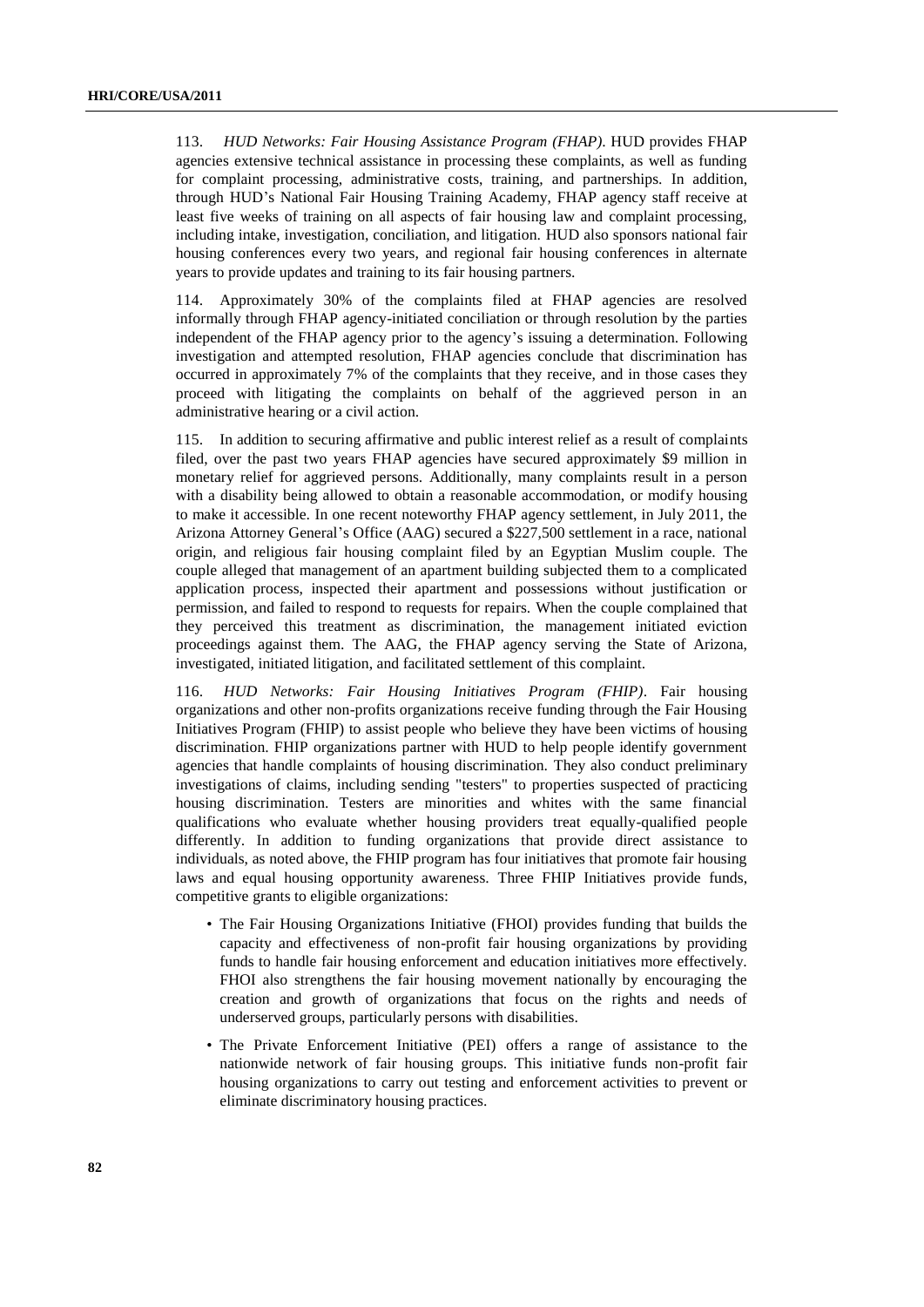113. *HUD Networks: Fair Housing Assistance Program (FHAP)*. HUD provides FHAP agencies extensive technical assistance in processing these complaints, as well as funding for complaint processing, administrative costs, training, and partnerships. In addition, through HUD's National Fair Housing Training Academy, FHAP agency staff receive at least five weeks of training on all aspects of fair housing law and complaint processing, including intake, investigation, conciliation, and litigation. HUD also sponsors national fair housing conferences every two years, and regional fair housing conferences in alternate years to provide updates and training to its fair housing partners.

114. Approximately 30% of the complaints filed at FHAP agencies are resolved informally through FHAP agency-initiated conciliation or through resolution by the parties independent of the FHAP agency prior to the agency's issuing a determination. Following investigation and attempted resolution, FHAP agencies conclude that discrimination has occurred in approximately 7% of the complaints that they receive, and in those cases they proceed with litigating the complaints on behalf of the aggrieved person in an administrative hearing or a civil action.

115. In addition to securing affirmative and public interest relief as a result of complaints filed, over the past two years FHAP agencies have secured approximately $9 million in monetary relief for aggrieved persons. Additionally, many complaints result in a person with a disability being allowed to obtain a reasonable accommodation, or modify housing to make it accessible. In one recent noteworthy FHAP agency settlement, in July 2011, the Arizona Attorney General's Office (AAG) secured a $227,500 settlement in a race, national origin, and religious fair housing complaint filed by an Egyptian Muslim couple. The couple alleged that management of an apartment building subjected them to a complicated application process, inspected their apartment and possessions without justification or permission, and failed to respond to requests for repairs. When the couple complained that they perceived this treatment as discrimination, the management initiated eviction proceedings against them. The AAG, the FHAP agency serving the State of Arizona, investigated, initiated litigation, and facilitated settlement of this complaint.

116. *HUD Networks: Fair Housing Initiatives Program (FHIP)*. Fair housing organizations and other non-profits organizations receive funding through the Fair Housing Initiatives Program (FHIP) to assist people who believe they have been victims of housing discrimination. FHIP organizations partner with HUD to help people identify government agencies that handle complaints of housing discrimination. They also conduct preliminary investigations of claims, including sending "testers" to properties suspected of practicing housing discrimination. Testers are minorities and whites with the same financial qualifications who evaluate whether housing providers treat equally-qualified people differently. In addition to funding organizations that provide direct assistance to individuals, as noted above, the FHIP program has four initiatives that promote fair housing laws and equal housing opportunity awareness. Three FHIP Initiatives provide funds, competitive grants to eligible organizations:

- The Fair Housing Organizations Initiative (FHOI) provides funding that builds the capacity and effectiveness of non-profit fair housing organizations by providing funds to handle fair housing enforcement and education initiatives more effectively. FHOI also strengthens the fair housing movement nationally by encouraging the creation and growth of organizations that focus on the rights and needs of underserved groups, particularly persons with disabilities.
- The Private Enforcement Initiative (PEI) offers a range of assistance to the nationwide network of fair housing groups. This initiative funds non-profit fair housing organizations to carry out testing and enforcement activities to prevent or eliminate discriminatory housing practices.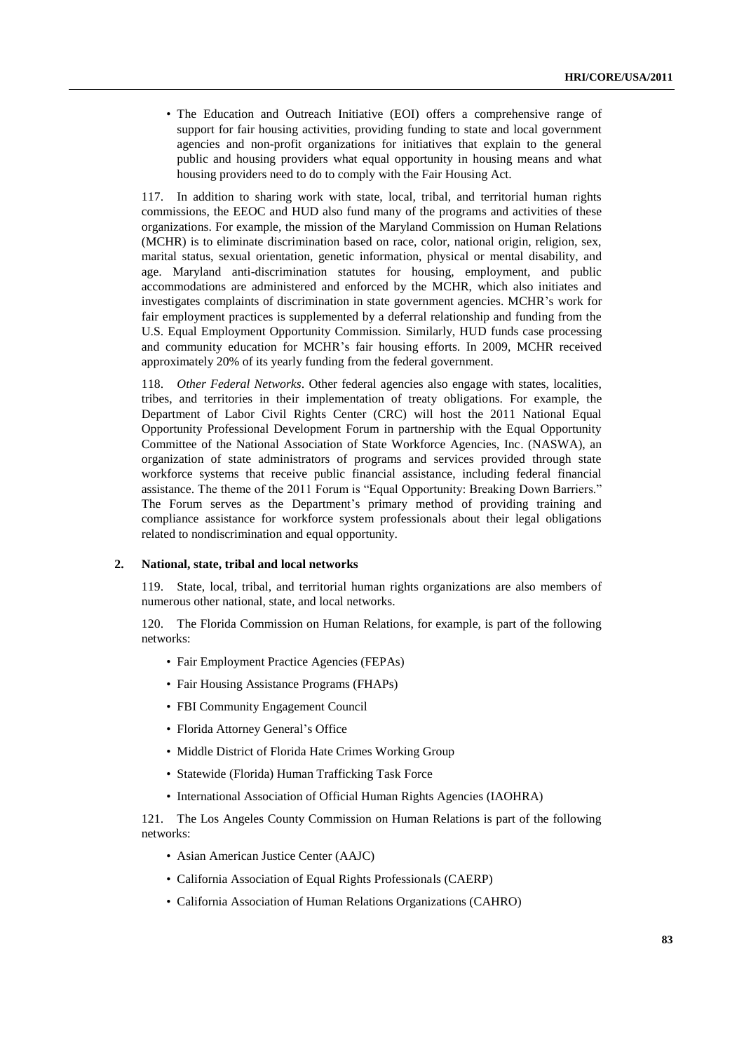- The Education and Outreach Initiative (EOI) offers a comprehensive range of support for fair housing activities, providing funding to state and local government agencies and non-profit organizations for initiatives that explain to the general public and housing providers what equal opportunity in housing means and what housing providers need to do to comply with the Fair Housing Act.

117. In addition to sharing work with state, local, tribal, and territorial human rights commissions, the EEOC and HUD also fund many of the programs and activities of these organizations. For example, the mission of the Maryland Commission on Human Relations (MCHR) is to eliminate discrimination based on race, color, national origin, religion, sex, marital status, sexual orientation, genetic information, physical or mental disability, and age. Maryland anti-discrimination statutes for housing, employment, and public accommodations are administered and enforced by the MCHR, which also initiates and investigates complaints of discrimination in state government agencies. MCHR's work for fair employment practices is supplemented by a deferral relationship and funding from the U.S. Equal Employment Opportunity Commission. Similarly, HUD funds case processing and community education for MCHR's fair housing efforts. In 2009, MCHR received approximately 20% of its yearly funding from the federal government.

118. *Other Federal Networks*. Other federal agencies also engage with states, localities, tribes, and territories in their implementation of treaty obligations. For example, the Department of Labor Civil Rights Center (CRC) will host the 2011 National Equal Opportunity Professional Development Forum in partnership with the Equal Opportunity Committee of the National Association of State Workforce Agencies, Inc. (NASWA), an organization of state administrators of programs and services provided through state workforce systems that receive public financial assistance, including federal financial assistance. The theme of the 2011 Forum is "Equal Opportunity: Breaking Down Barriers." The Forum serves as the Department's primary method of providing training and compliance assistance for workforce system professionals about their legal obligations related to nondiscrimination and equal opportunity.

## 2. National, state, tribal and local networks

119. State, local, tribal, and territorial human rights organizations are also members of numerous other national, state, and local networks.

120. The Florida Commission on Human Relations, for example, is part of the following networks:

- Fair Employment Practice Agencies (FEPAs)
- Fair Housing Assistance Programs (FHAPs)
- FBI Community Engagement Council
- Florida Attorney General's Office
- Middle District of Florida Hate Crimes Working Group
- Statewide (Florida) Human Trafficking Task Force
- International Association of Official Human Rights Agencies (IAOHRA)

121. The Los Angeles County Commission on Human Relations is part of the following networks:

- Asian American Justice Center (AAJC)
- California Association of Equal Rights Professionals (CAERP)
- California Association of Human Relations Organizations (CAHRO)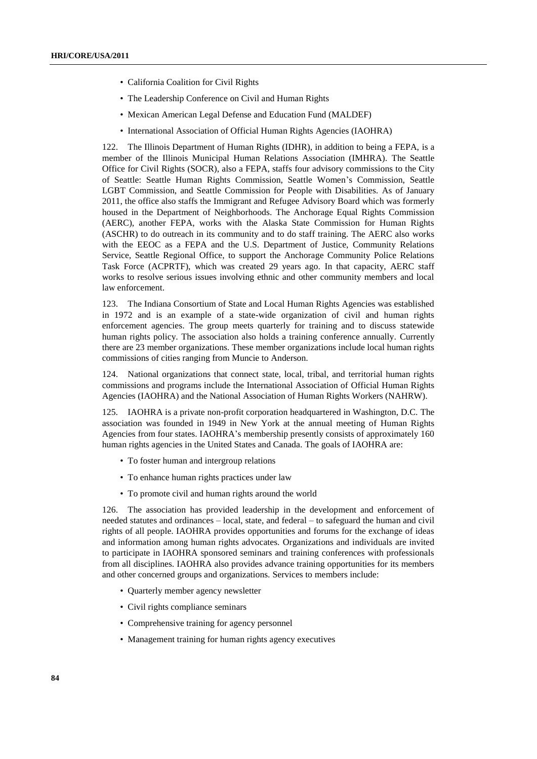- California Coalition for Civil Rights
- The Leadership Conference on Civil and Human Rights
- Mexican American Legal Defense and Education Fund (MALDEF)
- International Association of Official Human Rights Agencies (IAOHRA)

122. The Illinois Department of Human Rights (IDHR), in addition to being a FEPA, is a member of the Illinois Municipal Human Relations Association (IMHRA). The Seattle Office for Civil Rights (SOCR), also a FEPA, staffs four advisory commissions to the City of Seattle: Seattle Human Rights Commission, Seattle Women's Commission, Seattle LGBT Commission, and Seattle Commission for People with Disabilities. As of January 2011, the office also staffs the Immigrant and Refugee Advisory Board which was formerly housed in the Department of Neighborhoods. The Anchorage Equal Rights Commission (AERC), another FEPA, works with the Alaska State Commission for Human Rights (ASCHR) to do outreach in its community and to do staff training. The AERC also works with the EEOC as a FEPA and the U.S. Department of Justice, Community Relations Service, Seattle Regional Office, to support the Anchorage Community Police Relations Task Force (ACPRTF), which was created 29 years ago. In that capacity, AERC staff works to resolve serious issues involving ethnic and other community members and local law enforcement.

123. The Indiana Consortium of State and Local Human Rights Agencies was established in 1972 and is an example of a state-wide organization of civil and human rights enforcement agencies. The group meets quarterly for training and to discuss statewide human rights policy. The association also holds a training conference annually. Currently there are 23 member organizations. These member organizations include local human rights commissions of cities ranging from Muncie to Anderson.

124. National organizations that connect state, local, tribal, and territorial human rights commissions and programs include the International Association of Official Human Rights Agencies (IAOHRA) and the National Association of Human Rights Workers (NAHRW).

125. IAOHRA is a private non-profit corporation headquartered in Washington, D.C. The association was founded in 1949 in New York at the annual meeting of Human Rights Agencies from four states. IAOHRA's membership presently consists of approximately 160 human rights agencies in the United States and Canada. The goals of IAOHRA are:

- To foster human and intergroup relations
- To enhance human rights practices under law
- To promote civil and human rights around the world

126. The association has provided leadership in the development and enforcement of needed statutes and ordinances – local, state, and federal – to safeguard the human and civil rights of all people. IAOHRA provides opportunities and forums for the exchange of ideas and information among human rights advocates. Organizations and individuals are invited to participate in IAOHRA sponsored seminars and training conferences with professionals from all disciplines. IAOHRA also provides advance training opportunities for its members and other concerned groups and organizations. Services to members include:

- Quarterly member agency newsletter
- Civil rights compliance seminars
- Comprehensive training for agency personnel
- Management training for human rights agency executives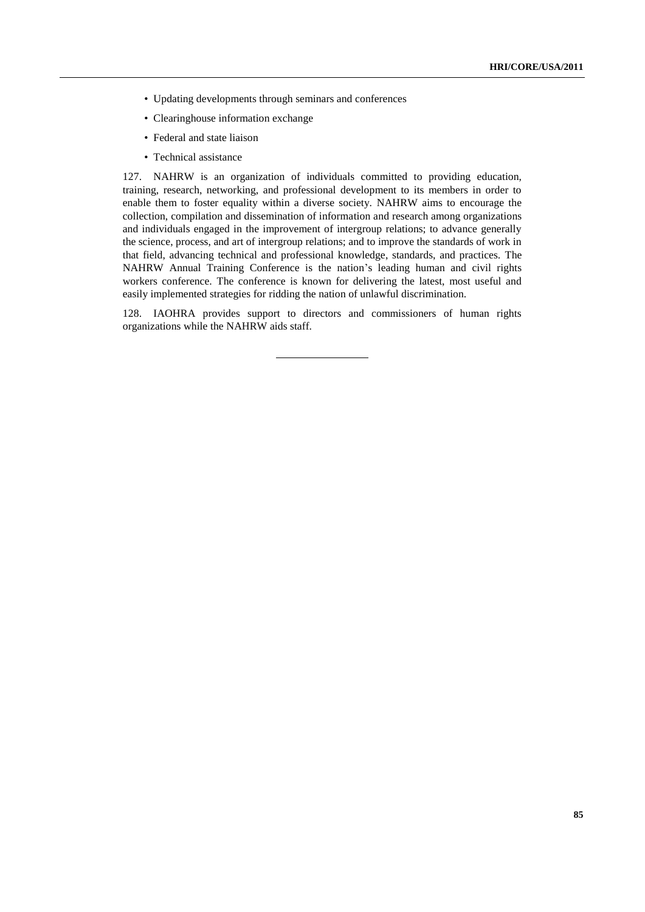- Updating developments through seminars and conferences
- Clearinghouse information exchange
- Federal and state liaison
- Technical assistance

127. NAHRW is an organization of individuals committed to providing education, training, research, networking, and professional development to its members in order to enable them to foster equality within a diverse society. NAHRW aims to encourage the collection, compilation and dissemination of information and research among organizations and individuals engaged in the improvement of intergroup relations; to advance generally the science, process, and art of intergroup relations; and to improve the standards of work in that field, advancing technical and professional knowledge, standards, and practices. The NAHRW Annual Training Conference is the nation's leading human and civil rights workers conference. The conference is known for delivering the latest, most useful and easily implemented strategies for ridding the nation of unlawful discrimination.

128. IAOHRA provides support to directors and commissioners of human rights organizations while the NAHRW aids staff.